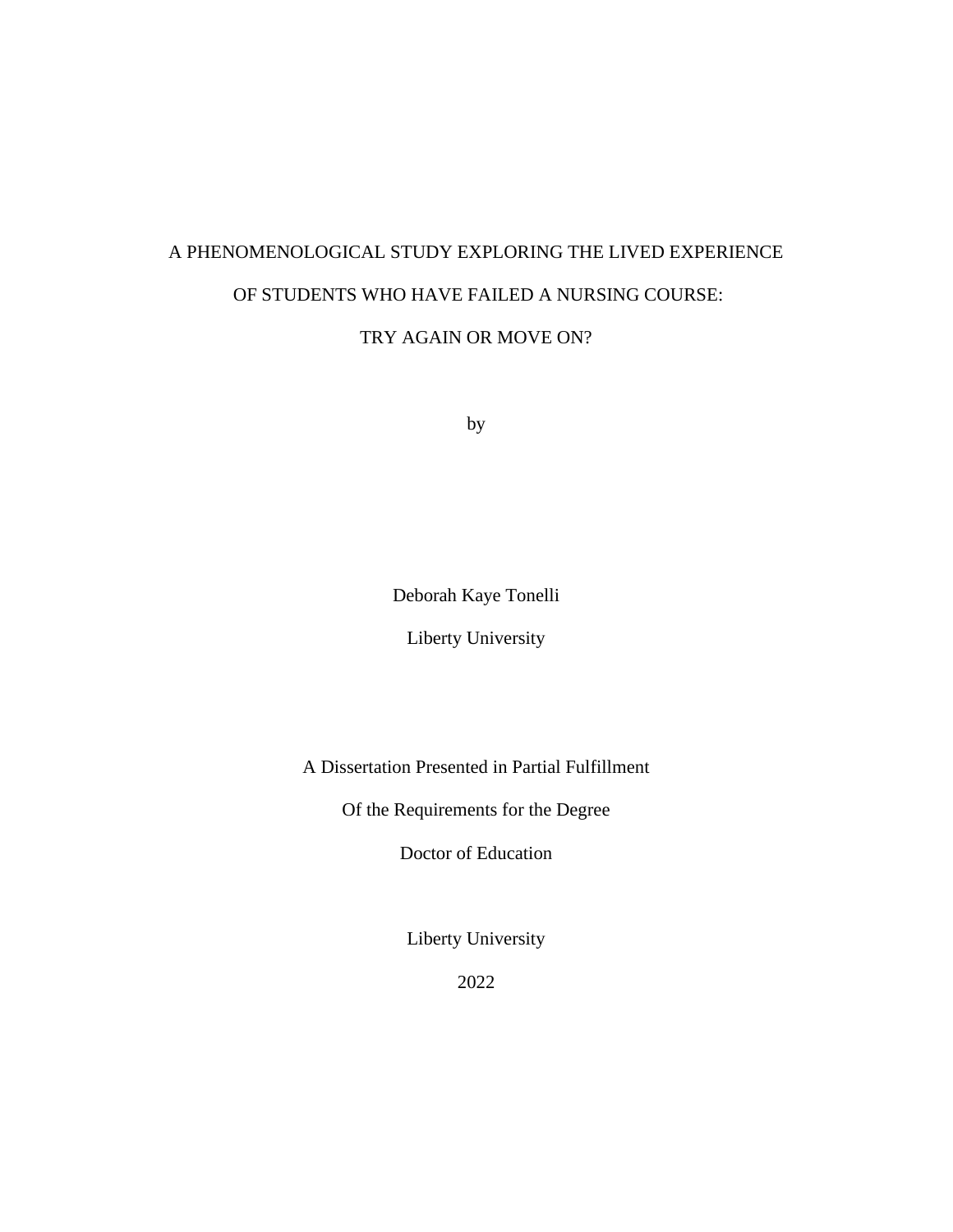# A PHENOMENOLOGICAL STUDY EXPLORING THE LIVED EXPERIENCE OF STUDENTS WHO HAVE FAILED A NURSING COURSE: TRY AGAIN OR MOVE ON?

by

Deborah Kaye Tonelli

Liberty University

A Dissertation Presented in Partial Fulfillment

Of the Requirements for the Degree

Doctor of Education

Liberty University

2022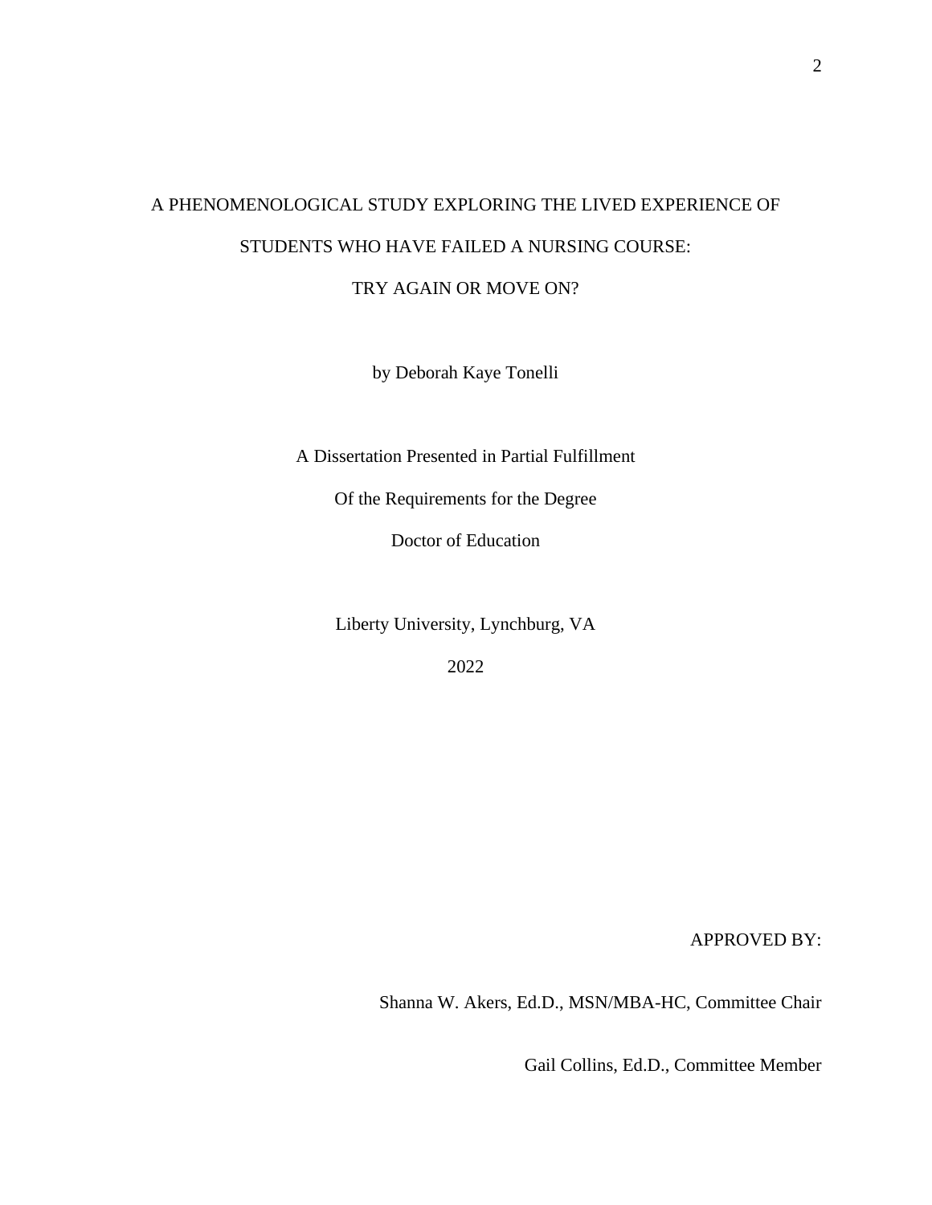# A PHENOMENOLOGICAL STUDY EXPLORING THE LIVED EXPERIENCE OF STUDENTS WHO HAVE FAILED A NURSING COURSE: TRY AGAIN OR MOVE ON?

by Deborah Kaye Tonelli

A Dissertation Presented in Partial Fulfillment

Of the Requirements for the Degree

Doctor of Education

Liberty University, Lynchburg, VA

2022

APPROVED BY:

Shanna W. Akers, Ed.D., MSN/MBA-HC, Committee Chair

Gail Collins, Ed.D., Committee Member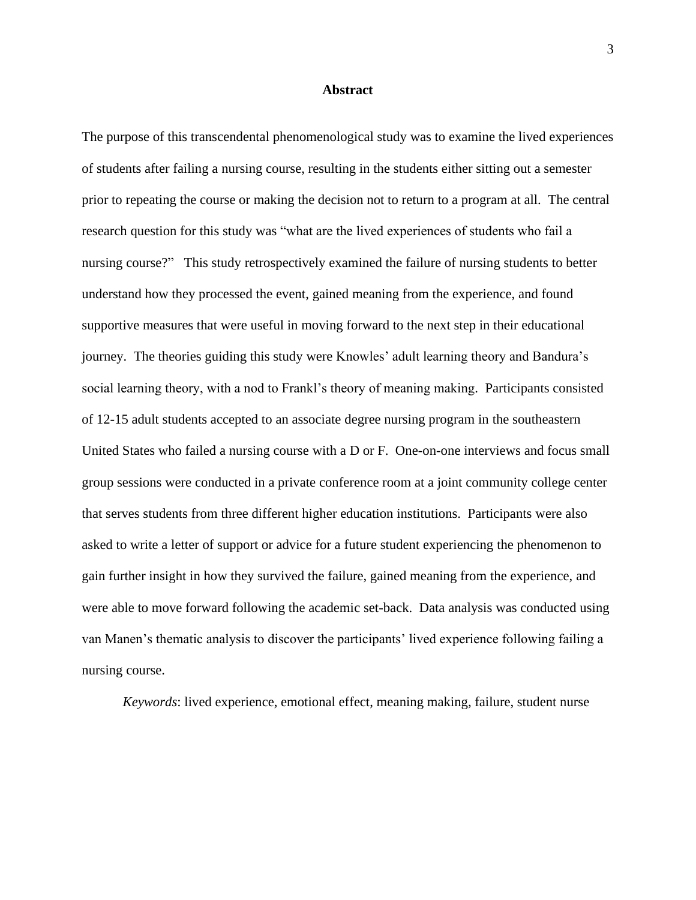# Abstract

The purpose of this transcendental phenomenological study was to examine the lived experiences of students after failing a nursing course, resulting in the students either sitting out a semester prior to repeating the course or making the decision not to return to a program at all. The central research question for this study was "what are the lived experiences of students who fail a nursing course?" This study retrospectively examined the failure of nursing students to better understand how they processed the event, gained meaning from the experience, and found supportive measures that were useful in moving forward to the next step in their educational journey. The theories guiding this study were Knowles' adult learning theory and Bandura's social learning theory, with a nod to Frankl's theory of meaning making. Participants consisted of 12-15 adult students accepted to an associate degree nursing program in the southeastern United States who failed a nursing course with a D or F. One-on-one interviews and focus small group sessions were conducted in a private conference room at a joint community college center that serves students from three different higher education institutions. Participants were also asked to write a letter of support or advice for a future student experiencing the phenomenon to gain further insight in how they survived the failure, gained meaning from the experience, and were able to move forward following the academic set-back. Data analysis was conducted using van Manen's thematic analysis to discover the participants' lived experience following failing a nursing course.

*Keywords*: lived experience, emotional effect, meaning making, failure, student nurse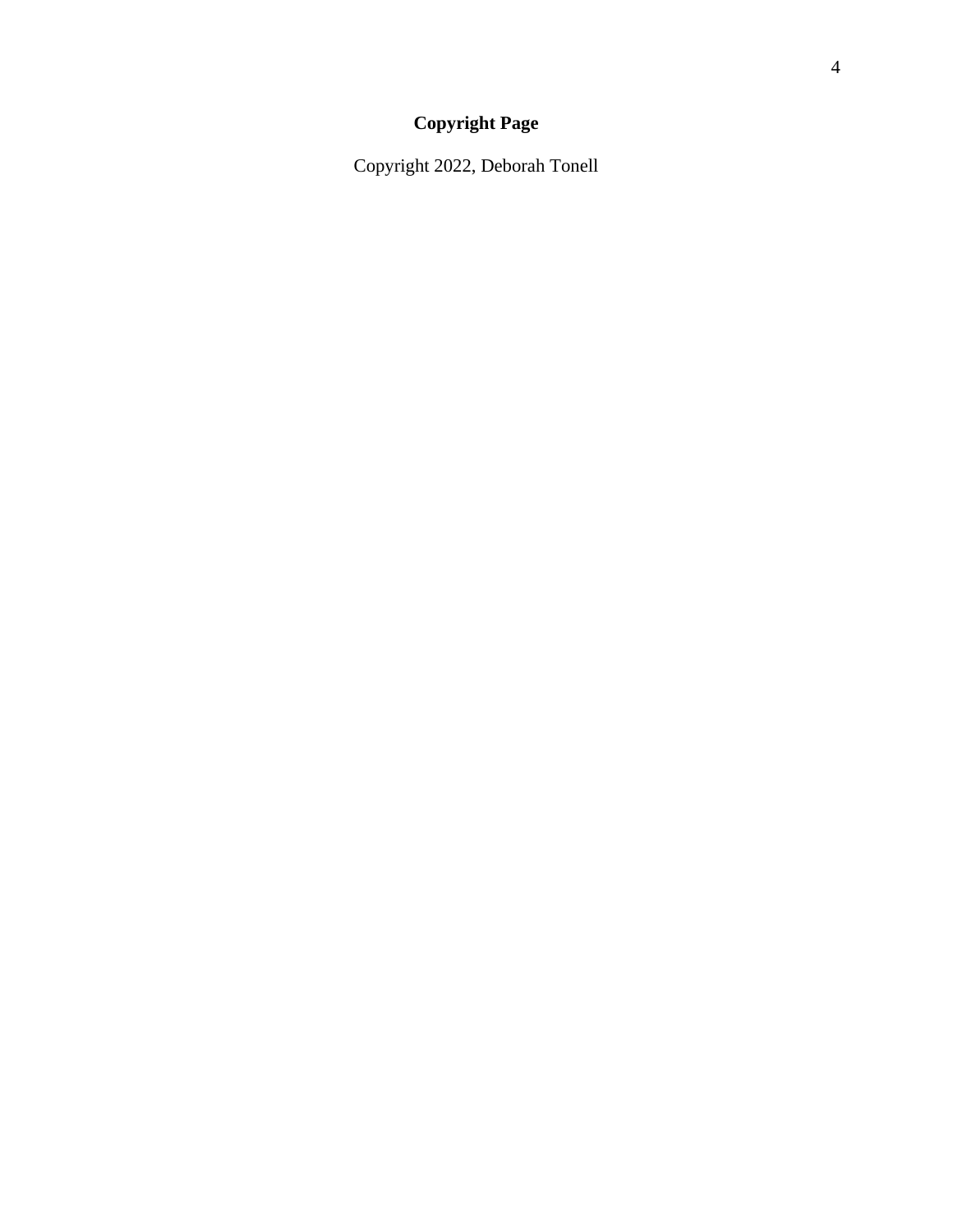# **Copyright Page**

Copyright 2022, Deborah Tonell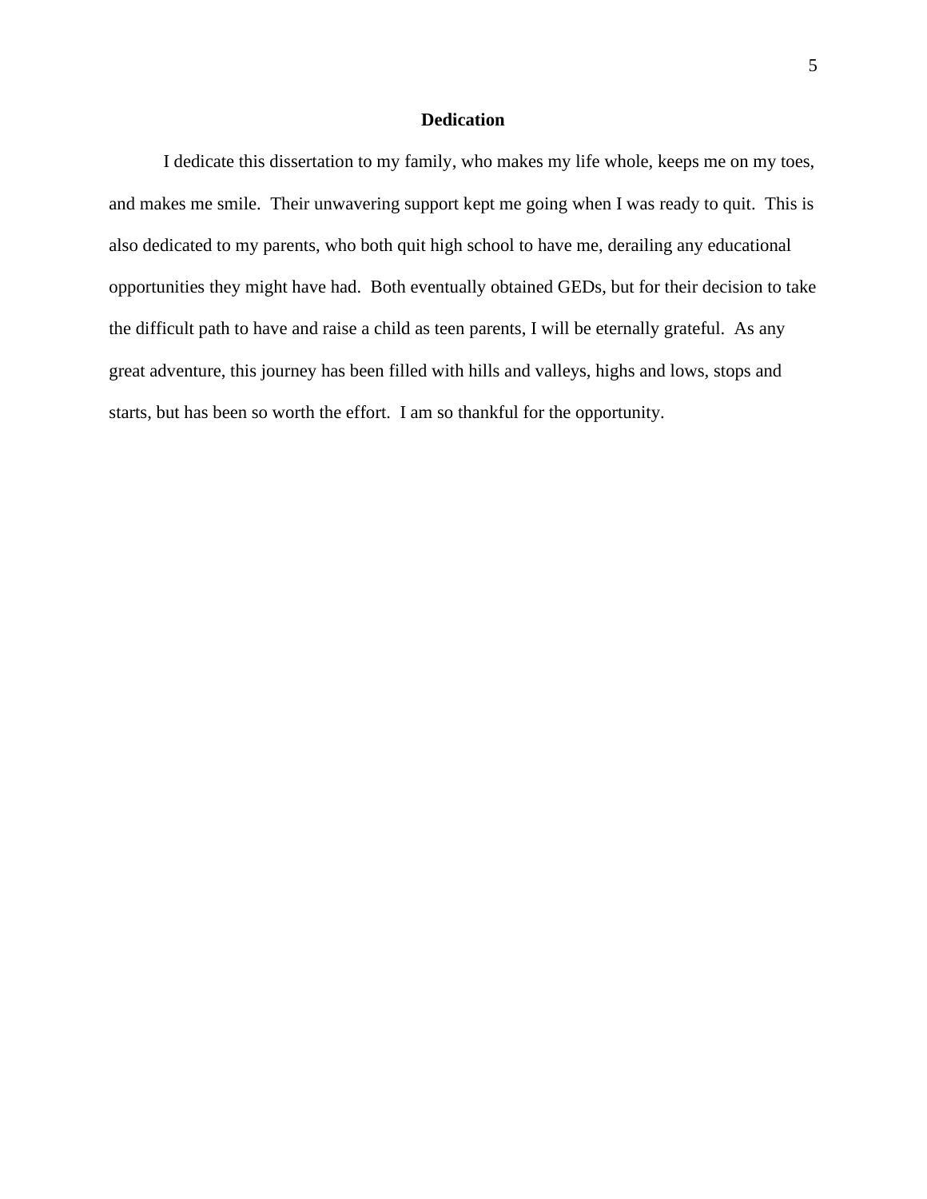## Dedication

I dedicate this dissertation to my family, who makes my life whole, keeps me on my toes, and makes me smile. Their unwavering support kept me going when I was ready to quit. This is also dedicated to my parents, who both quit high school to have me, derailing any educational opportunities they might have had. Both eventually obtained GEDs, but for their decision to take the difficult path to have and raise a child as teen parents, I will be eternally grateful. As any great adventure, this journey has been filled with hills and valleys, highs and lows, stops and starts, but has been so worth the effort. I am so thankful for the opportunity.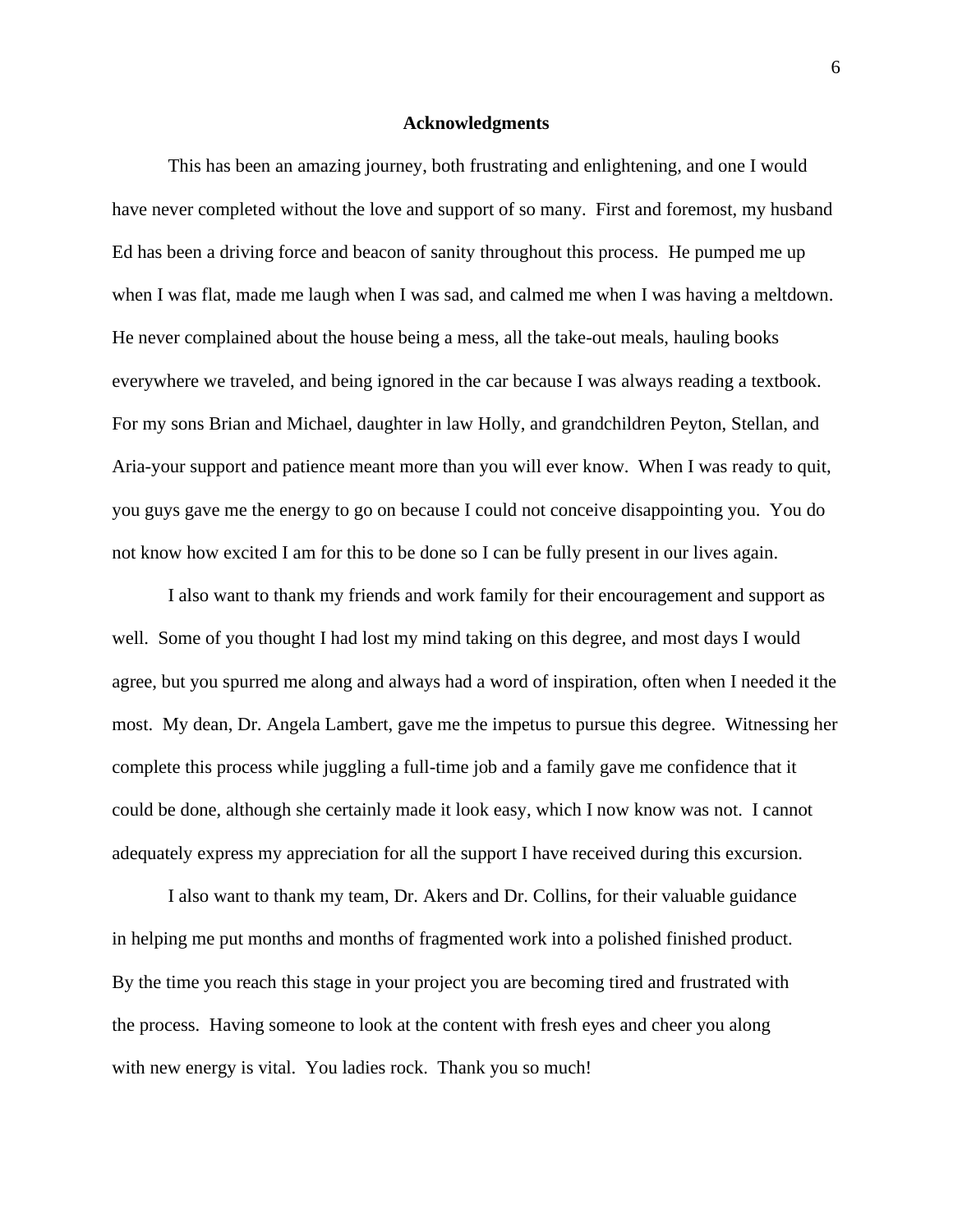## Acknowledgments

This has been an amazing journey, both frustrating and enlightening, and one I would have never completed without the love and support of so many. First and foremost, my husband Ed has been a driving force and beacon of sanity throughout this process. He pumped me up when I was flat, made me laugh when I was sad, and calmed me when I was having a meltdown. He never complained about the house being a mess, all the take-out meals, hauling books everywhere we traveled, and being ignored in the car because I was always reading a textbook. For my sons Brian and Michael, daughter in law Holly, and grandchildren Peyton, Stellan, and Aria-your support and patience meant more than you will ever know. When I was ready to quit, you guys gave me the energy to go on because I could not conceive disappointing you. You do not know how excited I am for this to be done so I can be fully present in our lives again.

I also want to thank my friends and work family for their encouragement and support as well. Some of you thought I had lost my mind taking on this degree, and most days I would agree, but you spurred me along and always had a word of inspiration, often when I needed it the most. My dean, Dr. Angela Lambert, gave me the impetus to pursue this degree. Witnessing her complete this process while juggling a full-time job and a family gave me confidence that it could be done, although she certainly made it look easy, which I now know was not. I cannot adequately express my appreciation for all the support I have received during this excursion.

I also want to thank my team, Dr. Akers and Dr. Collins, for their valuable guidance in helping me put months and months of fragmented work into a polished finished product. By the time you reach this stage in your project you are becoming tired and frustrated with the process. Having someone to look at the content with fresh eyes and cheer you along with new energy is vital. You ladies rock. Thank you so much!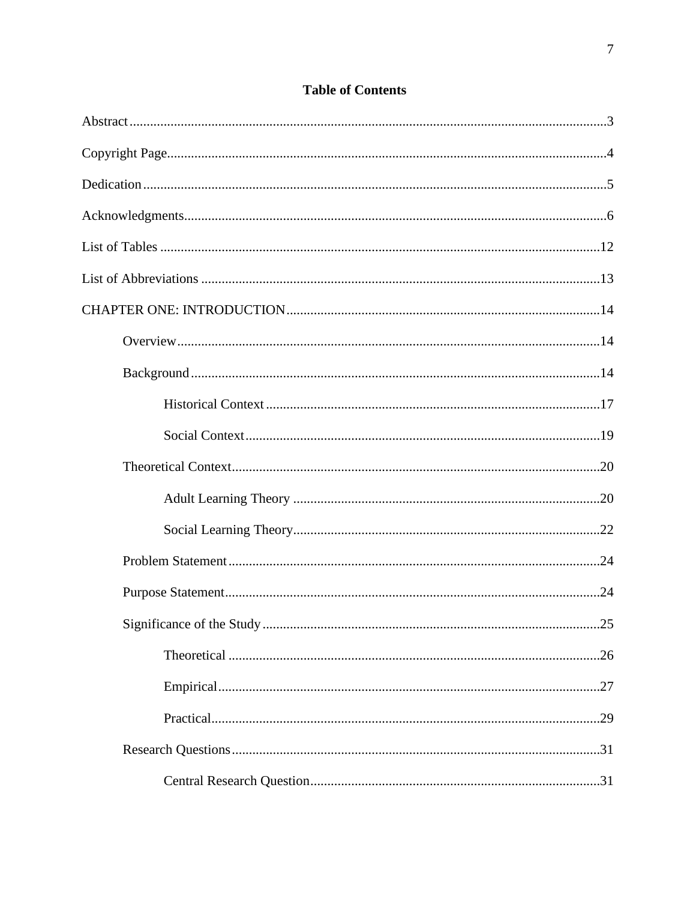# Table of Contents

Abstract....3

Copyright Page....4

Dedication....5

Acknowledgments....6

List of Tables....12

List of Abbreviations....13

CHAPTER ONE: INTRODUCTION....14

- Overview....14
- Background....14
  - Historical Context....17
  - Social Context....19
- Theoretical Context....20
  - Adult Learning Theory....20
  - Social Learning Theory....22
- Problem Statement....24
- Purpose Statement....24
- Significance of the Study....25
  - Theoretical....26
  - Empirical....27
  - Practical....29
- Research Questions....31
  - Central Research Question....31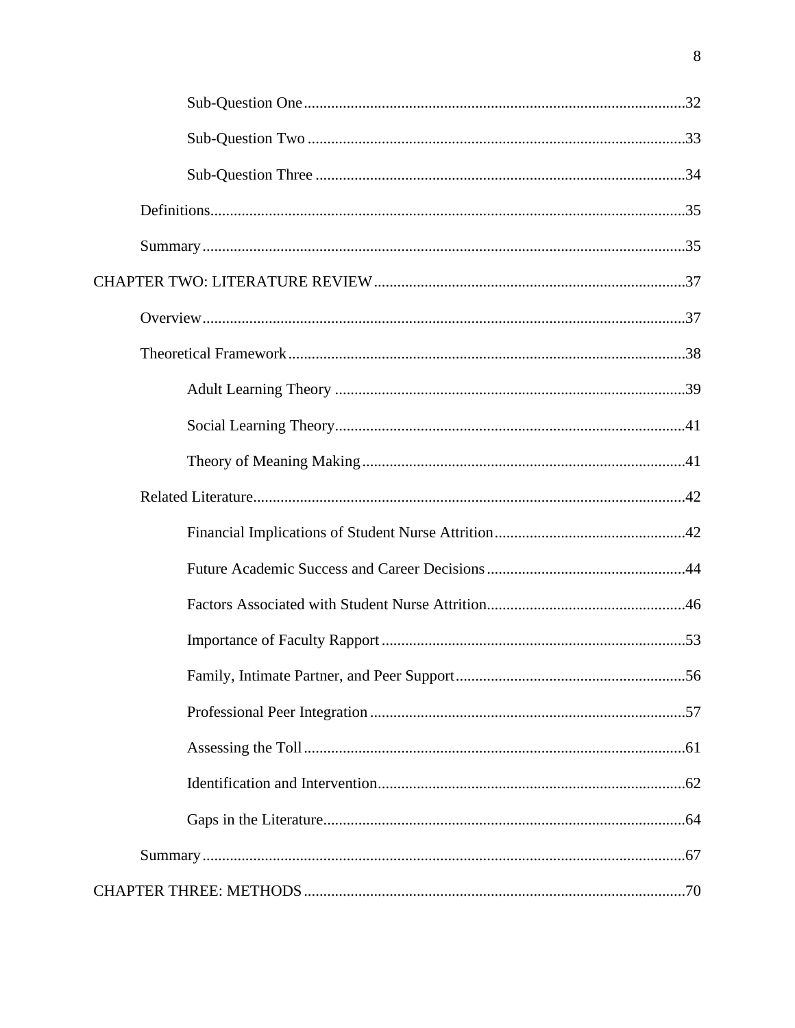Sub-Question One ....................................................................................................32

Sub-Question Two ....................................................................................................33

Sub-Question Three ..................................................................................................34

Definitions.......................................................................................................................35

Summary .........................................................................................................................35

CHAPTER TWO: LITERATURE REVIEW ...............................................................................37

Overview..........................................................................................................................37

Theoretical Framework ....................................................................................................38

Adult Learning Theory ..............................................................................................39

Social Learning Theory..............................................................................................41

Theory of Meaning Making .......................................................................................41

Related Literature.............................................................................................................42

Financial Implications of Student Nurse Attrition ....................................................42

Future Academic Success and Career Decisions .......................................................44

Factors Associated with Student Nurse Attrition.......................................................46

Importance of Faculty Rapport ..................................................................................53

Family, Intimate Partner, and Peer Support ...............................................................56

Professional Peer Integration .....................................................................................57

Assessing the Toll ......................................................................................................61

Identification and Intervention...................................................................................62

Gaps in the Literature.................................................................................................64

Summary .........................................................................................................................67

CHAPTER THREE: METHODS .................................................................................................70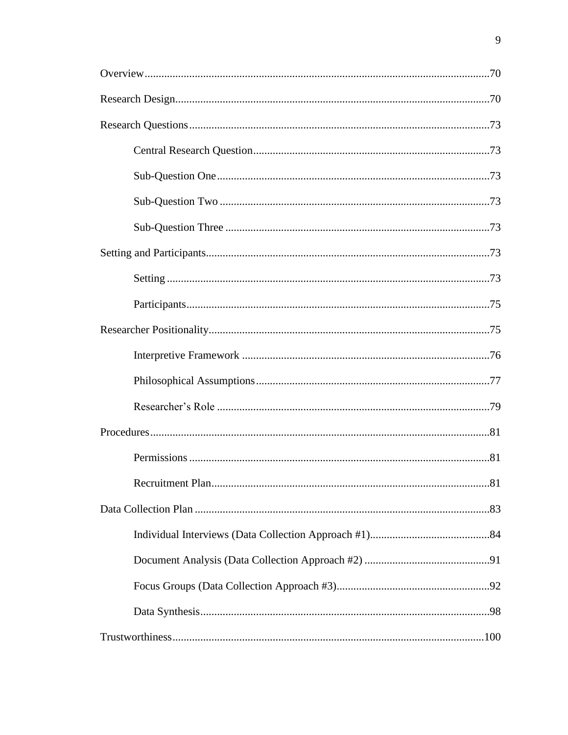Overview ..........................................................................................................................70

Research Design.................................................................................................................70

Research Questions ...........................................................................................................73

    Central Research Question....................................................................................73

    Sub-Question One .................................................................................................73

    Sub-Question Two ................................................................................................73

    Sub-Question Three .............................................................................................73

Setting and Participants.....................................................................................................73

    Setting ...................................................................................................................73

    Participants............................................................................................................75

Researcher Positionality....................................................................................................75

    Interpretive Framework ........................................................................................76

    Philosophical Assumptions...................................................................................77

    Researcher's Role .................................................................................................79

Procedures ........................................................................................................................81

    Permissions ..........................................................................................................81

    Recruitment Plan...................................................................................................81

Data Collection Plan .........................................................................................................83

    Individual Interviews (Data Collection Approach #1)...........................................84

    Document Analysis (Data Collection Approach #2) ............................................91

    Focus Groups (Data Collection Approach #3).......................................................92

    Data Synthesis.......................................................................................................98

Trustworthiness...............................................................................................................100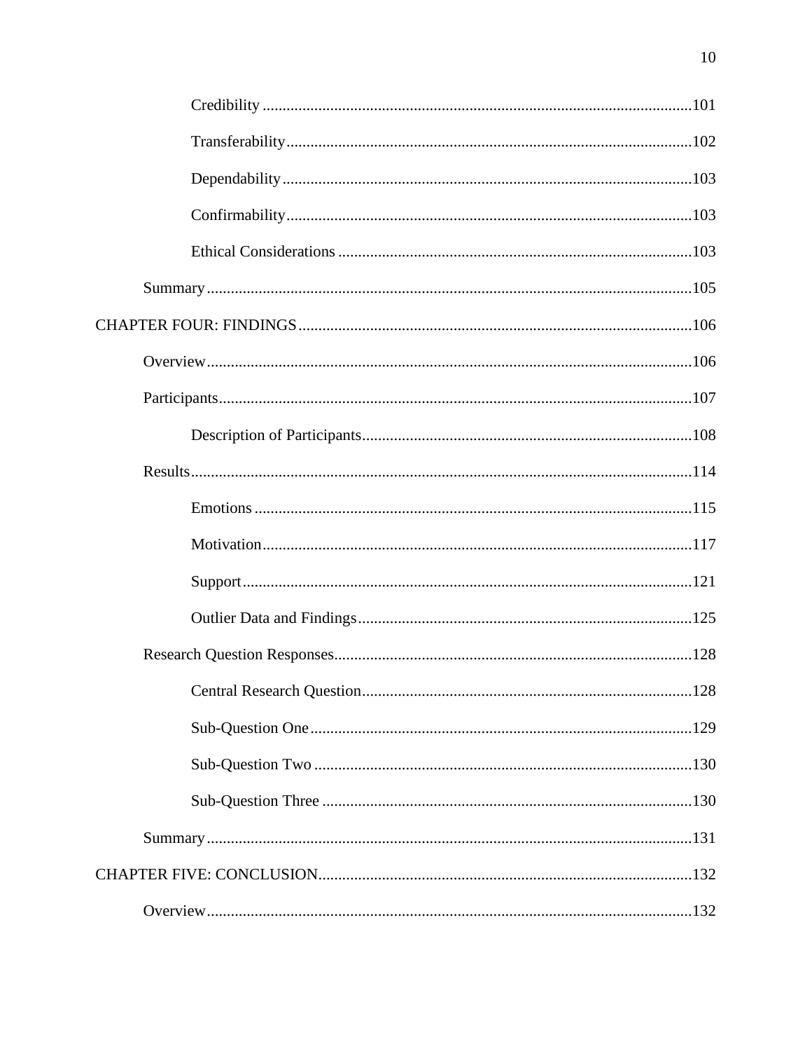Credibility ....................................................................................................101

Transferability.................................................................................................102

Dependability..................................................................................................103

Confirmability.................................................................................................103

Ethical Considerations ...................................................................................103

Summary ................................................................................................................105

CHAPTER FOUR: FINDINGS ...................................................................................106

Overview................................................................................................................106

Participants.............................................................................................................107

Description of Participants...........................................................................108

Results....................................................................................................................114

Emotions .........................................................................................................115

Motivation.......................................................................................................117

Support............................................................................................................121

Outlier Data and Findings...............................................................................125

Research Question Responses...............................................................................128

Central Research Question...............................................................................128

Sub-Question One...........................................................................................129

Sub-Question Two ..........................................................................................130

Sub-Question Three ........................................................................................130

Summary ................................................................................................................131

CHAPTER FIVE: CONCLUSION..............................................................................132

Overview................................................................................................................132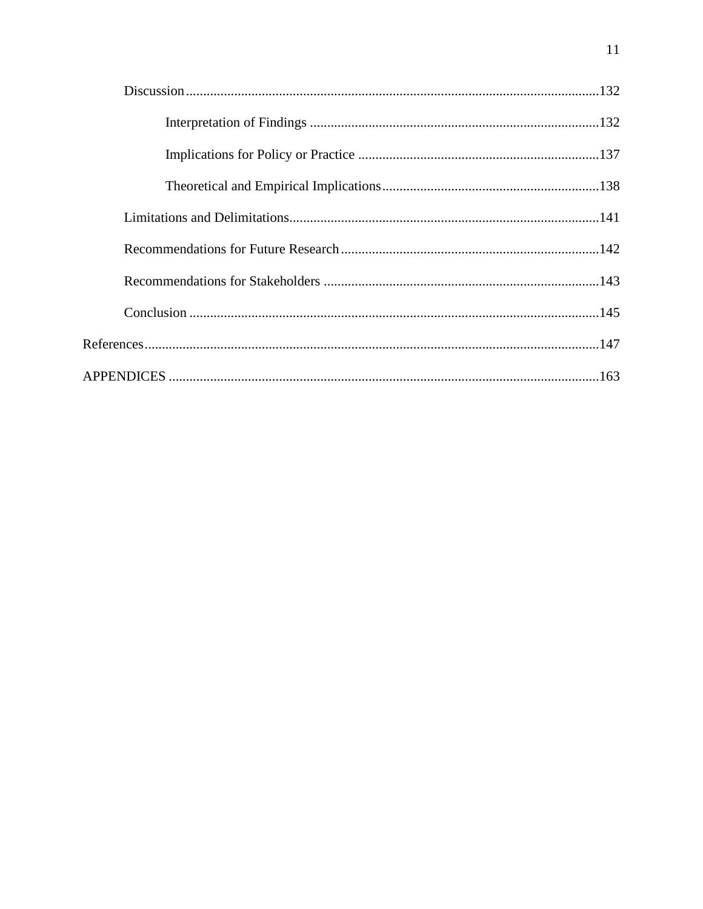Discussion ........................................................................................................................132

Interpretation of Findings ...................................................................................132

Implications for Policy or Practice .....................................................................137

Theoretical and Empirical Implications..............................................................138

Limitations and Delimitations.........................................................................................141

Recommendations for Future Research ..........................................................................142

Recommendations for Stakeholders ...............................................................................143

Conclusion .....................................................................................................................145

References...................................................................................................................................147

APPENDICES ...........................................................................................................................163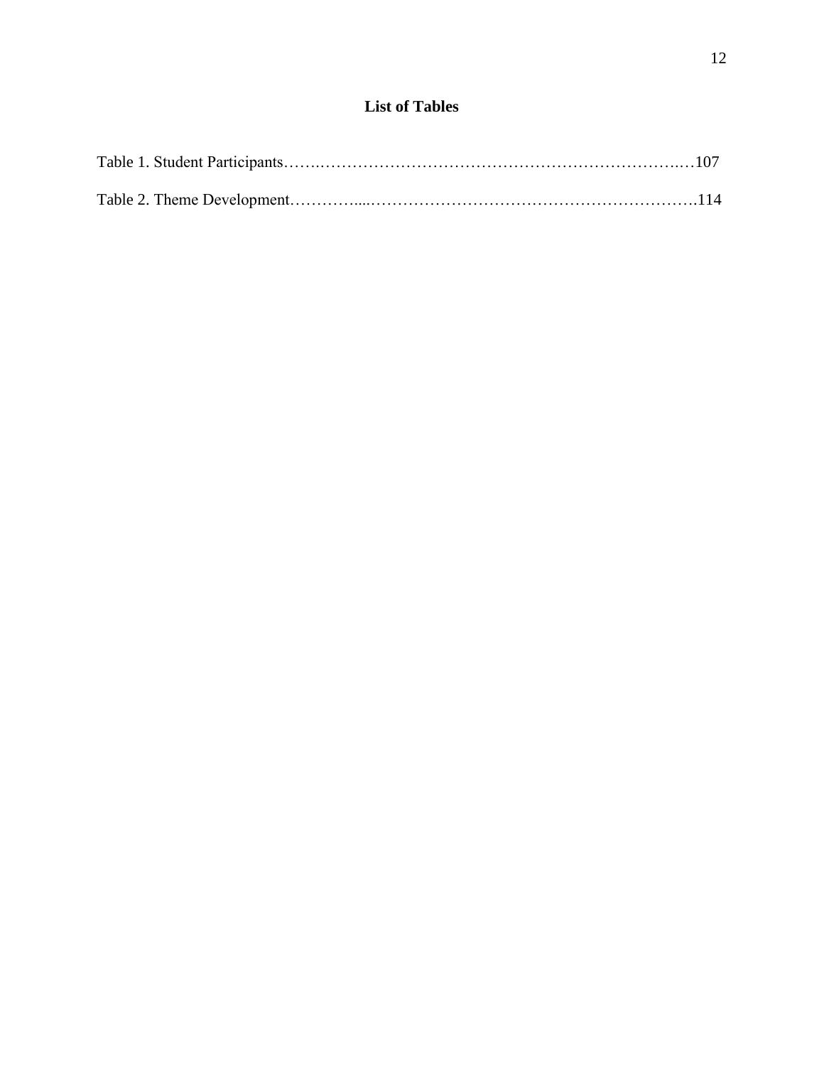# List of Tables

Table 1. Student Participants……..……………………………………………………………..…107

Table 2. Theme Development…………....…………………………………………………….114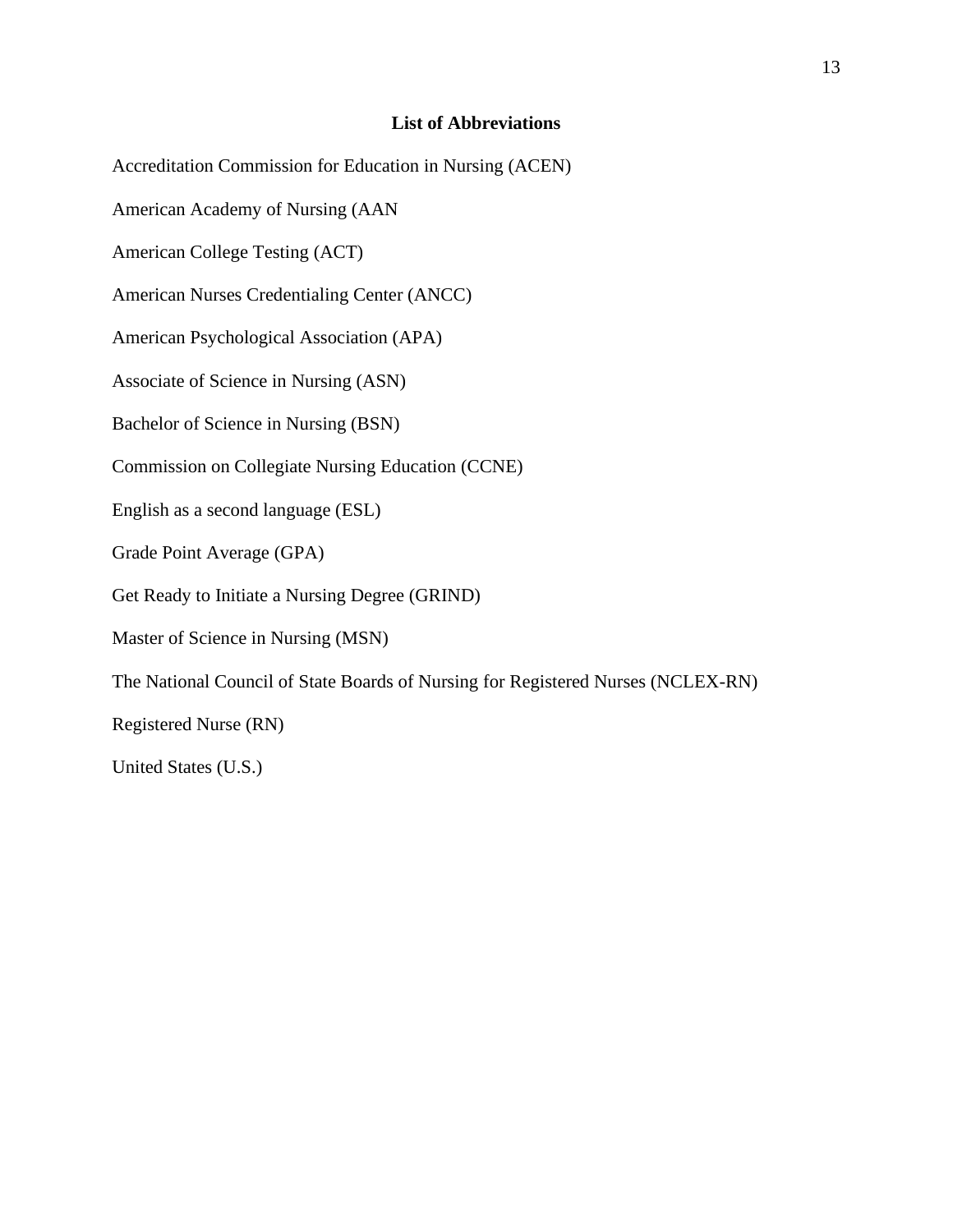## List of Abbreviations

Accreditation Commission for Education in Nursing (ACEN)

American Academy of Nursing (AAN

American College Testing (ACT)

American Nurses Credentialing Center (ANCC)

American Psychological Association (APA)

Associate of Science in Nursing (ASN)

Bachelor of Science in Nursing (BSN)

Commission on Collegiate Nursing Education (CCNE)

English as a second language (ESL)

Grade Point Average (GPA)

Get Ready to Initiate a Nursing Degree (GRIND)

Master of Science in Nursing (MSN)

The National Council of State Boards of Nursing for Registered Nurses (NCLEX-RN)

Registered Nurse (RN)

United States (U.S.)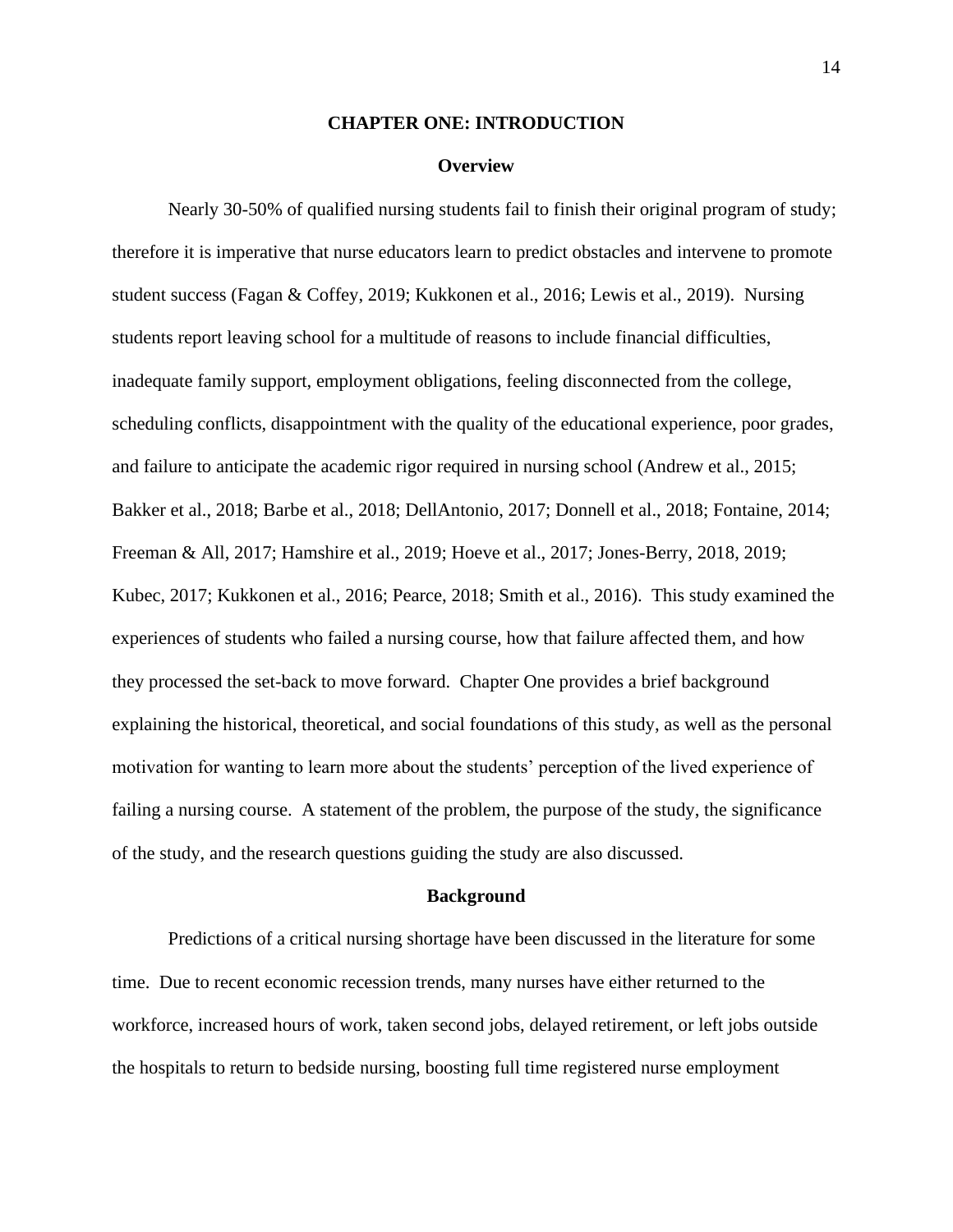# CHAPTER ONE: INTRODUCTION

## Overview

Nearly 30-50% of qualified nursing students fail to finish their original program of study; therefore it is imperative that nurse educators learn to predict obstacles and intervene to promote student success (Fagan & Coffey, 2019; Kukkonen et al., 2016; Lewis et al., 2019). Nursing students report leaving school for a multitude of reasons to include financial difficulties, inadequate family support, employment obligations, feeling disconnected from the college, scheduling conflicts, disappointment with the quality of the educational experience, poor grades, and failure to anticipate the academic rigor required in nursing school (Andrew et al., 2015; Bakker et al., 2018; Barbe et al., 2018; DellAntonio, 2017; Donnell et al., 2018; Fontaine, 2014; Freeman & All, 2017; Hamshire et al., 2019; Hoeve et al., 2017; Jones-Berry, 2018, 2019; Kubec, 2017; Kukkonen et al., 2016; Pearce, 2018; Smith et al., 2016). This study examined the experiences of students who failed a nursing course, how that failure affected them, and how they processed the set-back to move forward. Chapter One provides a brief background explaining the historical, theoretical, and social foundations of this study, as well as the personal motivation for wanting to learn more about the students' perception of the lived experience of failing a nursing course. A statement of the problem, the purpose of the study, the significance of the study, and the research questions guiding the study are also discussed.

## Background

Predictions of a critical nursing shortage have been discussed in the literature for some time. Due to recent economic recession trends, many nurses have either returned to the workforce, increased hours of work, taken second jobs, delayed retirement, or left jobs outside the hospitals to return to bedside nursing, boosting full time registered nurse employment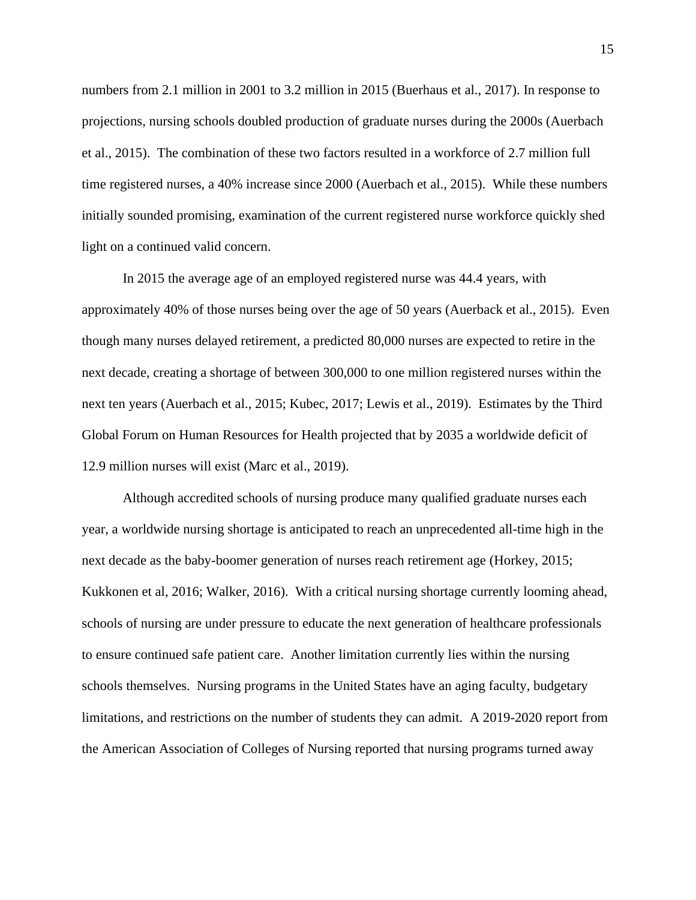numbers from 2.1 million in 2001 to 3.2 million in 2015 (Buerhaus et al., 2017). In response to projections, nursing schools doubled production of graduate nurses during the 2000s (Auerbach et al., 2015). The combination of these two factors resulted in a workforce of 2.7 million full time registered nurses, a 40% increase since 2000 (Auerbach et al., 2015). While these numbers initially sounded promising, examination of the current registered nurse workforce quickly shed light on a continued valid concern.

In 2015 the average age of an employed registered nurse was 44.4 years, with approximately 40% of those nurses being over the age of 50 years (Auerback et al., 2015). Even though many nurses delayed retirement, a predicted 80,000 nurses are expected to retire in the next decade, creating a shortage of between 300,000 to one million registered nurses within the next ten years (Auerbach et al., 2015; Kubec, 2017; Lewis et al., 2019). Estimates by the Third Global Forum on Human Resources for Health projected that by 2035 a worldwide deficit of 12.9 million nurses will exist (Marc et al., 2019).

Although accredited schools of nursing produce many qualified graduate nurses each year, a worldwide nursing shortage is anticipated to reach an unprecedented all-time high in the next decade as the baby-boomer generation of nurses reach retirement age (Horkey, 2015; Kukkonen et al, 2016; Walker, 2016). With a critical nursing shortage currently looming ahead, schools of nursing are under pressure to educate the next generation of healthcare professionals to ensure continued safe patient care. Another limitation currently lies within the nursing schools themselves. Nursing programs in the United States have an aging faculty, budgetary limitations, and restrictions on the number of students they can admit. A 2019-2020 report from the American Association of Colleges of Nursing reported that nursing programs turned away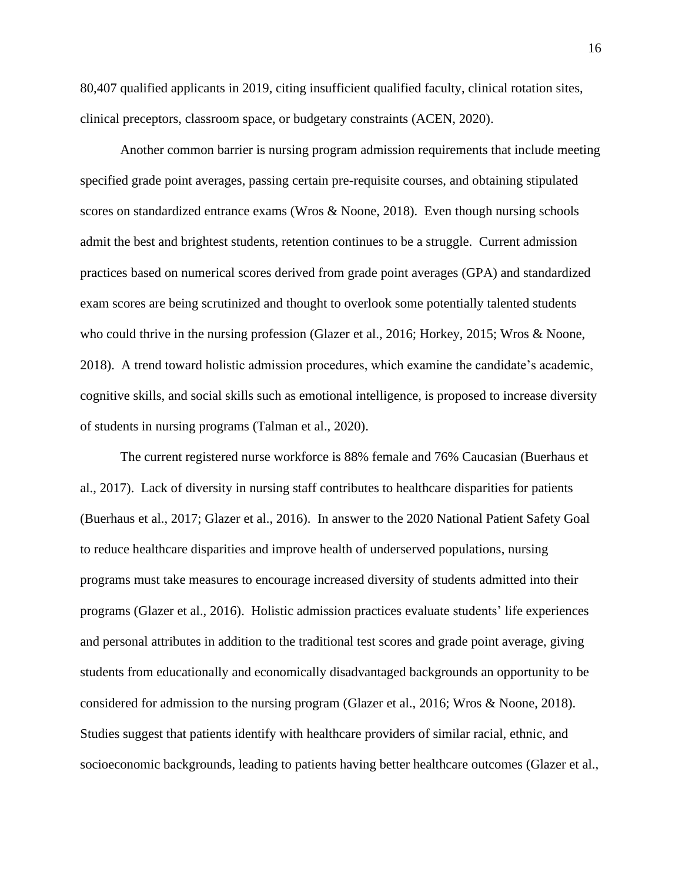80,407 qualified applicants in 2019, citing insufficient qualified faculty, clinical rotation sites, clinical preceptors, classroom space, or budgetary constraints (ACEN, 2020).

Another common barrier is nursing program admission requirements that include meeting specified grade point averages, passing certain pre-requisite courses, and obtaining stipulated scores on standardized entrance exams (Wros & Noone, 2018). Even though nursing schools admit the best and brightest students, retention continues to be a struggle. Current admission practices based on numerical scores derived from grade point averages (GPA) and standardized exam scores are being scrutinized and thought to overlook some potentially talented students who could thrive in the nursing profession (Glazer et al., 2016; Horkey, 2015; Wros & Noone, 2018). A trend toward holistic admission procedures, which examine the candidate's academic, cognitive skills, and social skills such as emotional intelligence, is proposed to increase diversity of students in nursing programs (Talman et al., 2020).

The current registered nurse workforce is 88% female and 76% Caucasian (Buerhaus et al., 2017). Lack of diversity in nursing staff contributes to healthcare disparities for patients (Buerhaus et al., 2017; Glazer et al., 2016). In answer to the 2020 National Patient Safety Goal to reduce healthcare disparities and improve health of underserved populations, nursing programs must take measures to encourage increased diversity of students admitted into their programs (Glazer et al., 2016). Holistic admission practices evaluate students' life experiences and personal attributes in addition to the traditional test scores and grade point average, giving students from educationally and economically disadvantaged backgrounds an opportunity to be considered for admission to the nursing program (Glazer et al., 2016; Wros & Noone, 2018). Studies suggest that patients identify with healthcare providers of similar racial, ethnic, and socioeconomic backgrounds, leading to patients having better healthcare outcomes (Glazer et al.,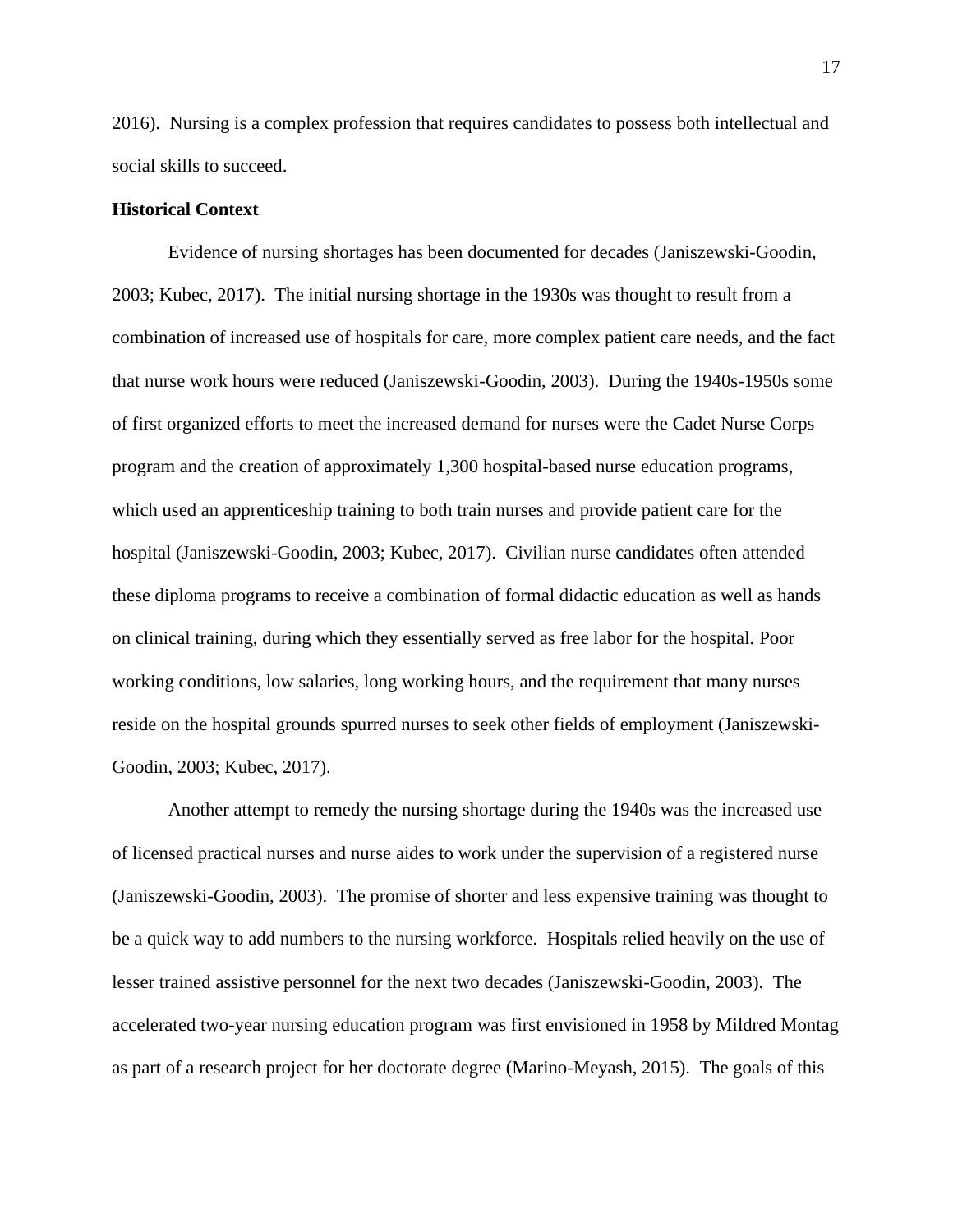2016). Nursing is a complex profession that requires candidates to possess both intellectual and social skills to succeed.

**Historical Context**

Evidence of nursing shortages has been documented for decades (Janiszewski-Goodin, 2003; Kubec, 2017). The initial nursing shortage in the 1930s was thought to result from a combination of increased use of hospitals for care, more complex patient care needs, and the fact that nurse work hours were reduced (Janiszewski-Goodin, 2003). During the 1940s-1950s some of first organized efforts to meet the increased demand for nurses were the Cadet Nurse Corps program and the creation of approximately 1,300 hospital-based nurse education programs, which used an apprenticeship training to both train nurses and provide patient care for the hospital (Janiszewski-Goodin, 2003; Kubec, 2017). Civilian nurse candidates often attended these diploma programs to receive a combination of formal didactic education as well as hands on clinical training, during which they essentially served as free labor for the hospital. Poor working conditions, low salaries, long working hours, and the requirement that many nurses reside on the hospital grounds spurred nurses to seek other fields of employment (Janiszewski-Goodin, 2003; Kubec, 2017).

Another attempt to remedy the nursing shortage during the 1940s was the increased use of licensed practical nurses and nurse aides to work under the supervision of a registered nurse (Janiszewski-Goodin, 2003). The promise of shorter and less expensive training was thought to be a quick way to add numbers to the nursing workforce. Hospitals relied heavily on the use of lesser trained assistive personnel for the next two decades (Janiszewski-Goodin, 2003). The accelerated two-year nursing education program was first envisioned in 1958 by Mildred Montag as part of a research project for her doctorate degree (Marino-Meyash, 2015). The goals of this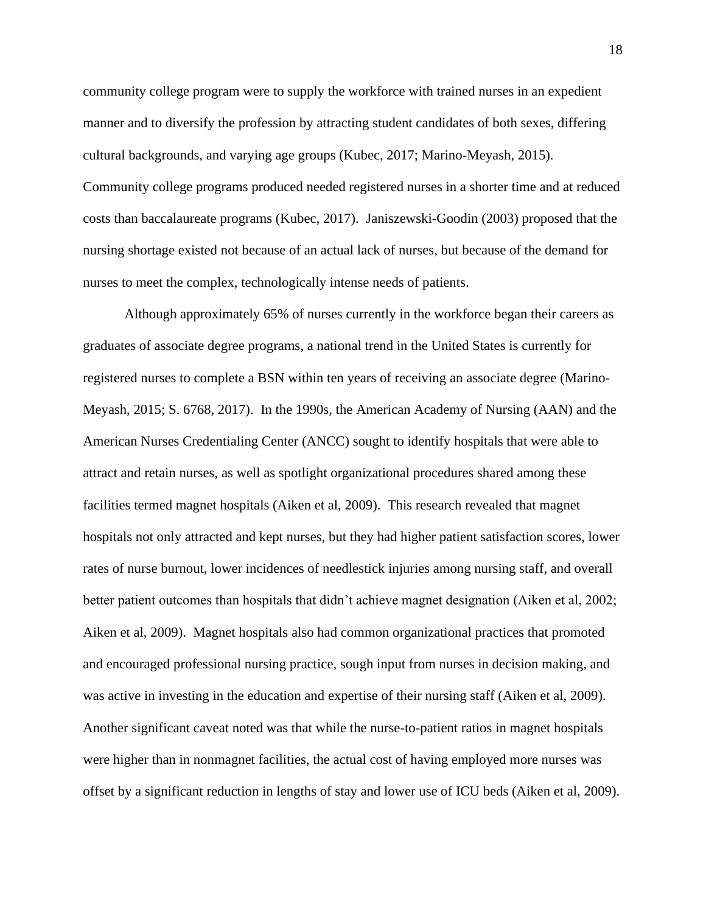community college program were to supply the workforce with trained nurses in an expedient manner and to diversify the profession by attracting student candidates of both sexes, differing cultural backgrounds, and varying age groups (Kubec, 2017; Marino-Meyash, 2015). Community college programs produced needed registered nurses in a shorter time and at reduced costs than baccalaureate programs (Kubec, 2017). Janiszewski-Goodin (2003) proposed that the nursing shortage existed not because of an actual lack of nurses, but because of the demand for nurses to meet the complex, technologically intense needs of patients.

Although approximately 65% of nurses currently in the workforce began their careers as graduates of associate degree programs, a national trend in the United States is currently for registered nurses to complete a BSN within ten years of receiving an associate degree (Marino-Meyash, 2015; S. 6768, 2017). In the 1990s, the American Academy of Nursing (AAN) and the American Nurses Credentialing Center (ANCC) sought to identify hospitals that were able to attract and retain nurses, as well as spotlight organizational procedures shared among these facilities termed magnet hospitals (Aiken et al, 2009). This research revealed that magnet hospitals not only attracted and kept nurses, but they had higher patient satisfaction scores, lower rates of nurse burnout, lower incidences of needlestick injuries among nursing staff, and overall better patient outcomes than hospitals that didn't achieve magnet designation (Aiken et al, 2002; Aiken et al, 2009). Magnet hospitals also had common organizational practices that promoted and encouraged professional nursing practice, sough input from nurses in decision making, and was active in investing in the education and expertise of their nursing staff (Aiken et al, 2009). Another significant caveat noted was that while the nurse-to-patient ratios in magnet hospitals were higher than in nonmagnet facilities, the actual cost of having employed more nurses was offset by a significant reduction in lengths of stay and lower use of ICU beds (Aiken et al, 2009).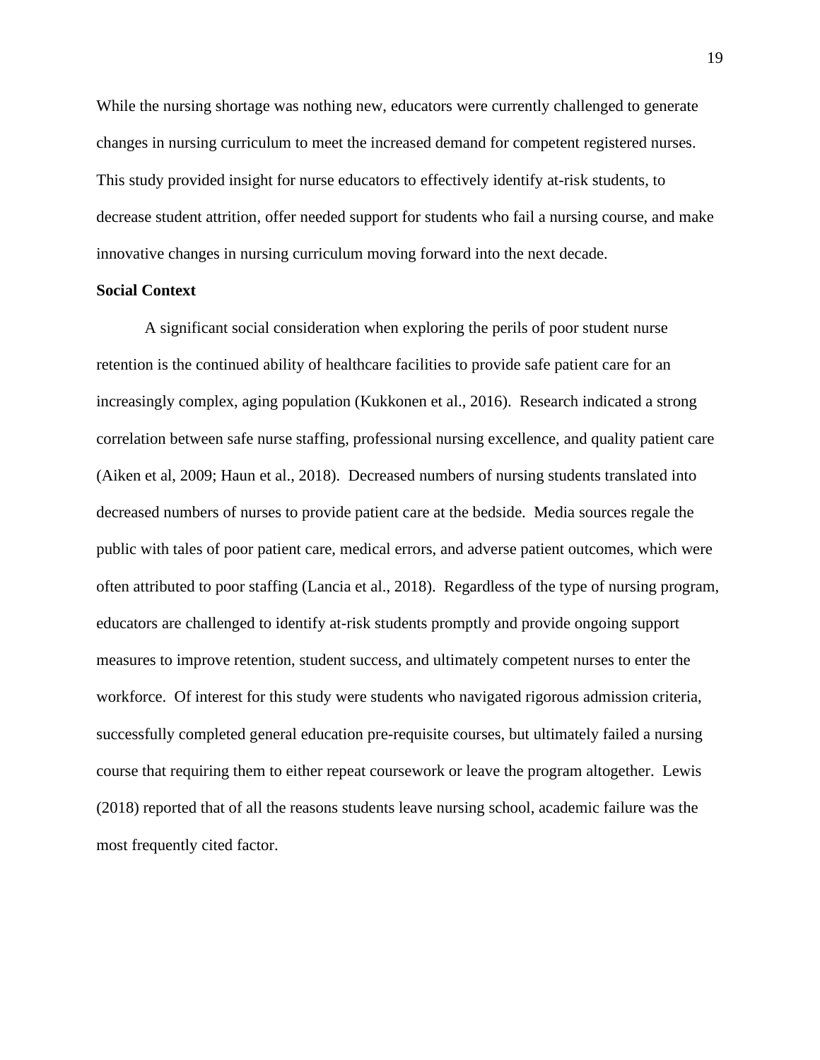While the nursing shortage was nothing new, educators were currently challenged to generate changes in nursing curriculum to meet the increased demand for competent registered nurses. This study provided insight for nurse educators to effectively identify at-risk students, to decrease student attrition, offer needed support for students who fail a nursing course, and make innovative changes in nursing curriculum moving forward into the next decade.

**Social Context**

A significant social consideration when exploring the perils of poor student nurse retention is the continued ability of healthcare facilities to provide safe patient care for an increasingly complex, aging population (Kukkonen et al., 2016). Research indicated a strong correlation between safe nurse staffing, professional nursing excellence, and quality patient care (Aiken et al, 2009; Haun et al., 2018). Decreased numbers of nursing students translated into decreased numbers of nurses to provide patient care at the bedside. Media sources regale the public with tales of poor patient care, medical errors, and adverse patient outcomes, which were often attributed to poor staffing (Lancia et al., 2018). Regardless of the type of nursing program, educators are challenged to identify at-risk students promptly and provide ongoing support measures to improve retention, student success, and ultimately competent nurses to enter the workforce. Of interest for this study were students who navigated rigorous admission criteria, successfully completed general education pre-requisite courses, but ultimately failed a nursing course that requiring them to either repeat coursework or leave the program altogether. Lewis (2018) reported that of all the reasons students leave nursing school, academic failure was the most frequently cited factor.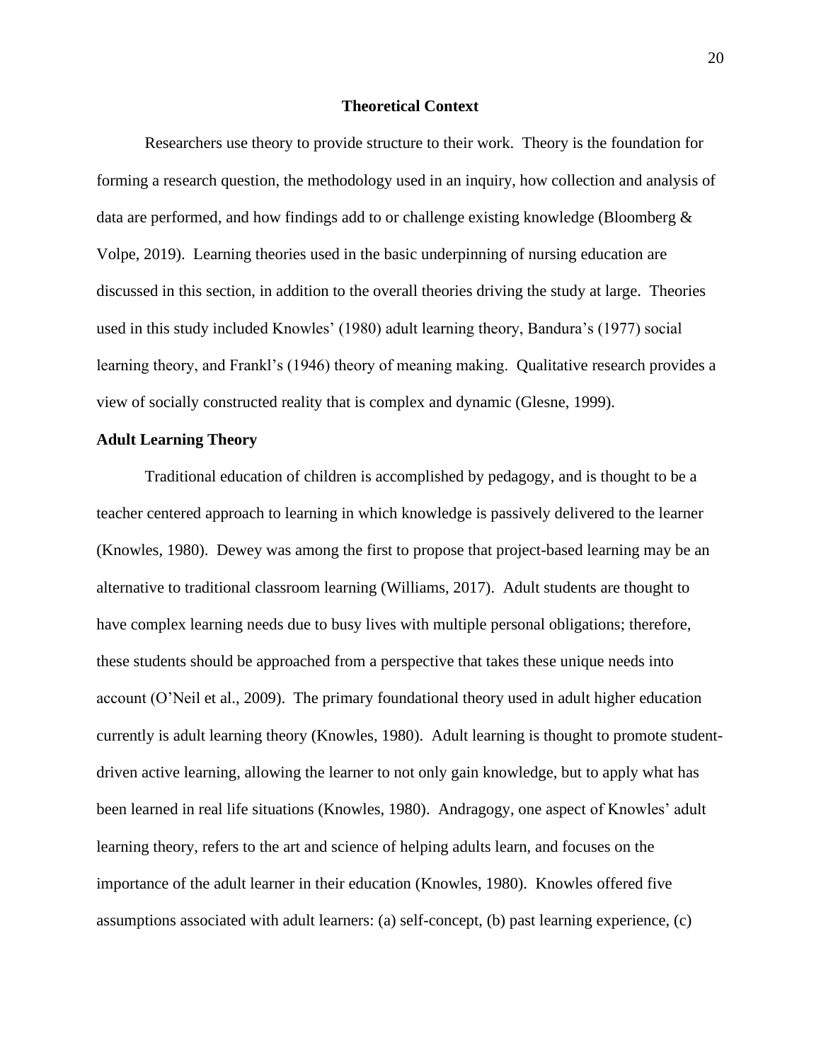## Theoretical Context

Researchers use theory to provide structure to their work. Theory is the foundation for forming a research question, the methodology used in an inquiry, how collection and analysis of data are performed, and how findings add to or challenge existing knowledge (Bloomberg & Volpe, 2019). Learning theories used in the basic underpinning of nursing education are discussed in this section, in addition to the overall theories driving the study at large. Theories used in this study included Knowles' (1980) adult learning theory, Bandura's (1977) social learning theory, and Frankl's (1946) theory of meaning making. Qualitative research provides a view of socially constructed reality that is complex and dynamic (Glesne, 1999).

### Adult Learning Theory

Traditional education of children is accomplished by pedagogy, and is thought to be a teacher centered approach to learning in which knowledge is passively delivered to the learner (Knowles, 1980). Dewey was among the first to propose that project-based learning may be an alternative to traditional classroom learning (Williams, 2017). Adult students are thought to have complex learning needs due to busy lives with multiple personal obligations; therefore, these students should be approached from a perspective that takes these unique needs into account (O'Neil et al., 2009). The primary foundational theory used in adult higher education currently is adult learning theory (Knowles, 1980). Adult learning is thought to promote student-driven active learning, allowing the learner to not only gain knowledge, but to apply what has been learned in real life situations (Knowles, 1980). Andragogy, one aspect of Knowles' adult learning theory, refers to the art and science of helping adults learn, and focuses on the importance of the adult learner in their education (Knowles, 1980). Knowles offered five assumptions associated with adult learners: (a) self-concept, (b) past learning experience, (c)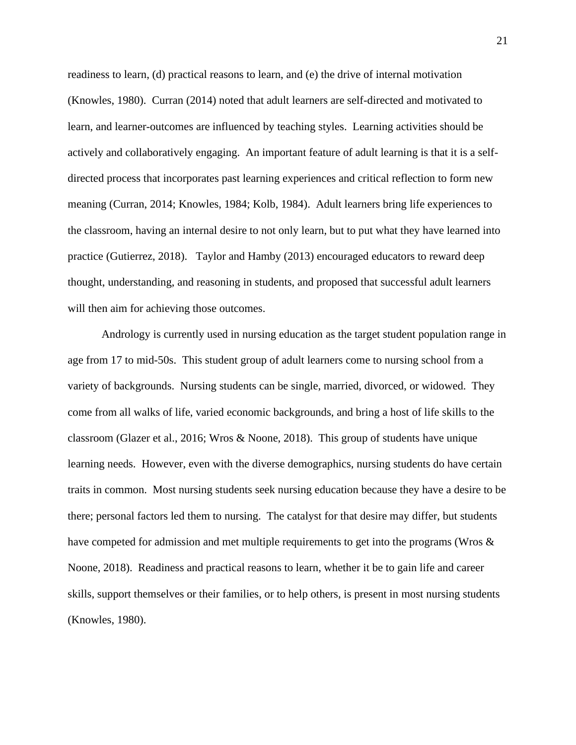readiness to learn, (d) practical reasons to learn, and (e) the drive of internal motivation (Knowles, 1980). Curran (2014) noted that adult learners are self-directed and motivated to learn, and learner-outcomes are influenced by teaching styles. Learning activities should be actively and collaboratively engaging. An important feature of adult learning is that it is a self-directed process that incorporates past learning experiences and critical reflection to form new meaning (Curran, 2014; Knowles, 1984; Kolb, 1984). Adult learners bring life experiences to the classroom, having an internal desire to not only learn, but to put what they have learned into practice (Gutierrez, 2018). Taylor and Hamby (2013) encouraged educators to reward deep thought, understanding, and reasoning in students, and proposed that successful adult learners will then aim for achieving those outcomes.

Andrology is currently used in nursing education as the target student population range in age from 17 to mid-50s. This student group of adult learners come to nursing school from a variety of backgrounds. Nursing students can be single, married, divorced, or widowed. They come from all walks of life, varied economic backgrounds, and bring a host of life skills to the classroom (Glazer et al., 2016; Wros & Noone, 2018). This group of students have unique learning needs. However, even with the diverse demographics, nursing students do have certain traits in common. Most nursing students seek nursing education because they have a desire to be there; personal factors led them to nursing. The catalyst for that desire may differ, but students have competed for admission and met multiple requirements to get into the programs (Wros & Noone, 2018). Readiness and practical reasons to learn, whether it be to gain life and career skills, support themselves or their families, or to help others, is present in most nursing students (Knowles, 1980).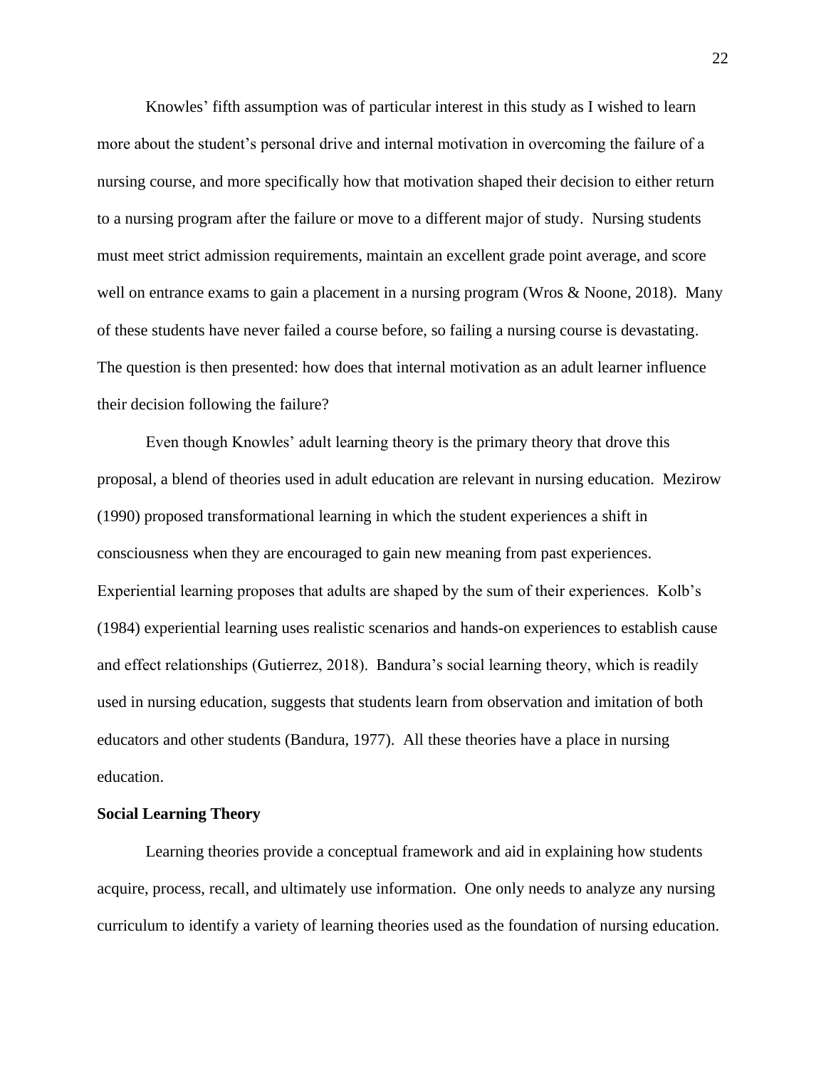Knowles' fifth assumption was of particular interest in this study as I wished to learn more about the student's personal drive and internal motivation in overcoming the failure of a nursing course, and more specifically how that motivation shaped their decision to either return to a nursing program after the failure or move to a different major of study. Nursing students must meet strict admission requirements, maintain an excellent grade point average, and score well on entrance exams to gain a placement in a nursing program (Wros & Noone, 2018). Many of these students have never failed a course before, so failing a nursing course is devastating. The question is then presented: how does that internal motivation as an adult learner influence their decision following the failure?

Even though Knowles' adult learning theory is the primary theory that drove this proposal, a blend of theories used in adult education are relevant in nursing education. Mezirow (1990) proposed transformational learning in which the student experiences a shift in consciousness when they are encouraged to gain new meaning from past experiences. Experiential learning proposes that adults are shaped by the sum of their experiences. Kolb's (1984) experiential learning uses realistic scenarios and hands-on experiences to establish cause and effect relationships (Gutierrez, 2018). Bandura's social learning theory, which is readily used in nursing education, suggests that students learn from observation and imitation of both educators and other students (Bandura, 1977). All these theories have a place in nursing education.

**Social Learning Theory**

Learning theories provide a conceptual framework and aid in explaining how students acquire, process, recall, and ultimately use information. One only needs to analyze any nursing curriculum to identify a variety of learning theories used as the foundation of nursing education.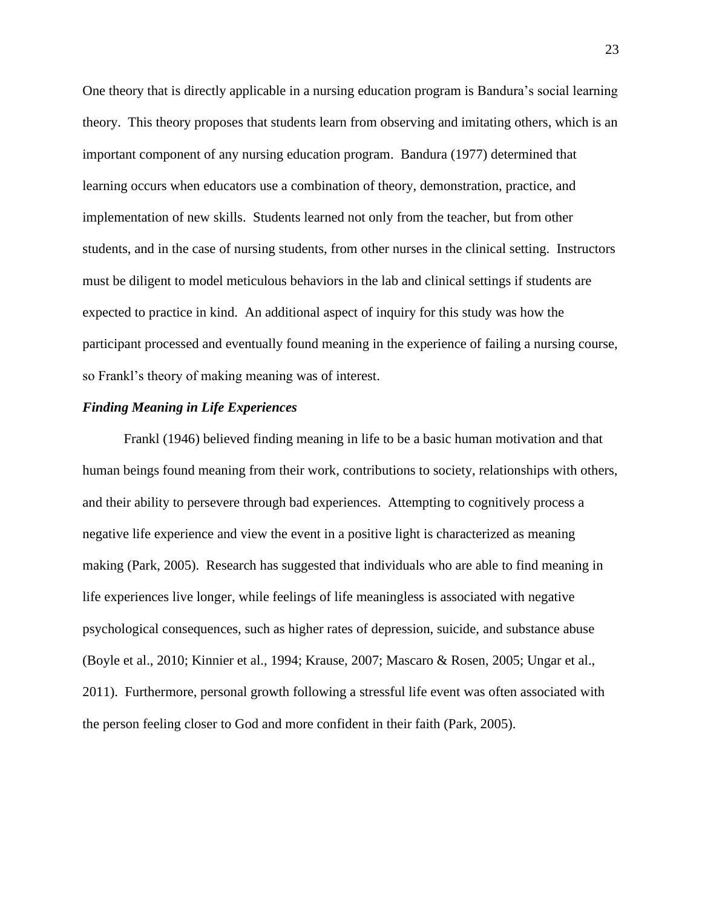One theory that is directly applicable in a nursing education program is Bandura's social learning theory. This theory proposes that students learn from observing and imitating others, which is an important component of any nursing education program. Bandura (1977) determined that learning occurs when educators use a combination of theory, demonstration, practice, and implementation of new skills. Students learned not only from the teacher, but from other students, and in the case of nursing students, from other nurses in the clinical setting. Instructors must be diligent to model meticulous behaviors in the lab and clinical settings if students are expected to practice in kind. An additional aspect of inquiry for this study was how the participant processed and eventually found meaning in the experience of failing a nursing course, so Frankl's theory of making meaning was of interest.

### ***Finding Meaning in Life Experiences***

Frankl (1946) believed finding meaning in life to be a basic human motivation and that human beings found meaning from their work, contributions to society, relationships with others, and their ability to persevere through bad experiences. Attempting to cognitively process a negative life experience and view the event in a positive light is characterized as meaning making (Park, 2005). Research has suggested that individuals who are able to find meaning in life experiences live longer, while feelings of life meaningless is associated with negative psychological consequences, such as higher rates of depression, suicide, and substance abuse (Boyle et al., 2010; Kinnier et al., 1994; Krause, 2007; Mascaro & Rosen, 2005; Ungar et al., 2011). Furthermore, personal growth following a stressful life event was often associated with the person feeling closer to God and more confident in their faith (Park, 2005).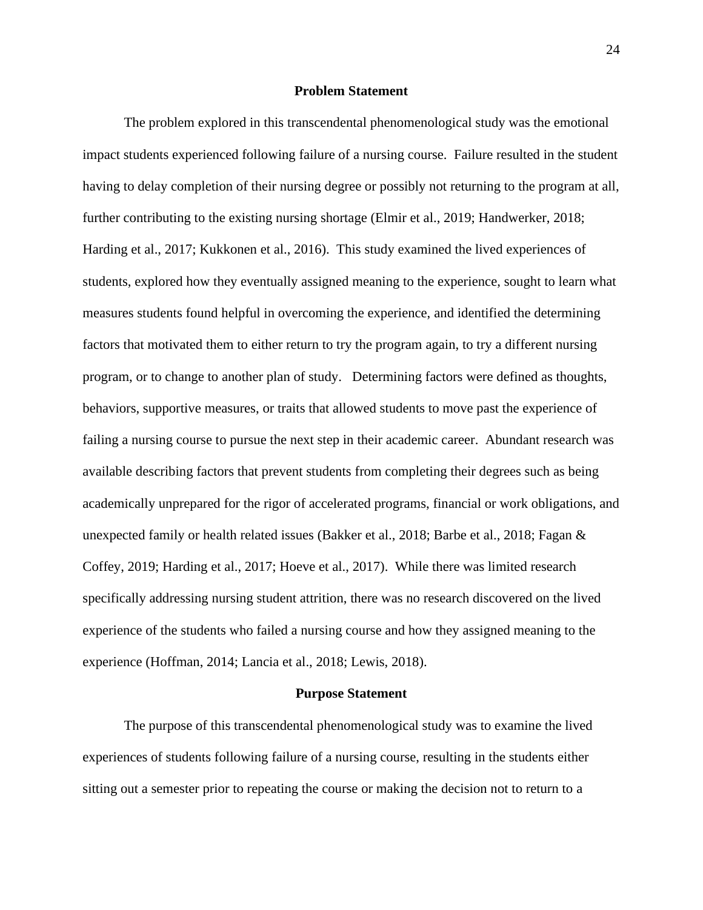## Problem Statement

The problem explored in this transcendental phenomenological study was the emotional impact students experienced following failure of a nursing course. Failure resulted in the student having to delay completion of their nursing degree or possibly not returning to the program at all, further contributing to the existing nursing shortage (Elmir et al., 2019; Handwerker, 2018; Harding et al., 2017; Kukkonen et al., 2016). This study examined the lived experiences of students, explored how they eventually assigned meaning to the experience, sought to learn what measures students found helpful in overcoming the experience, and identified the determining factors that motivated them to either return to try the program again, to try a different nursing program, or to change to another plan of study. Determining factors were defined as thoughts, behaviors, supportive measures, or traits that allowed students to move past the experience of failing a nursing course to pursue the next step in their academic career. Abundant research was available describing factors that prevent students from completing their degrees such as being academically unprepared for the rigor of accelerated programs, financial or work obligations, and unexpected family or health related issues (Bakker et al., 2018; Barbe et al., 2018; Fagan & Coffey, 2019; Harding et al., 2017; Hoeve et al., 2017). While there was limited research specifically addressing nursing student attrition, there was no research discovered on the lived experience of the students who failed a nursing course and how they assigned meaning to the experience (Hoffman, 2014; Lancia et al., 2018; Lewis, 2018).

## Purpose Statement

The purpose of this transcendental phenomenological study was to examine the lived experiences of students following failure of a nursing course, resulting in the students either sitting out a semester prior to repeating the course or making the decision not to return to a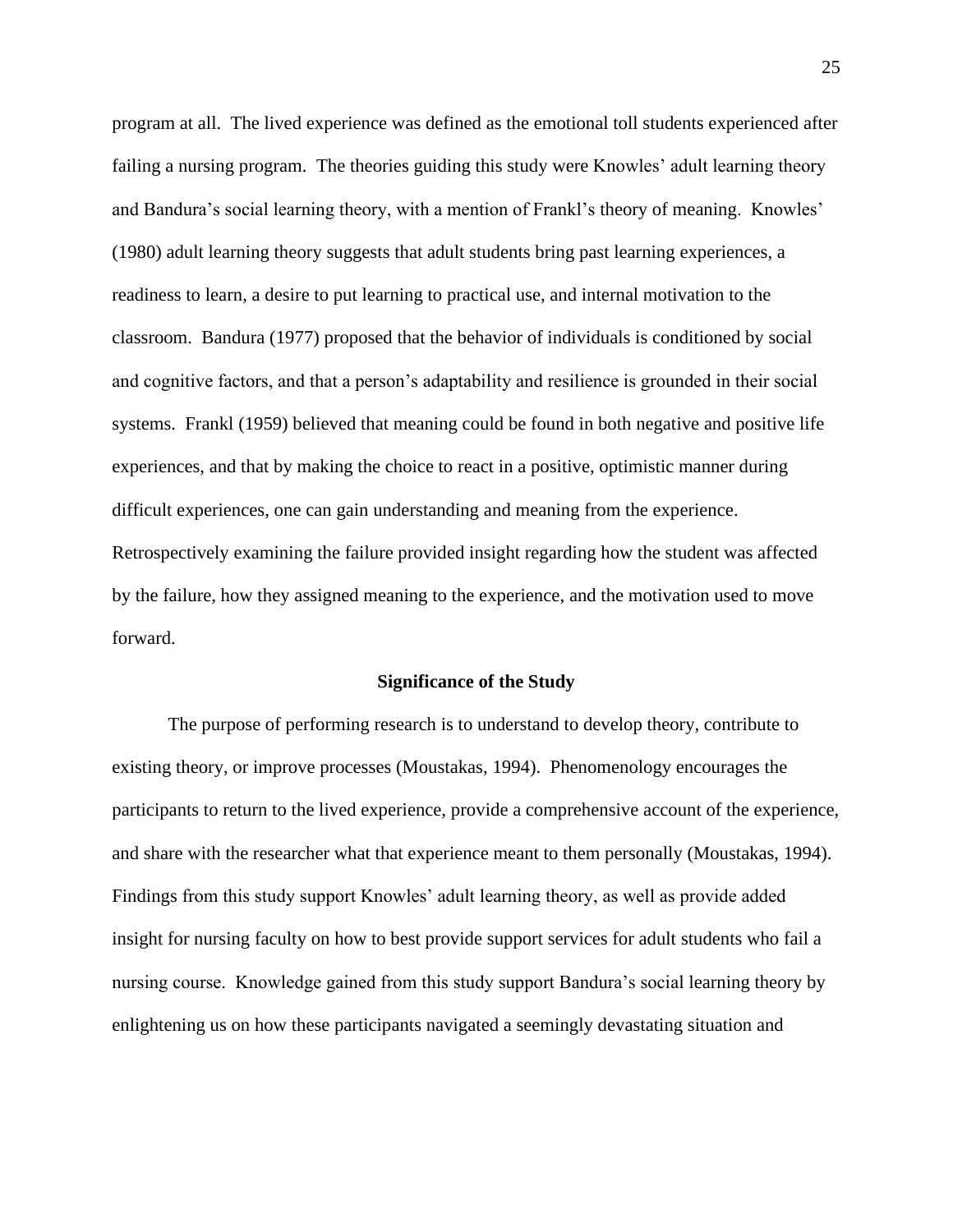program at all. The lived experience was defined as the emotional toll students experienced after failing a nursing program. The theories guiding this study were Knowles' adult learning theory and Bandura's social learning theory, with a mention of Frankl's theory of meaning. Knowles' (1980) adult learning theory suggests that adult students bring past learning experiences, a readiness to learn, a desire to put learning to practical use, and internal motivation to the classroom. Bandura (1977) proposed that the behavior of individuals is conditioned by social and cognitive factors, and that a person's adaptability and resilience is grounded in their social systems. Frankl (1959) believed that meaning could be found in both negative and positive life experiences, and that by making the choice to react in a positive, optimistic manner during difficult experiences, one can gain understanding and meaning from the experience. Retrospectively examining the failure provided insight regarding how the student was affected by the failure, how they assigned meaning to the experience, and the motivation used to move forward.

## Significance of the Study

The purpose of performing research is to understand to develop theory, contribute to existing theory, or improve processes (Moustakas, 1994). Phenomenology encourages the participants to return to the lived experience, provide a comprehensive account of the experience, and share with the researcher what that experience meant to them personally (Moustakas, 1994). Findings from this study support Knowles' adult learning theory, as well as provide added insight for nursing faculty on how to best provide support services for adult students who fail a nursing course. Knowledge gained from this study support Bandura's social learning theory by enlightening us on how these participants navigated a seemingly devastating situation and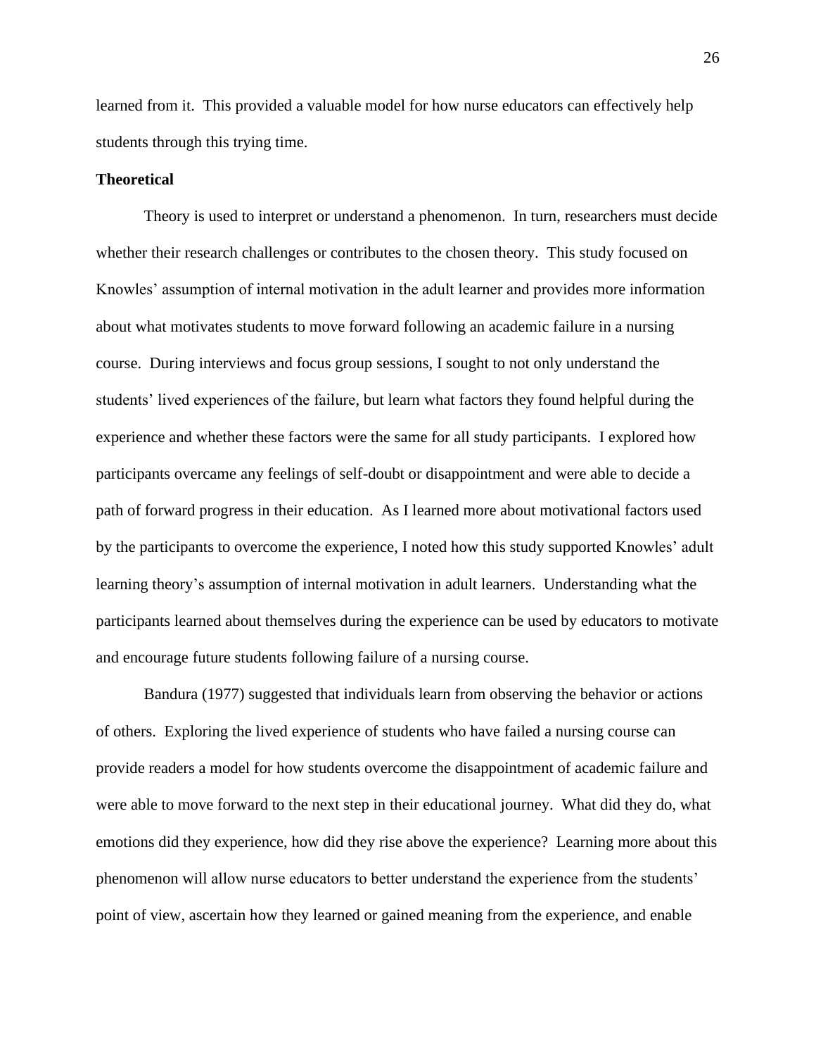learned from it. This provided a valuable model for how nurse educators can effectively help students through this trying time.

**Theoretical**

Theory is used to interpret or understand a phenomenon. In turn, researchers must decide whether their research challenges or contributes to the chosen theory. This study focused on Knowles' assumption of internal motivation in the adult learner and provides more information about what motivates students to move forward following an academic failure in a nursing course. During interviews and focus group sessions, I sought to not only understand the students' lived experiences of the failure, but learn what factors they found helpful during the experience and whether these factors were the same for all study participants. I explored how participants overcame any feelings of self-doubt or disappointment and were able to decide a path of forward progress in their education. As I learned more about motivational factors used by the participants to overcome the experience, I noted how this study supported Knowles' adult learning theory's assumption of internal motivation in adult learners. Understanding what the participants learned about themselves during the experience can be used by educators to motivate and encourage future students following failure of a nursing course.

Bandura (1977) suggested that individuals learn from observing the behavior or actions of others. Exploring the lived experience of students who have failed a nursing course can provide readers a model for how students overcome the disappointment of academic failure and were able to move forward to the next step in their educational journey. What did they do, what emotions did they experience, how did they rise above the experience? Learning more about this phenomenon will allow nurse educators to better understand the experience from the students' point of view, ascertain how they learned or gained meaning from the experience, and enable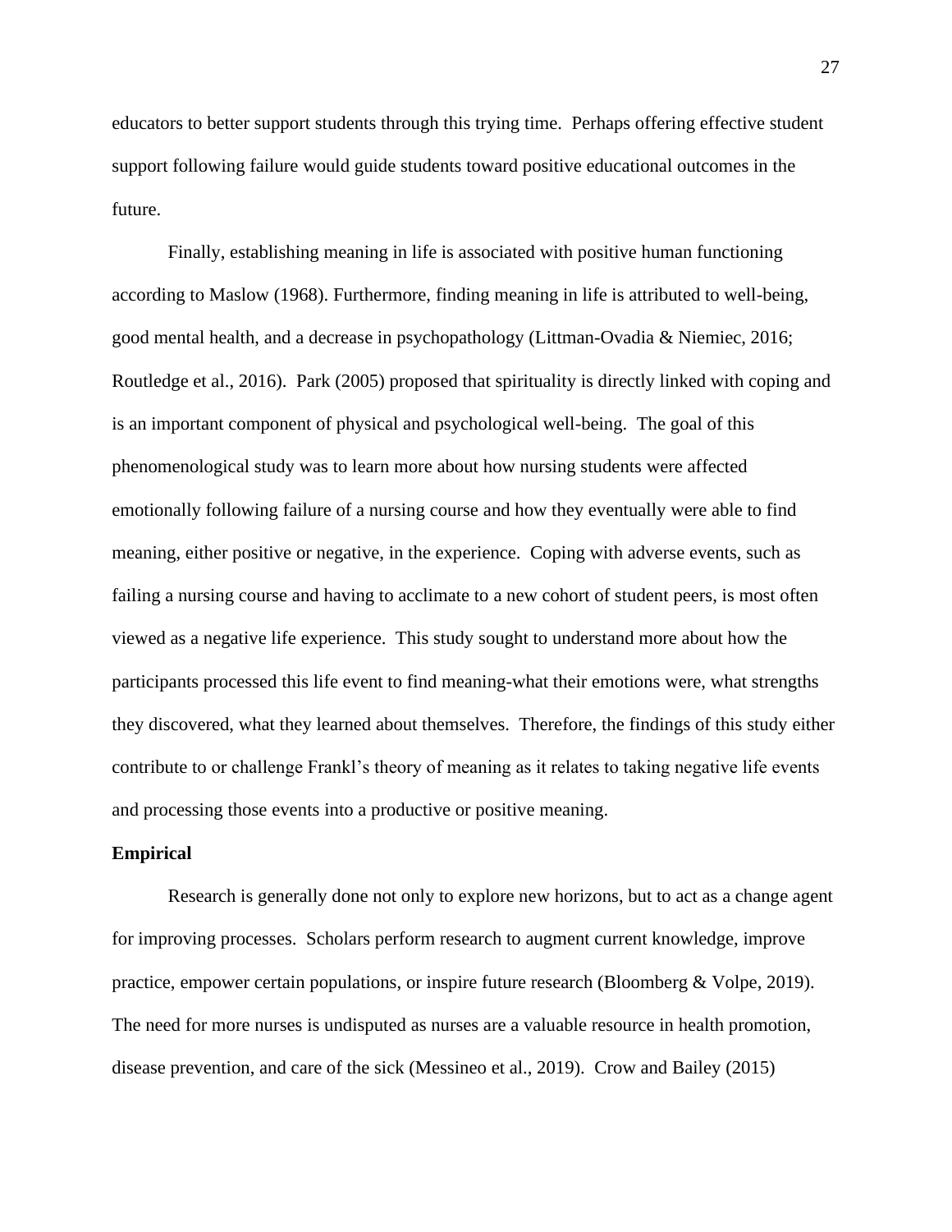educators to better support students through this trying time. Perhaps offering effective student support following failure would guide students toward positive educational outcomes in the future.

Finally, establishing meaning in life is associated with positive human functioning according to Maslow (1968). Furthermore, finding meaning in life is attributed to well-being, good mental health, and a decrease in psychopathology (Littman-Ovadia & Niemiec, 2016; Routledge et al., 2016). Park (2005) proposed that spirituality is directly linked with coping and is an important component of physical and psychological well-being. The goal of this phenomenological study was to learn more about how nursing students were affected emotionally following failure of a nursing course and how they eventually were able to find meaning, either positive or negative, in the experience. Coping with adverse events, such as failing a nursing course and having to acclimate to a new cohort of student peers, is most often viewed as a negative life experience. This study sought to understand more about how the participants processed this life event to find meaning-what their emotions were, what strengths they discovered, what they learned about themselves. Therefore, the findings of this study either contribute to or challenge Frankl's theory of meaning as it relates to taking negative life events and processing those events into a productive or positive meaning.

**Empirical**

Research is generally done not only to explore new horizons, but to act as a change agent for improving processes. Scholars perform research to augment current knowledge, improve practice, empower certain populations, or inspire future research (Bloomberg & Volpe, 2019). The need for more nurses is undisputed as nurses are a valuable resource in health promotion, disease prevention, and care of the sick (Messineo et al., 2019). Crow and Bailey (2015)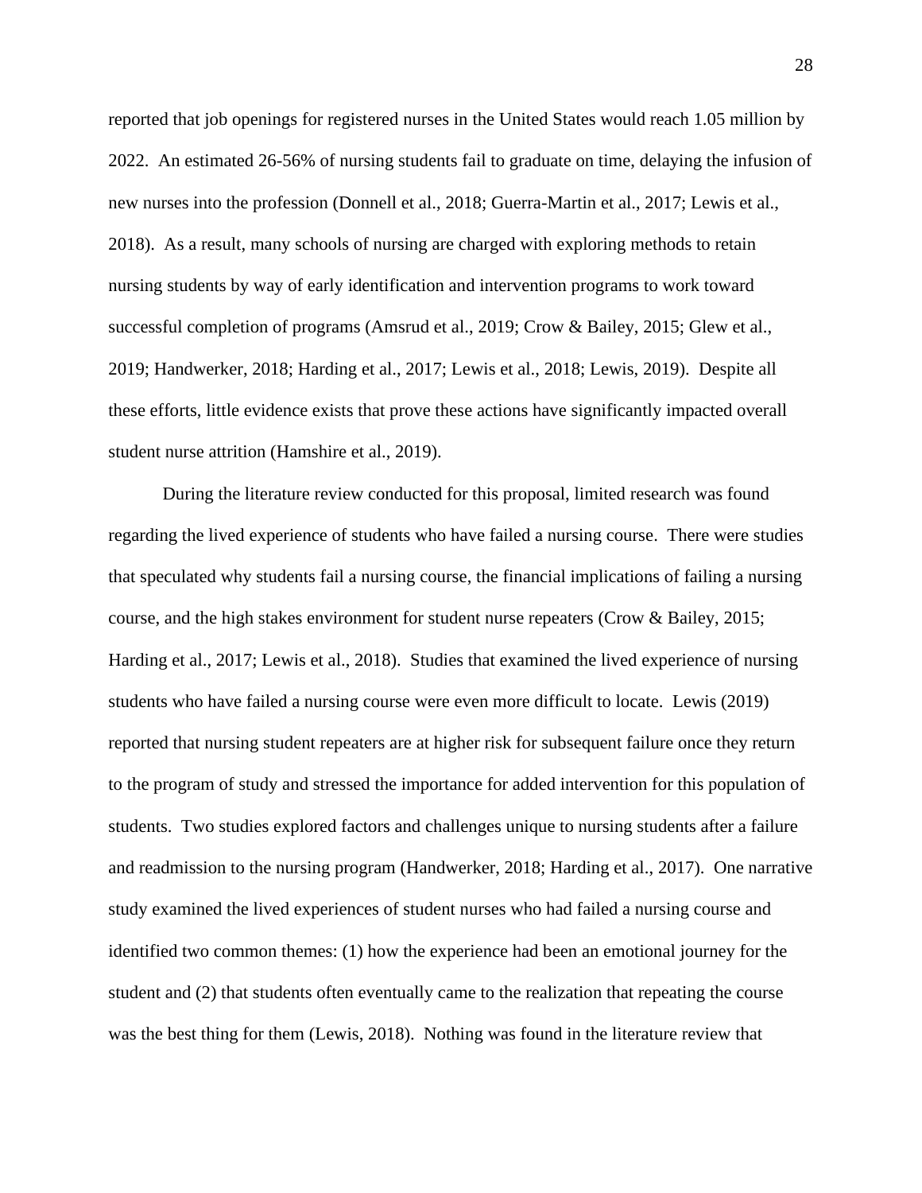reported that job openings for registered nurses in the United States would reach 1.05 million by 2022. An estimated 26-56% of nursing students fail to graduate on time, delaying the infusion of new nurses into the profession (Donnell et al., 2018; Guerra-Martin et al., 2017; Lewis et al., 2018). As a result, many schools of nursing are charged with exploring methods to retain nursing students by way of early identification and intervention programs to work toward successful completion of programs (Amsrud et al., 2019; Crow & Bailey, 2015; Glew et al., 2019; Handwerker, 2018; Harding et al., 2017; Lewis et al., 2018; Lewis, 2019). Despite all these efforts, little evidence exists that prove these actions have significantly impacted overall student nurse attrition (Hamshire et al., 2019).

During the literature review conducted for this proposal, limited research was found regarding the lived experience of students who have failed a nursing course. There were studies that speculated why students fail a nursing course, the financial implications of failing a nursing course, and the high stakes environment for student nurse repeaters (Crow & Bailey, 2015; Harding et al., 2017; Lewis et al., 2018). Studies that examined the lived experience of nursing students who have failed a nursing course were even more difficult to locate. Lewis (2019) reported that nursing student repeaters are at higher risk for subsequent failure once they return to the program of study and stressed the importance for added intervention for this population of students. Two studies explored factors and challenges unique to nursing students after a failure and readmission to the nursing program (Handwerker, 2018; Harding et al., 2017). One narrative study examined the lived experiences of student nurses who had failed a nursing course and identified two common themes: (1) how the experience had been an emotional journey for the student and (2) that students often eventually came to the realization that repeating the course was the best thing for them (Lewis, 2018). Nothing was found in the literature review that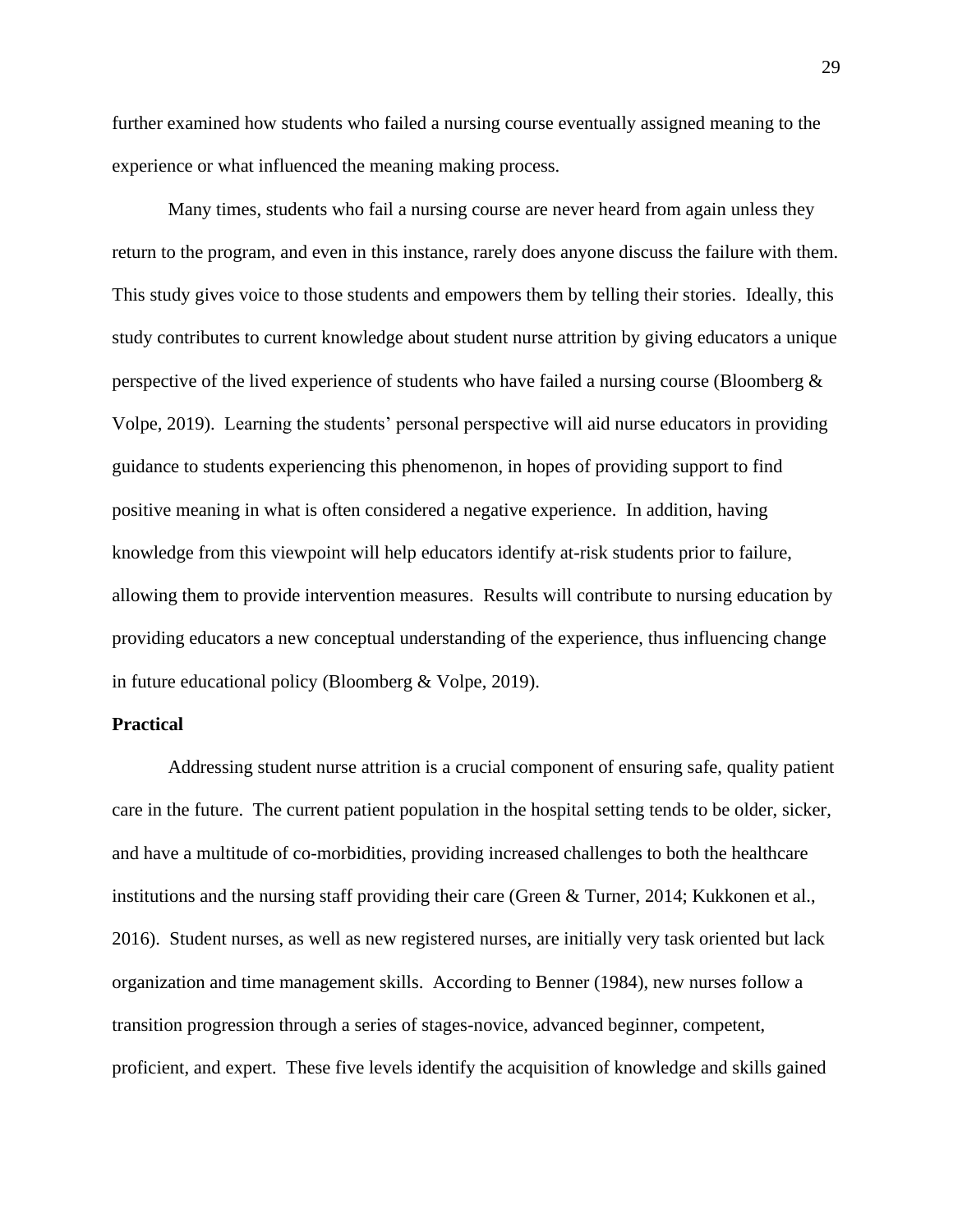further examined how students who failed a nursing course eventually assigned meaning to the experience or what influenced the meaning making process.

Many times, students who fail a nursing course are never heard from again unless they return to the program, and even in this instance, rarely does anyone discuss the failure with them. This study gives voice to those students and empowers them by telling their stories. Ideally, this study contributes to current knowledge about student nurse attrition by giving educators a unique perspective of the lived experience of students who have failed a nursing course (Bloomberg & Volpe, 2019). Learning the students' personal perspective will aid nurse educators in providing guidance to students experiencing this phenomenon, in hopes of providing support to find positive meaning in what is often considered a negative experience. In addition, having knowledge from this viewpoint will help educators identify at-risk students prior to failure, allowing them to provide intervention measures. Results will contribute to nursing education by providing educators a new conceptual understanding of the experience, thus influencing change in future educational policy (Bloomberg & Volpe, 2019).

**Practical**

Addressing student nurse attrition is a crucial component of ensuring safe, quality patient care in the future. The current patient population in the hospital setting tends to be older, sicker, and have a multitude of co-morbidities, providing increased challenges to both the healthcare institutions and the nursing staff providing their care (Green & Turner, 2014; Kukkonen et al., 2016). Student nurses, as well as new registered nurses, are initially very task oriented but lack organization and time management skills. According to Benner (1984), new nurses follow a transition progression through a series of stages-novice, advanced beginner, competent, proficient, and expert. These five levels identify the acquisition of knowledge and skills gained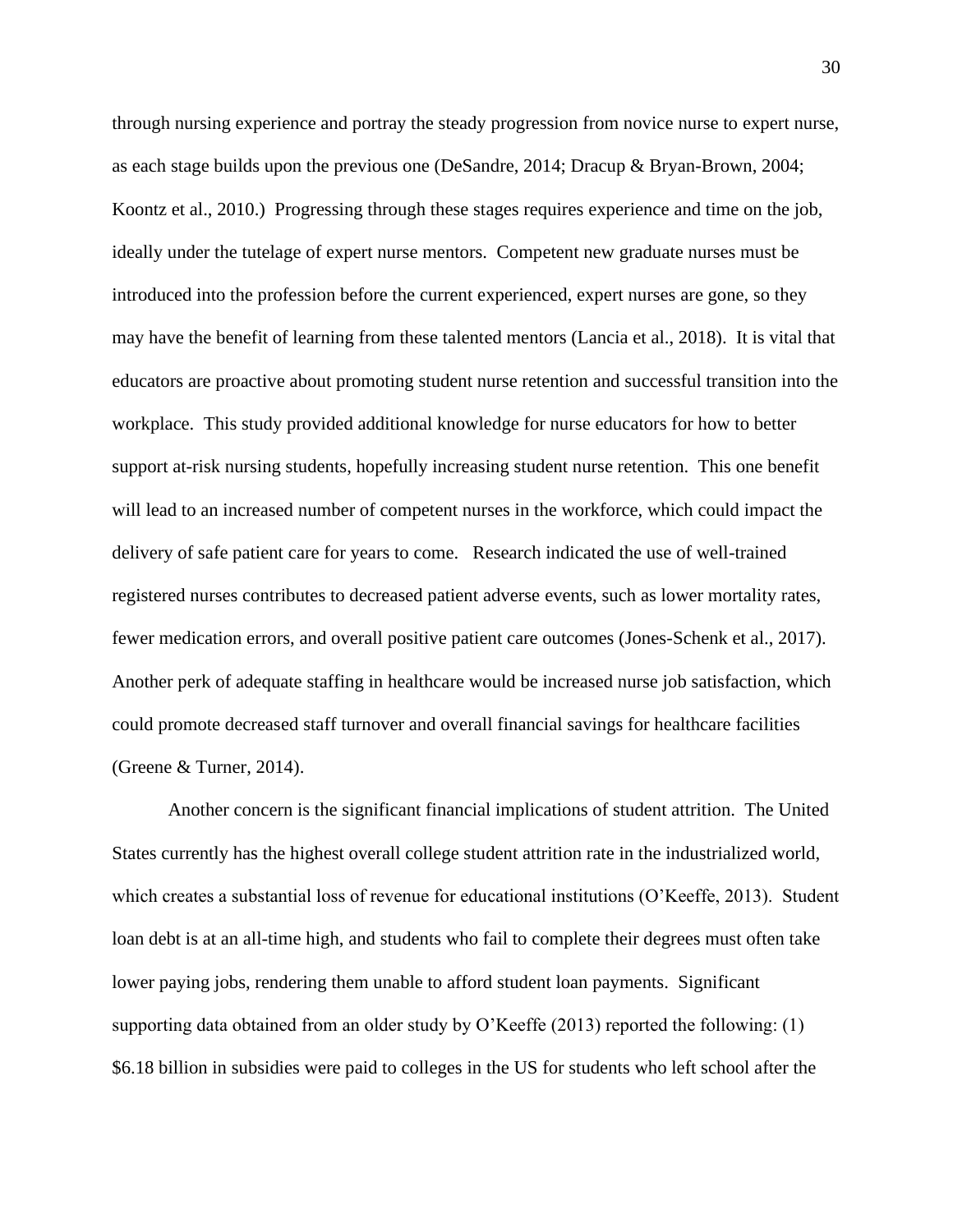through nursing experience and portray the steady progression from novice nurse to expert nurse, as each stage builds upon the previous one (DeSandre, 2014; Dracup & Bryan-Brown, 2004; Koontz et al., 2010.) Progressing through these stages requires experience and time on the job, ideally under the tutelage of expert nurse mentors. Competent new graduate nurses must be introduced into the profession before the current experienced, expert nurses are gone, so they may have the benefit of learning from these talented mentors (Lancia et al., 2018). It is vital that educators are proactive about promoting student nurse retention and successful transition into the workplace. This study provided additional knowledge for nurse educators for how to better support at-risk nursing students, hopefully increasing student nurse retention. This one benefit will lead to an increased number of competent nurses in the workforce, which could impact the delivery of safe patient care for years to come. Research indicated the use of well-trained registered nurses contributes to decreased patient adverse events, such as lower mortality rates, fewer medication errors, and overall positive patient care outcomes (Jones-Schenk et al., 2017). Another perk of adequate staffing in healthcare would be increased nurse job satisfaction, which could promote decreased staff turnover and overall financial savings for healthcare facilities (Greene & Turner, 2014).

Another concern is the significant financial implications of student attrition. The United States currently has the highest overall college student attrition rate in the industrialized world, which creates a substantial loss of revenue for educational institutions (O'Keeffe, 2013). Student loan debt is at an all-time high, and students who fail to complete their degrees must often take lower paying jobs, rendering them unable to afford student loan payments. Significant supporting data obtained from an older study by O'Keeffe (2013) reported the following: (1) $6.18 billion in subsidies were paid to colleges in the US for students who left school after the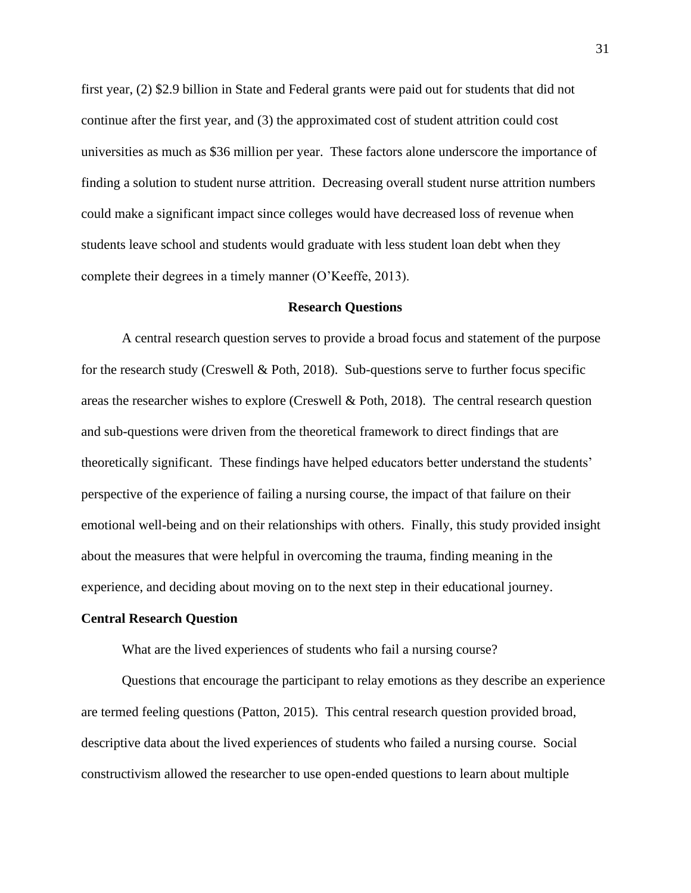first year, (2) $2.9 billion in State and Federal grants were paid out for students that did not continue after the first year, and (3) the approximated cost of student attrition could cost universities as much as $36 million per year. These factors alone underscore the importance of finding a solution to student nurse attrition. Decreasing overall student nurse attrition numbers could make a significant impact since colleges would have decreased loss of revenue when students leave school and students would graduate with less student loan debt when they complete their degrees in a timely manner (O'Keeffe, 2013).

## Research Questions

A central research question serves to provide a broad focus and statement of the purpose for the research study (Creswell & Poth, 2018). Sub-questions serve to further focus specific areas the researcher wishes to explore (Creswell & Poth, 2018). The central research question and sub-questions were driven from the theoretical framework to direct findings that are theoretically significant. These findings have helped educators better understand the students' perspective of the experience of failing a nursing course, the impact of that failure on their emotional well-being and on their relationships with others. Finally, this study provided insight about the measures that were helpful in overcoming the trauma, finding meaning in the experience, and deciding about moving on to the next step in their educational journey.

### Central Research Question

What are the lived experiences of students who fail a nursing course?

Questions that encourage the participant to relay emotions as they describe an experience are termed feeling questions (Patton, 2015). This central research question provided broad, descriptive data about the lived experiences of students who failed a nursing course. Social constructivism allowed the researcher to use open-ended questions to learn about multiple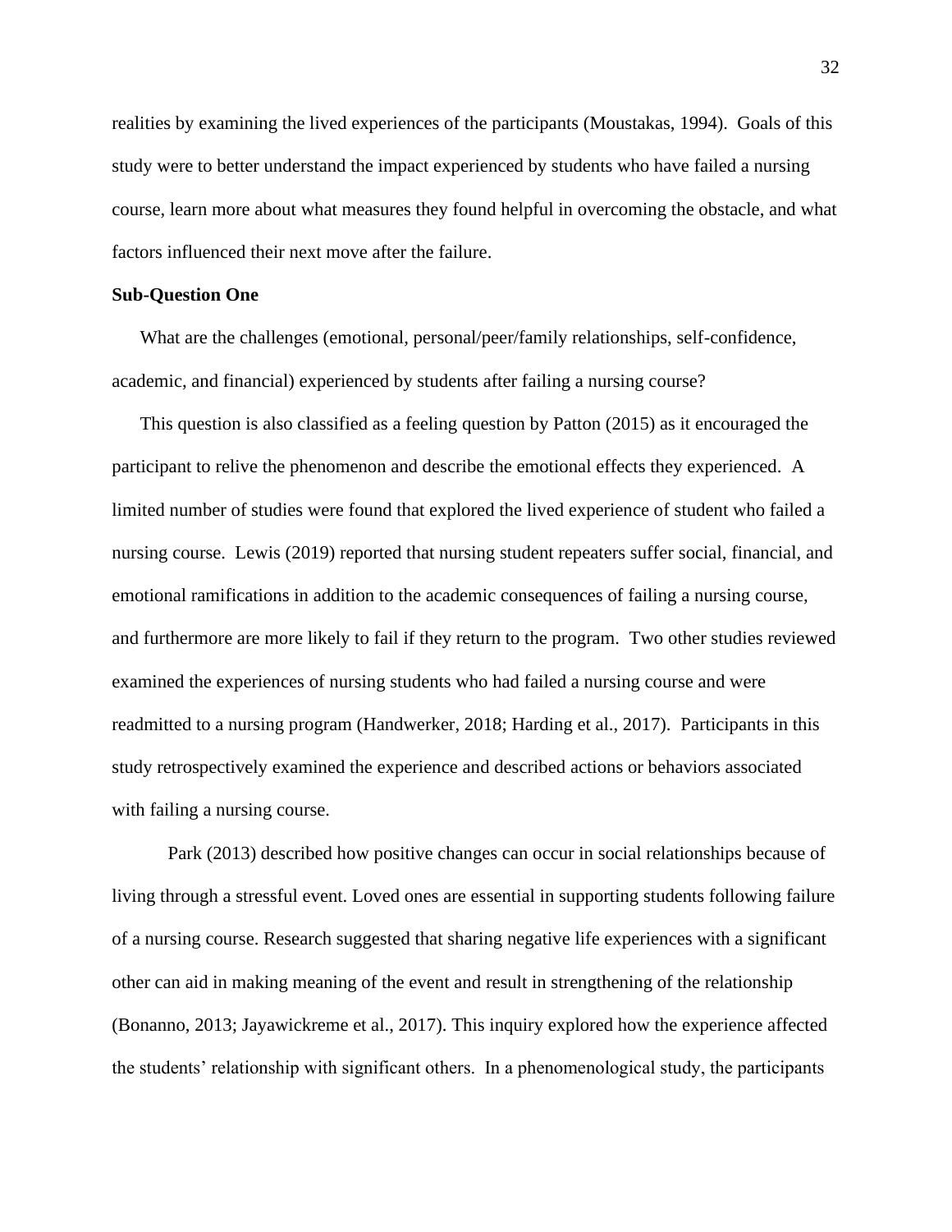realities by examining the lived experiences of the participants (Moustakas, 1994). Goals of this study were to better understand the impact experienced by students who have failed a nursing course, learn more about what measures they found helpful in overcoming the obstacle, and what factors influenced their next move after the failure.

**Sub-Question One**

What are the challenges (emotional, personal/peer/family relationships, self-confidence, academic, and financial) experienced by students after failing a nursing course?

This question is also classified as a feeling question by Patton (2015) as it encouraged the participant to relive the phenomenon and describe the emotional effects they experienced. A limited number of studies were found that explored the lived experience of student who failed a nursing course. Lewis (2019) reported that nursing student repeaters suffer social, financial, and emotional ramifications in addition to the academic consequences of failing a nursing course, and furthermore are more likely to fail if they return to the program. Two other studies reviewed examined the experiences of nursing students who had failed a nursing course and were readmitted to a nursing program (Handwerker, 2018; Harding et al., 2017). Participants in this study retrospectively examined the experience and described actions or behaviors associated with failing a nursing course.

Park (2013) described how positive changes can occur in social relationships because of living through a stressful event. Loved ones are essential in supporting students following failure of a nursing course. Research suggested that sharing negative life experiences with a significant other can aid in making meaning of the event and result in strengthening of the relationship (Bonanno, 2013; Jayawickreme et al., 2017). This inquiry explored how the experience affected the students' relationship with significant others. In a phenomenological study, the participants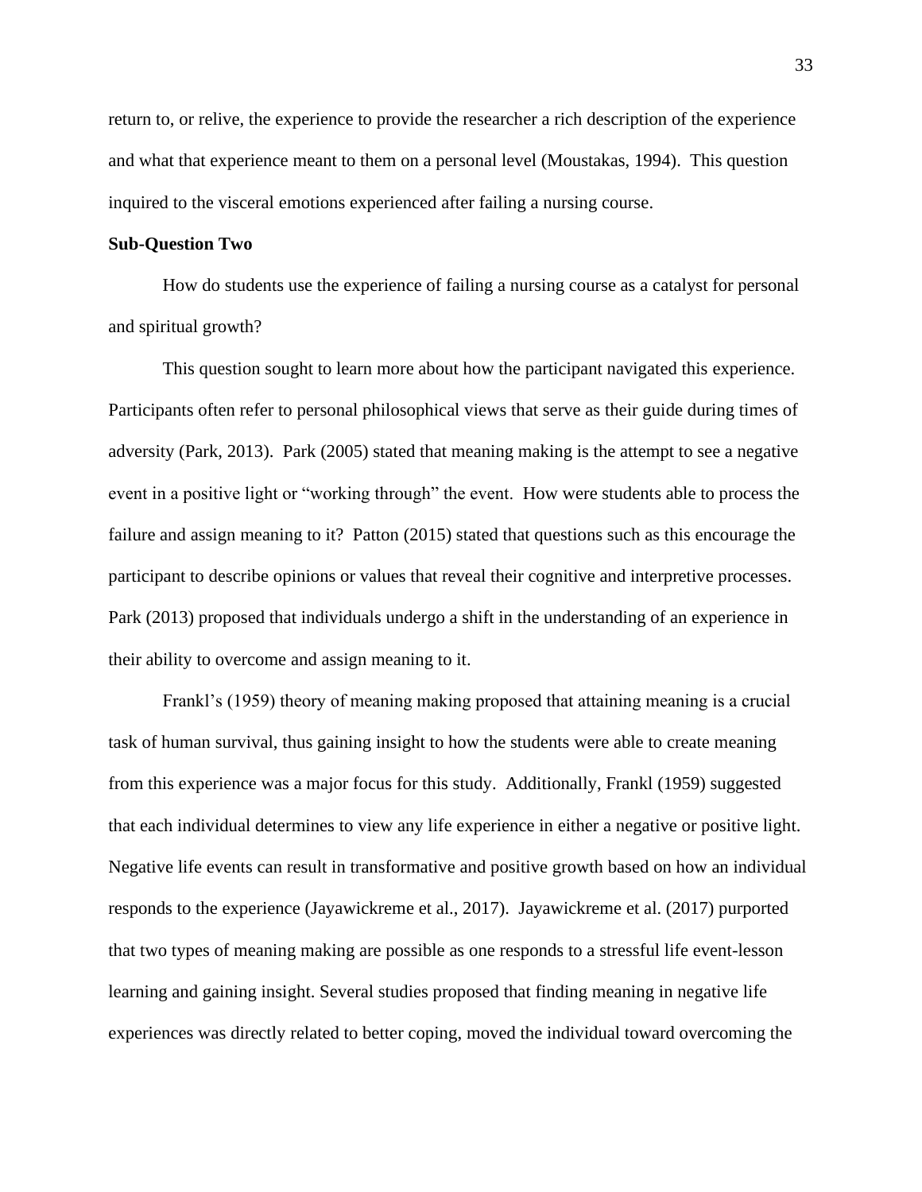return to, or relive, the experience to provide the researcher a rich description of the experience and what that experience meant to them on a personal level (Moustakas, 1994). This question inquired to the visceral emotions experienced after failing a nursing course.

**Sub-Question Two**

How do students use the experience of failing a nursing course as a catalyst for personal and spiritual growth?

This question sought to learn more about how the participant navigated this experience. Participants often refer to personal philosophical views that serve as their guide during times of adversity (Park, 2013). Park (2005) stated that meaning making is the attempt to see a negative event in a positive light or "working through" the event. How were students able to process the failure and assign meaning to it? Patton (2015) stated that questions such as this encourage the participant to describe opinions or values that reveal their cognitive and interpretive processes. Park (2013) proposed that individuals undergo a shift in the understanding of an experience in their ability to overcome and assign meaning to it.

Frankl's (1959) theory of meaning making proposed that attaining meaning is a crucial task of human survival, thus gaining insight to how the students were able to create meaning from this experience was a major focus for this study. Additionally, Frankl (1959) suggested that each individual determines to view any life experience in either a negative or positive light. Negative life events can result in transformative and positive growth based on how an individual responds to the experience (Jayawickreme et al., 2017). Jayawickreme et al. (2017) purported that two types of meaning making are possible as one responds to a stressful life event-lesson learning and gaining insight. Several studies proposed that finding meaning in negative life experiences was directly related to better coping, moved the individual toward overcoming the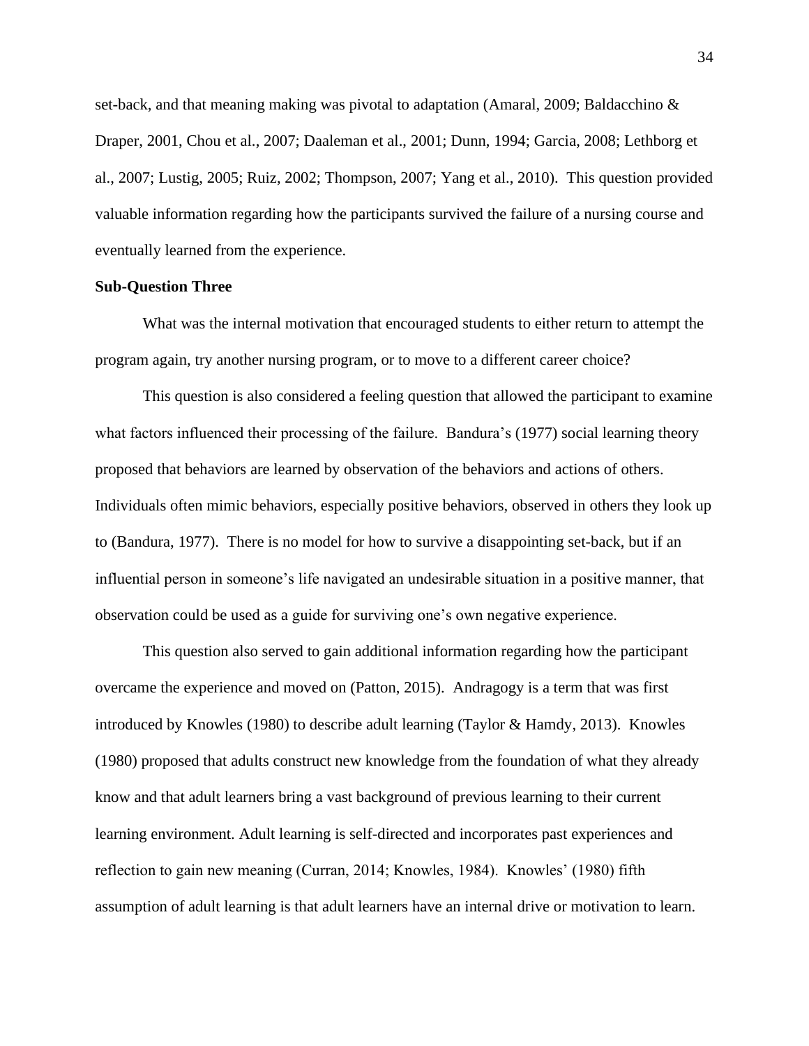set-back, and that meaning making was pivotal to adaptation (Amaral, 2009; Baldacchino & Draper, 2001, Chou et al., 2007; Daaleman et al., 2001; Dunn, 1994; Garcia, 2008; Lethborg et al., 2007; Lustig, 2005; Ruiz, 2002; Thompson, 2007; Yang et al., 2010). This question provided valuable information regarding how the participants survived the failure of a nursing course and eventually learned from the experience.

**Sub-Question Three**

What was the internal motivation that encouraged students to either return to attempt the program again, try another nursing program, or to move to a different career choice?

This question is also considered a feeling question that allowed the participant to examine what factors influenced their processing of the failure. Bandura's (1977) social learning theory proposed that behaviors are learned by observation of the behaviors and actions of others. Individuals often mimic behaviors, especially positive behaviors, observed in others they look up to (Bandura, 1977). There is no model for how to survive a disappointing set-back, but if an influential person in someone's life navigated an undesirable situation in a positive manner, that observation could be used as a guide for surviving one's own negative experience.

This question also served to gain additional information regarding how the participant overcame the experience and moved on (Patton, 2015). Andragogy is a term that was first introduced by Knowles (1980) to describe adult learning (Taylor & Hamdy, 2013). Knowles (1980) proposed that adults construct new knowledge from the foundation of what they already know and that adult learners bring a vast background of previous learning to their current learning environment. Adult learning is self-directed and incorporates past experiences and reflection to gain new meaning (Curran, 2014; Knowles, 1984). Knowles' (1980) fifth assumption of adult learning is that adult learners have an internal drive or motivation to learn.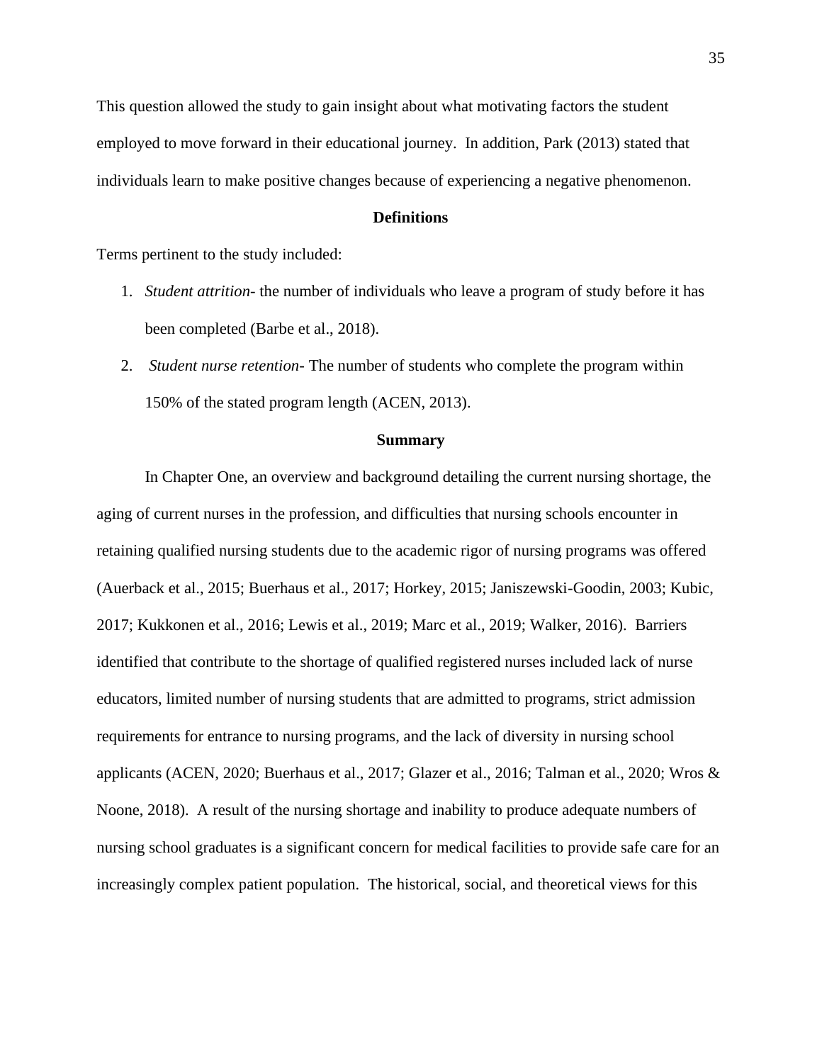This question allowed the study to gain insight about what motivating factors the student employed to move forward in their educational journey. In addition, Park (2013) stated that individuals learn to make positive changes because of experiencing a negative phenomenon.

## Definitions

Terms pertinent to the study included:

1. *Student attrition*- the number of individuals who leave a program of study before it has been completed (Barbe et al., 2018).
2. *Student nurse retention*- The number of students who complete the program within 150% of the stated program length (ACEN, 2013).

## Summary

In Chapter One, an overview and background detailing the current nursing shortage, the aging of current nurses in the profession, and difficulties that nursing schools encounter in retaining qualified nursing students due to the academic rigor of nursing programs was offered (Auerback et al., 2015; Buerhaus et al., 2017; Horkey, 2015; Janiszewski-Goodin, 2003; Kubic, 2017; Kukkonen et al., 2016; Lewis et al., 2019; Marc et al., 2019; Walker, 2016). Barriers identified that contribute to the shortage of qualified registered nurses included lack of nurse educators, limited number of nursing students that are admitted to programs, strict admission requirements for entrance to nursing programs, and the lack of diversity in nursing school applicants (ACEN, 2020; Buerhaus et al., 2017; Glazer et al., 2016; Talman et al., 2020; Wros & Noone, 2018). A result of the nursing shortage and inability to produce adequate numbers of nursing school graduates is a significant concern for medical facilities to provide safe care for an increasingly complex patient population. The historical, social, and theoretical views for this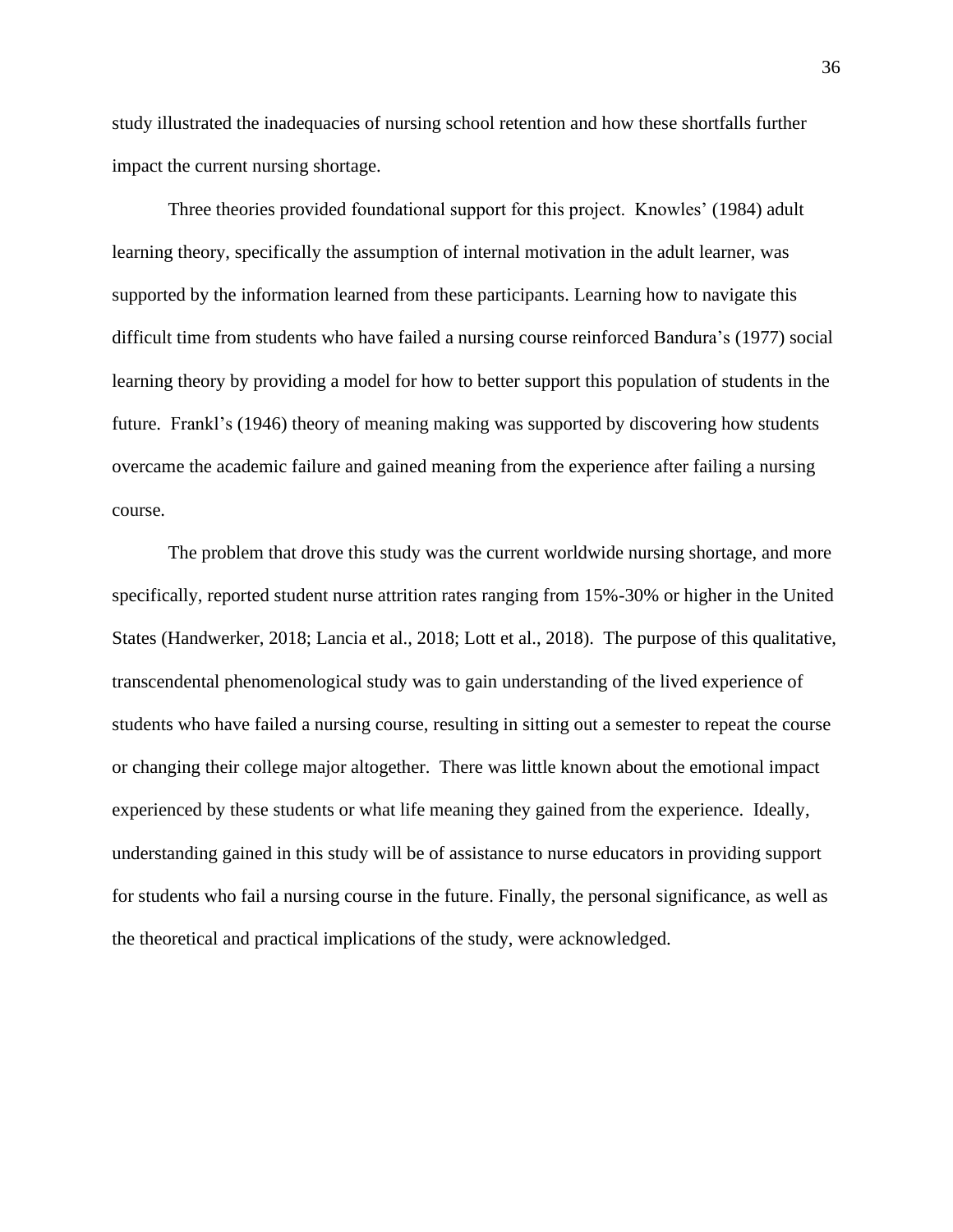study illustrated the inadequacies of nursing school retention and how these shortfalls further impact the current nursing shortage.

Three theories provided foundational support for this project. Knowles' (1984) adult learning theory, specifically the assumption of internal motivation in the adult learner, was supported by the information learned from these participants. Learning how to navigate this difficult time from students who have failed a nursing course reinforced Bandura's (1977) social learning theory by providing a model for how to better support this population of students in the future. Frankl's (1946) theory of meaning making was supported by discovering how students overcame the academic failure and gained meaning from the experience after failing a nursing course.

The problem that drove this study was the current worldwide nursing shortage, and more specifically, reported student nurse attrition rates ranging from 15%-30% or higher in the United States (Handwerker, 2018; Lancia et al., 2018; Lott et al., 2018). The purpose of this qualitative, transcendental phenomenological study was to gain understanding of the lived experience of students who have failed a nursing course, resulting in sitting out a semester to repeat the course or changing their college major altogether. There was little known about the emotional impact experienced by these students or what life meaning they gained from the experience. Ideally, understanding gained in this study will be of assistance to nurse educators in providing support for students who fail a nursing course in the future. Finally, the personal significance, as well as the theoretical and practical implications of the study, were acknowledged.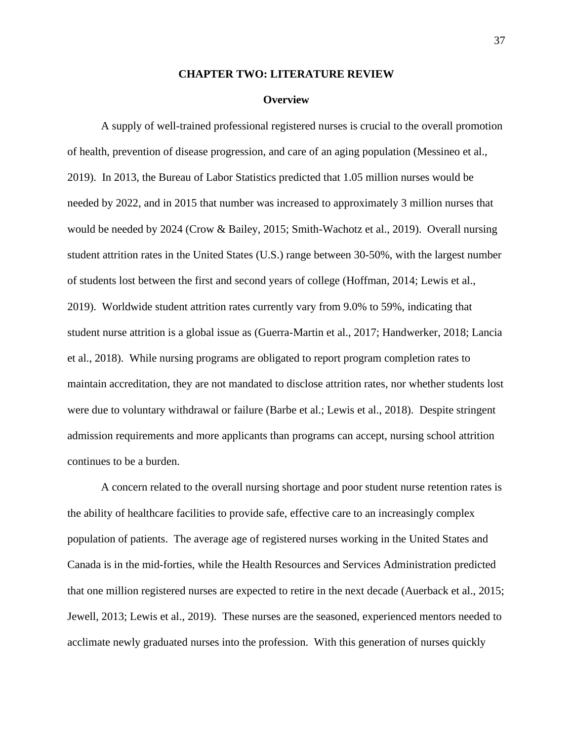# CHAPTER TWO: LITERATURE REVIEW

## Overview

A supply of well-trained professional registered nurses is crucial to the overall promotion of health, prevention of disease progression, and care of an aging population (Messineo et al., 2019). In 2013, the Bureau of Labor Statistics predicted that 1.05 million nurses would be needed by 2022, and in 2015 that number was increased to approximately 3 million nurses that would be needed by 2024 (Crow & Bailey, 2015; Smith-Wachotz et al., 2019). Overall nursing student attrition rates in the United States (U.S.) range between 30-50%, with the largest number of students lost between the first and second years of college (Hoffman, 2014; Lewis et al., 2019). Worldwide student attrition rates currently vary from 9.0% to 59%, indicating that student nurse attrition is a global issue as (Guerra-Martin et al., 2017; Handwerker, 2018; Lancia et al., 2018). While nursing programs are obligated to report program completion rates to maintain accreditation, they are not mandated to disclose attrition rates, nor whether students lost were due to voluntary withdrawal or failure (Barbe et al.; Lewis et al., 2018). Despite stringent admission requirements and more applicants than programs can accept, nursing school attrition continues to be a burden.

A concern related to the overall nursing shortage and poor student nurse retention rates is the ability of healthcare facilities to provide safe, effective care to an increasingly complex population of patients. The average age of registered nurses working in the United States and Canada is in the mid-forties, while the Health Resources and Services Administration predicted that one million registered nurses are expected to retire in the next decade (Auerback et al., 2015; Jewell, 2013; Lewis et al., 2019). These nurses are the seasoned, experienced mentors needed to acclimate newly graduated nurses into the profession. With this generation of nurses quickly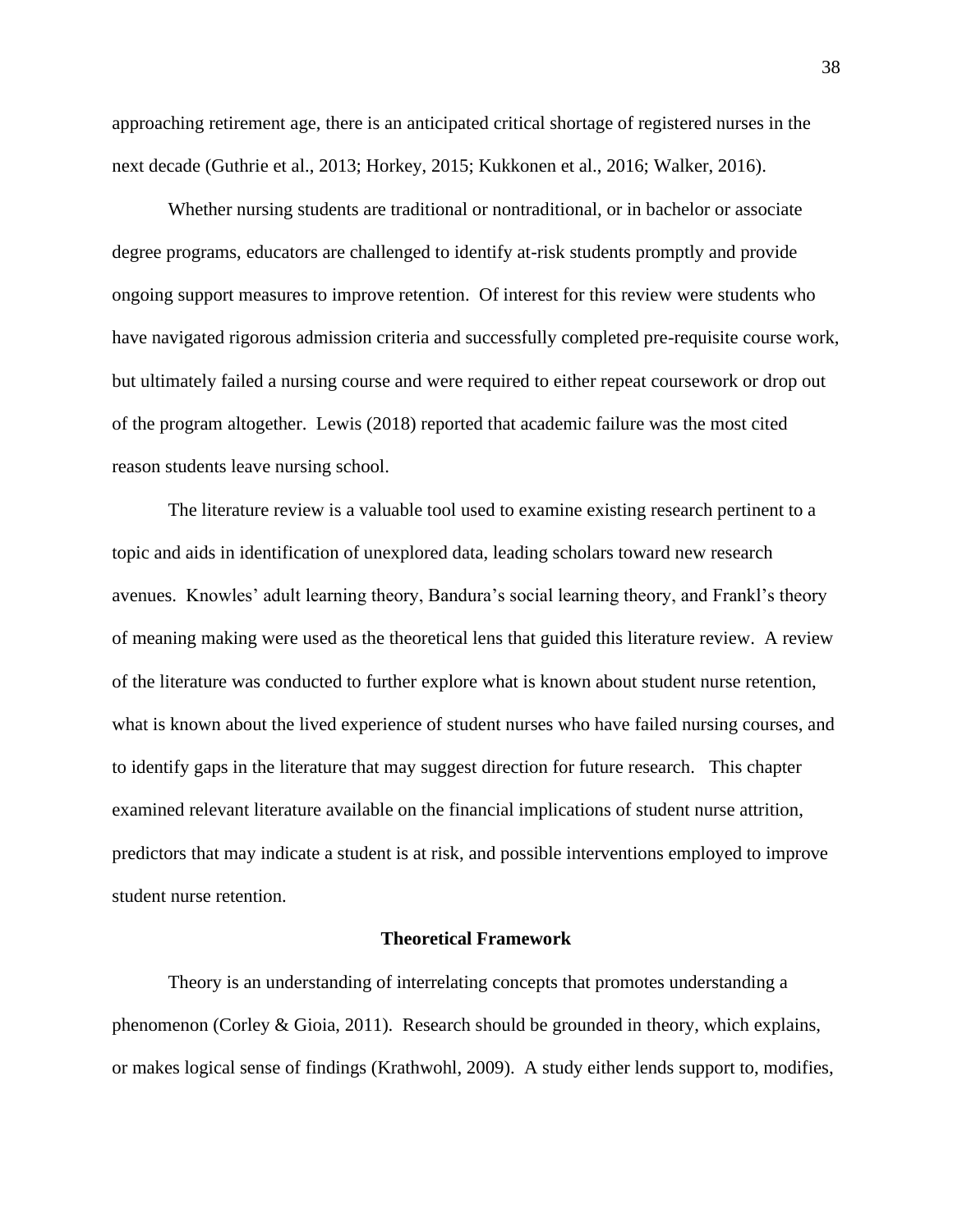approaching retirement age, there is an anticipated critical shortage of registered nurses in the next decade (Guthrie et al., 2013; Horkey, 2015; Kukkonen et al., 2016; Walker, 2016).

Whether nursing students are traditional or nontraditional, or in bachelor or associate degree programs, educators are challenged to identify at-risk students promptly and provide ongoing support measures to improve retention. Of interest for this review were students who have navigated rigorous admission criteria and successfully completed pre-requisite course work, but ultimately failed a nursing course and were required to either repeat coursework or drop out of the program altogether. Lewis (2018) reported that academic failure was the most cited reason students leave nursing school.

The literature review is a valuable tool used to examine existing research pertinent to a topic and aids in identification of unexplored data, leading scholars toward new research avenues. Knowles' adult learning theory, Bandura's social learning theory, and Frankl's theory of meaning making were used as the theoretical lens that guided this literature review. A review of the literature was conducted to further explore what is known about student nurse retention, what is known about the lived experience of student nurses who have failed nursing courses, and to identify gaps in the literature that may suggest direction for future research. This chapter examined relevant literature available on the financial implications of student nurse attrition, predictors that may indicate a student is at risk, and possible interventions employed to improve student nurse retention.

## Theoretical Framework

Theory is an understanding of interrelating concepts that promotes understanding a phenomenon (Corley & Gioia, 2011). Research should be grounded in theory, which explains, or makes logical sense of findings (Krathwohl, 2009). A study either lends support to, modifies,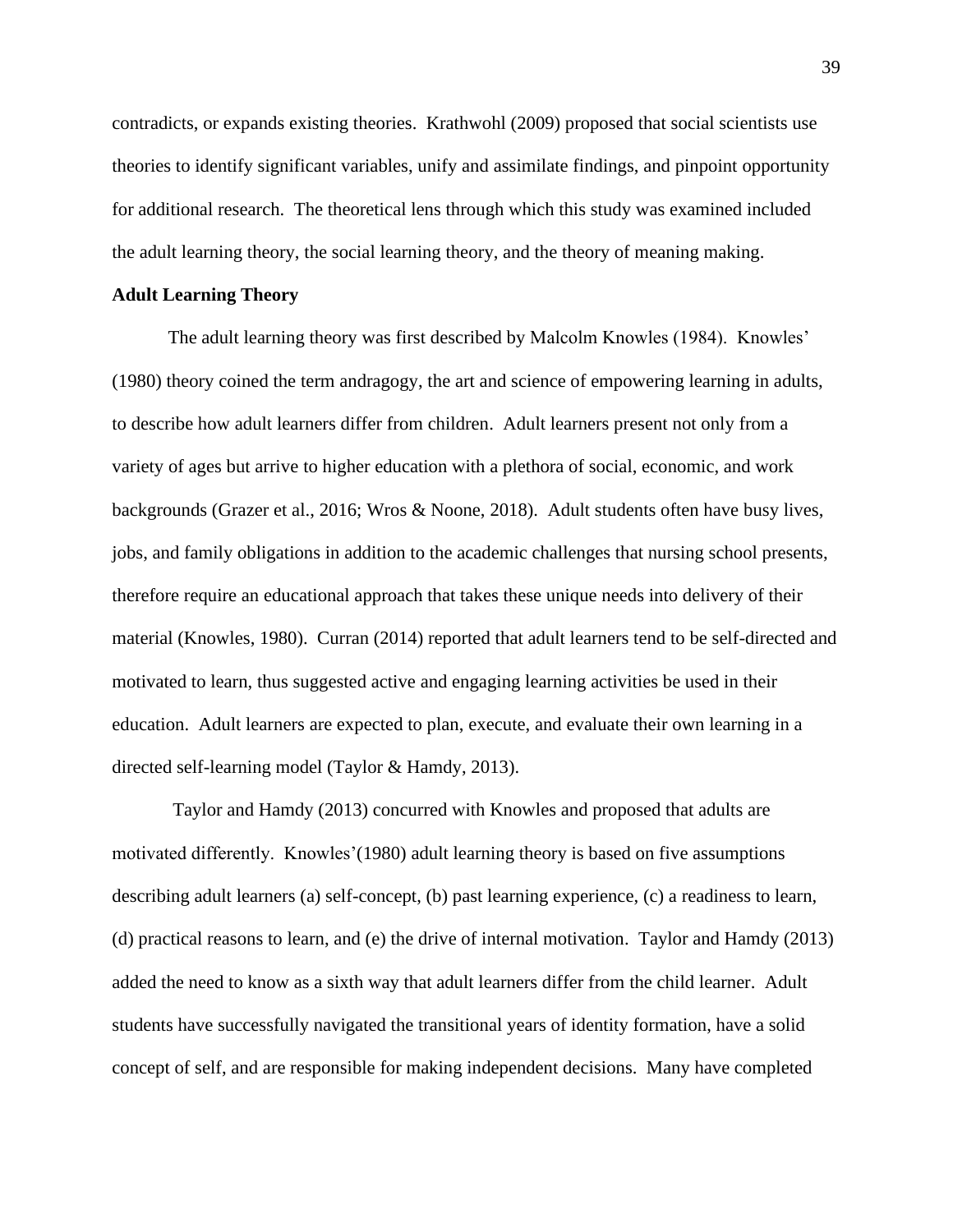contradicts, or expands existing theories. Krathwohl (2009) proposed that social scientists use theories to identify significant variables, unify and assimilate findings, and pinpoint opportunity for additional research. The theoretical lens through which this study was examined included the adult learning theory, the social learning theory, and the theory of meaning making.

**Adult Learning Theory**

The adult learning theory was first described by Malcolm Knowles (1984). Knowles' (1980) theory coined the term andragogy, the art and science of empowering learning in adults, to describe how adult learners differ from children. Adult learners present not only from a variety of ages but arrive to higher education with a plethora of social, economic, and work backgrounds (Grazer et al., 2016; Wros & Noone, 2018). Adult students often have busy lives, jobs, and family obligations in addition to the academic challenges that nursing school presents, therefore require an educational approach that takes these unique needs into delivery of their material (Knowles, 1980). Curran (2014) reported that adult learners tend to be self-directed and motivated to learn, thus suggested active and engaging learning activities be used in their education. Adult learners are expected to plan, execute, and evaluate their own learning in a directed self-learning model (Taylor & Hamdy, 2013).

Taylor and Hamdy (2013) concurred with Knowles and proposed that adults are motivated differently. Knowles'(1980) adult learning theory is based on five assumptions describing adult learners (a) self-concept, (b) past learning experience, (c) a readiness to learn, (d) practical reasons to learn, and (e) the drive of internal motivation. Taylor and Hamdy (2013) added the need to know as a sixth way that adult learners differ from the child learner. Adult students have successfully navigated the transitional years of identity formation, have a solid concept of self, and are responsible for making independent decisions. Many have completed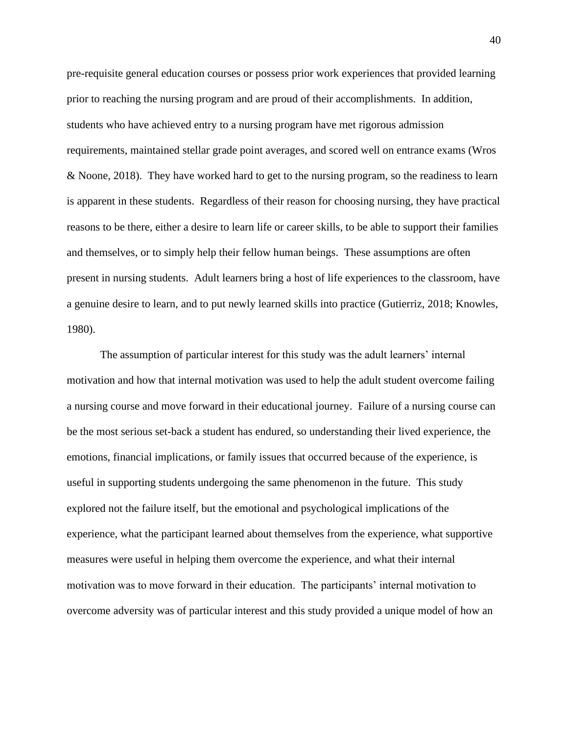pre-requisite general education courses or possess prior work experiences that provided learning prior to reaching the nursing program and are proud of their accomplishments. In addition, students who have achieved entry to a nursing program have met rigorous admission requirements, maintained stellar grade point averages, and scored well on entrance exams (Wros & Noone, 2018). They have worked hard to get to the nursing program, so the readiness to learn is apparent in these students. Regardless of their reason for choosing nursing, they have practical reasons to be there, either a desire to learn life or career skills, to be able to support their families and themselves, or to simply help their fellow human beings. These assumptions are often present in nursing students. Adult learners bring a host of life experiences to the classroom, have a genuine desire to learn, and to put newly learned skills into practice (Gutierriz, 2018; Knowles, 1980).

The assumption of particular interest for this study was the adult learners' internal motivation and how that internal motivation was used to help the adult student overcome failing a nursing course and move forward in their educational journey. Failure of a nursing course can be the most serious set-back a student has endured, so understanding their lived experience, the emotions, financial implications, or family issues that occurred because of the experience, is useful in supporting students undergoing the same phenomenon in the future. This study explored not the failure itself, but the emotional and psychological implications of the experience, what the participant learned about themselves from the experience, what supportive measures were useful in helping them overcome the experience, and what their internal motivation was to move forward in their education. The participants' internal motivation to overcome adversity was of particular interest and this study provided a unique model of how an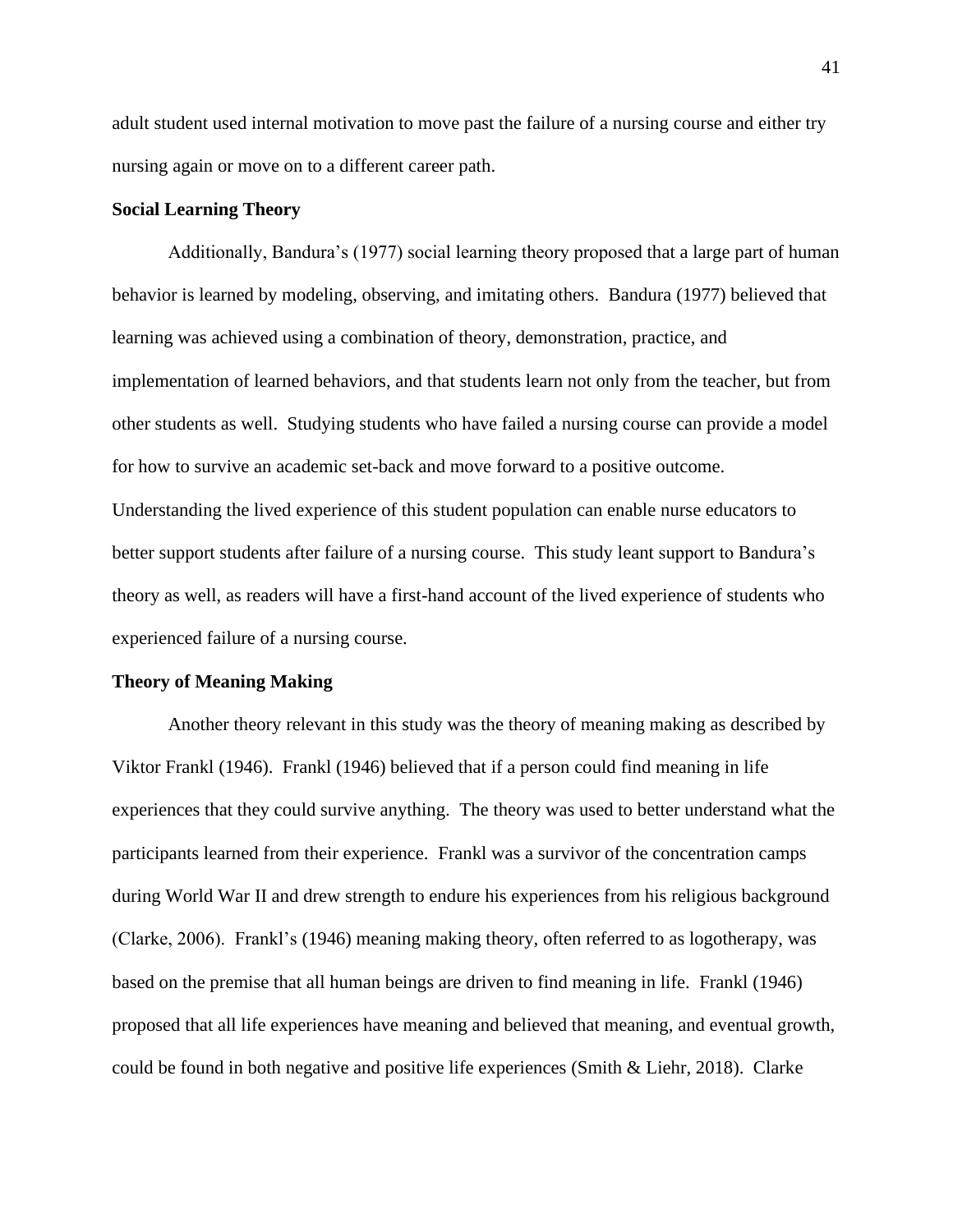adult student used internal motivation to move past the failure of a nursing course and either try nursing again or move on to a different career path.

**Social Learning Theory**

Additionally, Bandura's (1977) social learning theory proposed that a large part of human behavior is learned by modeling, observing, and imitating others. Bandura (1977) believed that learning was achieved using a combination of theory, demonstration, practice, and implementation of learned behaviors, and that students learn not only from the teacher, but from other students as well. Studying students who have failed a nursing course can provide a model for how to survive an academic set-back and move forward to a positive outcome. Understanding the lived experience of this student population can enable nurse educators to better support students after failure of a nursing course. This study leant support to Bandura's theory as well, as readers will have a first-hand account of the lived experience of students who experienced failure of a nursing course.

**Theory of Meaning Making**

Another theory relevant in this study was the theory of meaning making as described by Viktor Frankl (1946). Frankl (1946) believed that if a person could find meaning in life experiences that they could survive anything. The theory was used to better understand what the participants learned from their experience. Frankl was a survivor of the concentration camps during World War II and drew strength to endure his experiences from his religious background (Clarke, 2006). Frankl's (1946) meaning making theory, often referred to as logotherapy, was based on the premise that all human beings are driven to find meaning in life. Frankl (1946) proposed that all life experiences have meaning and believed that meaning, and eventual growth, could be found in both negative and positive life experiences (Smith & Liehr, 2018). Clarke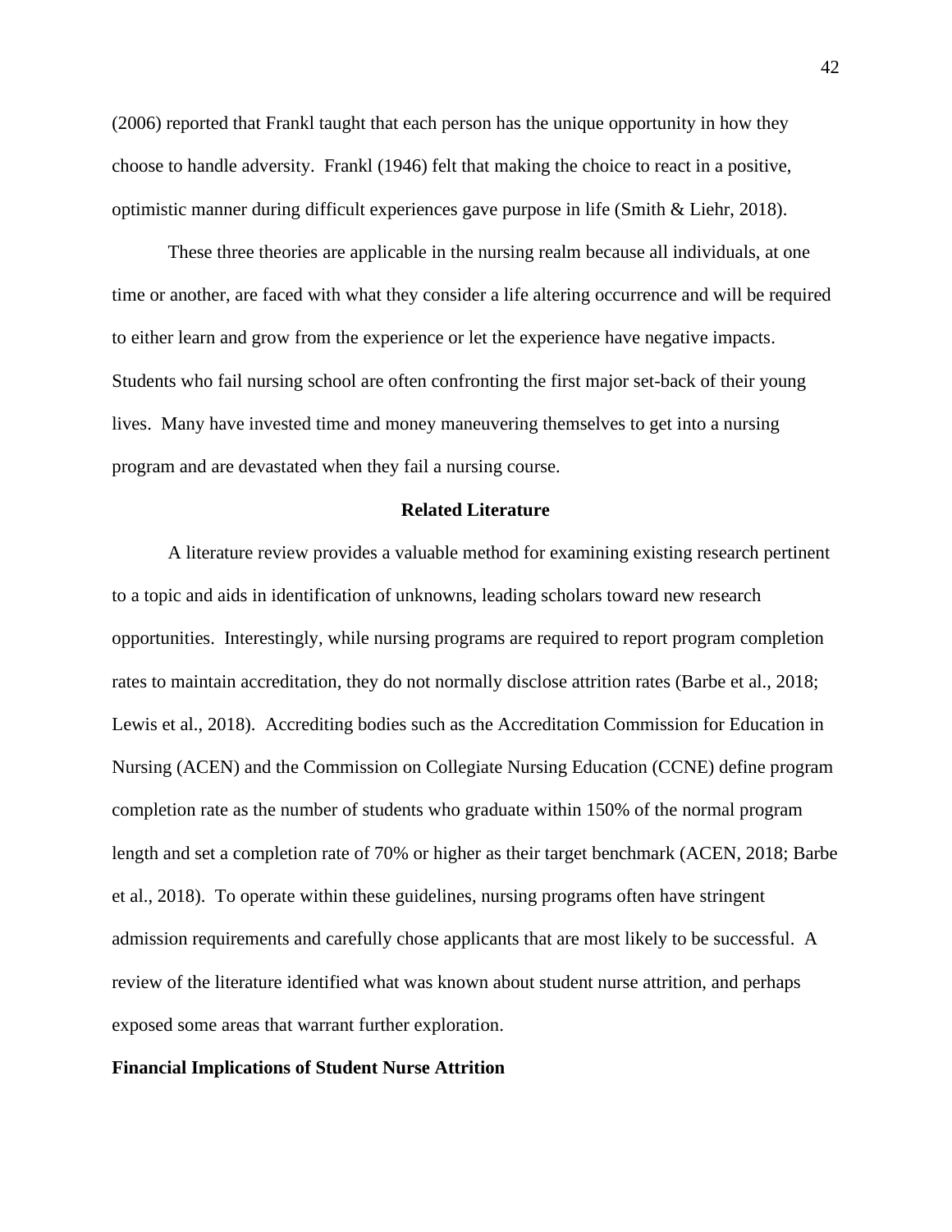(2006) reported that Frankl taught that each person has the unique opportunity in how they choose to handle adversity. Frankl (1946) felt that making the choice to react in a positive, optimistic manner during difficult experiences gave purpose in life (Smith & Liehr, 2018).

These three theories are applicable in the nursing realm because all individuals, at one time or another, are faced with what they consider a life altering occurrence and will be required to either learn and grow from the experience or let the experience have negative impacts. Students who fail nursing school are often confronting the first major set-back of their young lives. Many have invested time and money maneuvering themselves to get into a nursing program and are devastated when they fail a nursing course.

## Related Literature

A literature review provides a valuable method for examining existing research pertinent to a topic and aids in identification of unknowns, leading scholars toward new research opportunities. Interestingly, while nursing programs are required to report program completion rates to maintain accreditation, they do not normally disclose attrition rates (Barbe et al., 2018; Lewis et al., 2018). Accrediting bodies such as the Accreditation Commission for Education in Nursing (ACEN) and the Commission on Collegiate Nursing Education (CCNE) define program completion rate as the number of students who graduate within 150% of the normal program length and set a completion rate of 70% or higher as their target benchmark (ACEN, 2018; Barbe et al., 2018). To operate within these guidelines, nursing programs often have stringent admission requirements and carefully chose applicants that are most likely to be successful. A review of the literature identified what was known about student nurse attrition, and perhaps exposed some areas that warrant further exploration.

### Financial Implications of Student Nurse Attrition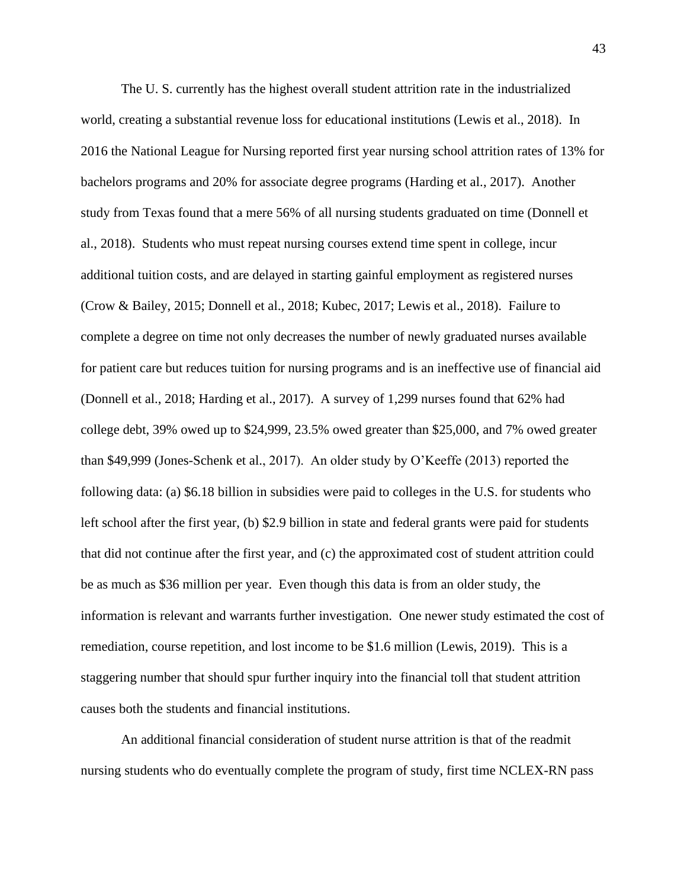The U. S. currently has the highest overall student attrition rate in the industrialized world, creating a substantial revenue loss for educational institutions (Lewis et al., 2018). In 2016 the National League for Nursing reported first year nursing school attrition rates of 13% for bachelors programs and 20% for associate degree programs (Harding et al., 2017). Another study from Texas found that a mere 56% of all nursing students graduated on time (Donnell et al., 2018). Students who must repeat nursing courses extend time spent in college, incur additional tuition costs, and are delayed in starting gainful employment as registered nurses (Crow & Bailey, 2015; Donnell et al., 2018; Kubec, 2017; Lewis et al., 2018). Failure to complete a degree on time not only decreases the number of newly graduated nurses available for patient care but reduces tuition for nursing programs and is an ineffective use of financial aid (Donnell et al., 2018; Harding et al., 2017). A survey of 1,299 nurses found that 62% had college debt, 39% owed up to $24,999, 23.5% owed greater than $25,000, and 7% owed greater than $49,999 (Jones-Schenk et al., 2017). An older study by O'Keeffe (2013) reported the following data: (a) $6.18 billion in subsidies were paid to colleges in the U.S. for students who left school after the first year, (b) $2.9 billion in state and federal grants were paid for students that did not continue after the first year, and (c) the approximated cost of student attrition could be as much as $36 million per year. Even though this data is from an older study, the information is relevant and warrants further investigation. One newer study estimated the cost of remediation, course repetition, and lost income to be $1.6 million (Lewis, 2019). This is a staggering number that should spur further inquiry into the financial toll that student attrition causes both the students and financial institutions.

An additional financial consideration of student nurse attrition is that of the readmit nursing students who do eventually complete the program of study, first time NCLEX-RN pass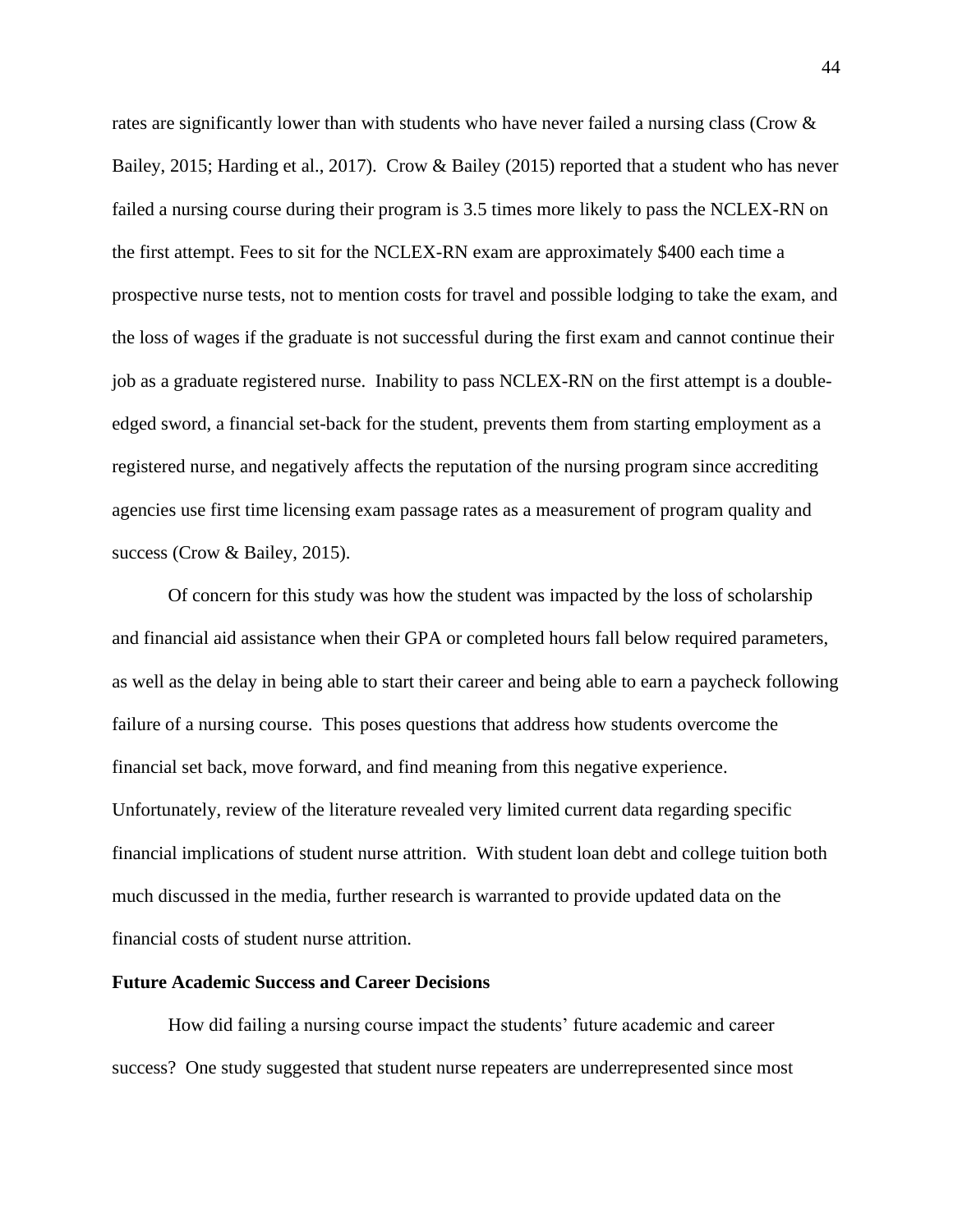rates are significantly lower than with students who have never failed a nursing class (Crow & Bailey, 2015; Harding et al., 2017). Crow & Bailey (2015) reported that a student who has never failed a nursing course during their program is 3.5 times more likely to pass the NCLEX-RN on the first attempt. Fees to sit for the NCLEX-RN exam are approximately $400 each time a prospective nurse tests, not to mention costs for travel and possible lodging to take the exam, and the loss of wages if the graduate is not successful during the first exam and cannot continue their job as a graduate registered nurse. Inability to pass NCLEX-RN on the first attempt is a double-edged sword, a financial set-back for the student, prevents them from starting employment as a registered nurse, and negatively affects the reputation of the nursing program since accrediting agencies use first time licensing exam passage rates as a measurement of program quality and success (Crow & Bailey, 2015).

Of concern for this study was how the student was impacted by the loss of scholarship and financial aid assistance when their GPA or completed hours fall below required parameters, as well as the delay in being able to start their career and being able to earn a paycheck following failure of a nursing course. This poses questions that address how students overcome the financial set back, move forward, and find meaning from this negative experience. Unfortunately, review of the literature revealed very limited current data regarding specific financial implications of student nurse attrition. With student loan debt and college tuition both much discussed in the media, further research is warranted to provide updated data on the financial costs of student nurse attrition.

### Future Academic Success and Career Decisions

How did failing a nursing course impact the students' future academic and career success? One study suggested that student nurse repeaters are underrepresented since most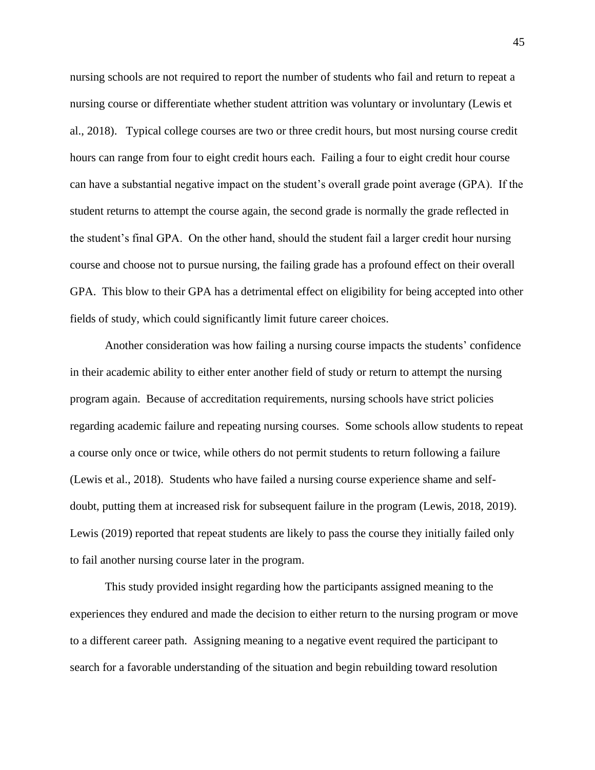nursing schools are not required to report the number of students who fail and return to repeat a nursing course or differentiate whether student attrition was voluntary or involuntary (Lewis et al., 2018). Typical college courses are two or three credit hours, but most nursing course credit hours can range from four to eight credit hours each. Failing a four to eight credit hour course can have a substantial negative impact on the student's overall grade point average (GPA). If the student returns to attempt the course again, the second grade is normally the grade reflected in the student's final GPA. On the other hand, should the student fail a larger credit hour nursing course and choose not to pursue nursing, the failing grade has a profound effect on their overall GPA. This blow to their GPA has a detrimental effect on eligibility for being accepted into other fields of study, which could significantly limit future career choices.

Another consideration was how failing a nursing course impacts the students' confidence in their academic ability to either enter another field of study or return to attempt the nursing program again. Because of accreditation requirements, nursing schools have strict policies regarding academic failure and repeating nursing courses. Some schools allow students to repeat a course only once or twice, while others do not permit students to return following a failure (Lewis et al., 2018). Students who have failed a nursing course experience shame and self-doubt, putting them at increased risk for subsequent failure in the program (Lewis, 2018, 2019). Lewis (2019) reported that repeat students are likely to pass the course they initially failed only to fail another nursing course later in the program.

This study provided insight regarding how the participants assigned meaning to the experiences they endured and made the decision to either return to the nursing program or move to a different career path. Assigning meaning to a negative event required the participant to search for a favorable understanding of the situation and begin rebuilding toward resolution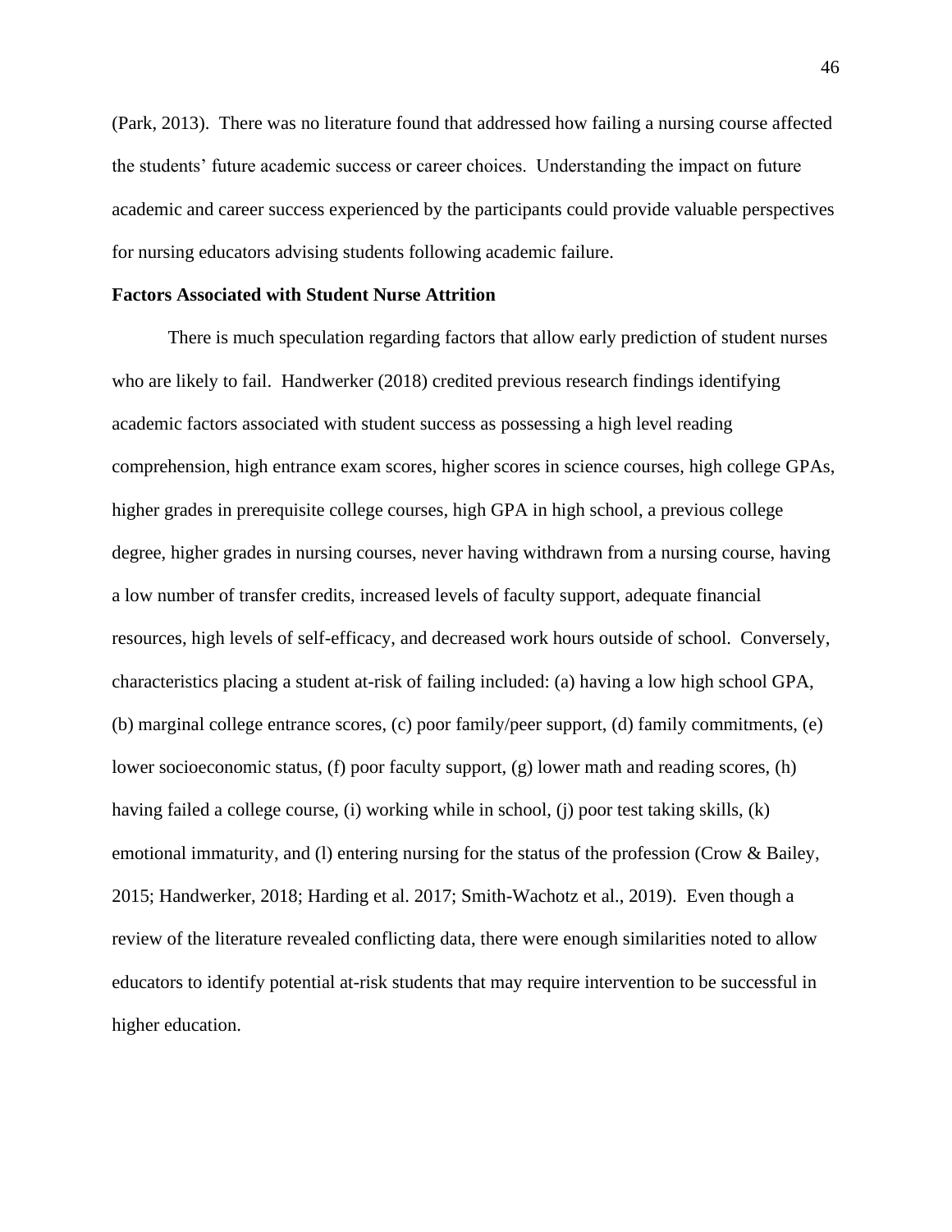(Park, 2013). There was no literature found that addressed how failing a nursing course affected the students' future academic success or career choices. Understanding the impact on future academic and career success experienced by the participants could provide valuable perspectives for nursing educators advising students following academic failure.

**Factors Associated with Student Nurse Attrition**

There is much speculation regarding factors that allow early prediction of student nurses who are likely to fail. Handwerker (2018) credited previous research findings identifying academic factors associated with student success as possessing a high level reading comprehension, high entrance exam scores, higher scores in science courses, high college GPAs, higher grades in prerequisite college courses, high GPA in high school, a previous college degree, higher grades in nursing courses, never having withdrawn from a nursing course, having a low number of transfer credits, increased levels of faculty support, adequate financial resources, high levels of self-efficacy, and decreased work hours outside of school. Conversely, characteristics placing a student at-risk of failing included: (a) having a low high school GPA, (b) marginal college entrance scores, (c) poor family/peer support, (d) family commitments, (e) lower socioeconomic status, (f) poor faculty support, (g) lower math and reading scores, (h) having failed a college course, (i) working while in school, (j) poor test taking skills, (k) emotional immaturity, and (l) entering nursing for the status of the profession (Crow & Bailey, 2015; Handwerker, 2018; Harding et al. 2017; Smith-Wachotz et al., 2019). Even though a review of the literature revealed conflicting data, there were enough similarities noted to allow educators to identify potential at-risk students that may require intervention to be successful in higher education.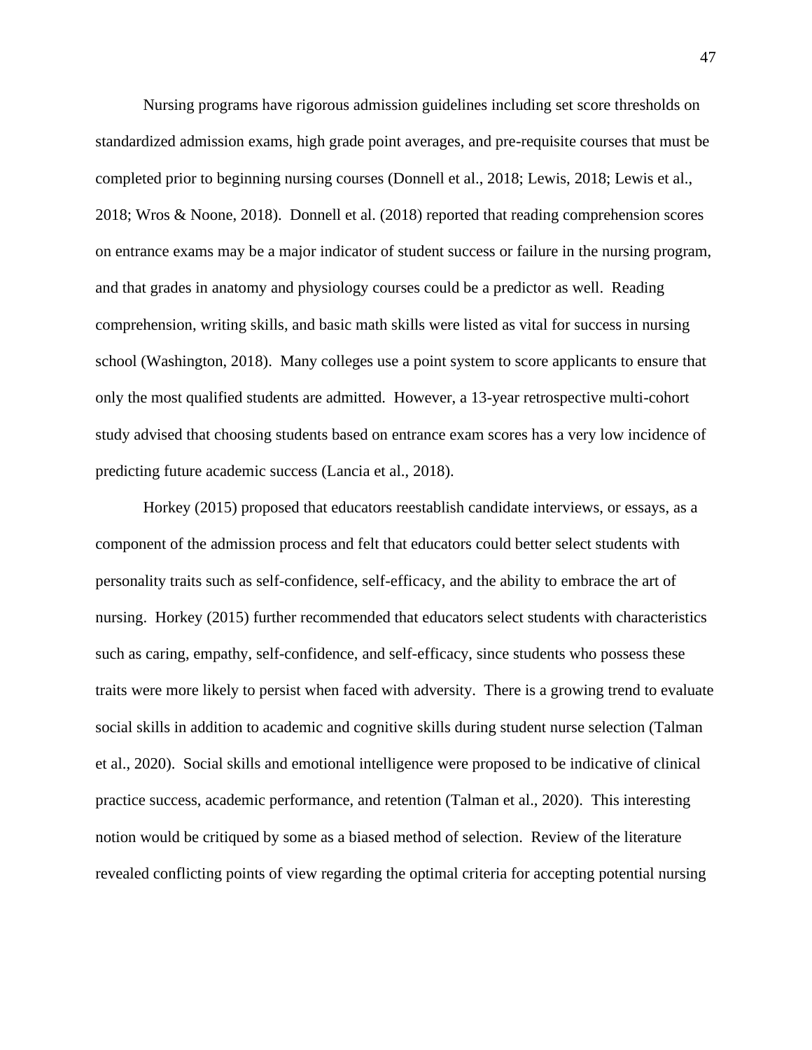Nursing programs have rigorous admission guidelines including set score thresholds on standardized admission exams, high grade point averages, and pre-requisite courses that must be completed prior to beginning nursing courses (Donnell et al., 2018; Lewis, 2018; Lewis et al., 2018; Wros & Noone, 2018). Donnell et al. (2018) reported that reading comprehension scores on entrance exams may be a major indicator of student success or failure in the nursing program, and that grades in anatomy and physiology courses could be a predictor as well. Reading comprehension, writing skills, and basic math skills were listed as vital for success in nursing school (Washington, 2018). Many colleges use a point system to score applicants to ensure that only the most qualified students are admitted. However, a 13-year retrospective multi-cohort study advised that choosing students based on entrance exam scores has a very low incidence of predicting future academic success (Lancia et al., 2018).

Horkey (2015) proposed that educators reestablish candidate interviews, or essays, as a component of the admission process and felt that educators could better select students with personality traits such as self-confidence, self-efficacy, and the ability to embrace the art of nursing. Horkey (2015) further recommended that educators select students with characteristics such as caring, empathy, self-confidence, and self-efficacy, since students who possess these traits were more likely to persist when faced with adversity. There is a growing trend to evaluate social skills in addition to academic and cognitive skills during student nurse selection (Talman et al., 2020). Social skills and emotional intelligence were proposed to be indicative of clinical practice success, academic performance, and retention (Talman et al., 2020). This interesting notion would be critiqued by some as a biased method of selection. Review of the literature revealed conflicting points of view regarding the optimal criteria for accepting potential nursing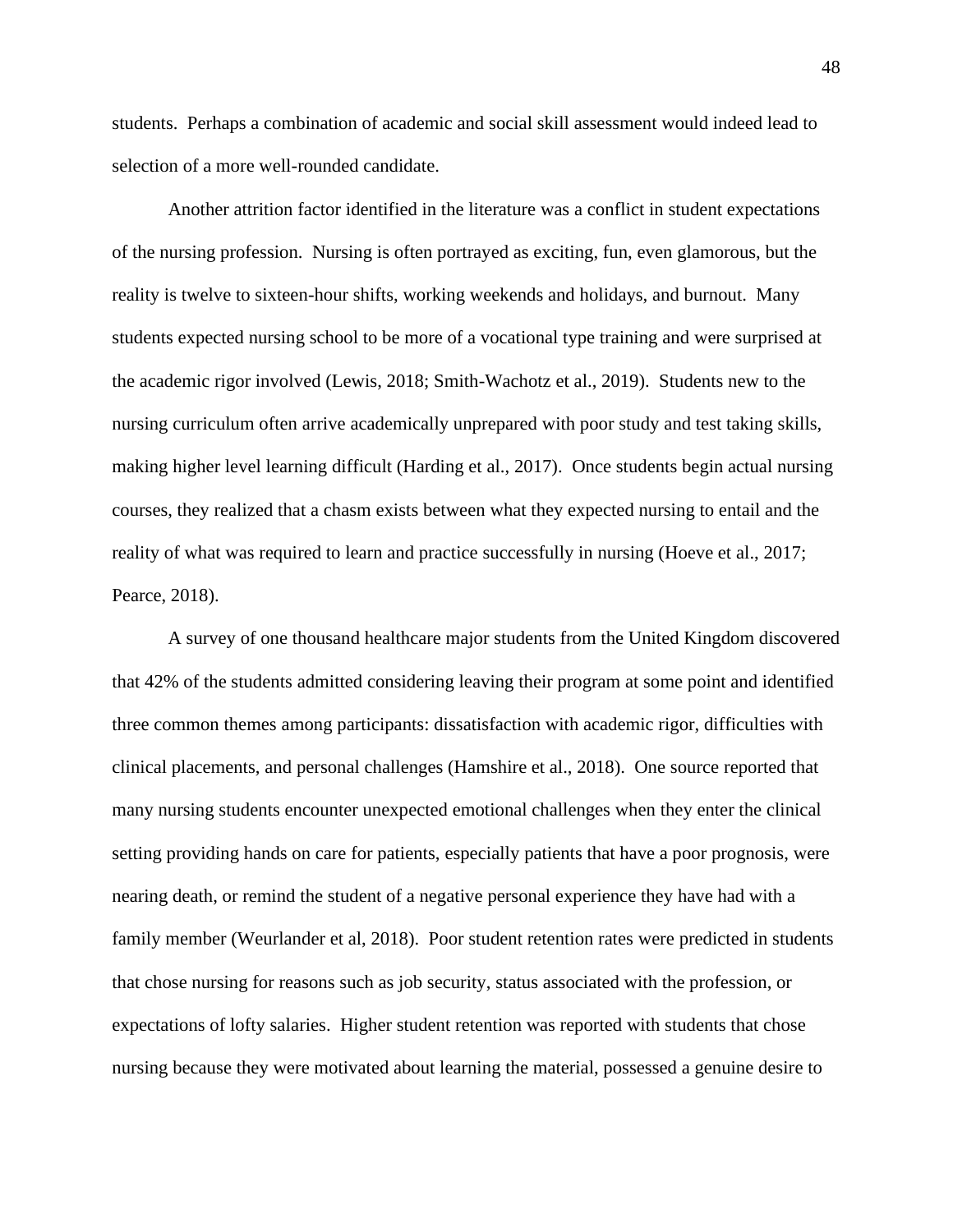students. Perhaps a combination of academic and social skill assessment would indeed lead to selection of a more well-rounded candidate.

Another attrition factor identified in the literature was a conflict in student expectations of the nursing profession. Nursing is often portrayed as exciting, fun, even glamorous, but the reality is twelve to sixteen-hour shifts, working weekends and holidays, and burnout. Many students expected nursing school to be more of a vocational type training and were surprised at the academic rigor involved (Lewis, 2018; Smith-Wachotz et al., 2019). Students new to the nursing curriculum often arrive academically unprepared with poor study and test taking skills, making higher level learning difficult (Harding et al., 2017). Once students begin actual nursing courses, they realized that a chasm exists between what they expected nursing to entail and the reality of what was required to learn and practice successfully in nursing (Hoeve et al., 2017; Pearce, 2018).

A survey of one thousand healthcare major students from the United Kingdom discovered that 42% of the students admitted considering leaving their program at some point and identified three common themes among participants: dissatisfaction with academic rigor, difficulties with clinical placements, and personal challenges (Hamshire et al., 2018). One source reported that many nursing students encounter unexpected emotional challenges when they enter the clinical setting providing hands on care for patients, especially patients that have a poor prognosis, were nearing death, or remind the student of a negative personal experience they have had with a family member (Weurlander et al, 2018). Poor student retention rates were predicted in students that chose nursing for reasons such as job security, status associated with the profession, or expectations of lofty salaries. Higher student retention was reported with students that chose nursing because they were motivated about learning the material, possessed a genuine desire to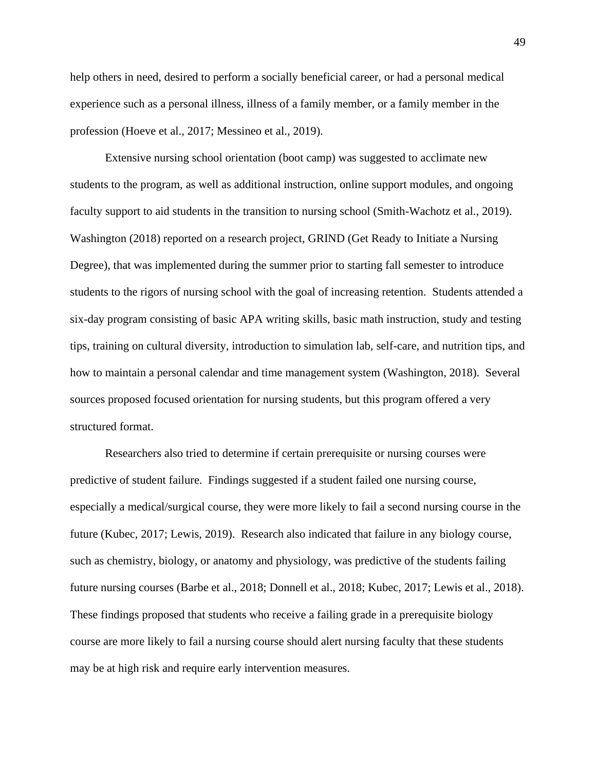help others in need, desired to perform a socially beneficial career, or had a personal medical experience such as a personal illness, illness of a family member, or a family member in the profession (Hoeve et al., 2017; Messineo et al., 2019).

Extensive nursing school orientation (boot camp) was suggested to acclimate new students to the program, as well as additional instruction, online support modules, and ongoing faculty support to aid students in the transition to nursing school (Smith-Wachotz et al., 2019). Washington (2018) reported on a research project, GRIND (Get Ready to Initiate a Nursing Degree), that was implemented during the summer prior to starting fall semester to introduce students to the rigors of nursing school with the goal of increasing retention. Students attended a six-day program consisting of basic APA writing skills, basic math instruction, study and testing tips, training on cultural diversity, introduction to simulation lab, self-care, and nutrition tips, and how to maintain a personal calendar and time management system (Washington, 2018). Several sources proposed focused orientation for nursing students, but this program offered a very structured format.

Researchers also tried to determine if certain prerequisite or nursing courses were predictive of student failure. Findings suggested if a student failed one nursing course, especially a medical/surgical course, they were more likely to fail a second nursing course in the future (Kubec, 2017; Lewis, 2019). Research also indicated that failure in any biology course, such as chemistry, biology, or anatomy and physiology, was predictive of the students failing future nursing courses (Barbe et al., 2018; Donnell et al., 2018; Kubec, 2017; Lewis et al., 2018). These findings proposed that students who receive a failing grade in a prerequisite biology course are more likely to fail a nursing course should alert nursing faculty that these students may be at high risk and require early intervention measures.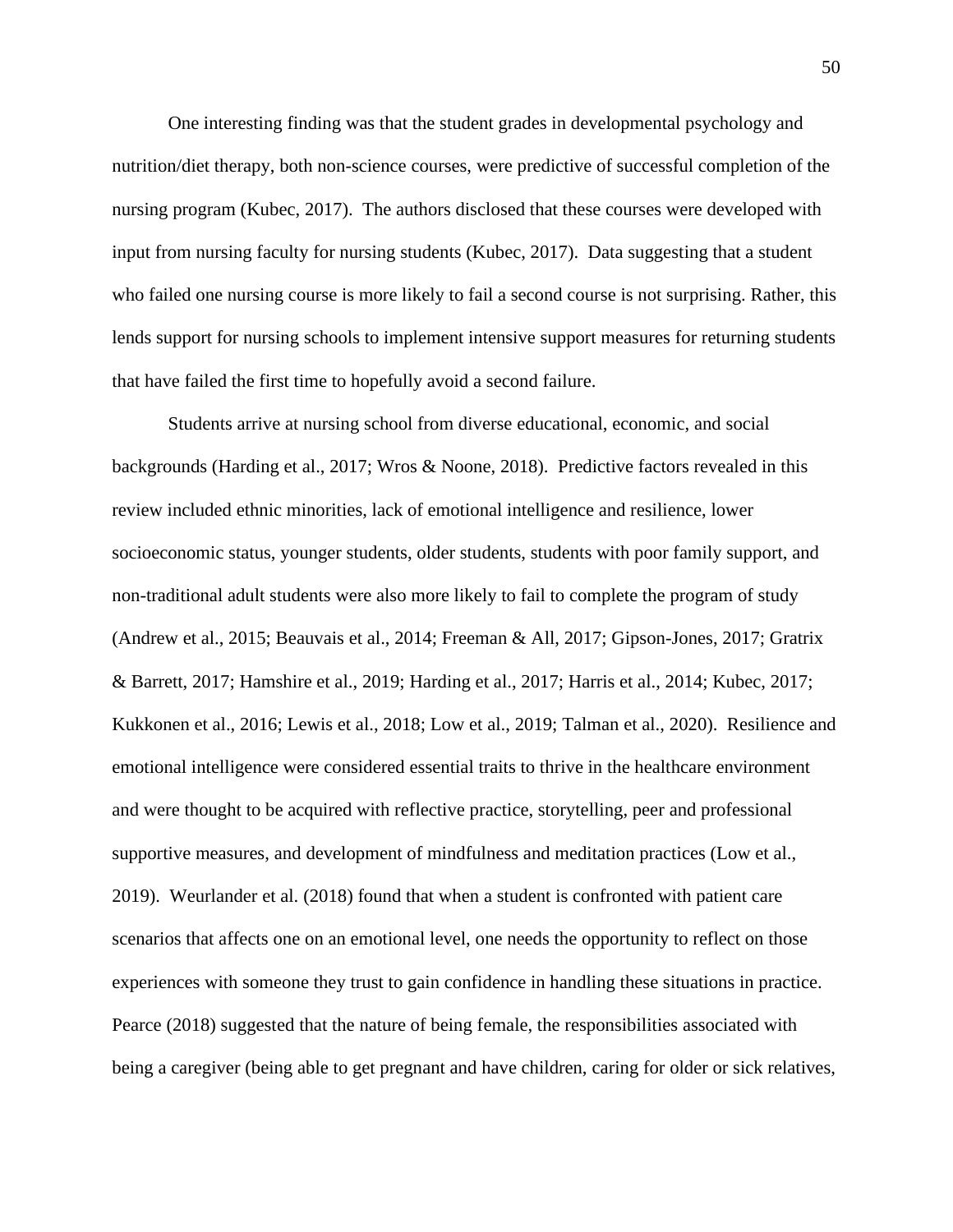One interesting finding was that the student grades in developmental psychology and nutrition/diet therapy, both non-science courses, were predictive of successful completion of the nursing program (Kubec, 2017). The authors disclosed that these courses were developed with input from nursing faculty for nursing students (Kubec, 2017). Data suggesting that a student who failed one nursing course is more likely to fail a second course is not surprising. Rather, this lends support for nursing schools to implement intensive support measures for returning students that have failed the first time to hopefully avoid a second failure.

Students arrive at nursing school from diverse educational, economic, and social backgrounds (Harding et al., 2017; Wros & Noone, 2018). Predictive factors revealed in this review included ethnic minorities, lack of emotional intelligence and resilience, lower socioeconomic status, younger students, older students, students with poor family support, and non-traditional adult students were also more likely to fail to complete the program of study (Andrew et al., 2015; Beauvais et al., 2014; Freeman & All, 2017; Gipson-Jones, 2017; Gratrix & Barrett, 2017; Hamshire et al., 2019; Harding et al., 2017; Harris et al., 2014; Kubec, 2017; Kukkonen et al., 2016; Lewis et al., 2018; Low et al., 2019; Talman et al., 2020). Resilience and emotional intelligence were considered essential traits to thrive in the healthcare environment and were thought to be acquired with reflective practice, storytelling, peer and professional supportive measures, and development of mindfulness and meditation practices (Low et al., 2019). Weurlander et al. (2018) found that when a student is confronted with patient care scenarios that affects one on an emotional level, one needs the opportunity to reflect on those experiences with someone they trust to gain confidence in handling these situations in practice. Pearce (2018) suggested that the nature of being female, the responsibilities associated with being a caregiver (being able to get pregnant and have children, caring for older or sick relatives,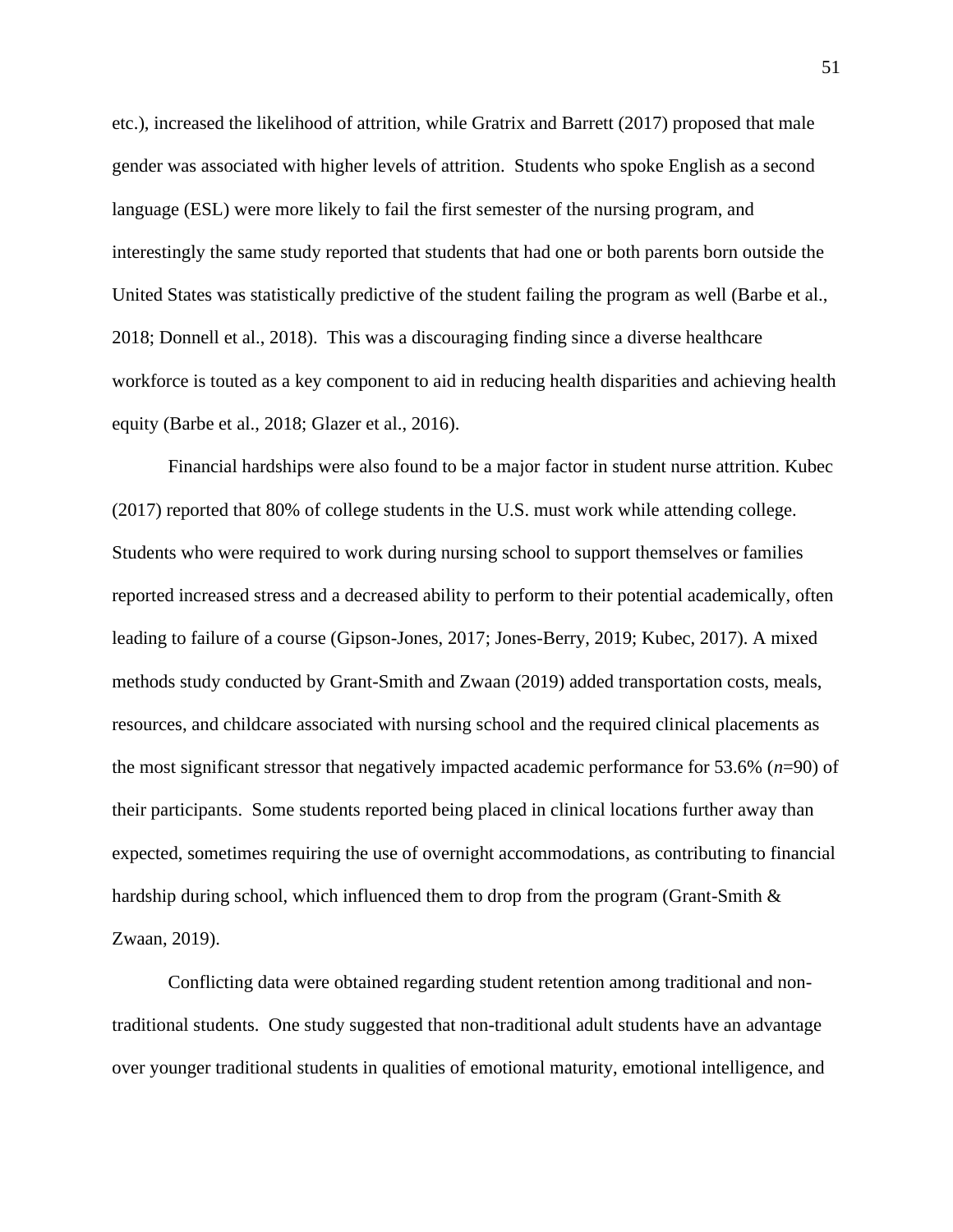etc.), increased the likelihood of attrition, while Gratrix and Barrett (2017) proposed that male gender was associated with higher levels of attrition. Students who spoke English as a second language (ESL) were more likely to fail the first semester of the nursing program, and interestingly the same study reported that students that had one or both parents born outside the United States was statistically predictive of the student failing the program as well (Barbe et al., 2018; Donnell et al., 2018). This was a discouraging finding since a diverse healthcare workforce is touted as a key component to aid in reducing health disparities and achieving health equity (Barbe et al., 2018; Glazer et al., 2016).

Financial hardships were also found to be a major factor in student nurse attrition. Kubec (2017) reported that 80% of college students in the U.S. must work while attending college. Students who were required to work during nursing school to support themselves or families reported increased stress and a decreased ability to perform to their potential academically, often leading to failure of a course (Gipson-Jones, 2017; Jones-Berry, 2019; Kubec, 2017). A mixed methods study conducted by Grant-Smith and Zwaan (2019) added transportation costs, meals, resources, and childcare associated with nursing school and the required clinical placements as the most significant stressor that negatively impacted academic performance for 53.6% ($n$=90) of their participants. Some students reported being placed in clinical locations further away than expected, sometimes requiring the use of overnight accommodations, as contributing to financial hardship during school, which influenced them to drop from the program (Grant-Smith & Zwaan, 2019).

Conflicting data were obtained regarding student retention among traditional and non-traditional students. One study suggested that non-traditional adult students have an advantage over younger traditional students in qualities of emotional maturity, emotional intelligence, and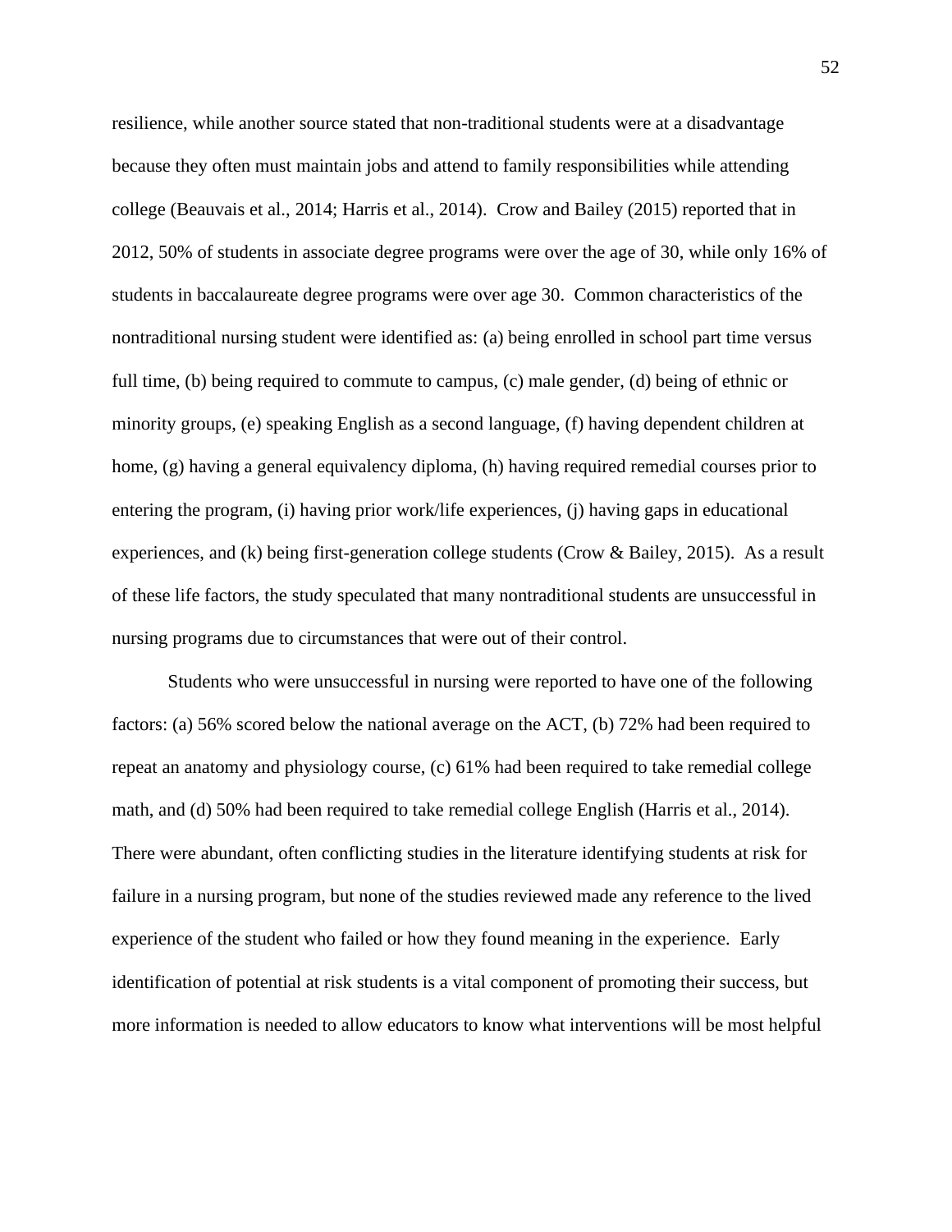resilience, while another source stated that non-traditional students were at a disadvantage because they often must maintain jobs and attend to family responsibilities while attending college (Beauvais et al., 2014; Harris et al., 2014). Crow and Bailey (2015) reported that in 2012, 50% of students in associate degree programs were over the age of 30, while only 16% of students in baccalaureate degree programs were over age 30. Common characteristics of the nontraditional nursing student were identified as: (a) being enrolled in school part time versus full time, (b) being required to commute to campus, (c) male gender, (d) being of ethnic or minority groups, (e) speaking English as a second language, (f) having dependent children at home, (g) having a general equivalency diploma, (h) having required remedial courses prior to entering the program, (i) having prior work/life experiences, (j) having gaps in educational experiences, and (k) being first-generation college students (Crow & Bailey, 2015). As a result of these life factors, the study speculated that many nontraditional students are unsuccessful in nursing programs due to circumstances that were out of their control.

Students who were unsuccessful in nursing were reported to have one of the following factors: (a) 56% scored below the national average on the ACT, (b) 72% had been required to repeat an anatomy and physiology course, (c) 61% had been required to take remedial college math, and (d) 50% had been required to take remedial college English (Harris et al., 2014). There were abundant, often conflicting studies in the literature identifying students at risk for failure in a nursing program, but none of the studies reviewed made any reference to the lived experience of the student who failed or how they found meaning in the experience. Early identification of potential at risk students is a vital component of promoting their success, but more information is needed to allow educators to know what interventions will be most helpful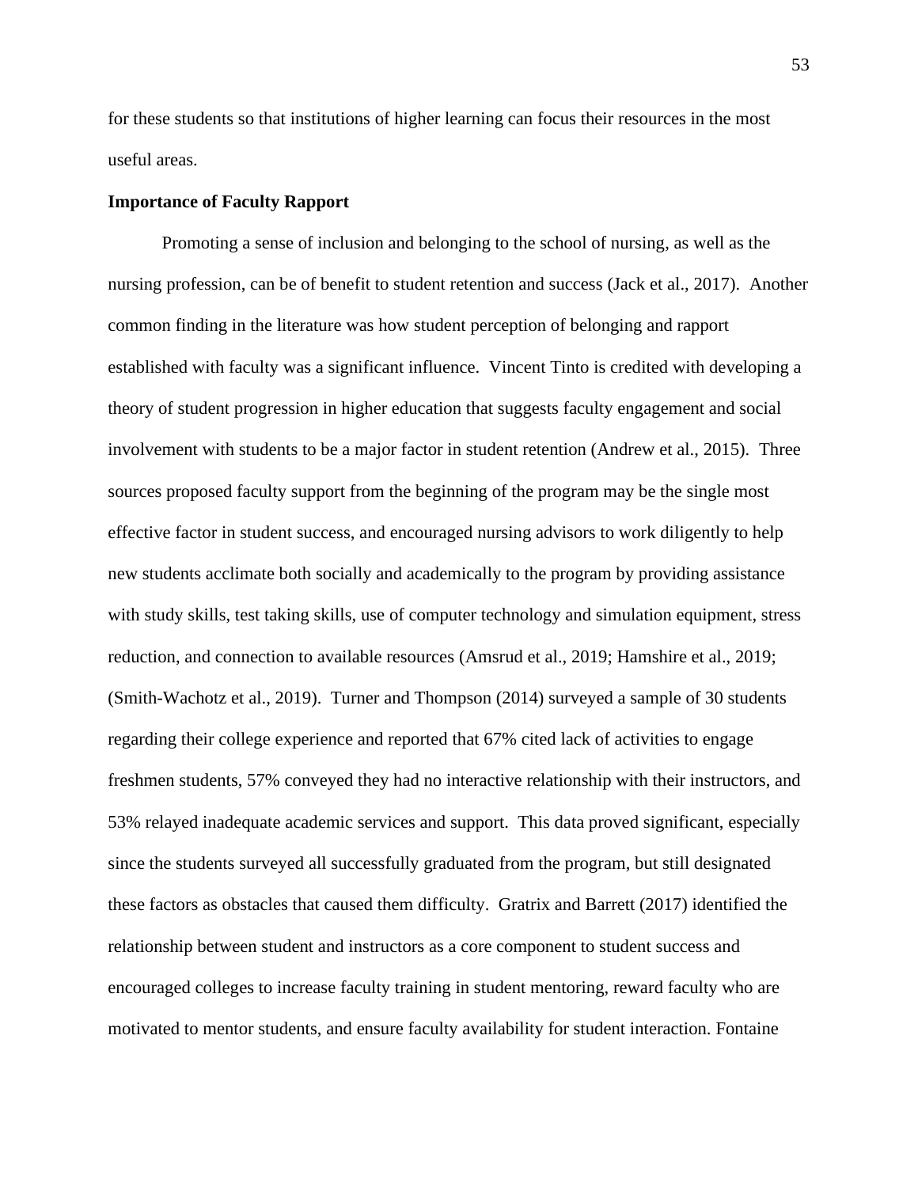for these students so that institutions of higher learning can focus their resources in the most useful areas.

**Importance of Faculty Rapport**

Promoting a sense of inclusion and belonging to the school of nursing, as well as the nursing profession, can be of benefit to student retention and success (Jack et al., 2017). Another common finding in the literature was how student perception of belonging and rapport established with faculty was a significant influence. Vincent Tinto is credited with developing a theory of student progression in higher education that suggests faculty engagement and social involvement with students to be a major factor in student retention (Andrew et al., 2015). Three sources proposed faculty support from the beginning of the program may be the single most effective factor in student success, and encouraged nursing advisors to work diligently to help new students acclimate both socially and academically to the program by providing assistance with study skills, test taking skills, use of computer technology and simulation equipment, stress reduction, and connection to available resources (Amsrud et al., 2019; Hamshire et al., 2019; (Smith-Wachotz et al., 2019). Turner and Thompson (2014) surveyed a sample of 30 students regarding their college experience and reported that 67% cited lack of activities to engage freshmen students, 57% conveyed they had no interactive relationship with their instructors, and 53% relayed inadequate academic services and support. This data proved significant, especially since the students surveyed all successfully graduated from the program, but still designated these factors as obstacles that caused them difficulty. Gratrix and Barrett (2017) identified the relationship between student and instructors as a core component to student success and encouraged colleges to increase faculty training in student mentoring, reward faculty who are motivated to mentor students, and ensure faculty availability for student interaction. Fontaine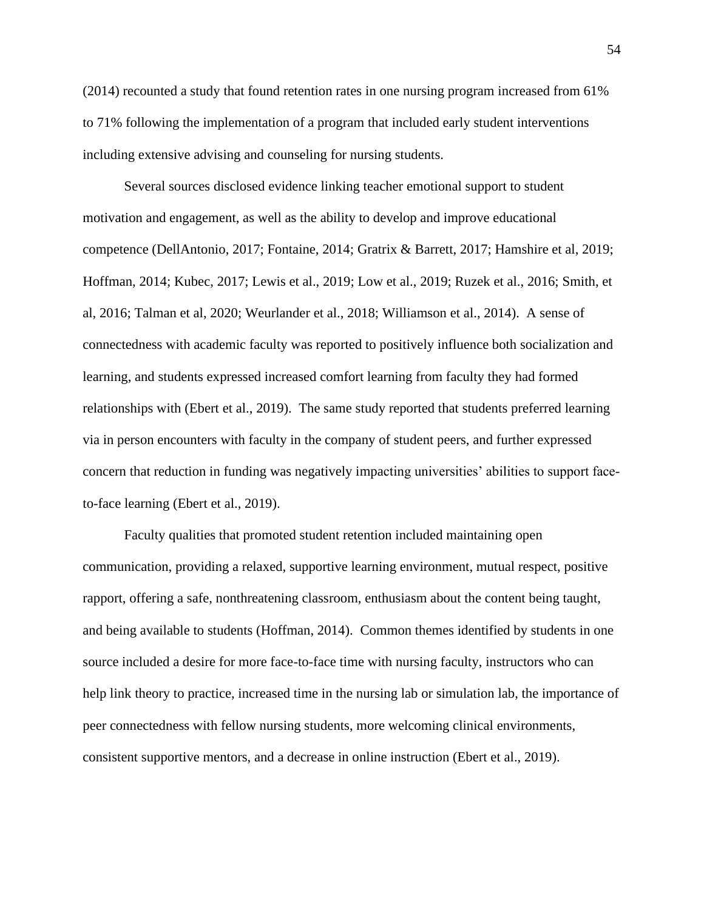(2014) recounted a study that found retention rates in one nursing program increased from 61% to 71% following the implementation of a program that included early student interventions including extensive advising and counseling for nursing students.

Several sources disclosed evidence linking teacher emotional support to student motivation and engagement, as well as the ability to develop and improve educational competence (DellAntonio, 2017; Fontaine, 2014; Gratrix & Barrett, 2017; Hamshire et al, 2019; Hoffman, 2014; Kubec, 2017; Lewis et al., 2019; Low et al., 2019; Ruzek et al., 2016; Smith, et al, 2016; Talman et al, 2020; Weurlander et al., 2018; Williamson et al., 2014). A sense of connectedness with academic faculty was reported to positively influence both socialization and learning, and students expressed increased comfort learning from faculty they had formed relationships with (Ebert et al., 2019). The same study reported that students preferred learning via in person encounters with faculty in the company of student peers, and further expressed concern that reduction in funding was negatively impacting universities' abilities to support face-to-face learning (Ebert et al., 2019).

Faculty qualities that promoted student retention included maintaining open communication, providing a relaxed, supportive learning environment, mutual respect, positive rapport, offering a safe, nonthreatening classroom, enthusiasm about the content being taught, and being available to students (Hoffman, 2014). Common themes identified by students in one source included a desire for more face-to-face time with nursing faculty, instructors who can help link theory to practice, increased time in the nursing lab or simulation lab, the importance of peer connectedness with fellow nursing students, more welcoming clinical environments, consistent supportive mentors, and a decrease in online instruction (Ebert et al., 2019).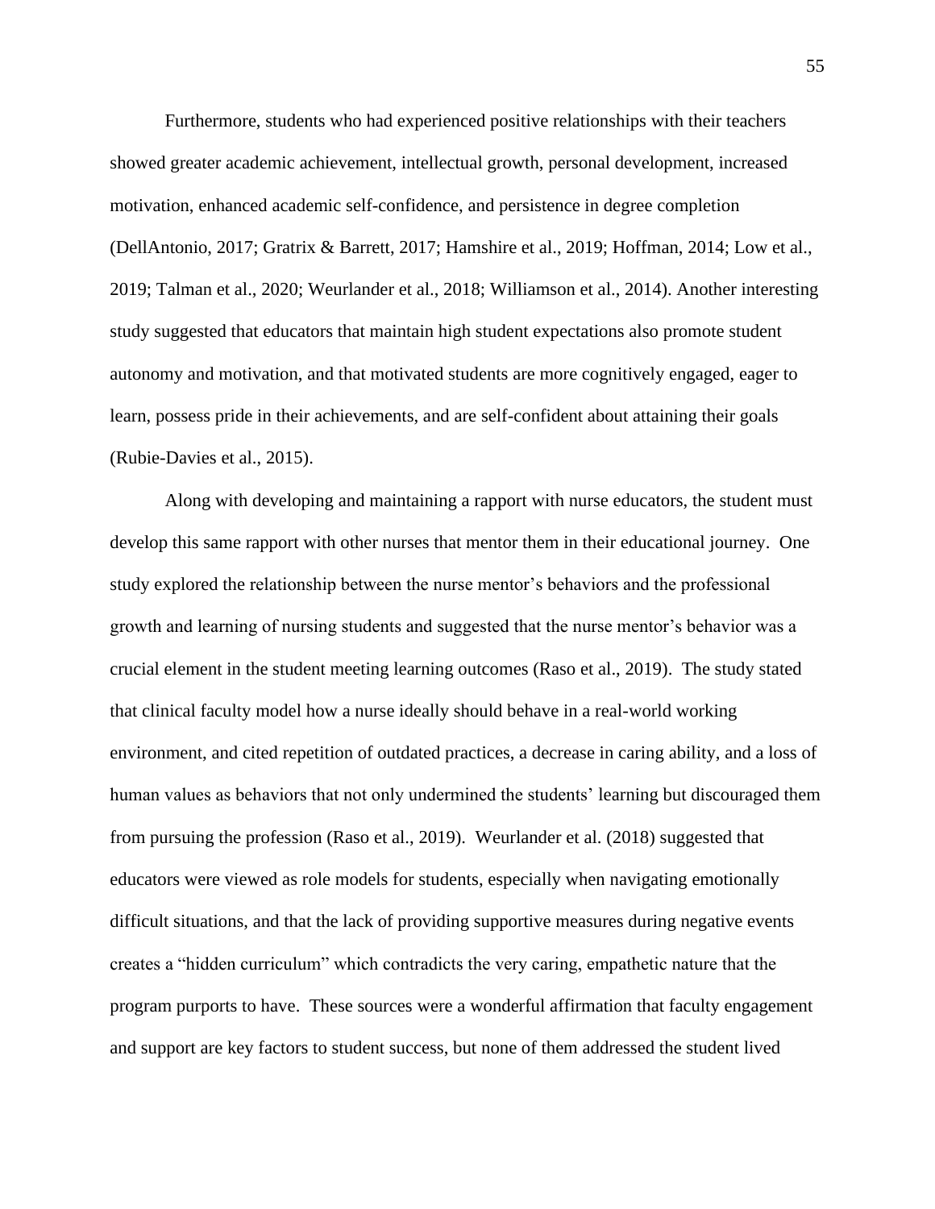Furthermore, students who had experienced positive relationships with their teachers showed greater academic achievement, intellectual growth, personal development, increased motivation, enhanced academic self-confidence, and persistence in degree completion (DellAntonio, 2017; Gratrix & Barrett, 2017; Hamshire et al., 2019; Hoffman, 2014; Low et al., 2019; Talman et al., 2020; Weurlander et al., 2018; Williamson et al., 2014). Another interesting study suggested that educators that maintain high student expectations also promote student autonomy and motivation, and that motivated students are more cognitively engaged, eager to learn, possess pride in their achievements, and are self-confident about attaining their goals (Rubie-Davies et al., 2015).

Along with developing and maintaining a rapport with nurse educators, the student must develop this same rapport with other nurses that mentor them in their educational journey. One study explored the relationship between the nurse mentor's behaviors and the professional growth and learning of nursing students and suggested that the nurse mentor's behavior was a crucial element in the student meeting learning outcomes (Raso et al., 2019). The study stated that clinical faculty model how a nurse ideally should behave in a real-world working environment, and cited repetition of outdated practices, a decrease in caring ability, and a loss of human values as behaviors that not only undermined the students' learning but discouraged them from pursuing the profession (Raso et al., 2019). Weurlander et al. (2018) suggested that educators were viewed as role models for students, especially when navigating emotionally difficult situations, and that the lack of providing supportive measures during negative events creates a "hidden curriculum" which contradicts the very caring, empathetic nature that the program purports to have. These sources were a wonderful affirmation that faculty engagement and support are key factors to student success, but none of them addressed the student lived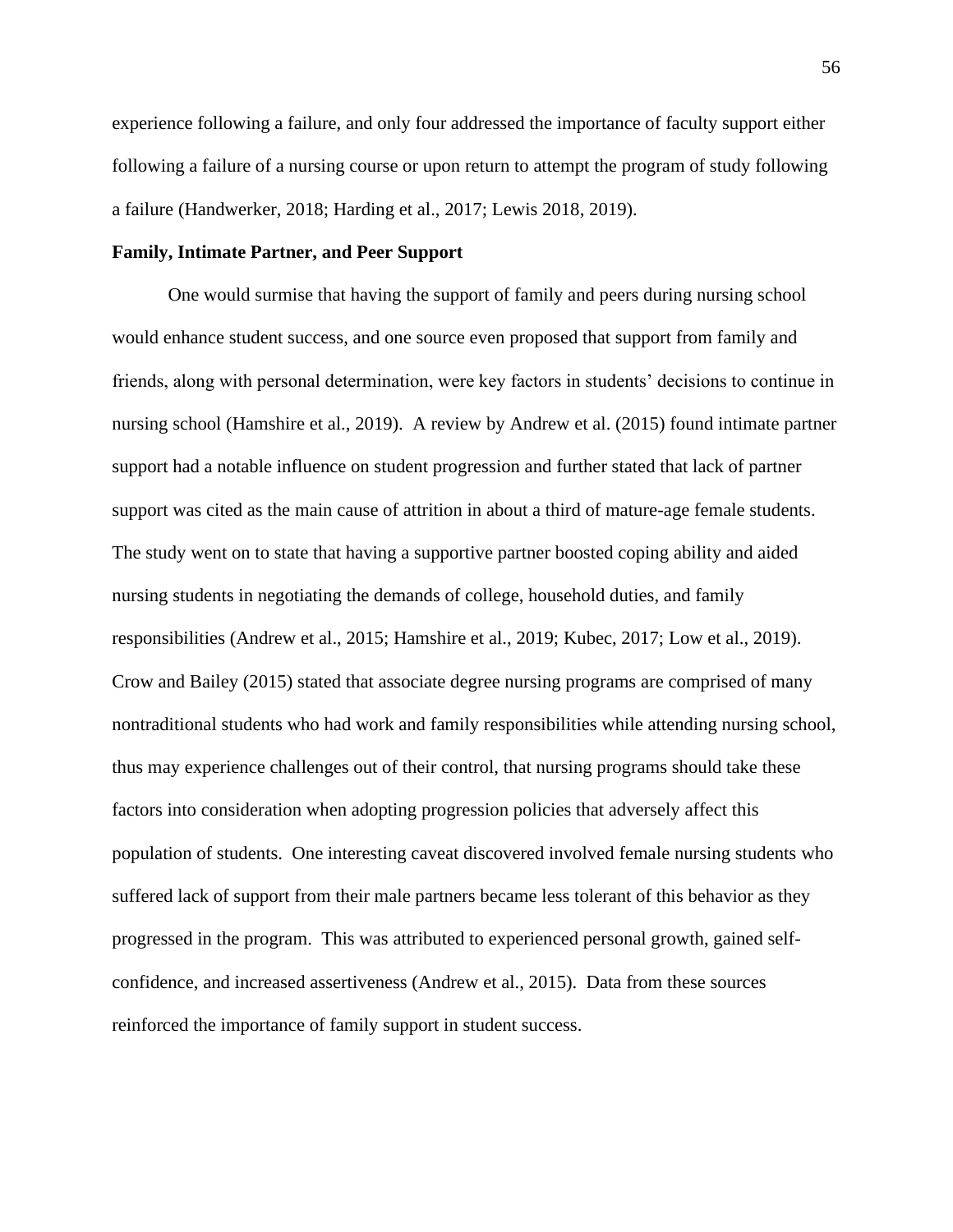experience following a failure, and only four addressed the importance of faculty support either following a failure of a nursing course or upon return to attempt the program of study following a failure (Handwerker, 2018; Harding et al., 2017; Lewis 2018, 2019).

**Family, Intimate Partner, and Peer Support**

One would surmise that having the support of family and peers during nursing school would enhance student success, and one source even proposed that support from family and friends, along with personal determination, were key factors in students' decisions to continue in nursing school (Hamshire et al., 2019). A review by Andrew et al. (2015) found intimate partner support had a notable influence on student progression and further stated that lack of partner support was cited as the main cause of attrition in about a third of mature-age female students. The study went on to state that having a supportive partner boosted coping ability and aided nursing students in negotiating the demands of college, household duties, and family responsibilities (Andrew et al., 2015; Hamshire et al., 2019; Kubec, 2017; Low et al., 2019). Crow and Bailey (2015) stated that associate degree nursing programs are comprised of many nontraditional students who had work and family responsibilities while attending nursing school, thus may experience challenges out of their control, that nursing programs should take these factors into consideration when adopting progression policies that adversely affect this population of students. One interesting caveat discovered involved female nursing students who suffered lack of support from their male partners became less tolerant of this behavior as they progressed in the program. This was attributed to experienced personal growth, gained self-confidence, and increased assertiveness (Andrew et al., 2015). Data from these sources reinforced the importance of family support in student success.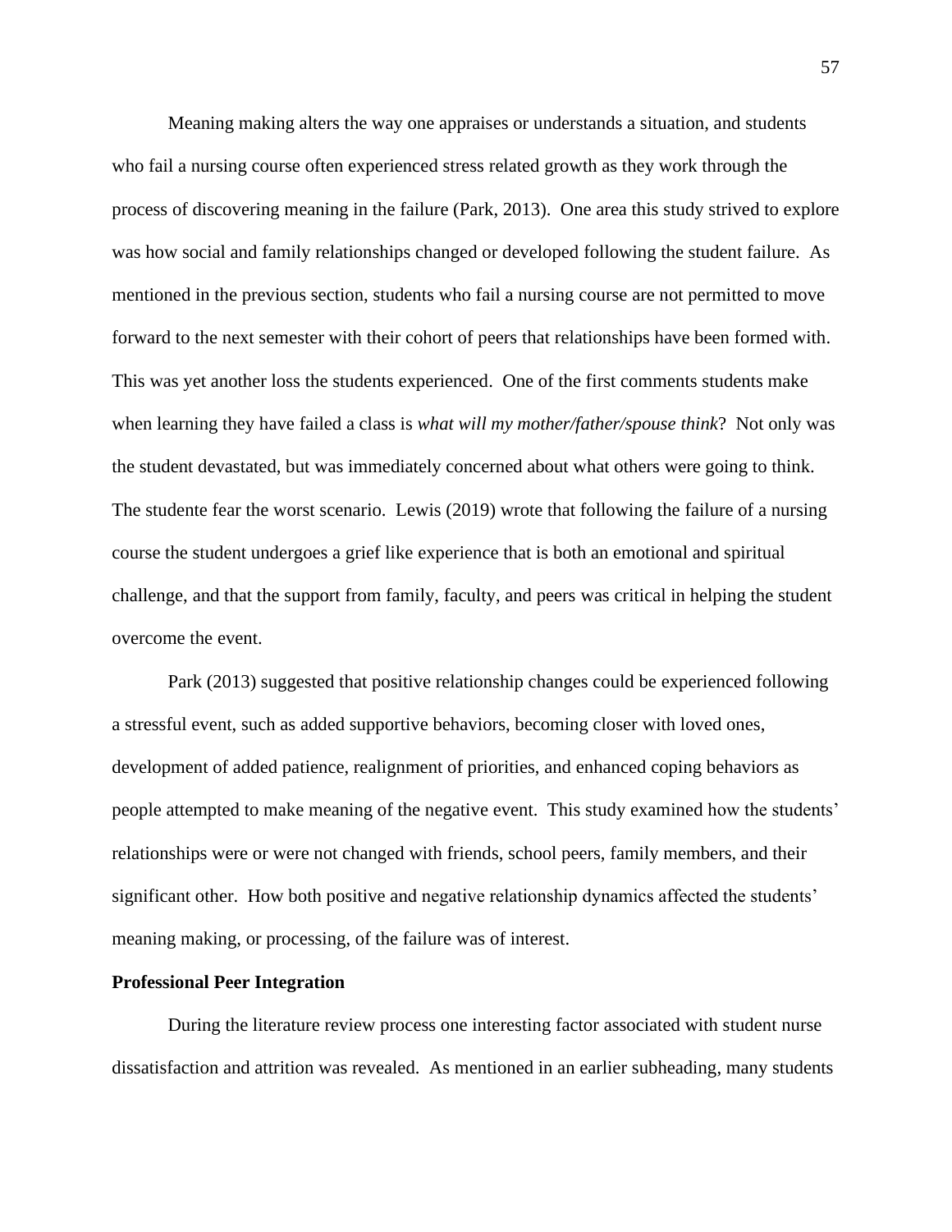Meaning making alters the way one appraises or understands a situation, and students who fail a nursing course often experienced stress related growth as they work through the process of discovering meaning in the failure (Park, 2013). One area this study strived to explore was how social and family relationships changed or developed following the student failure. As mentioned in the previous section, students who fail a nursing course are not permitted to move forward to the next semester with their cohort of peers that relationships have been formed with. This was yet another loss the students experienced. One of the first comments students make when learning they have failed a class is *what will my mother/father/spouse think*? Not only was the student devastated, but was immediately concerned about what others were going to think. The studente fear the worst scenario. Lewis (2019) wrote that following the failure of a nursing course the student undergoes a grief like experience that is both an emotional and spiritual challenge, and that the support from family, faculty, and peers was critical in helping the student overcome the event.

Park (2013) suggested that positive relationship changes could be experienced following a stressful event, such as added supportive behaviors, becoming closer with loved ones, development of added patience, realignment of priorities, and enhanced coping behaviors as people attempted to make meaning of the negative event. This study examined how the students' relationships were or were not changed with friends, school peers, family members, and their significant other. How both positive and negative relationship dynamics affected the students' meaning making, or processing, of the failure was of interest.

**Professional Peer Integration**

During the literature review process one interesting factor associated with student nurse dissatisfaction and attrition was revealed. As mentioned in an earlier subheading, many students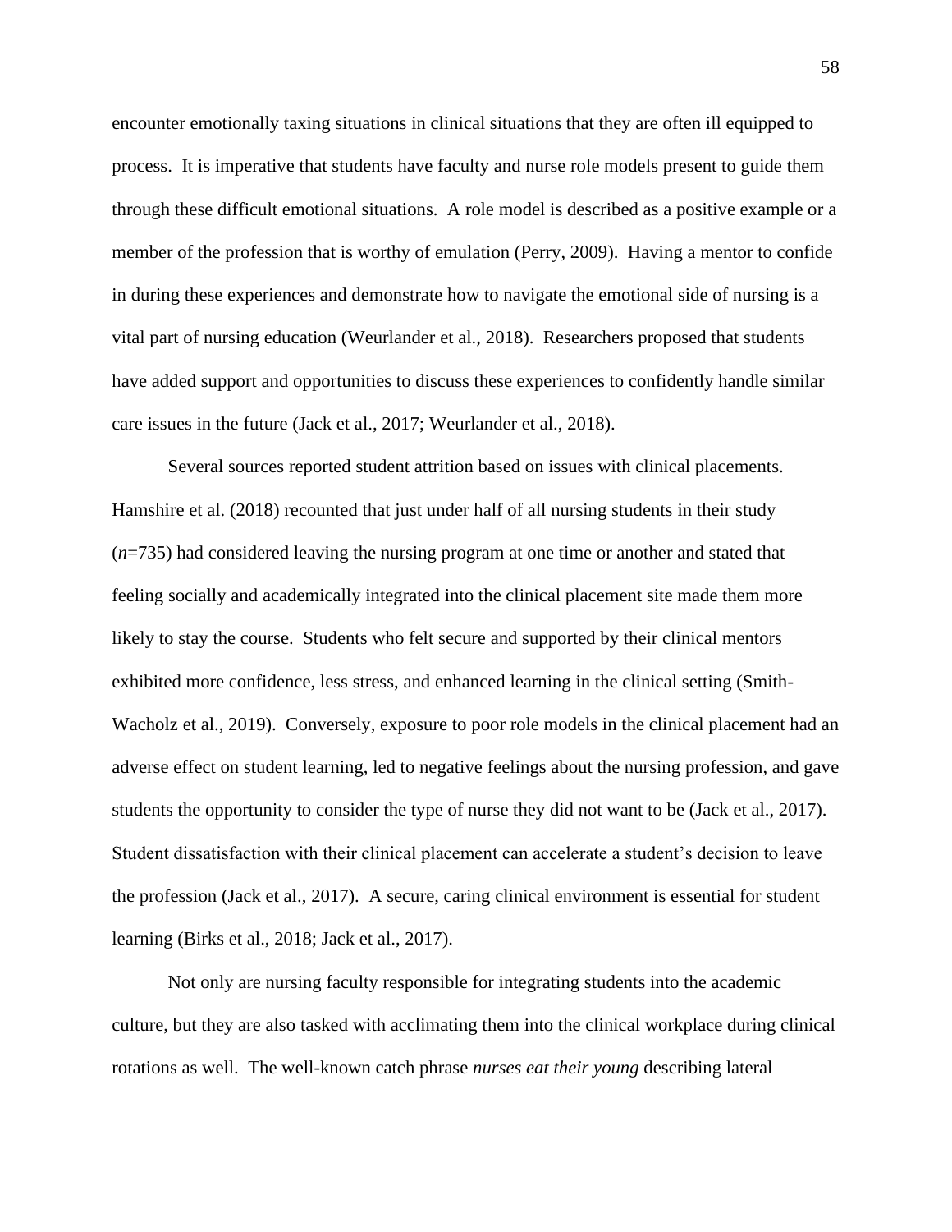encounter emotionally taxing situations in clinical situations that they are often ill equipped to process. It is imperative that students have faculty and nurse role models present to guide them through these difficult emotional situations. A role model is described as a positive example or a member of the profession that is worthy of emulation (Perry, 2009). Having a mentor to confide in during these experiences and demonstrate how to navigate the emotional side of nursing is a vital part of nursing education (Weurlander et al., 2018). Researchers proposed that students have added support and opportunities to discuss these experiences to confidently handle similar care issues in the future (Jack et al., 2017; Weurlander et al., 2018).

Several sources reported student attrition based on issues with clinical placements. Hamshire et al. (2018) recounted that just under half of all nursing students in their study (*n*=735) had considered leaving the nursing program at one time or another and stated that feeling socially and academically integrated into the clinical placement site made them more likely to stay the course. Students who felt secure and supported by their clinical mentors exhibited more confidence, less stress, and enhanced learning in the clinical setting (Smith-Wacholz et al., 2019). Conversely, exposure to poor role models in the clinical placement had an adverse effect on student learning, led to negative feelings about the nursing profession, and gave students the opportunity to consider the type of nurse they did not want to be (Jack et al., 2017). Student dissatisfaction with their clinical placement can accelerate a student's decision to leave the profession (Jack et al., 2017). A secure, caring clinical environment is essential for student learning (Birks et al., 2018; Jack et al., 2017).

Not only are nursing faculty responsible for integrating students into the academic culture, but they are also tasked with acclimating them into the clinical workplace during clinical rotations as well. The well-known catch phrase *nurses eat their young* describing lateral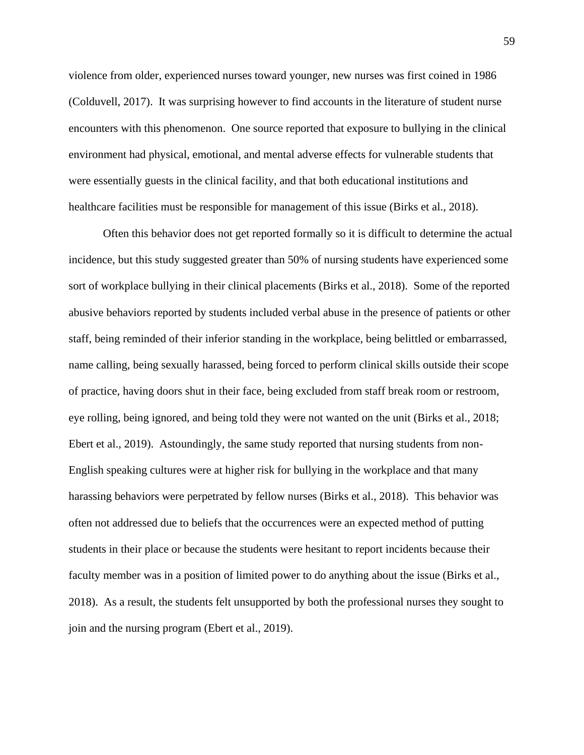violence from older, experienced nurses toward younger, new nurses was first coined in 1986 (Colduvell, 2017). It was surprising however to find accounts in the literature of student nurse encounters with this phenomenon. One source reported that exposure to bullying in the clinical environment had physical, emotional, and mental adverse effects for vulnerable students that were essentially guests in the clinical facility, and that both educational institutions and healthcare facilities must be responsible for management of this issue (Birks et al., 2018).

Often this behavior does not get reported formally so it is difficult to determine the actual incidence, but this study suggested greater than 50% of nursing students have experienced some sort of workplace bullying in their clinical placements (Birks et al., 2018). Some of the reported abusive behaviors reported by students included verbal abuse in the presence of patients or other staff, being reminded of their inferior standing in the workplace, being belittled or embarrassed, name calling, being sexually harassed, being forced to perform clinical skills outside their scope of practice, having doors shut in their face, being excluded from staff break room or restroom, eye rolling, being ignored, and being told they were not wanted on the unit (Birks et al., 2018; Ebert et al., 2019). Astoundingly, the same study reported that nursing students from non-English speaking cultures were at higher risk for bullying in the workplace and that many harassing behaviors were perpetrated by fellow nurses (Birks et al., 2018). This behavior was often not addressed due to beliefs that the occurrences were an expected method of putting students in their place or because the students were hesitant to report incidents because their faculty member was in a position of limited power to do anything about the issue (Birks et al., 2018). As a result, the students felt unsupported by both the professional nurses they sought to join and the nursing program (Ebert et al., 2019).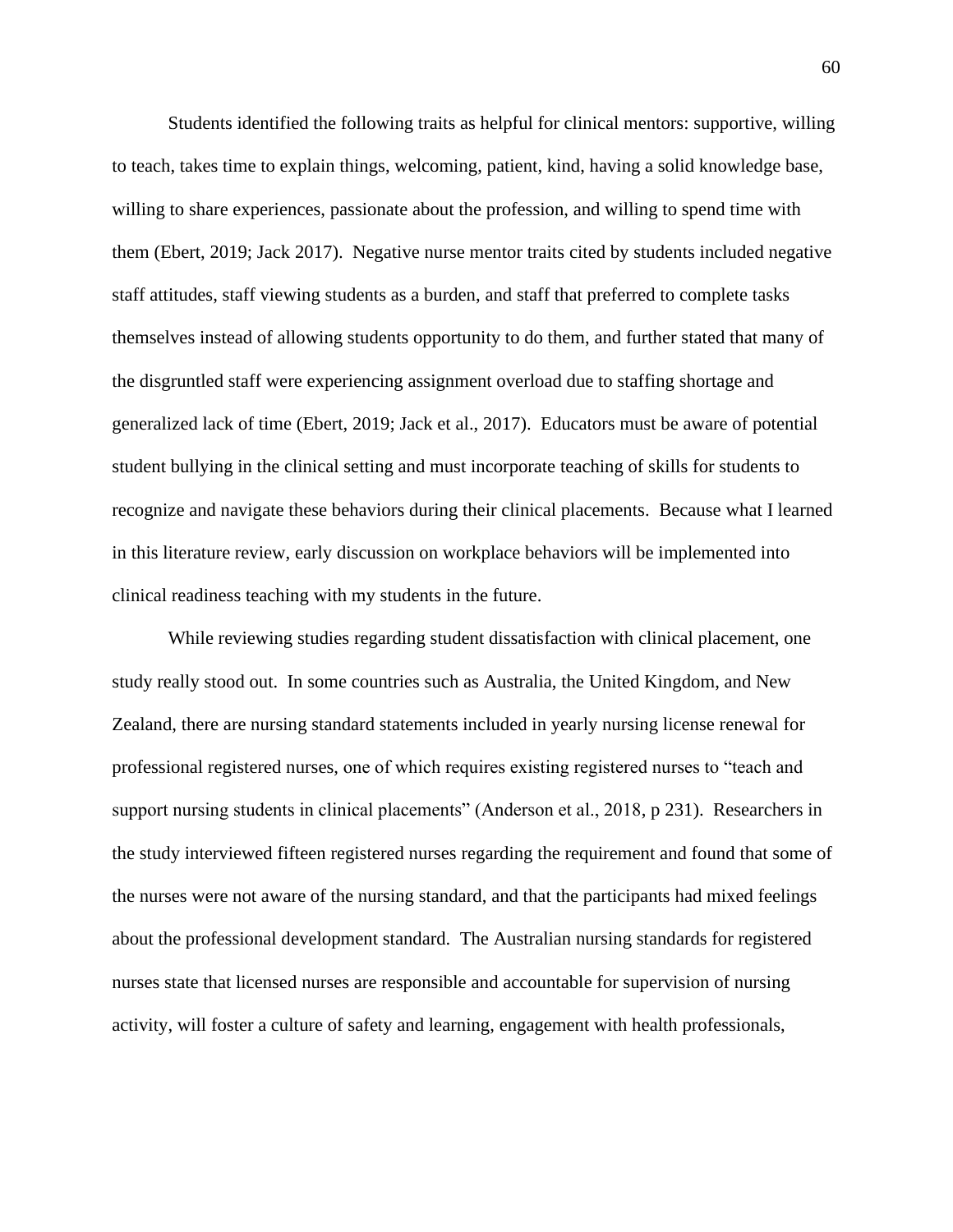Students identified the following traits as helpful for clinical mentors: supportive, willing to teach, takes time to explain things, welcoming, patient, kind, having a solid knowledge base, willing to share experiences, passionate about the profession, and willing to spend time with them (Ebert, 2019; Jack 2017). Negative nurse mentor traits cited by students included negative staff attitudes, staff viewing students as a burden, and staff that preferred to complete tasks themselves instead of allowing students opportunity to do them, and further stated that many of the disgruntled staff were experiencing assignment overload due to staffing shortage and generalized lack of time (Ebert, 2019; Jack et al., 2017). Educators must be aware of potential student bullying in the clinical setting and must incorporate teaching of skills for students to recognize and navigate these behaviors during their clinical placements. Because what I learned in this literature review, early discussion on workplace behaviors will be implemented into clinical readiness teaching with my students in the future.

While reviewing studies regarding student dissatisfaction with clinical placement, one study really stood out. In some countries such as Australia, the United Kingdom, and New Zealand, there are nursing standard statements included in yearly nursing license renewal for professional registered nurses, one of which requires existing registered nurses to "teach and support nursing students in clinical placements" (Anderson et al., 2018, p 231). Researchers in the study interviewed fifteen registered nurses regarding the requirement and found that some of the nurses were not aware of the nursing standard, and that the participants had mixed feelings about the professional development standard. The Australian nursing standards for registered nurses state that licensed nurses are responsible and accountable for supervision of nursing activity, will foster a culture of safety and learning, engagement with health professionals,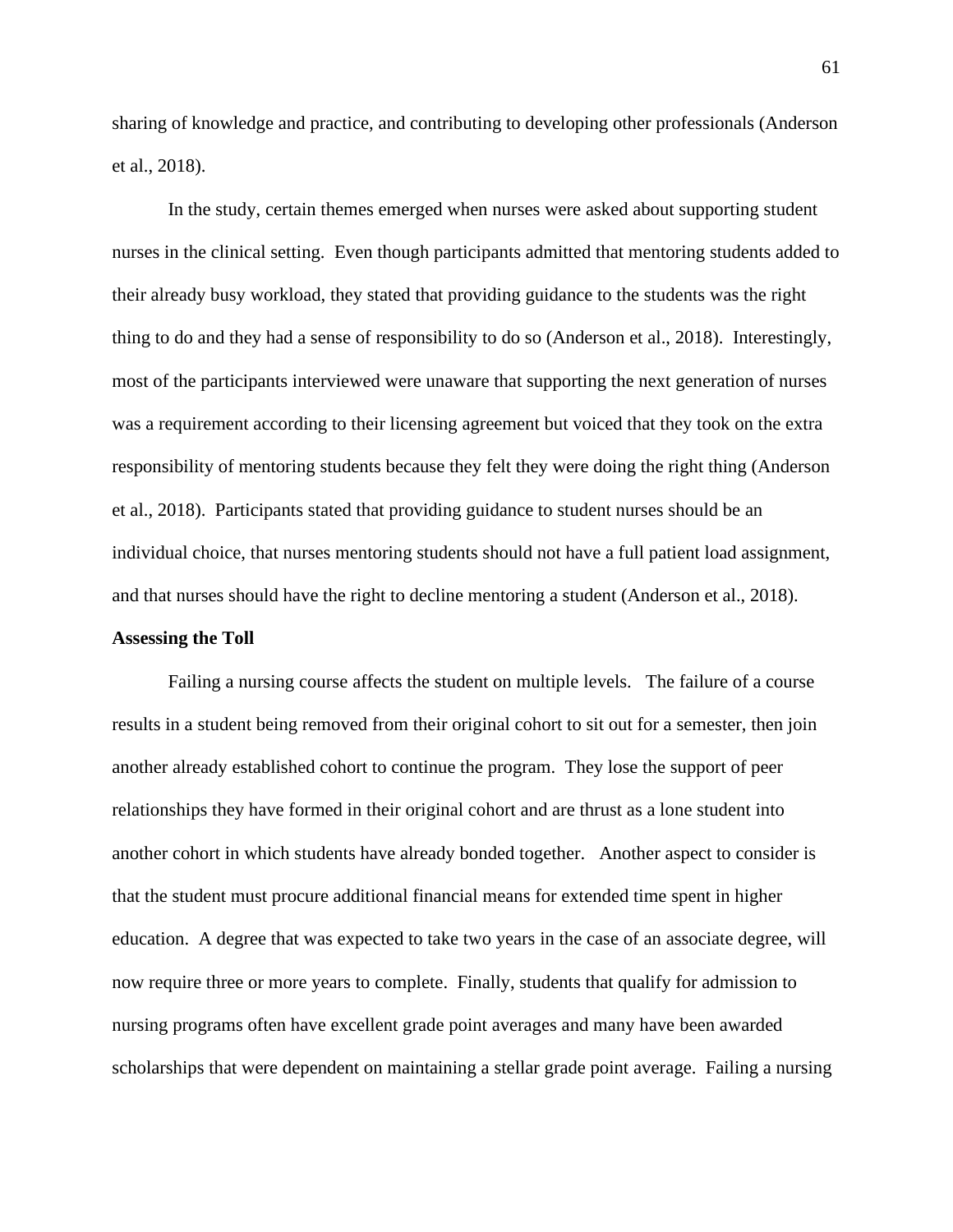sharing of knowledge and practice, and contributing to developing other professionals (Anderson et al., 2018).

In the study, certain themes emerged when nurses were asked about supporting student nurses in the clinical setting. Even though participants admitted that mentoring students added to their already busy workload, they stated that providing guidance to the students was the right thing to do and they had a sense of responsibility to do so (Anderson et al., 2018). Interestingly, most of the participants interviewed were unaware that supporting the next generation of nurses was a requirement according to their licensing agreement but voiced that they took on the extra responsibility of mentoring students because they felt they were doing the right thing (Anderson et al., 2018). Participants stated that providing guidance to student nurses should be an individual choice, that nurses mentoring students should not have a full patient load assignment, and that nurses should have the right to decline mentoring a student (Anderson et al., 2018).

**Assessing the Toll**

Failing a nursing course affects the student on multiple levels. The failure of a course results in a student being removed from their original cohort to sit out for a semester, then join another already established cohort to continue the program. They lose the support of peer relationships they have formed in their original cohort and are thrust as a lone student into another cohort in which students have already bonded together. Another aspect to consider is that the student must procure additional financial means for extended time spent in higher education. A degree that was expected to take two years in the case of an associate degree, will now require three or more years to complete. Finally, students that qualify for admission to nursing programs often have excellent grade point averages and many have been awarded scholarships that were dependent on maintaining a stellar grade point average. Failing a nursing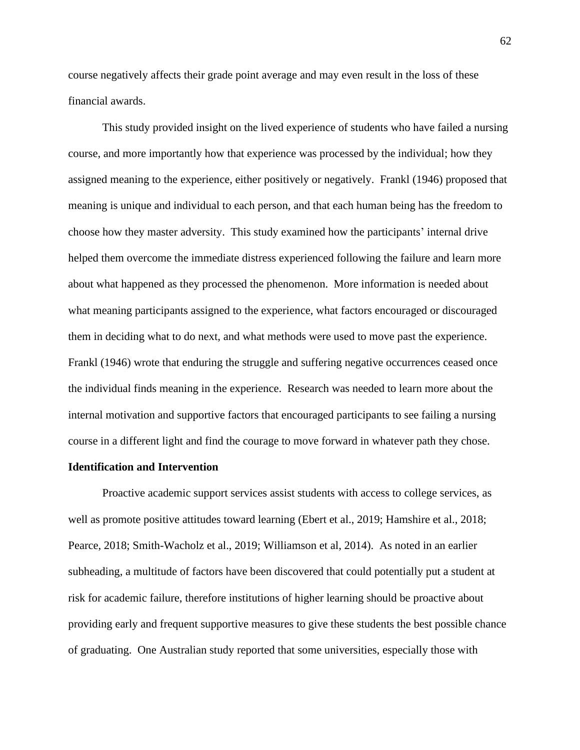course negatively affects their grade point average and may even result in the loss of these financial awards.

This study provided insight on the lived experience of students who have failed a nursing course, and more importantly how that experience was processed by the individual; how they assigned meaning to the experience, either positively or negatively. Frankl (1946) proposed that meaning is unique and individual to each person, and that each human being has the freedom to choose how they master adversity. This study examined how the participants' internal drive helped them overcome the immediate distress experienced following the failure and learn more about what happened as they processed the phenomenon. More information is needed about what meaning participants assigned to the experience, what factors encouraged or discouraged them in deciding what to do next, and what methods were used to move past the experience. Frankl (1946) wrote that enduring the struggle and suffering negative occurrences ceased once the individual finds meaning in the experience. Research was needed to learn more about the internal motivation and supportive factors that encouraged participants to see failing a nursing course in a different light and find the courage to move forward in whatever path they chose.

**Identification and Intervention**

Proactive academic support services assist students with access to college services, as well as promote positive attitudes toward learning (Ebert et al., 2019; Hamshire et al., 2018; Pearce, 2018; Smith-Wacholz et al., 2019; Williamson et al, 2014). As noted in an earlier subheading, a multitude of factors have been discovered that could potentially put a student at risk for academic failure, therefore institutions of higher learning should be proactive about providing early and frequent supportive measures to give these students the best possible chance of graduating. One Australian study reported that some universities, especially those with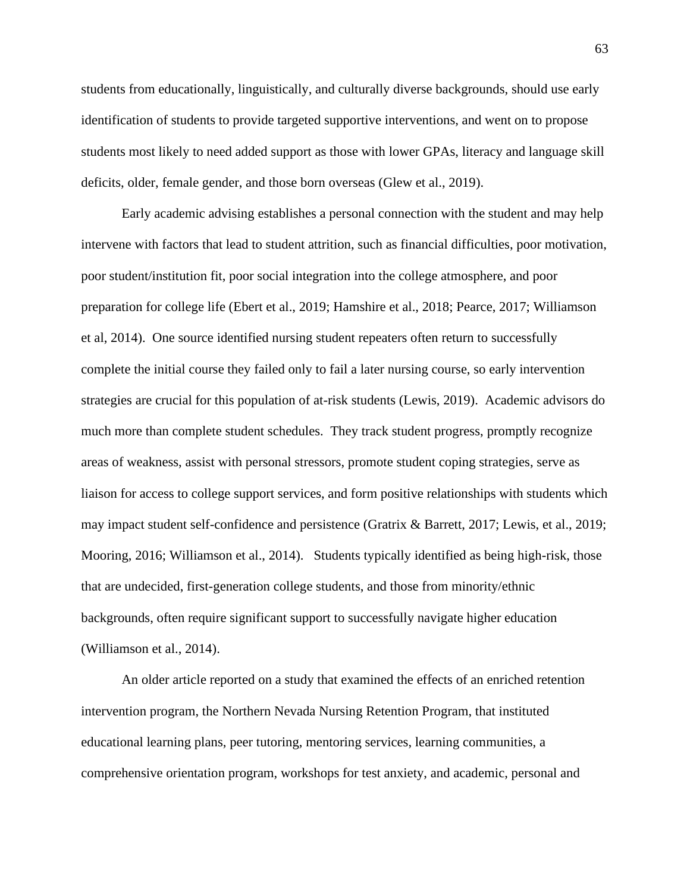students from educationally, linguistically, and culturally diverse backgrounds, should use early identification of students to provide targeted supportive interventions, and went on to propose students most likely to need added support as those with lower GPAs, literacy and language skill deficits, older, female gender, and those born overseas (Glew et al., 2019).

Early academic advising establishes a personal connection with the student and may help intervene with factors that lead to student attrition, such as financial difficulties, poor motivation, poor student/institution fit, poor social integration into the college atmosphere, and poor preparation for college life (Ebert et al., 2019; Hamshire et al., 2018; Pearce, 2017; Williamson et al, 2014). One source identified nursing student repeaters often return to successfully complete the initial course they failed only to fail a later nursing course, so early intervention strategies are crucial for this population of at-risk students (Lewis, 2019). Academic advisors do much more than complete student schedules. They track student progress, promptly recognize areas of weakness, assist with personal stressors, promote student coping strategies, serve as liaison for access to college support services, and form positive relationships with students which may impact student self-confidence and persistence (Gratrix & Barrett, 2017; Lewis, et al., 2019; Mooring, 2016; Williamson et al., 2014). Students typically identified as being high-risk, those that are undecided, first-generation college students, and those from minority/ethnic backgrounds, often require significant support to successfully navigate higher education (Williamson et al., 2014).

An older article reported on a study that examined the effects of an enriched retention intervention program, the Northern Nevada Nursing Retention Program, that instituted educational learning plans, peer tutoring, mentoring services, learning communities, a comprehensive orientation program, workshops for test anxiety, and academic, personal and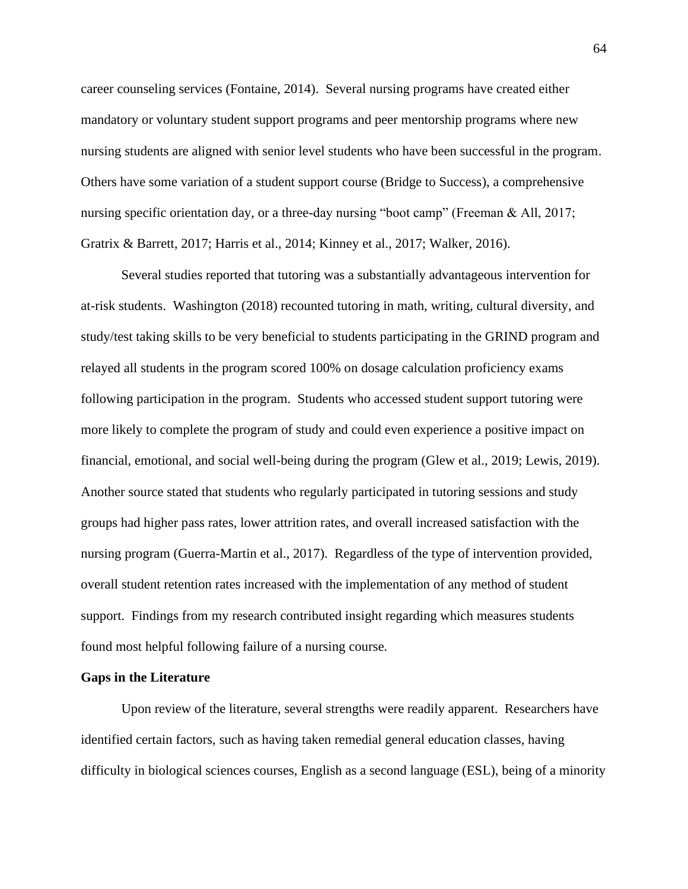career counseling services (Fontaine, 2014). Several nursing programs have created either mandatory or voluntary student support programs and peer mentorship programs where new nursing students are aligned with senior level students who have been successful in the program. Others have some variation of a student support course (Bridge to Success), a comprehensive nursing specific orientation day, or a three-day nursing "boot camp" (Freeman & All, 2017; Gratrix & Barrett, 2017; Harris et al., 2014; Kinney et al., 2017; Walker, 2016).

Several studies reported that tutoring was a substantially advantageous intervention for at-risk students. Washington (2018) recounted tutoring in math, writing, cultural diversity, and study/test taking skills to be very beneficial to students participating in the GRIND program and relayed all students in the program scored 100% on dosage calculation proficiency exams following participation in the program. Students who accessed student support tutoring were more likely to complete the program of study and could even experience a positive impact on financial, emotional, and social well-being during the program (Glew et al., 2019; Lewis, 2019). Another source stated that students who regularly participated in tutoring sessions and study groups had higher pass rates, lower attrition rates, and overall increased satisfaction with the nursing program (Guerra-Martin et al., 2017). Regardless of the type of intervention provided, overall student retention rates increased with the implementation of any method of student support. Findings from my research contributed insight regarding which measures students found most helpful following failure of a nursing course.

**Gaps in the Literature**

Upon review of the literature, several strengths were readily apparent. Researchers have identified certain factors, such as having taken remedial general education classes, having difficulty in biological sciences courses, English as a second language (ESL), being of a minority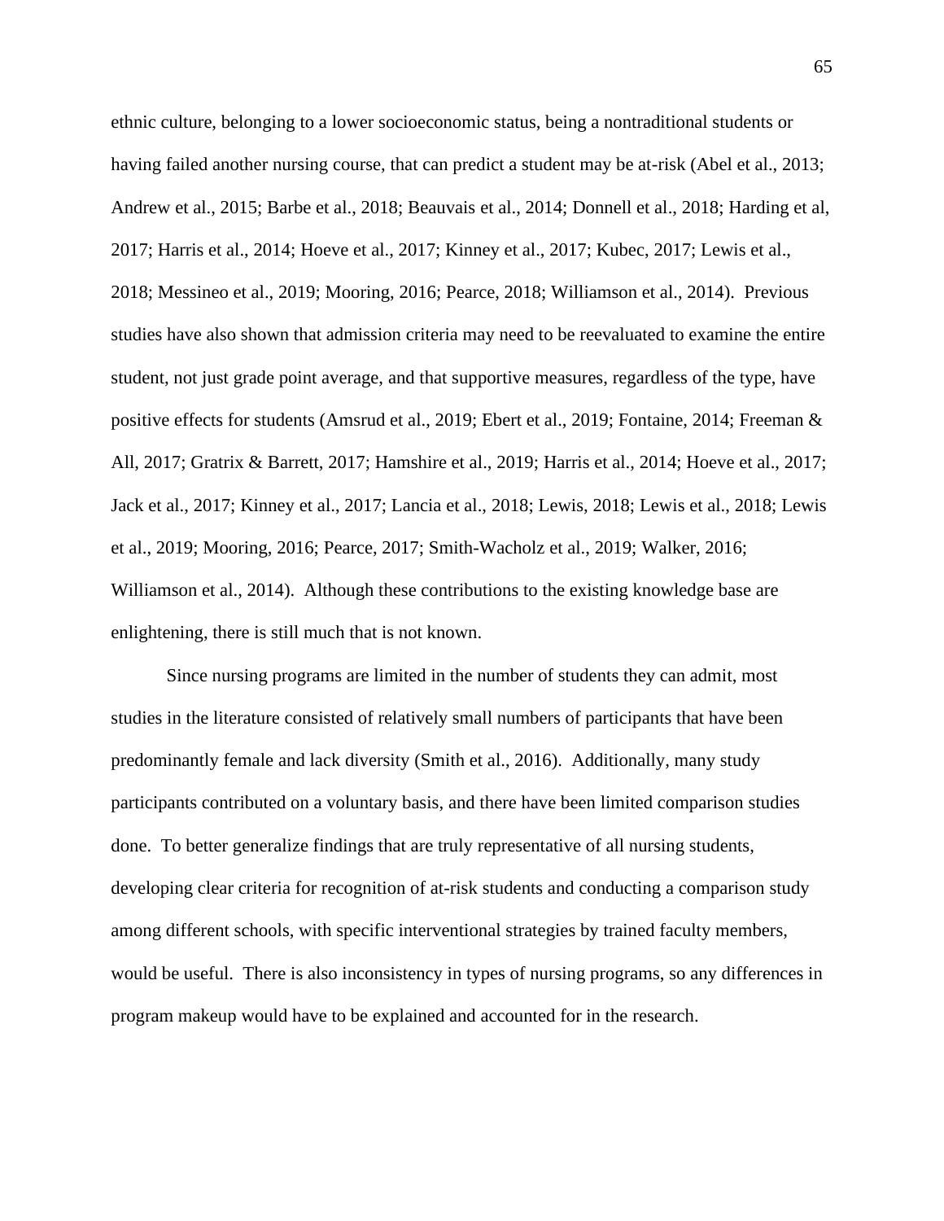ethnic culture, belonging to a lower socioeconomic status, being a nontraditional students or having failed another nursing course, that can predict a student may be at-risk (Abel et al., 2013; Andrew et al., 2015; Barbe et al., 2018; Beauvais et al., 2014; Donnell et al., 2018; Harding et al, 2017; Harris et al., 2014; Hoeve et al., 2017; Kinney et al., 2017; Kubec, 2017; Lewis et al., 2018; Messineo et al., 2019; Mooring, 2016; Pearce, 2018; Williamson et al., 2014). Previous studies have also shown that admission criteria may need to be reevaluated to examine the entire student, not just grade point average, and that supportive measures, regardless of the type, have positive effects for students (Amsrud et al., 2019; Ebert et al., 2019; Fontaine, 2014; Freeman & All, 2017; Gratrix & Barrett, 2017; Hamshire et al., 2019; Harris et al., 2014; Hoeve et al., 2017; Jack et al., 2017; Kinney et al., 2017; Lancia et al., 2018; Lewis, 2018; Lewis et al., 2018; Lewis et al., 2019; Mooring, 2016; Pearce, 2017; Smith-Wacholz et al., 2019; Walker, 2016; Williamson et al., 2014). Although these contributions to the existing knowledge base are enlightening, there is still much that is not known.

Since nursing programs are limited in the number of students they can admit, most studies in the literature consisted of relatively small numbers of participants that have been predominantly female and lack diversity (Smith et al., 2016). Additionally, many study participants contributed on a voluntary basis, and there have been limited comparison studies done. To better generalize findings that are truly representative of all nursing students, developing clear criteria for recognition of at-risk students and conducting a comparison study among different schools, with specific interventional strategies by trained faculty members, would be useful. There is also inconsistency in types of nursing programs, so any differences in program makeup would have to be explained and accounted for in the research.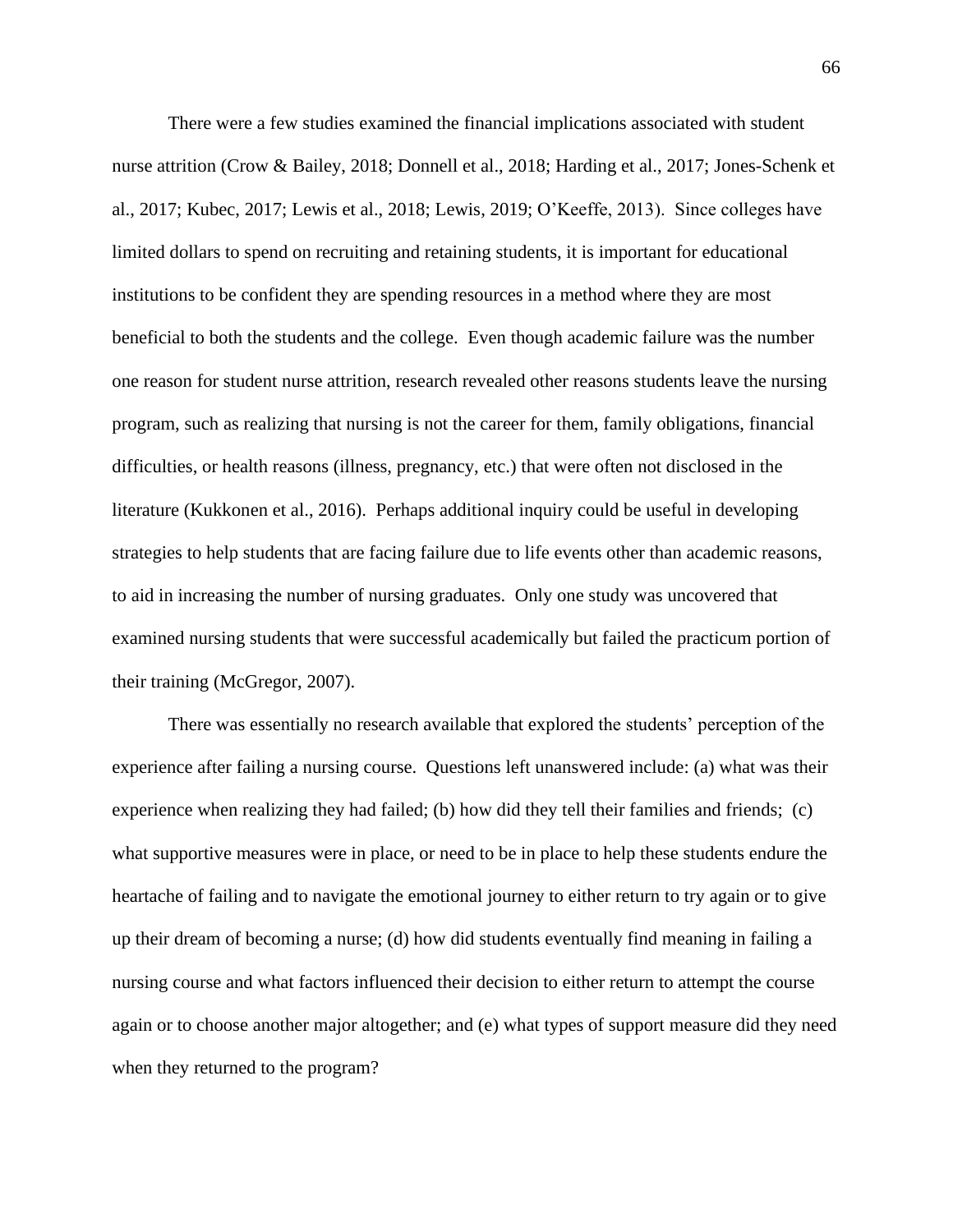There were a few studies examined the financial implications associated with student nurse attrition (Crow & Bailey, 2018; Donnell et al., 2018; Harding et al., 2017; Jones-Schenk et al., 2017; Kubec, 2017; Lewis et al., 2018; Lewis, 2019; O'Keeffe, 2013). Since colleges have limited dollars to spend on recruiting and retaining students, it is important for educational institutions to be confident they are spending resources in a method where they are most beneficial to both the students and the college. Even though academic failure was the number one reason for student nurse attrition, research revealed other reasons students leave the nursing program, such as realizing that nursing is not the career for them, family obligations, financial difficulties, or health reasons (illness, pregnancy, etc.) that were often not disclosed in the literature (Kukkonen et al., 2016). Perhaps additional inquiry could be useful in developing strategies to help students that are facing failure due to life events other than academic reasons, to aid in increasing the number of nursing graduates. Only one study was uncovered that examined nursing students that were successful academically but failed the practicum portion of their training (McGregor, 2007).

There was essentially no research available that explored the students' perception of the experience after failing a nursing course. Questions left unanswered include: (a) what was their experience when realizing they had failed; (b) how did they tell their families and friends; (c) what supportive measures were in place, or need to be in place to help these students endure the heartache of failing and to navigate the emotional journey to either return to try again or to give up their dream of becoming a nurse; (d) how did students eventually find meaning in failing a nursing course and what factors influenced their decision to either return to attempt the course again or to choose another major altogether; and (e) what types of support measure did they need when they returned to the program?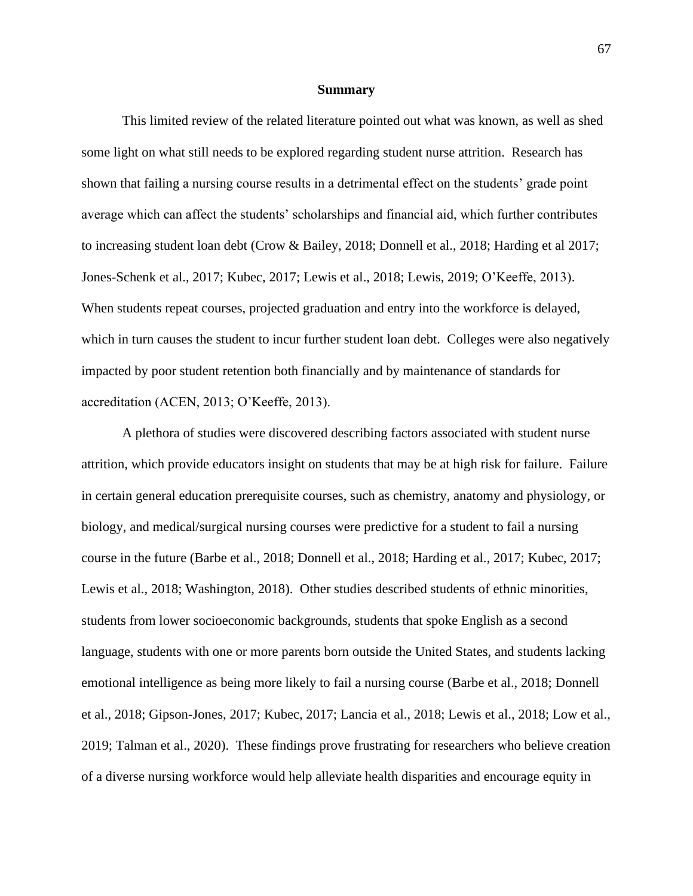## Summary

This limited review of the related literature pointed out what was known, as well as shed some light on what still needs to be explored regarding student nurse attrition. Research has shown that failing a nursing course results in a detrimental effect on the students' grade point average which can affect the students' scholarships and financial aid, which further contributes to increasing student loan debt (Crow & Bailey, 2018; Donnell et al., 2018; Harding et al 2017; Jones-Schenk et al., 2017; Kubec, 2017; Lewis et al., 2018; Lewis, 2019; O'Keeffe, 2013). When students repeat courses, projected graduation and entry into the workforce is delayed, which in turn causes the student to incur further student loan debt. Colleges were also negatively impacted by poor student retention both financially and by maintenance of standards for accreditation (ACEN, 2013; O'Keeffe, 2013).

A plethora of studies were discovered describing factors associated with student nurse attrition, which provide educators insight on students that may be at high risk for failure. Failure in certain general education prerequisite courses, such as chemistry, anatomy and physiology, or biology, and medical/surgical nursing courses were predictive for a student to fail a nursing course in the future (Barbe et al., 2018; Donnell et al., 2018; Harding et al., 2017; Kubec, 2017; Lewis et al., 2018; Washington, 2018). Other studies described students of ethnic minorities, students from lower socioeconomic backgrounds, students that spoke English as a second language, students with one or more parents born outside the United States, and students lacking emotional intelligence as being more likely to fail a nursing course (Barbe et al., 2018; Donnell et al., 2018; Gipson-Jones, 2017; Kubec, 2017; Lancia et al., 2018; Lewis et al., 2018; Low et al., 2019; Talman et al., 2020). These findings prove frustrating for researchers who believe creation of a diverse nursing workforce would help alleviate health disparities and encourage equity in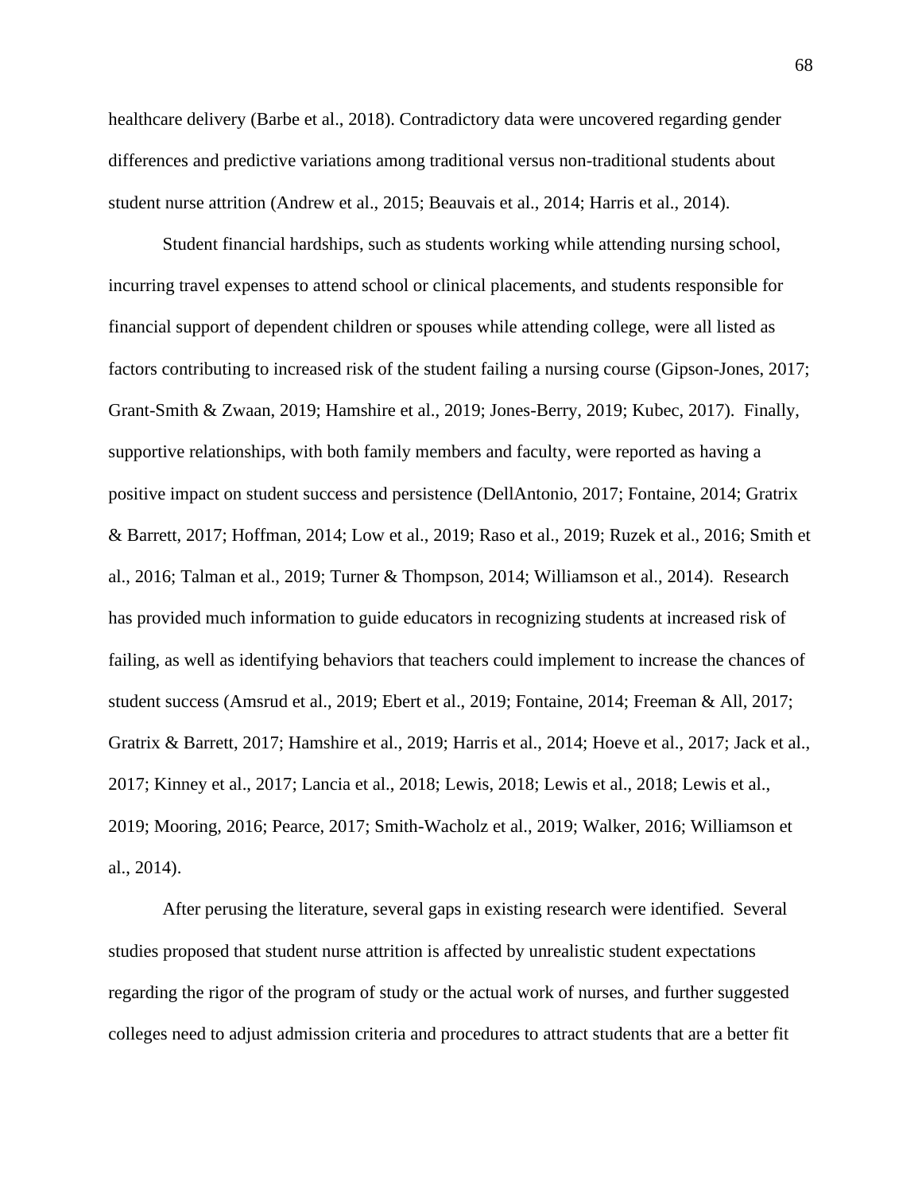healthcare delivery (Barbe et al., 2018). Contradictory data were uncovered regarding gender differences and predictive variations among traditional versus non-traditional students about student nurse attrition (Andrew et al., 2015; Beauvais et al., 2014; Harris et al., 2014).

Student financial hardships, such as students working while attending nursing school, incurring travel expenses to attend school or clinical placements, and students responsible for financial support of dependent children or spouses while attending college, were all listed as factors contributing to increased risk of the student failing a nursing course (Gipson-Jones, 2017; Grant-Smith & Zwaan, 2019; Hamshire et al., 2019; Jones-Berry, 2019; Kubec, 2017). Finally, supportive relationships, with both family members and faculty, were reported as having a positive impact on student success and persistence (DellAntonio, 2017; Fontaine, 2014; Gratrix & Barrett, 2017; Hoffman, 2014; Low et al., 2019; Raso et al., 2019; Ruzek et al., 2016; Smith et al., 2016; Talman et al., 2019; Turner & Thompson, 2014; Williamson et al., 2014). Research has provided much information to guide educators in recognizing students at increased risk of failing, as well as identifying behaviors that teachers could implement to increase the chances of student success (Amsrud et al., 2019; Ebert et al., 2019; Fontaine, 2014; Freeman & All, 2017; Gratrix & Barrett, 2017; Hamshire et al., 2019; Harris et al., 2014; Hoeve et al., 2017; Jack et al., 2017; Kinney et al., 2017; Lancia et al., 2018; Lewis, 2018; Lewis et al., 2018; Lewis et al., 2019; Mooring, 2016; Pearce, 2017; Smith-Wacholz et al., 2019; Walker, 2016; Williamson et al., 2014).

After perusing the literature, several gaps in existing research were identified. Several studies proposed that student nurse attrition is affected by unrealistic student expectations regarding the rigor of the program of study or the actual work of nurses, and further suggested colleges need to adjust admission criteria and procedures to attract students that are a better fit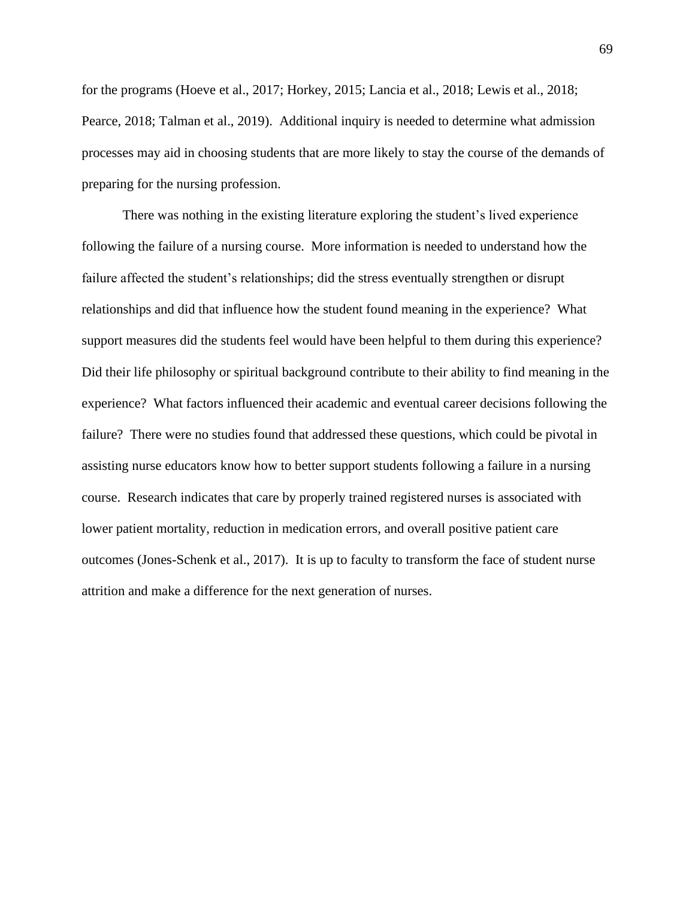for the programs (Hoeve et al., 2017; Horkey, 2015; Lancia et al., 2018; Lewis et al., 2018; Pearce, 2018; Talman et al., 2019). Additional inquiry is needed to determine what admission processes may aid in choosing students that are more likely to stay the course of the demands of preparing for the nursing profession.

There was nothing in the existing literature exploring the student's lived experience following the failure of a nursing course. More information is needed to understand how the failure affected the student's relationships; did the stress eventually strengthen or disrupt relationships and did that influence how the student found meaning in the experience? What support measures did the students feel would have been helpful to them during this experience? Did their life philosophy or spiritual background contribute to their ability to find meaning in the experience? What factors influenced their academic and eventual career decisions following the failure? There were no studies found that addressed these questions, which could be pivotal in assisting nurse educators know how to better support students following a failure in a nursing course. Research indicates that care by properly trained registered nurses is associated with lower patient mortality, reduction in medication errors, and overall positive patient care outcomes (Jones-Schenk et al., 2017). It is up to faculty to transform the face of student nurse attrition and make a difference for the next generation of nurses.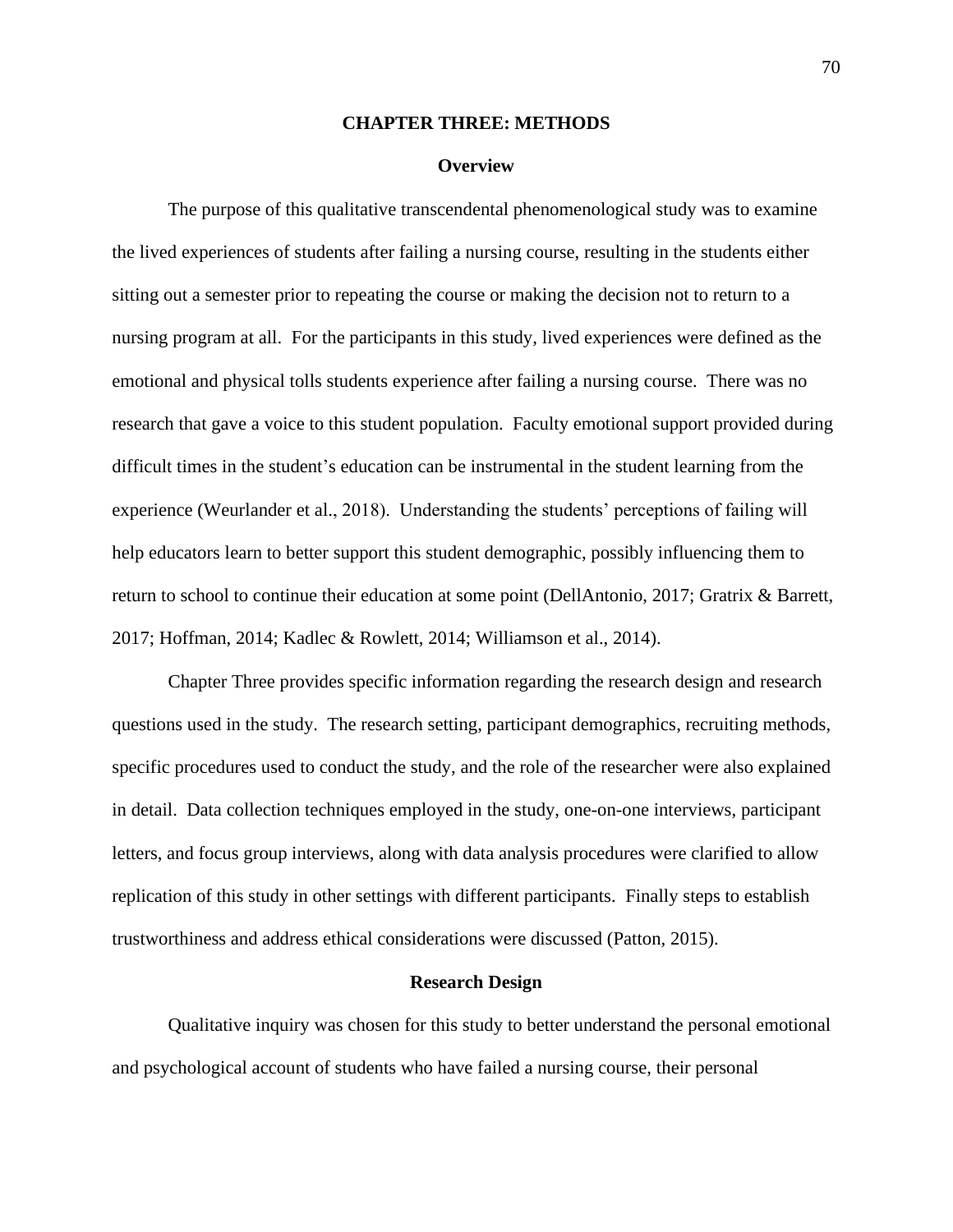# CHAPTER THREE: METHODS

## Overview

The purpose of this qualitative transcendental phenomenological study was to examine the lived experiences of students after failing a nursing course, resulting in the students either sitting out a semester prior to repeating the course or making the decision not to return to a nursing program at all. For the participants in this study, lived experiences were defined as the emotional and physical tolls students experience after failing a nursing course. There was no research that gave a voice to this student population. Faculty emotional support provided during difficult times in the student's education can be instrumental in the student learning from the experience (Weurlander et al., 2018). Understanding the students' perceptions of failing will help educators learn to better support this student demographic, possibly influencing them to return to school to continue their education at some point (DellAntonio, 2017; Gratrix & Barrett, 2017; Hoffman, 2014; Kadlec & Rowlett, 2014; Williamson et al., 2014).

Chapter Three provides specific information regarding the research design and research questions used in the study. The research setting, participant demographics, recruiting methods, specific procedures used to conduct the study, and the role of the researcher were also explained in detail. Data collection techniques employed in the study, one-on-one interviews, participant letters, and focus group interviews, along with data analysis procedures were clarified to allow replication of this study in other settings with different participants. Finally steps to establish trustworthiness and address ethical considerations were discussed (Patton, 2015).

## Research Design

Qualitative inquiry was chosen for this study to better understand the personal emotional and psychological account of students who have failed a nursing course, their personal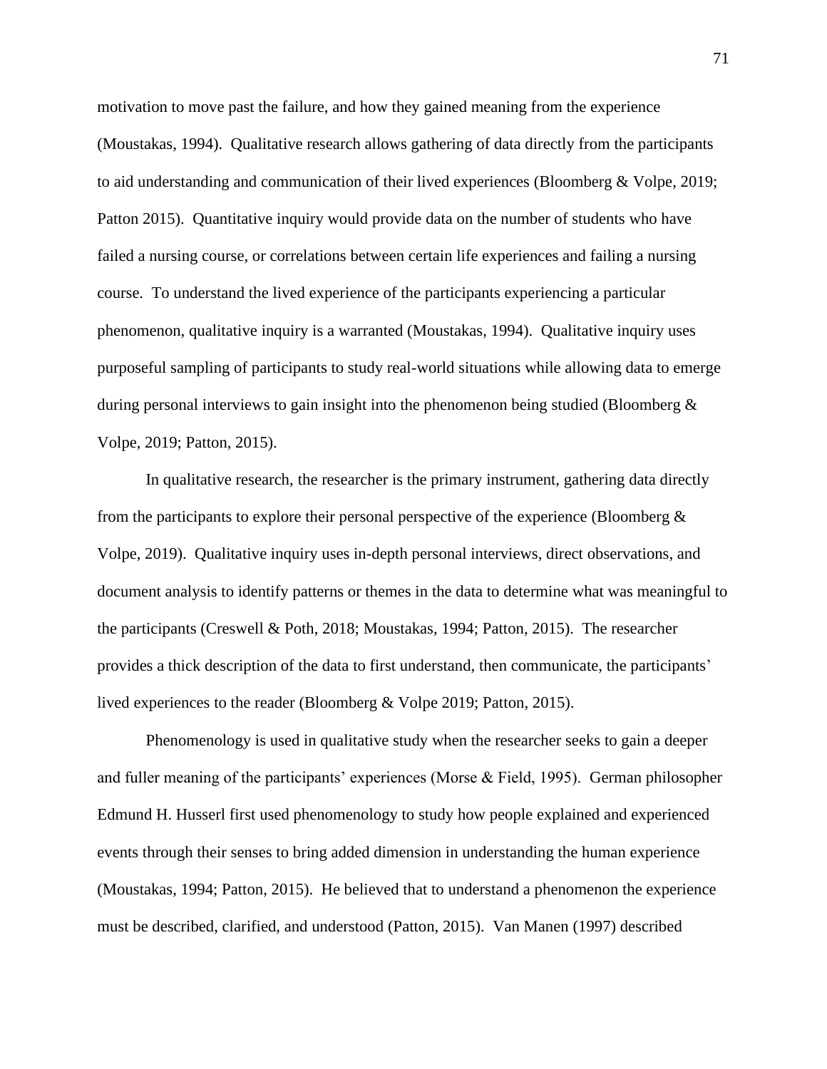motivation to move past the failure, and how they gained meaning from the experience (Moustakas, 1994). Qualitative research allows gathering of data directly from the participants to aid understanding and communication of their lived experiences (Bloomberg & Volpe, 2019; Patton 2015). Quantitative inquiry would provide data on the number of students who have failed a nursing course, or correlations between certain life experiences and failing a nursing course. To understand the lived experience of the participants experiencing a particular phenomenon, qualitative inquiry is a warranted (Moustakas, 1994). Qualitative inquiry uses purposeful sampling of participants to study real-world situations while allowing data to emerge during personal interviews to gain insight into the phenomenon being studied (Bloomberg & Volpe, 2019; Patton, 2015).

In qualitative research, the researcher is the primary instrument, gathering data directly from the participants to explore their personal perspective of the experience (Bloomberg & Volpe, 2019). Qualitative inquiry uses in-depth personal interviews, direct observations, and document analysis to identify patterns or themes in the data to determine what was meaningful to the participants (Creswell & Poth, 2018; Moustakas, 1994; Patton, 2015). The researcher provides a thick description of the data to first understand, then communicate, the participants' lived experiences to the reader (Bloomberg & Volpe 2019; Patton, 2015).

Phenomenology is used in qualitative study when the researcher seeks to gain a deeper and fuller meaning of the participants' experiences (Morse & Field, 1995). German philosopher Edmund H. Husserl first used phenomenology to study how people explained and experienced events through their senses to bring added dimension in understanding the human experience (Moustakas, 1994; Patton, 2015). He believed that to understand a phenomenon the experience must be described, clarified, and understood (Patton, 2015). Van Manen (1997) described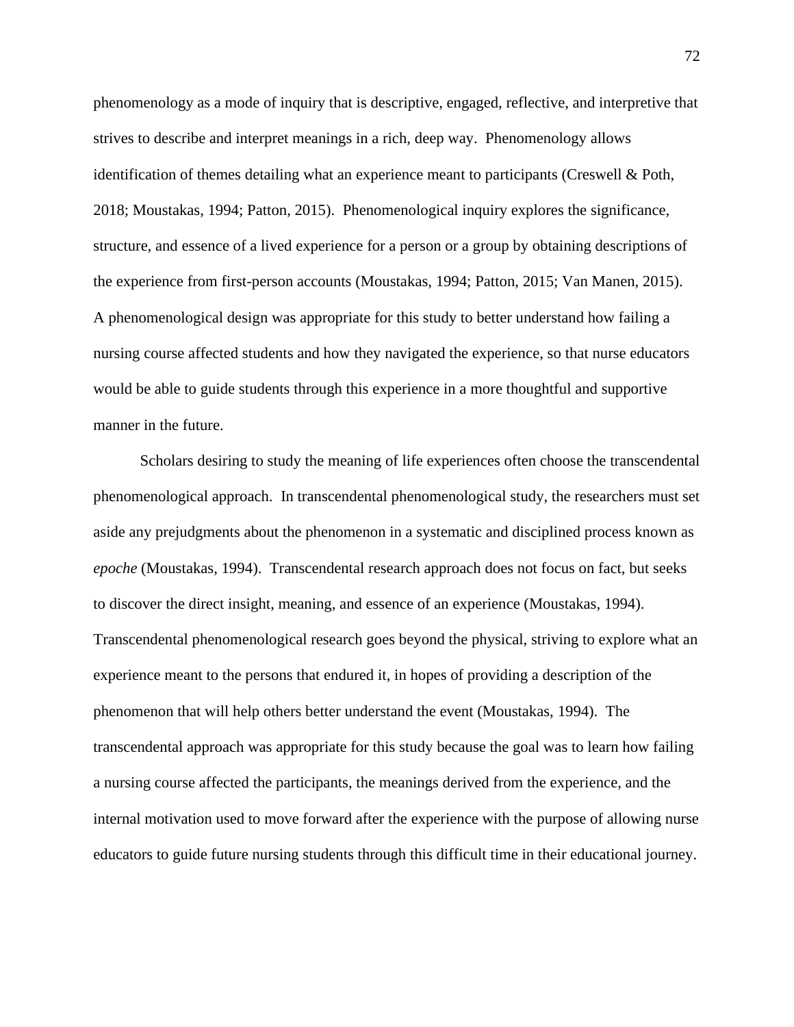phenomenology as a mode of inquiry that is descriptive, engaged, reflective, and interpretive that strives to describe and interpret meanings in a rich, deep way. Phenomenology allows identification of themes detailing what an experience meant to participants (Creswell & Poth, 2018; Moustakas, 1994; Patton, 2015). Phenomenological inquiry explores the significance, structure, and essence of a lived experience for a person or a group by obtaining descriptions of the experience from first-person accounts (Moustakas, 1994; Patton, 2015; Van Manen, 2015). A phenomenological design was appropriate for this study to better understand how failing a nursing course affected students and how they navigated the experience, so that nurse educators would be able to guide students through this experience in a more thoughtful and supportive manner in the future.

Scholars desiring to study the meaning of life experiences often choose the transcendental phenomenological approach. In transcendental phenomenological study, the researchers must set aside any prejudgments about the phenomenon in a systematic and disciplined process known as *epoche* (Moustakas, 1994). Transcendental research approach does not focus on fact, but seeks to discover the direct insight, meaning, and essence of an experience (Moustakas, 1994). Transcendental phenomenological research goes beyond the physical, striving to explore what an experience meant to the persons that endured it, in hopes of providing a description of the phenomenon that will help others better understand the event (Moustakas, 1994). The transcendental approach was appropriate for this study because the goal was to learn how failing a nursing course affected the participants, the meanings derived from the experience, and the internal motivation used to move forward after the experience with the purpose of allowing nurse educators to guide future nursing students through this difficult time in their educational journey.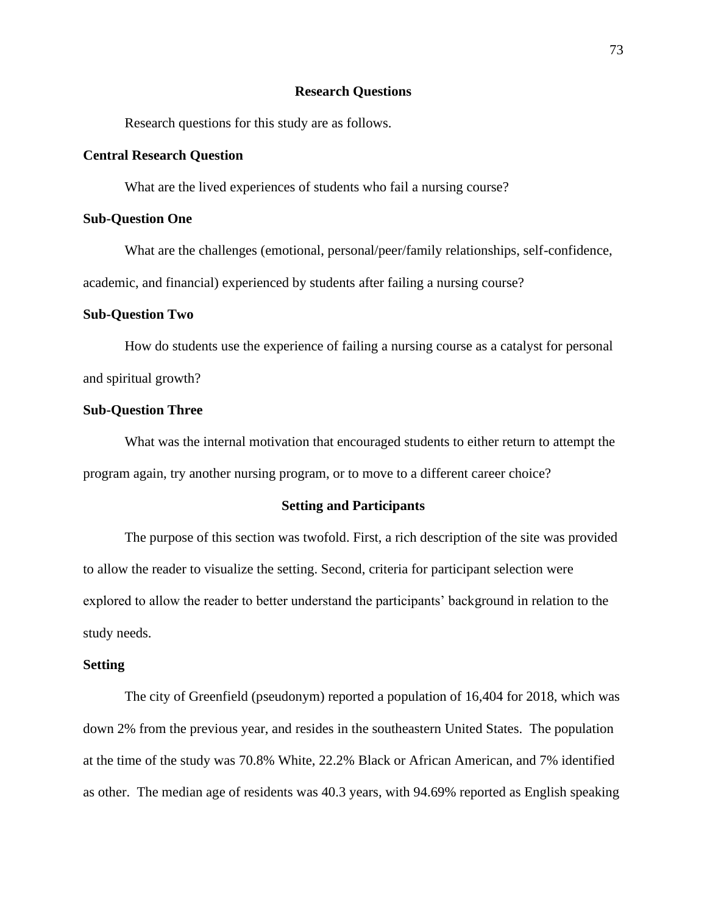## Research Questions

Research questions for this study are as follows.

### Central Research Question

What are the lived experiences of students who fail a nursing course?

### Sub-Question One

What are the challenges (emotional, personal/peer/family relationships, self-confidence, academic, and financial) experienced by students after failing a nursing course?

### Sub-Question Two

How do students use the experience of failing a nursing course as a catalyst for personal and spiritual growth?

### Sub-Question Three

What was the internal motivation that encouraged students to either return to attempt the program again, try another nursing program, or to move to a different career choice?

## Setting and Participants

The purpose of this section was twofold. First, a rich description of the site was provided to allow the reader to visualize the setting. Second, criteria for participant selection were explored to allow the reader to better understand the participants' background in relation to the study needs.

### Setting

The city of Greenfield (pseudonym) reported a population of 16,404 for 2018, which was down 2% from the previous year, and resides in the southeastern United States. The population at the time of the study was 70.8% White, 22.2% Black or African American, and 7% identified as other. The median age of residents was 40.3 years, with 94.69% reported as English speaking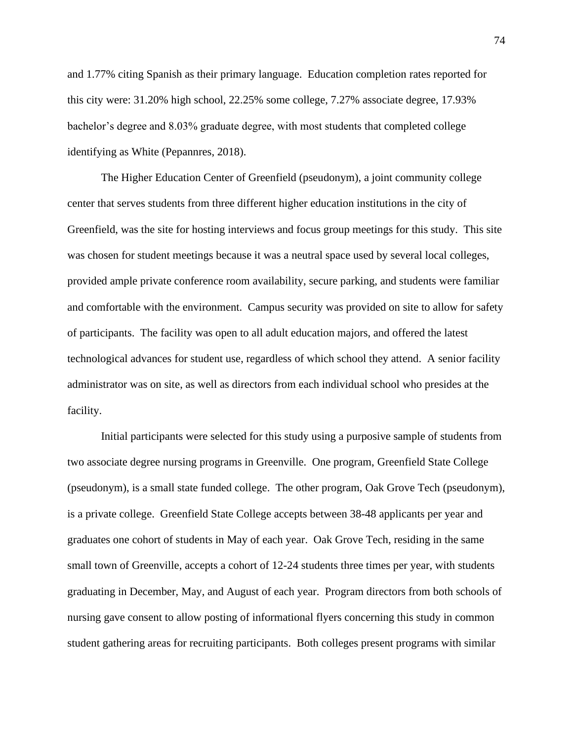and 1.77% citing Spanish as their primary language.  Education completion rates reported for this city were: 31.20% high school, 22.25% some college, 7.27% associate degree, 17.93% bachelor's degree and 8.03% graduate degree, with most students that completed college identifying as White (Pepannres, 2018).

The Higher Education Center of Greenfield (pseudonym), a joint community college center that serves students from three different higher education institutions in the city of Greenfield, was the site for hosting interviews and focus group meetings for this study.  This site was chosen for student meetings because it was a neutral space used by several local colleges, provided ample private conference room availability, secure parking, and students were familiar and comfortable with the environment.  Campus security was provided on site to allow for safety of participants.  The facility was open to all adult education majors, and offered the latest technological advances for student use, regardless of which school they attend.  A senior facility administrator was on site, as well as directors from each individual school who presides at the facility.

Initial participants were selected for this study using a purposive sample of students from two associate degree nursing programs in Greenville.  One program, Greenfield State College (pseudonym), is a small state funded college.  The other program, Oak Grove Tech (pseudonym), is a private college.  Greenfield State College accepts between 38-48 applicants per year and graduates one cohort of students in May of each year.  Oak Grove Tech, residing in the same small town of Greenville, accepts a cohort of 12-24 students three times per year, with students graduating in December, May, and August of each year.  Program directors from both schools of nursing gave consent to allow posting of informational flyers concerning this study in common student gathering areas for recruiting participants.  Both colleges present programs with similar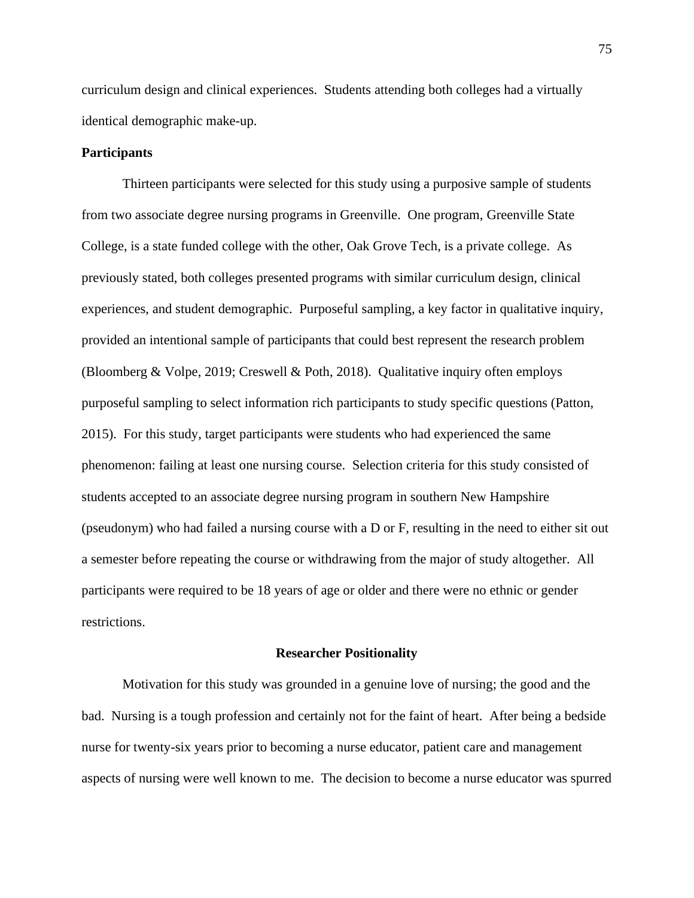curriculum design and clinical experiences. Students attending both colleges had a virtually identical demographic make-up.

**Participants**

Thirteen participants were selected for this study using a purposive sample of students from two associate degree nursing programs in Greenville. One program, Greenville State College, is a state funded college with the other, Oak Grove Tech, is a private college. As previously stated, both colleges presented programs with similar curriculum design, clinical experiences, and student demographic. Purposeful sampling, a key factor in qualitative inquiry, provided an intentional sample of participants that could best represent the research problem (Bloomberg & Volpe, 2019; Creswell & Poth, 2018). Qualitative inquiry often employs purposeful sampling to select information rich participants to study specific questions (Patton, 2015). For this study, target participants were students who had experienced the same phenomenon: failing at least one nursing course. Selection criteria for this study consisted of students accepted to an associate degree nursing program in southern New Hampshire (pseudonym) who had failed a nursing course with a D or F, resulting in the need to either sit out a semester before repeating the course or withdrawing from the major of study altogether. All participants were required to be 18 years of age or older and there were no ethnic or gender restrictions.

## Researcher Positionality

Motivation for this study was grounded in a genuine love of nursing; the good and the bad. Nursing is a tough profession and certainly not for the faint of heart. After being a bedside nurse for twenty-six years prior to becoming a nurse educator, patient care and management aspects of nursing were well known to me. The decision to become a nurse educator was spurred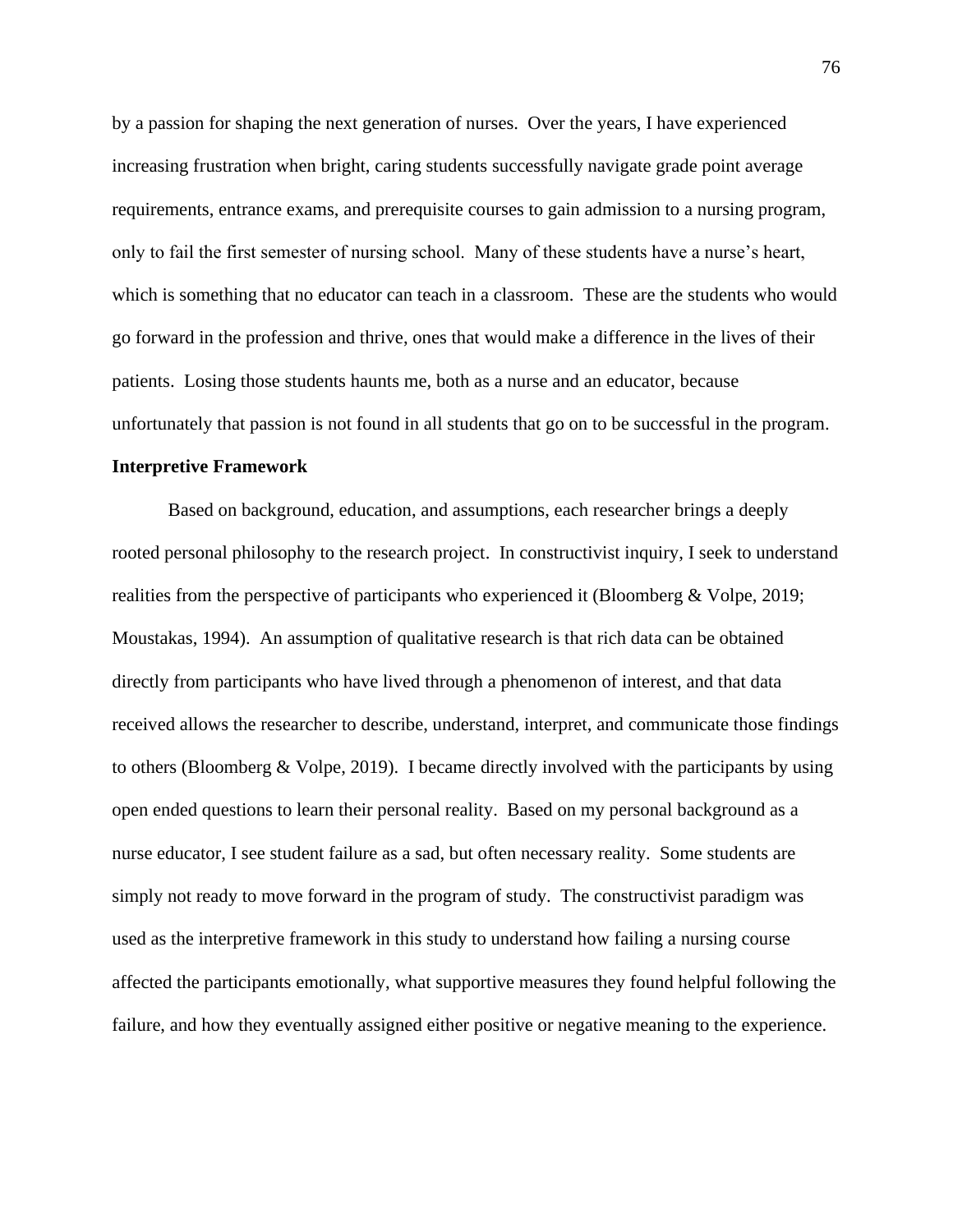by a passion for shaping the next generation of nurses. Over the years, I have experienced increasing frustration when bright, caring students successfully navigate grade point average requirements, entrance exams, and prerequisite courses to gain admission to a nursing program, only to fail the first semester of nursing school. Many of these students have a nurse's heart, which is something that no educator can teach in a classroom. These are the students who would go forward in the profession and thrive, ones that would make a difference in the lives of their patients. Losing those students haunts me, both as a nurse and an educator, because unfortunately that passion is not found in all students that go on to be successful in the program.

## Interpretive Framework

Based on background, education, and assumptions, each researcher brings a deeply rooted personal philosophy to the research project. In constructivist inquiry, I seek to understand realities from the perspective of participants who experienced it (Bloomberg & Volpe, 2019; Moustakas, 1994). An assumption of qualitative research is that rich data can be obtained directly from participants who have lived through a phenomenon of interest, and that data received allows the researcher to describe, understand, interpret, and communicate those findings to others (Bloomberg & Volpe, 2019). I became directly involved with the participants by using open ended questions to learn their personal reality. Based on my personal background as a nurse educator, I see student failure as a sad, but often necessary reality. Some students are simply not ready to move forward in the program of study. The constructivist paradigm was used as the interpretive framework in this study to understand how failing a nursing course affected the participants emotionally, what supportive measures they found helpful following the failure, and how they eventually assigned either positive or negative meaning to the experience.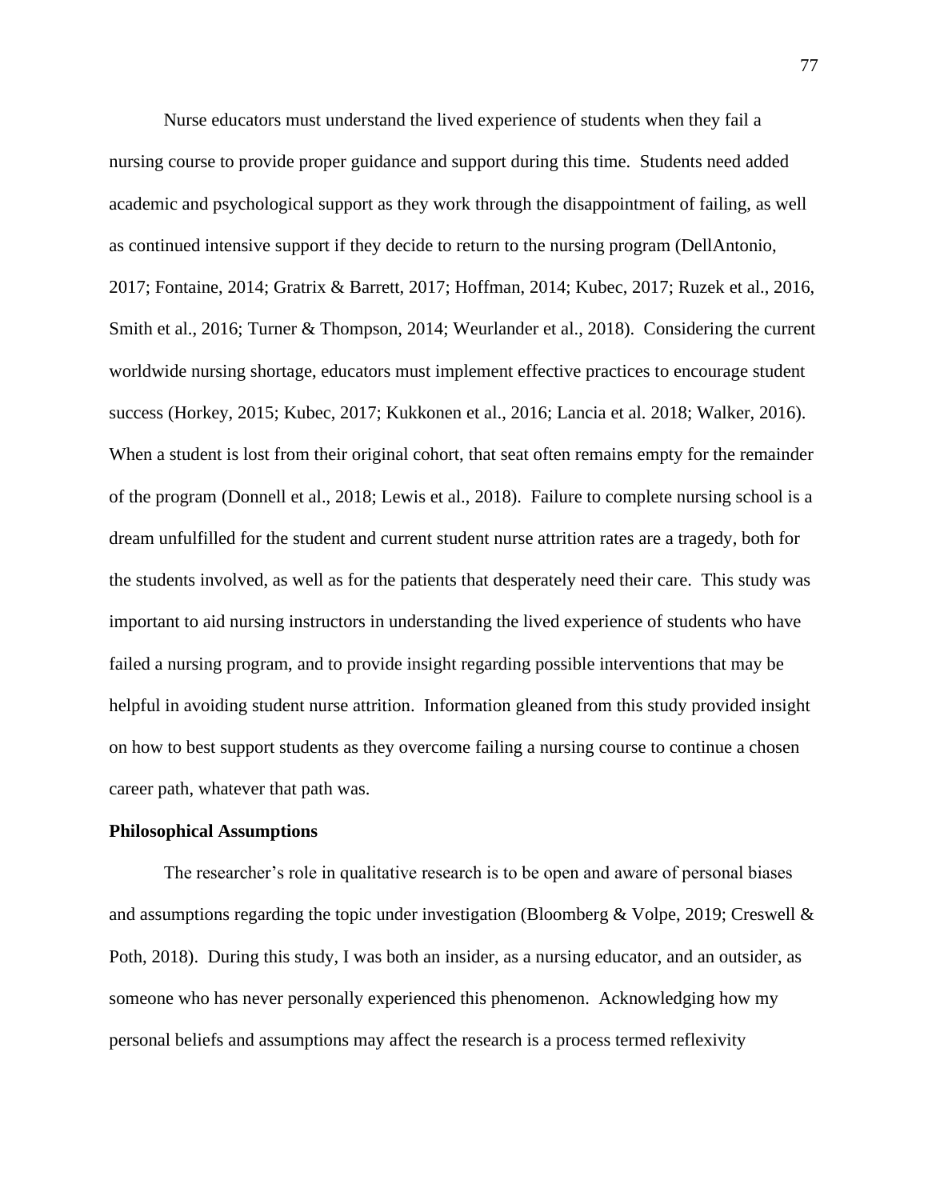Nurse educators must understand the lived experience of students when they fail a nursing course to provide proper guidance and support during this time. Students need added academic and psychological support as they work through the disappointment of failing, as well as continued intensive support if they decide to return to the nursing program (DellAntonio, 2017; Fontaine, 2014; Gratrix & Barrett, 2017; Hoffman, 2014; Kubec, 2017; Ruzek et al., 2016, Smith et al., 2016; Turner & Thompson, 2014; Weurlander et al., 2018). Considering the current worldwide nursing shortage, educators must implement effective practices to encourage student success (Horkey, 2015; Kubec, 2017; Kukkonen et al., 2016; Lancia et al. 2018; Walker, 2016). When a student is lost from their original cohort, that seat often remains empty for the remainder of the program (Donnell et al., 2018; Lewis et al., 2018). Failure to complete nursing school is a dream unfulfilled for the student and current student nurse attrition rates are a tragedy, both for the students involved, as well as for the patients that desperately need their care. This study was important to aid nursing instructors in understanding the lived experience of students who have failed a nursing program, and to provide insight regarding possible interventions that may be helpful in avoiding student nurse attrition. Information gleaned from this study provided insight on how to best support students as they overcome failing a nursing course to continue a chosen career path, whatever that path was.

## Philosophical Assumptions

The researcher's role in qualitative research is to be open and aware of personal biases and assumptions regarding the topic under investigation (Bloomberg & Volpe, 2019; Creswell & Poth, 2018). During this study, I was both an insider, as a nursing educator, and an outsider, as someone who has never personally experienced this phenomenon. Acknowledging how my personal beliefs and assumptions may affect the research is a process termed reflexivity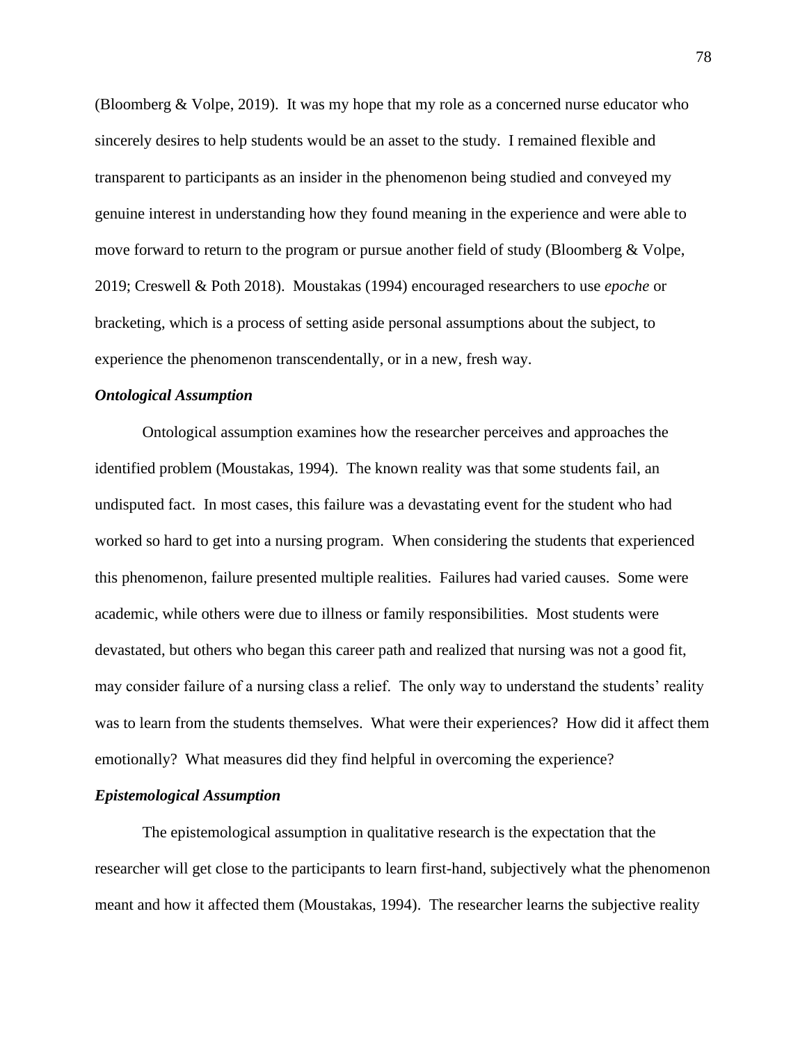(Bloomberg & Volpe, 2019). It was my hope that my role as a concerned nurse educator who sincerely desires to help students would be an asset to the study. I remained flexible and transparent to participants as an insider in the phenomenon being studied and conveyed my genuine interest in understanding how they found meaning in the experience and were able to move forward to return to the program or pursue another field of study (Bloomberg & Volpe, 2019; Creswell & Poth 2018). Moustakas (1994) encouraged researchers to use *epoche* or bracketing, which is a process of setting aside personal assumptions about the subject, to experience the phenomenon transcendentally, or in a new, fresh way.

### *Ontological Assumption*

Ontological assumption examines how the researcher perceives and approaches the identified problem (Moustakas, 1994). The known reality was that some students fail, an undisputed fact. In most cases, this failure was a devastating event for the student who had worked so hard to get into a nursing program. When considering the students that experienced this phenomenon, failure presented multiple realities. Failures had varied causes. Some were academic, while others were due to illness or family responsibilities. Most students were devastated, but others who began this career path and realized that nursing was not a good fit, may consider failure of a nursing class a relief. The only way to understand the students' reality was to learn from the students themselves. What were their experiences? How did it affect them emotionally? What measures did they find helpful in overcoming the experience?

### *Epistemological Assumption*

The epistemological assumption in qualitative research is the expectation that the researcher will get close to the participants to learn first-hand, subjectively what the phenomenon meant and how it affected them (Moustakas, 1994). The researcher learns the subjective reality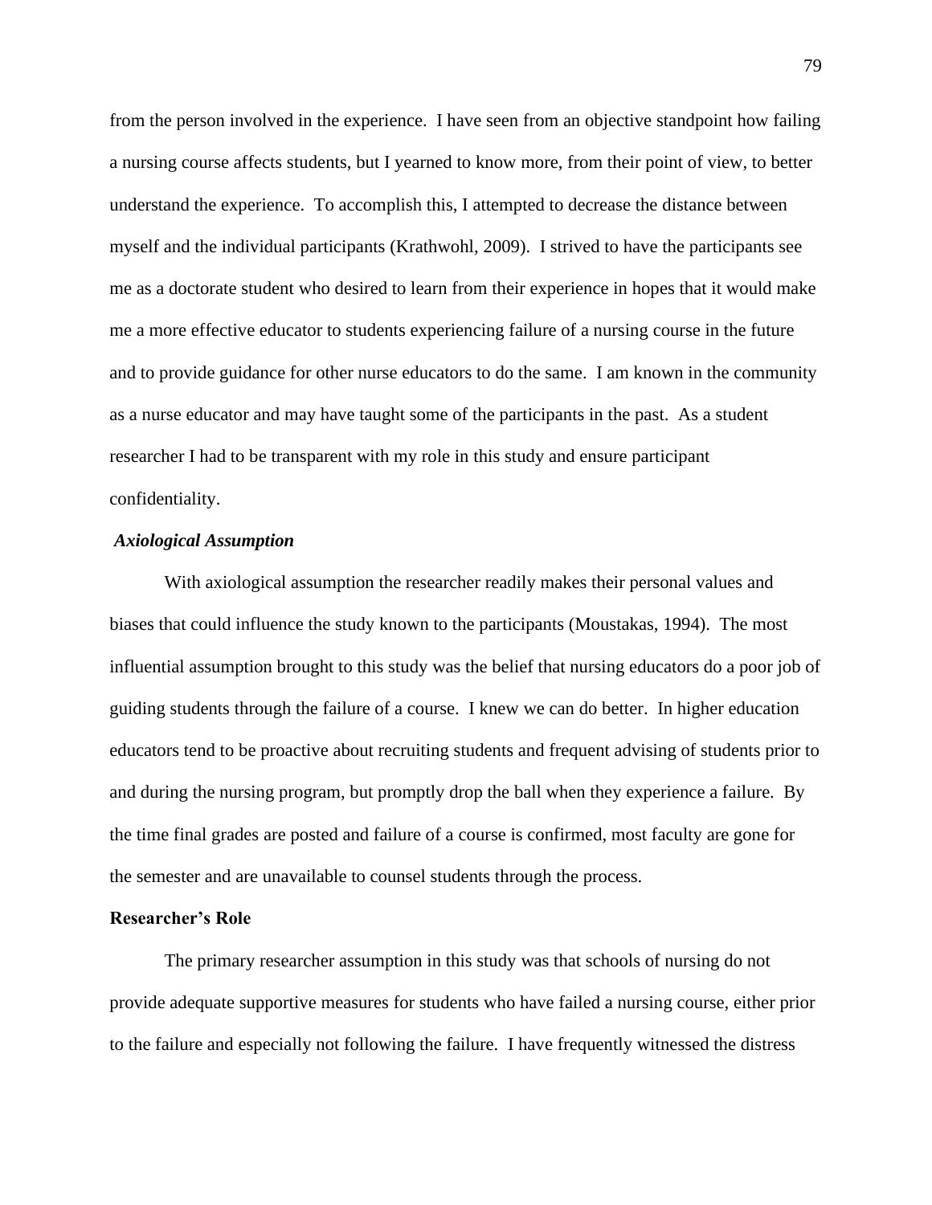from the person involved in the experience. I have seen from an objective standpoint how failing a nursing course affects students, but I yearned to know more, from their point of view, to better understand the experience. To accomplish this, I attempted to decrease the distance between myself and the individual participants (Krathwohl, 2009). I strived to have the participants see me as a doctorate student who desired to learn from their experience in hopes that it would make me a more effective educator to students experiencing failure of a nursing course in the future and to provide guidance for other nurse educators to do the same. I am known in the community as a nurse educator and may have taught some of the participants in the past. As a student researcher I had to be transparent with my role in this study and ensure participant confidentiality.

### *Axiological Assumption*

With axiological assumption the researcher readily makes their personal values and biases that could influence the study known to the participants (Moustakas, 1994). The most influential assumption brought to this study was the belief that nursing educators do a poor job of guiding students through the failure of a course. I knew we can do better. In higher education educators tend to be proactive about recruiting students and frequent advising of students prior to and during the nursing program, but promptly drop the ball when they experience a failure. By the time final grades are posted and failure of a course is confirmed, most faculty are gone for the semester and are unavailable to counsel students through the process.

## Researcher's Role

The primary researcher assumption in this study was that schools of nursing do not provide adequate supportive measures for students who have failed a nursing course, either prior to the failure and especially not following the failure. I have frequently witnessed the distress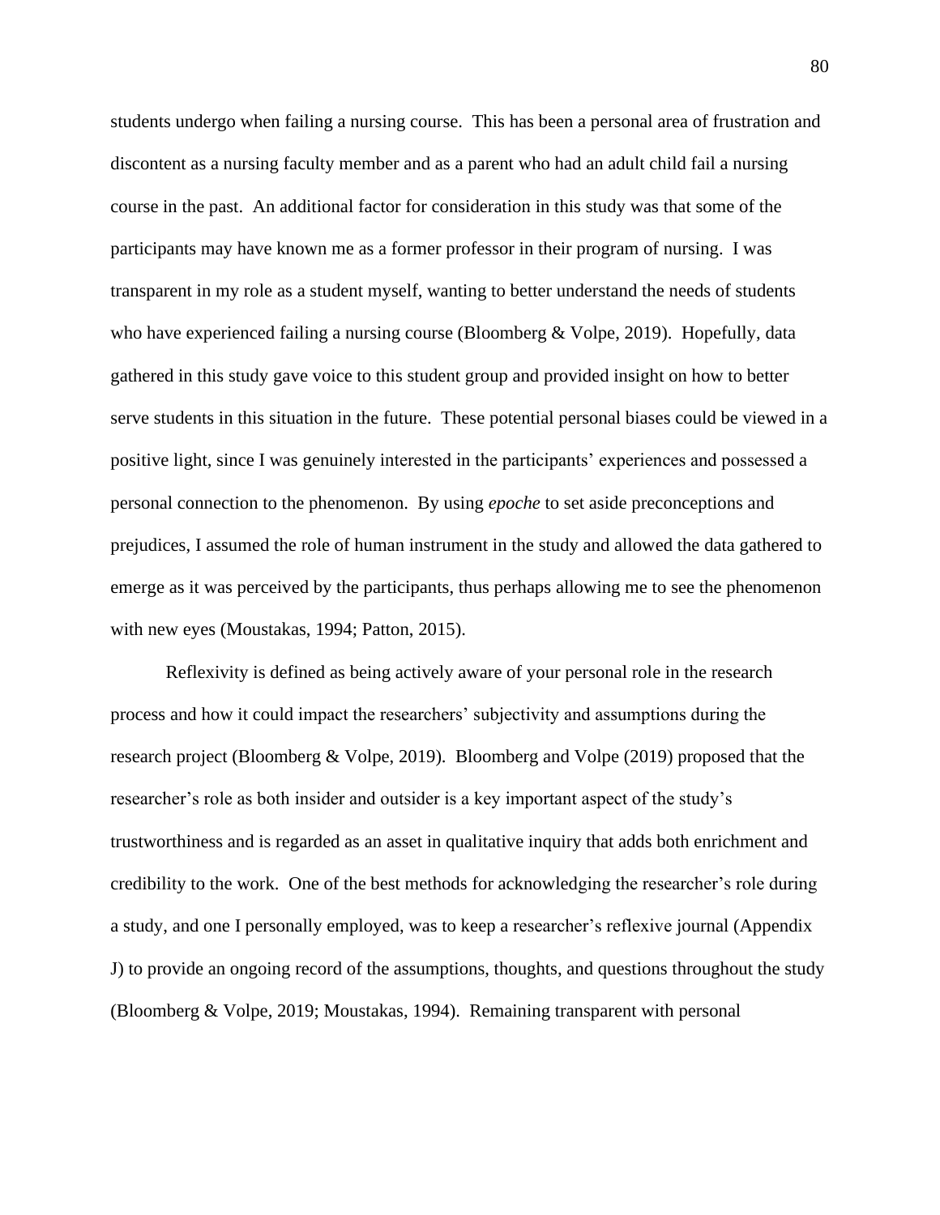students undergo when failing a nursing course. This has been a personal area of frustration and discontent as a nursing faculty member and as a parent who had an adult child fail a nursing course in the past. An additional factor for consideration in this study was that some of the participants may have known me as a former professor in their program of nursing. I was transparent in my role as a student myself, wanting to better understand the needs of students who have experienced failing a nursing course (Bloomberg & Volpe, 2019). Hopefully, data gathered in this study gave voice to this student group and provided insight on how to better serve students in this situation in the future. These potential personal biases could be viewed in a positive light, since I was genuinely interested in the participants' experiences and possessed a personal connection to the phenomenon. By using *epoche* to set aside preconceptions and prejudices, I assumed the role of human instrument in the study and allowed the data gathered to emerge as it was perceived by the participants, thus perhaps allowing me to see the phenomenon with new eyes (Moustakas, 1994; Patton, 2015).

Reflexivity is defined as being actively aware of your personal role in the research process and how it could impact the researchers' subjectivity and assumptions during the research project (Bloomberg & Volpe, 2019). Bloomberg and Volpe (2019) proposed that the researcher's role as both insider and outsider is a key important aspect of the study's trustworthiness and is regarded as an asset in qualitative inquiry that adds both enrichment and credibility to the work. One of the best methods for acknowledging the researcher's role during a study, and one I personally employed, was to keep a researcher's reflexive journal (Appendix J) to provide an ongoing record of the assumptions, thoughts, and questions throughout the study (Bloomberg & Volpe, 2019; Moustakas, 1994). Remaining transparent with personal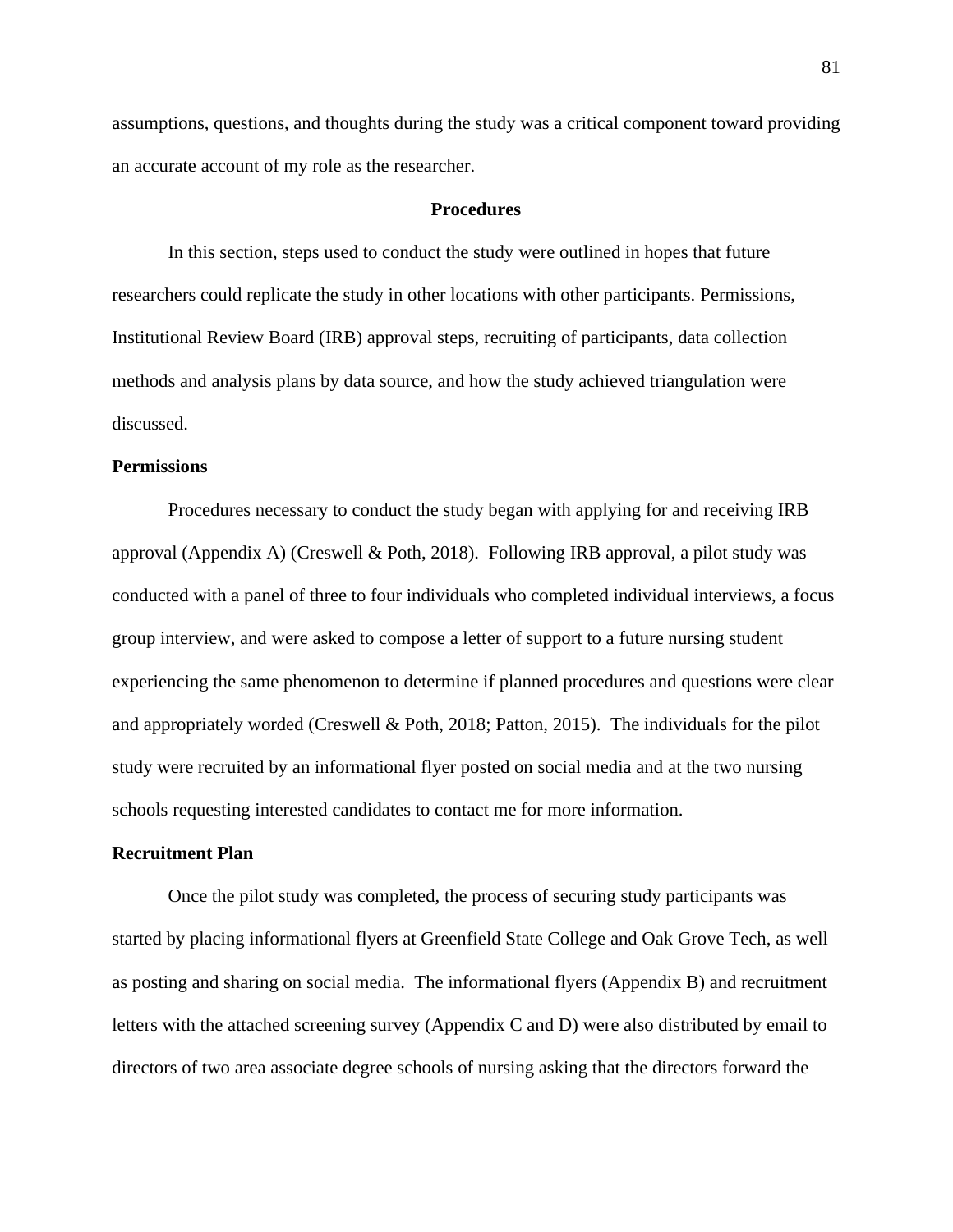assumptions, questions, and thoughts during the study was a critical component toward providing an accurate account of my role as the researcher.

## Procedures

In this section, steps used to conduct the study were outlined in hopes that future researchers could replicate the study in other locations with other participants. Permissions, Institutional Review Board (IRB) approval steps, recruiting of participants, data collection methods and analysis plans by data source, and how the study achieved triangulation were discussed.

### Permissions

Procedures necessary to conduct the study began with applying for and receiving IRB approval (Appendix A) (Creswell & Poth, 2018). Following IRB approval, a pilot study was conducted with a panel of three to four individuals who completed individual interviews, a focus group interview, and were asked to compose a letter of support to a future nursing student experiencing the same phenomenon to determine if planned procedures and questions were clear and appropriately worded (Creswell & Poth, 2018; Patton, 2015). The individuals for the pilot study were recruited by an informational flyer posted on social media and at the two nursing schools requesting interested candidates to contact me for more information.

### Recruitment Plan

Once the pilot study was completed, the process of securing study participants was started by placing informational flyers at Greenfield State College and Oak Grove Tech, as well as posting and sharing on social media. The informational flyers (Appendix B) and recruitment letters with the attached screening survey (Appendix C and D) were also distributed by email to directors of two area associate degree schools of nursing asking that the directors forward the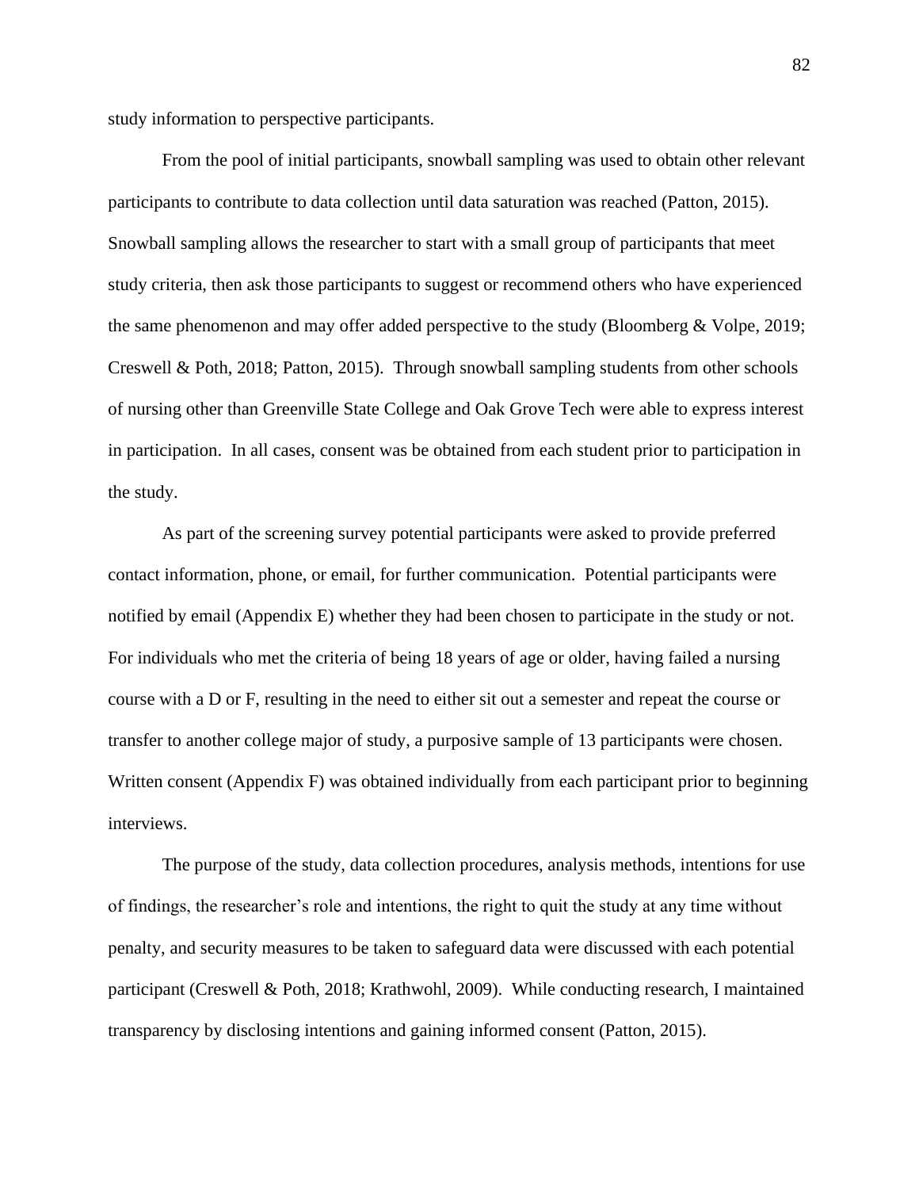study information to perspective participants.

From the pool of initial participants, snowball sampling was used to obtain other relevant participants to contribute to data collection until data saturation was reached (Patton, 2015). Snowball sampling allows the researcher to start with a small group of participants that meet study criteria, then ask those participants to suggest or recommend others who have experienced the same phenomenon and may offer added perspective to the study (Bloomberg & Volpe, 2019; Creswell & Poth, 2018; Patton, 2015). Through snowball sampling students from other schools of nursing other than Greenville State College and Oak Grove Tech were able to express interest in participation. In all cases, consent was be obtained from each student prior to participation in the study.

As part of the screening survey potential participants were asked to provide preferred contact information, phone, or email, for further communication. Potential participants were notified by email (Appendix E) whether they had been chosen to participate in the study or not. For individuals who met the criteria of being 18 years of age or older, having failed a nursing course with a D or F, resulting in the need to either sit out a semester and repeat the course or transfer to another college major of study, a purposive sample of 13 participants were chosen. Written consent (Appendix F) was obtained individually from each participant prior to beginning interviews.

The purpose of the study, data collection procedures, analysis methods, intentions for use of findings, the researcher's role and intentions, the right to quit the study at any time without penalty, and security measures to be taken to safeguard data were discussed with each potential participant (Creswell & Poth, 2018; Krathwohl, 2009). While conducting research, I maintained transparency by disclosing intentions and gaining informed consent (Patton, 2015).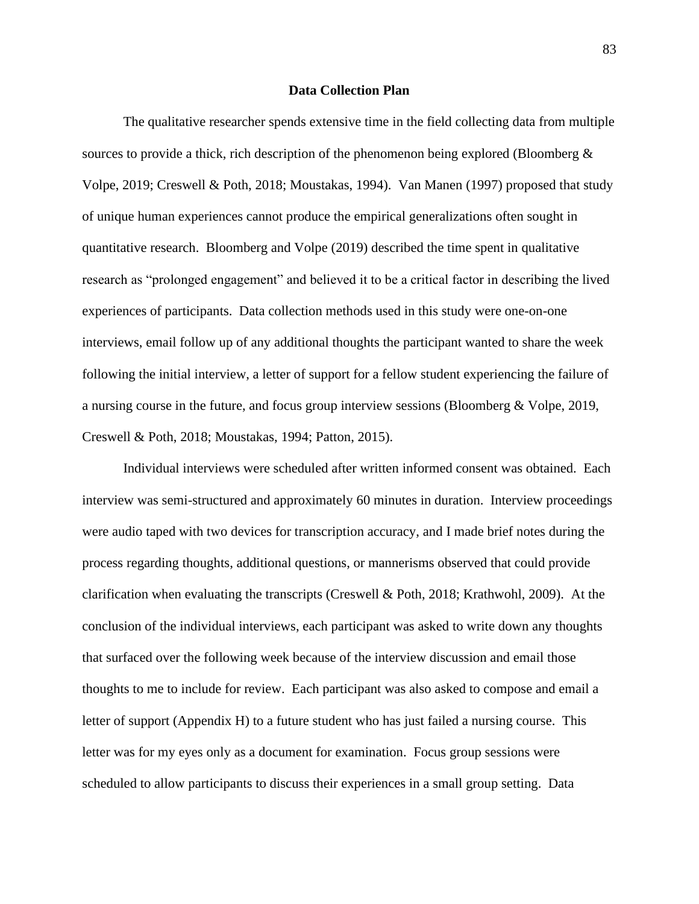## Data Collection Plan

The qualitative researcher spends extensive time in the field collecting data from multiple sources to provide a thick, rich description of the phenomenon being explored (Bloomberg & Volpe, 2019; Creswell & Poth, 2018; Moustakas, 1994). Van Manen (1997) proposed that study of unique human experiences cannot produce the empirical generalizations often sought in quantitative research. Bloomberg and Volpe (2019) described the time spent in qualitative research as "prolonged engagement" and believed it to be a critical factor in describing the lived experiences of participants. Data collection methods used in this study were one-on-one interviews, email follow up of any additional thoughts the participant wanted to share the week following the initial interview, a letter of support for a fellow student experiencing the failure of a nursing course in the future, and focus group interview sessions (Bloomberg & Volpe, 2019, Creswell & Poth, 2018; Moustakas, 1994; Patton, 2015).

Individual interviews were scheduled after written informed consent was obtained. Each interview was semi-structured and approximately 60 minutes in duration. Interview proceedings were audio taped with two devices for transcription accuracy, and I made brief notes during the process regarding thoughts, additional questions, or mannerisms observed that could provide clarification when evaluating the transcripts (Creswell & Poth, 2018; Krathwohl, 2009). At the conclusion of the individual interviews, each participant was asked to write down any thoughts that surfaced over the following week because of the interview discussion and email those thoughts to me to include for review. Each participant was also asked to compose and email a letter of support (Appendix H) to a future student who has just failed a nursing course. This letter was for my eyes only as a document for examination. Focus group sessions were scheduled to allow participants to discuss their experiences in a small group setting. Data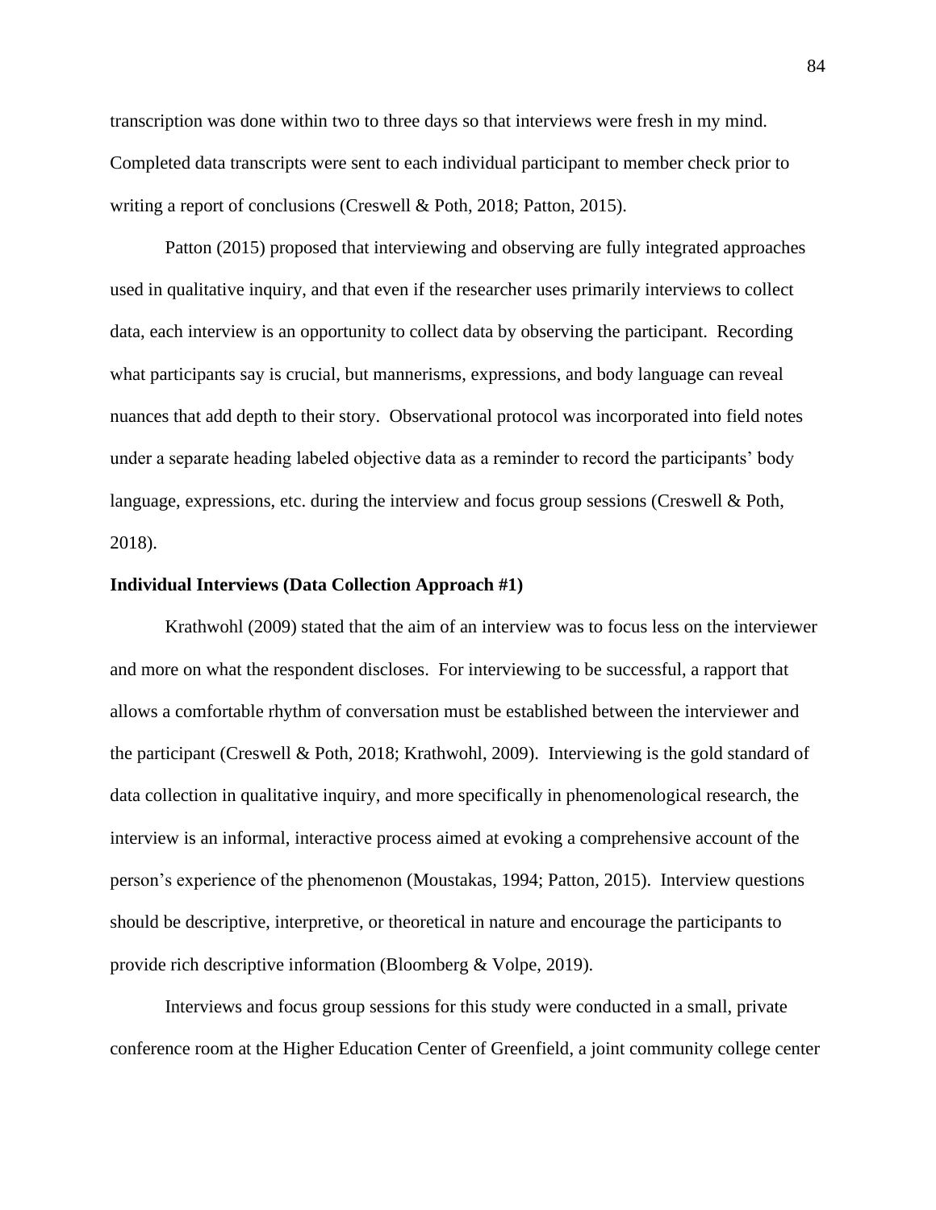transcription was done within two to three days so that interviews were fresh in my mind. Completed data transcripts were sent to each individual participant to member check prior to writing a report of conclusions (Creswell & Poth, 2018; Patton, 2015).

Patton (2015) proposed that interviewing and observing are fully integrated approaches used in qualitative inquiry, and that even if the researcher uses primarily interviews to collect data, each interview is an opportunity to collect data by observing the participant. Recording what participants say is crucial, but mannerisms, expressions, and body language can reveal nuances that add depth to their story. Observational protocol was incorporated into field notes under a separate heading labeled objective data as a reminder to record the participants' body language, expressions, etc. during the interview and focus group sessions (Creswell & Poth, 2018).

**Individual Interviews (Data Collection Approach #1)**

Krathwohl (2009) stated that the aim of an interview was to focus less on the interviewer and more on what the respondent discloses. For interviewing to be successful, a rapport that allows a comfortable rhythm of conversation must be established between the interviewer and the participant (Creswell & Poth, 2018; Krathwohl, 2009). Interviewing is the gold standard of data collection in qualitative inquiry, and more specifically in phenomenological research, the interview is an informal, interactive process aimed at evoking a comprehensive account of the person's experience of the phenomenon (Moustakas, 1994; Patton, 2015). Interview questions should be descriptive, interpretive, or theoretical in nature and encourage the participants to provide rich descriptive information (Bloomberg & Volpe, 2019).

Interviews and focus group sessions for this study were conducted in a small, private conference room at the Higher Education Center of Greenfield, a joint community college center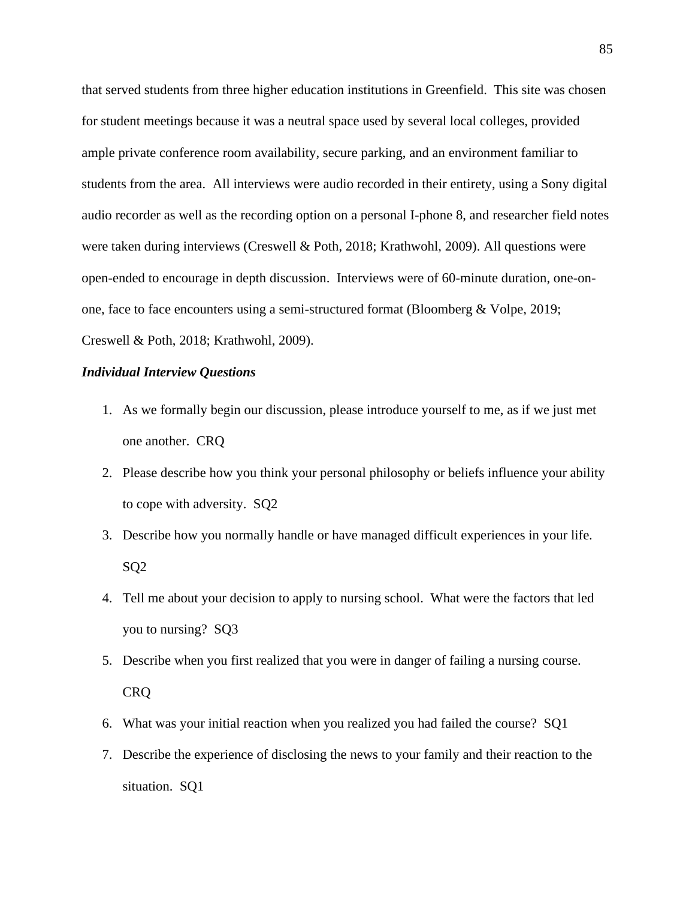that served students from three higher education institutions in Greenfield. This site was chosen for student meetings because it was a neutral space used by several local colleges, provided ample private conference room availability, secure parking, and an environment familiar to students from the area. All interviews were audio recorded in their entirety, using a Sony digital audio recorder as well as the recording option on a personal I-phone 8, and researcher field notes were taken during interviews (Creswell & Poth, 2018; Krathwohl, 2009). All questions were open-ended to encourage in depth discussion. Interviews were of 60-minute duration, one-on-one, face to face encounters using a semi-structured format (Bloomberg & Volpe, 2019; Creswell & Poth, 2018; Krathwohl, 2009).

***Individual Interview Questions***

1. As we formally begin our discussion, please introduce yourself to me, as if we just met one another. CRQ
2. Please describe how you think your personal philosophy or beliefs influence your ability to cope with adversity. SQ2
3. Describe how you normally handle or have managed difficult experiences in your life. SQ2
4. Tell me about your decision to apply to nursing school. What were the factors that led you to nursing? SQ3
5. Describe when you first realized that you were in danger of failing a nursing course. CRQ
6. What was your initial reaction when you realized you had failed the course? SQ1
7. Describe the experience of disclosing the news to your family and their reaction to the situation. SQ1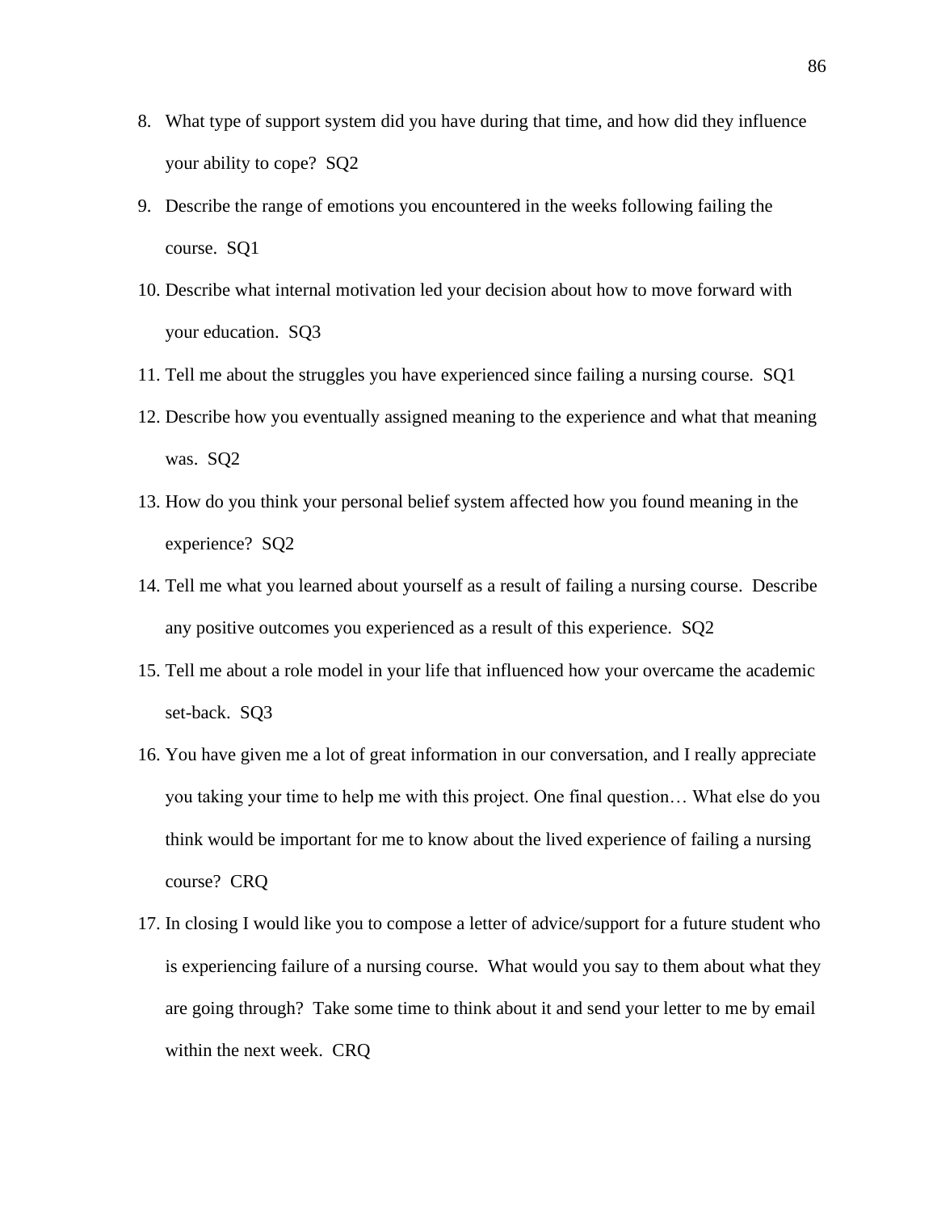8. What type of support system did you have during that time, and how did they influence your ability to cope? SQ2
9. Describe the range of emotions you encountered in the weeks following failing the course. SQ1
10. Describe what internal motivation led your decision about how to move forward with your education. SQ3
11. Tell me about the struggles you have experienced since failing a nursing course. SQ1
12. Describe how you eventually assigned meaning to the experience and what that meaning was. SQ2
13. How do you think your personal belief system affected how you found meaning in the experience? SQ2
14. Tell me what you learned about yourself as a result of failing a nursing course. Describe any positive outcomes you experienced as a result of this experience. SQ2
15. Tell me about a role model in your life that influenced how your overcame the academic set-back. SQ3
16. You have given me a lot of great information in our conversation, and I really appreciate you taking your time to help me with this project. One final question… What else do you think would be important for me to know about the lived experience of failing a nursing course? CRQ
17. In closing I would like you to compose a letter of advice/support for a future student who is experiencing failure of a nursing course. What would you say to them about what they are going through? Take some time to think about it and send your letter to me by email within the next week. CRQ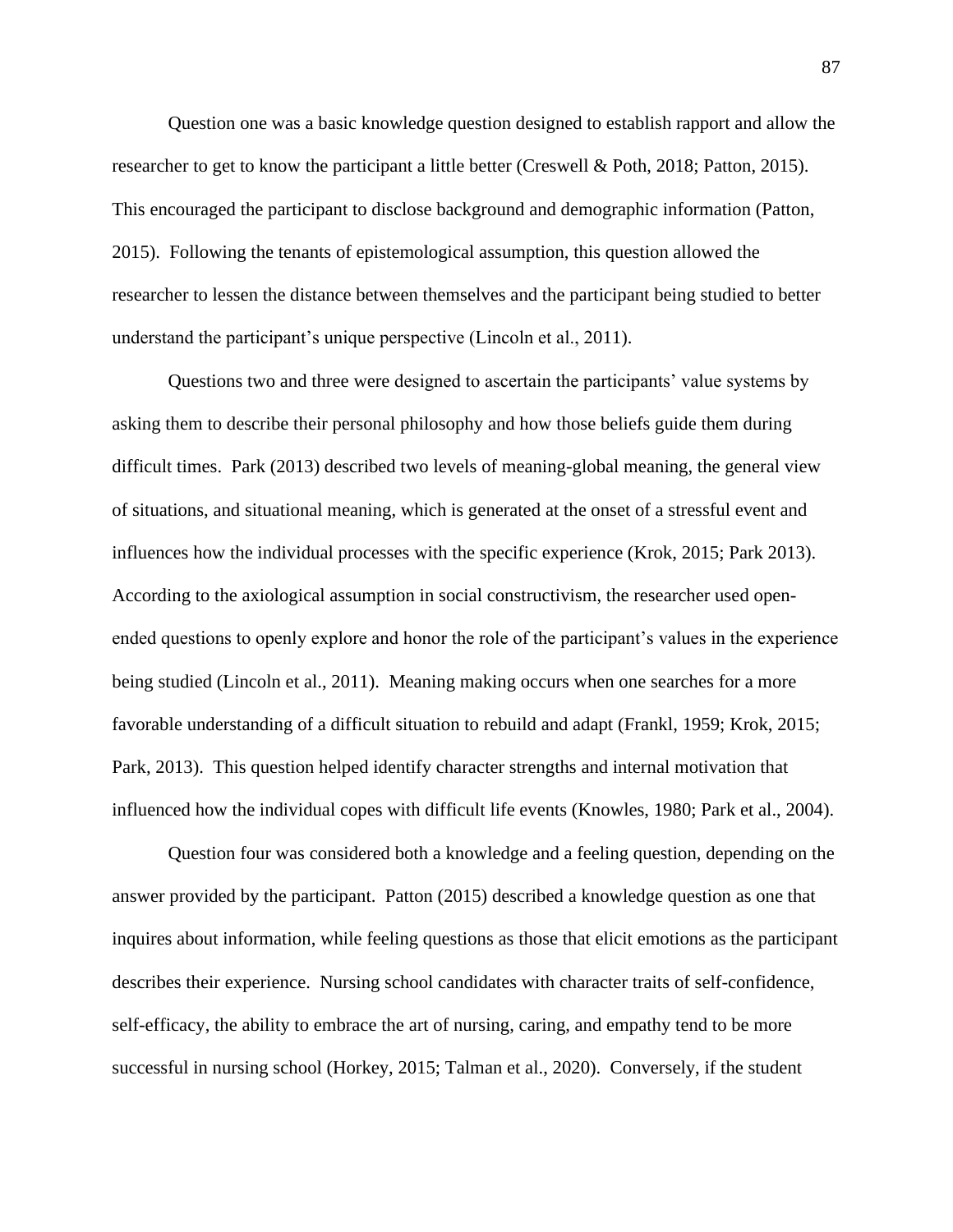Question one was a basic knowledge question designed to establish rapport and allow the researcher to get to know the participant a little better (Creswell & Poth, 2018; Patton, 2015). This encouraged the participant to disclose background and demographic information (Patton, 2015). Following the tenants of epistemological assumption, this question allowed the researcher to lessen the distance between themselves and the participant being studied to better understand the participant's unique perspective (Lincoln et al., 2011).

Questions two and three were designed to ascertain the participants' value systems by asking them to describe their personal philosophy and how those beliefs guide them during difficult times. Park (2013) described two levels of meaning-global meaning, the general view of situations, and situational meaning, which is generated at the onset of a stressful event and influences how the individual processes with the specific experience (Krok, 2015; Park 2013). According to the axiological assumption in social constructivism, the researcher used open-ended questions to openly explore and honor the role of the participant's values in the experience being studied (Lincoln et al., 2011). Meaning making occurs when one searches for a more favorable understanding of a difficult situation to rebuild and adapt (Frankl, 1959; Krok, 2015; Park, 2013). This question helped identify character strengths and internal motivation that influenced how the individual copes with difficult life events (Knowles, 1980; Park et al., 2004).

Question four was considered both a knowledge and a feeling question, depending on the answer provided by the participant. Patton (2015) described a knowledge question as one that inquires about information, while feeling questions as those that elicit emotions as the participant describes their experience. Nursing school candidates with character traits of self-confidence, self-efficacy, the ability to embrace the art of nursing, caring, and empathy tend to be more successful in nursing school (Horkey, 2015; Talman et al., 2020). Conversely, if the student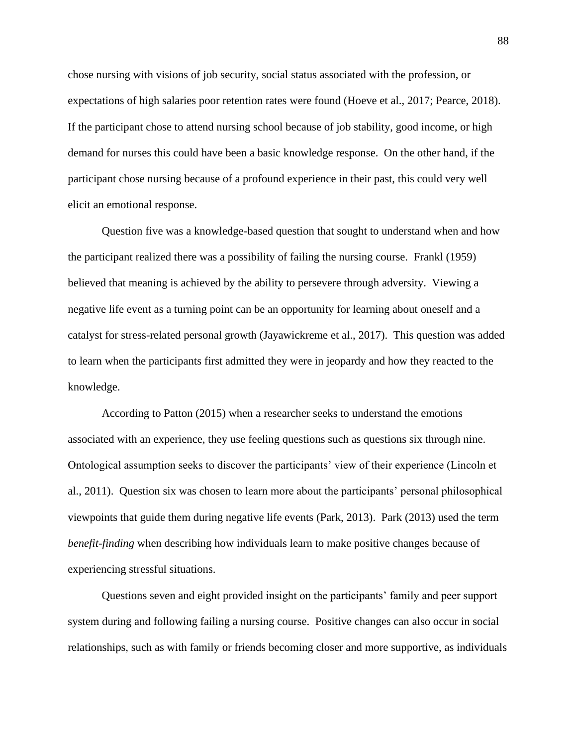chose nursing with visions of job security, social status associated with the profession, or expectations of high salaries poor retention rates were found (Hoeve et al., 2017; Pearce, 2018). If the participant chose to attend nursing school because of job stability, good income, or high demand for nurses this could have been a basic knowledge response. On the other hand, if the participant chose nursing because of a profound experience in their past, this could very well elicit an emotional response.

Question five was a knowledge-based question that sought to understand when and how the participant realized there was a possibility of failing the nursing course. Frankl (1959) believed that meaning is achieved by the ability to persevere through adversity. Viewing a negative life event as a turning point can be an opportunity for learning about oneself and a catalyst for stress-related personal growth (Jayawickreme et al., 2017). This question was added to learn when the participants first admitted they were in jeopardy and how they reacted to the knowledge.

According to Patton (2015) when a researcher seeks to understand the emotions associated with an experience, they use feeling questions such as questions six through nine. Ontological assumption seeks to discover the participants' view of their experience (Lincoln et al., 2011). Question six was chosen to learn more about the participants' personal philosophical viewpoints that guide them during negative life events (Park, 2013). Park (2013) used the term *benefit-finding* when describing how individuals learn to make positive changes because of experiencing stressful situations.

Questions seven and eight provided insight on the participants' family and peer support system during and following failing a nursing course. Positive changes can also occur in social relationships, such as with family or friends becoming closer and more supportive, as individuals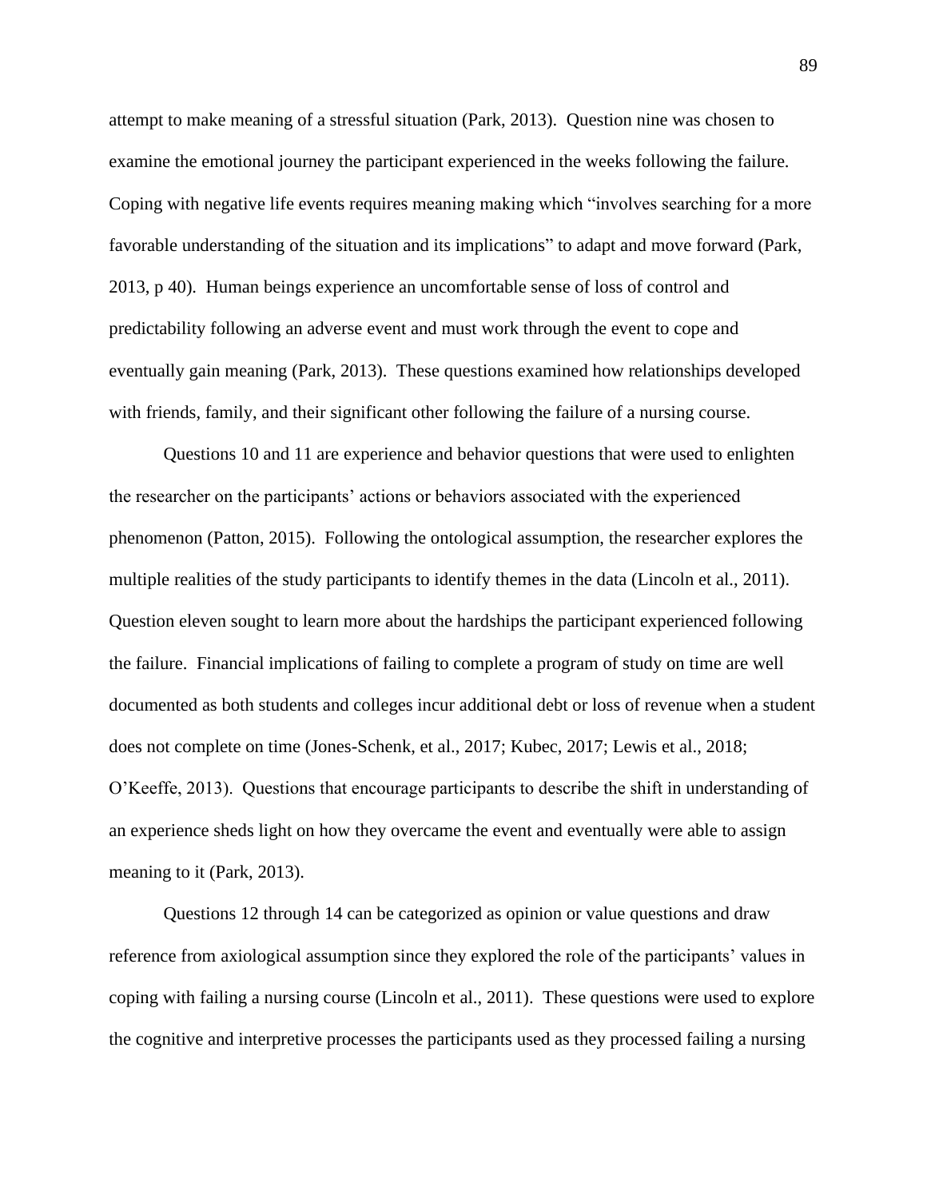attempt to make meaning of a stressful situation (Park, 2013). Question nine was chosen to examine the emotional journey the participant experienced in the weeks following the failure. Coping with negative life events requires meaning making which "involves searching for a more favorable understanding of the situation and its implications" to adapt and move forward (Park, 2013, p 40). Human beings experience an uncomfortable sense of loss of control and predictability following an adverse event and must work through the event to cope and eventually gain meaning (Park, 2013). These questions examined how relationships developed with friends, family, and their significant other following the failure of a nursing course.

Questions 10 and 11 are experience and behavior questions that were used to enlighten the researcher on the participants' actions or behaviors associated with the experienced phenomenon (Patton, 2015). Following the ontological assumption, the researcher explores the multiple realities of the study participants to identify themes in the data (Lincoln et al., 2011). Question eleven sought to learn more about the hardships the participant experienced following the failure. Financial implications of failing to complete a program of study on time are well documented as both students and colleges incur additional debt or loss of revenue when a student does not complete on time (Jones-Schenk, et al., 2017; Kubec, 2017; Lewis et al., 2018; O'Keeffe, 2013). Questions that encourage participants to describe the shift in understanding of an experience sheds light on how they overcame the event and eventually were able to assign meaning to it (Park, 2013).

Questions 12 through 14 can be categorized as opinion or value questions and draw reference from axiological assumption since they explored the role of the participants' values in coping with failing a nursing course (Lincoln et al., 2011). These questions were used to explore the cognitive and interpretive processes the participants used as they processed failing a nursing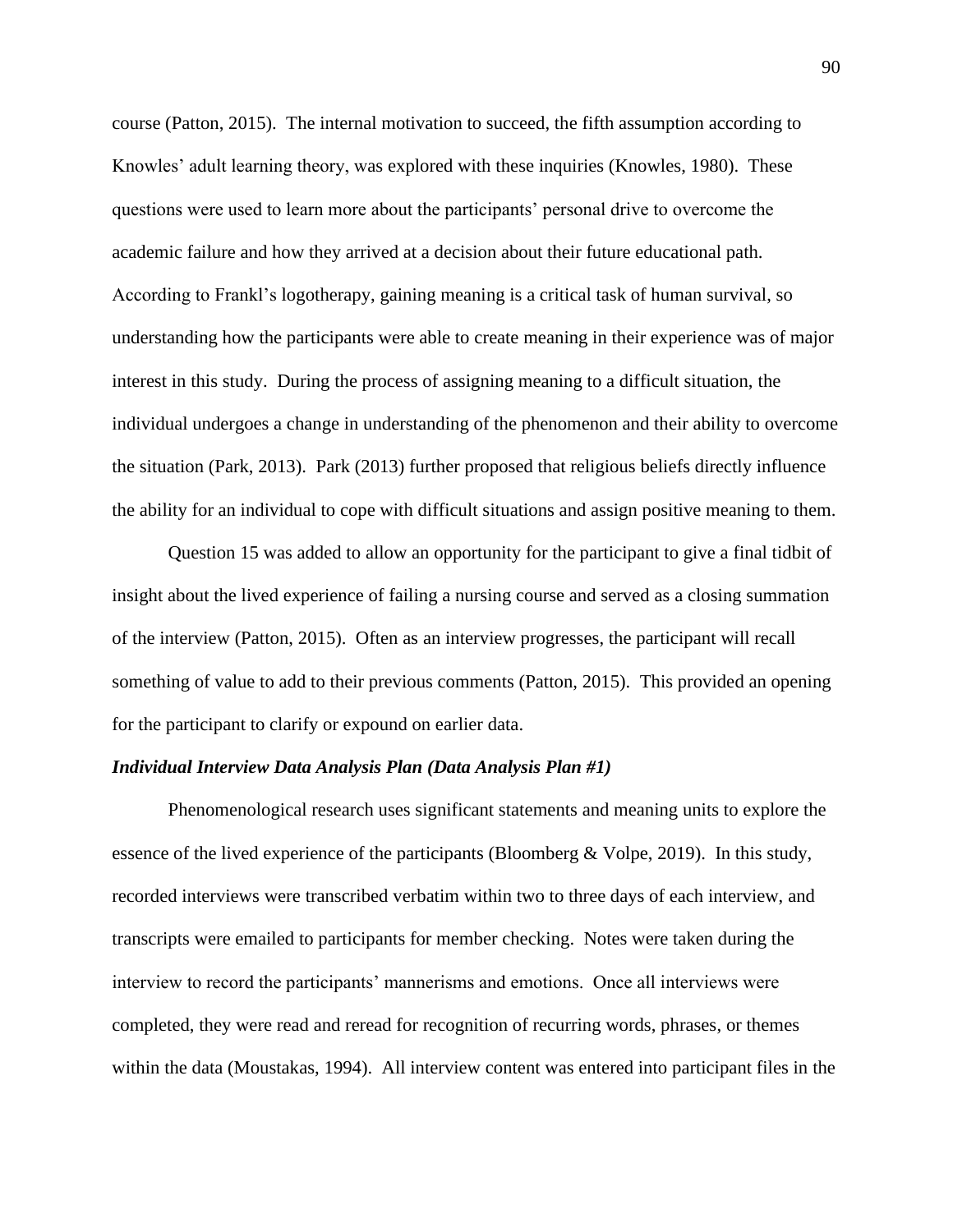course (Patton, 2015). The internal motivation to succeed, the fifth assumption according to Knowles' adult learning theory, was explored with these inquiries (Knowles, 1980). These questions were used to learn more about the participants' personal drive to overcome the academic failure and how they arrived at a decision about their future educational path. According to Frankl's logotherapy, gaining meaning is a critical task of human survival, so understanding how the participants were able to create meaning in their experience was of major interest in this study. During the process of assigning meaning to a difficult situation, the individual undergoes a change in understanding of the phenomenon and their ability to overcome the situation (Park, 2013). Park (2013) further proposed that religious beliefs directly influence the ability for an individual to cope with difficult situations and assign positive meaning to them.

Question 15 was added to allow an opportunity for the participant to give a final tidbit of insight about the lived experience of failing a nursing course and served as a closing summation of the interview (Patton, 2015). Often as an interview progresses, the participant will recall something of value to add to their previous comments (Patton, 2015). This provided an opening for the participant to clarify or expound on earlier data.

***Individual Interview Data Analysis Plan (Data Analysis Plan #1)***

Phenomenological research uses significant statements and meaning units to explore the essence of the lived experience of the participants (Bloomberg & Volpe, 2019). In this study, recorded interviews were transcribed verbatim within two to three days of each interview, and transcripts were emailed to participants for member checking. Notes were taken during the interview to record the participants' mannerisms and emotions. Once all interviews were completed, they were read and reread for recognition of recurring words, phrases, or themes within the data (Moustakas, 1994). All interview content was entered into participant files in the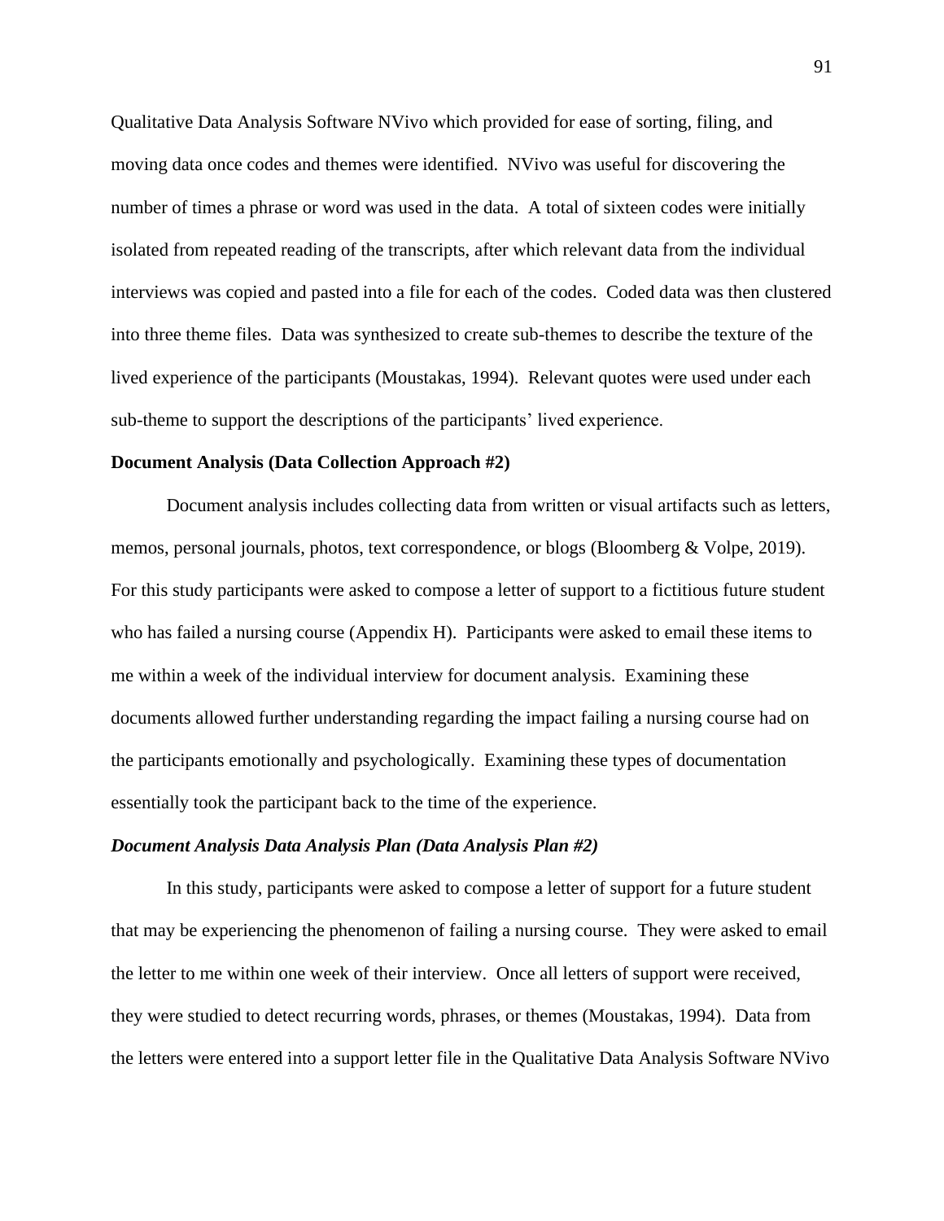Qualitative Data Analysis Software NVivo which provided for ease of sorting, filing, and moving data once codes and themes were identified. NVivo was useful for discovering the number of times a phrase or word was used in the data. A total of sixteen codes were initially isolated from repeated reading of the transcripts, after which relevant data from the individual interviews was copied and pasted into a file for each of the codes. Coded data was then clustered into three theme files. Data was synthesized to create sub-themes to describe the texture of the lived experience of the participants (Moustakas, 1994). Relevant quotes were used under each sub-theme to support the descriptions of the participants' lived experience.

### Document Analysis (Data Collection Approach #2)

Document analysis includes collecting data from written or visual artifacts such as letters, memos, personal journals, photos, text correspondence, or blogs (Bloomberg & Volpe, 2019). For this study participants were asked to compose a letter of support to a fictitious future student who has failed a nursing course (Appendix H). Participants were asked to email these items to me within a week of the individual interview for document analysis. Examining these documents allowed further understanding regarding the impact failing a nursing course had on the participants emotionally and psychologically. Examining these types of documentation essentially took the participant back to the time of the experience.

#### *Document Analysis Data Analysis Plan (Data Analysis Plan #2)*

In this study, participants were asked to compose a letter of support for a future student that may be experiencing the phenomenon of failing a nursing course. They were asked to email the letter to me within one week of their interview. Once all letters of support were received, they were studied to detect recurring words, phrases, or themes (Moustakas, 1994). Data from the letters were entered into a support letter file in the Qualitative Data Analysis Software NVivo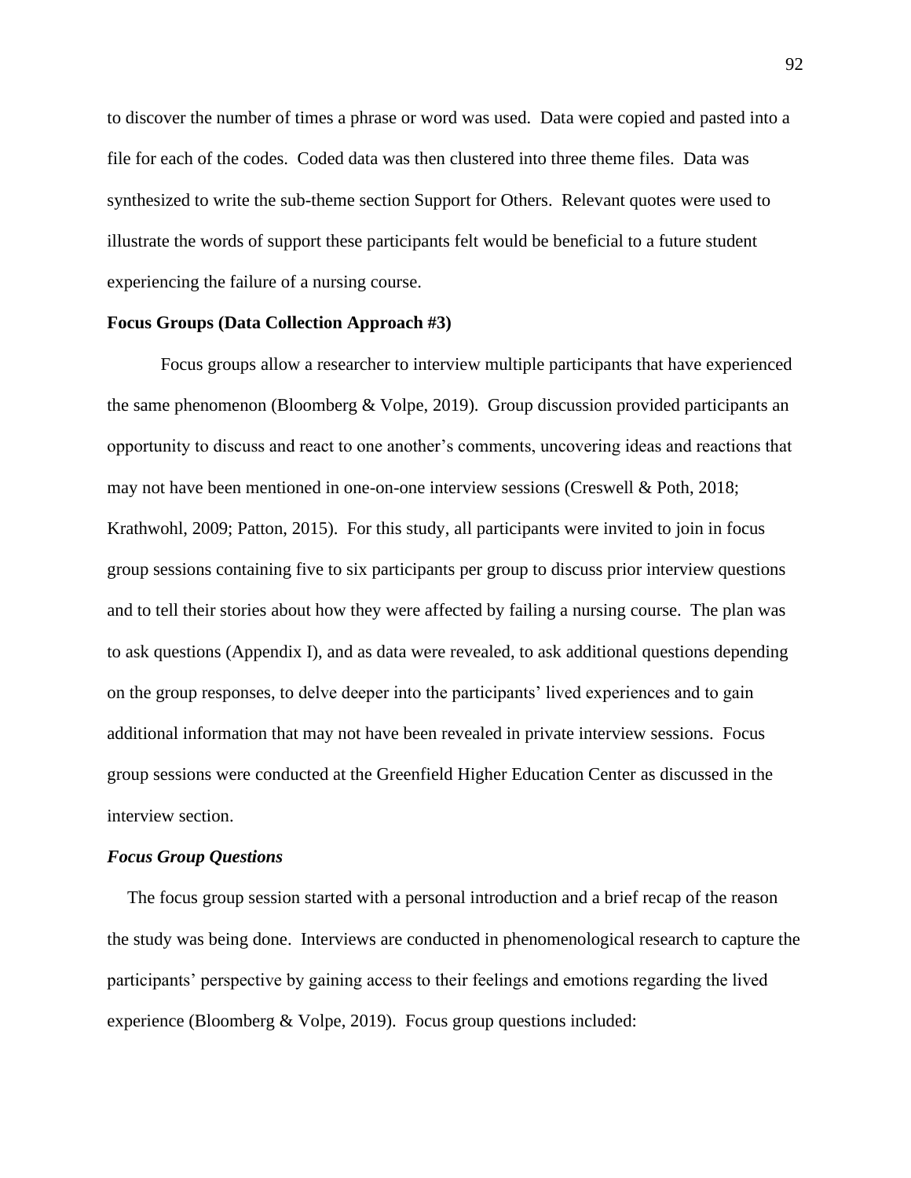to discover the number of times a phrase or word was used. Data were copied and pasted into a file for each of the codes. Coded data was then clustered into three theme files. Data was synthesized to write the sub-theme section Support for Others. Relevant quotes were used to illustrate the words of support these participants felt would be beneficial to a future student experiencing the failure of a nursing course.

### Focus Groups (Data Collection Approach #3)

Focus groups allow a researcher to interview multiple participants that have experienced the same phenomenon (Bloomberg & Volpe, 2019). Group discussion provided participants an opportunity to discuss and react to one another's comments, uncovering ideas and reactions that may not have been mentioned in one-on-one interview sessions (Creswell & Poth, 2018; Krathwohl, 2009; Patton, 2015). For this study, all participants were invited to join in focus group sessions containing five to six participants per group to discuss prior interview questions and to tell their stories about how they were affected by failing a nursing course. The plan was to ask questions (Appendix I), and as data were revealed, to ask additional questions depending on the group responses, to delve deeper into the participants' lived experiences and to gain additional information that may not have been revealed in private interview sessions. Focus group sessions were conducted at the Greenfield Higher Education Center as discussed in the interview section.

#### *Focus Group Questions*

The focus group session started with a personal introduction and a brief recap of the reason the study was being done. Interviews are conducted in phenomenological research to capture the participants' perspective by gaining access to their feelings and emotions regarding the lived experience (Bloomberg & Volpe, 2019). Focus group questions included: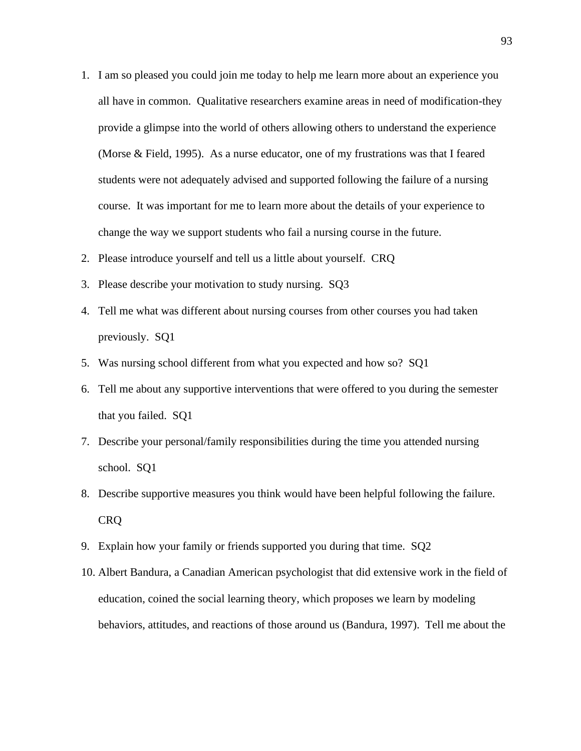1. I am so pleased you could join me today to help me learn more about an experience you all have in common. Qualitative researchers examine areas in need of modification-they provide a glimpse into the world of others allowing others to understand the experience (Morse & Field, 1995). As a nurse educator, one of my frustrations was that I feared students were not adequately advised and supported following the failure of a nursing course. It was important for me to learn more about the details of your experience to change the way we support students who fail a nursing course in the future.
2. Please introduce yourself and tell us a little about yourself. CRQ
3. Please describe your motivation to study nursing. SQ3
4. Tell me what was different about nursing courses from other courses you had taken previously. SQ1
5. Was nursing school different from what you expected and how so? SQ1
6. Tell me about any supportive interventions that were offered to you during the semester that you failed. SQ1
7. Describe your personal/family responsibilities during the time you attended nursing school. SQ1
8. Describe supportive measures you think would have been helpful following the failure. CRQ
9. Explain how your family or friends supported you during that time. SQ2
10. Albert Bandura, a Canadian American psychologist that did extensive work in the field of education, coined the social learning theory, which proposes we learn by modeling behaviors, attitudes, and reactions of those around us (Bandura, 1997). Tell me about the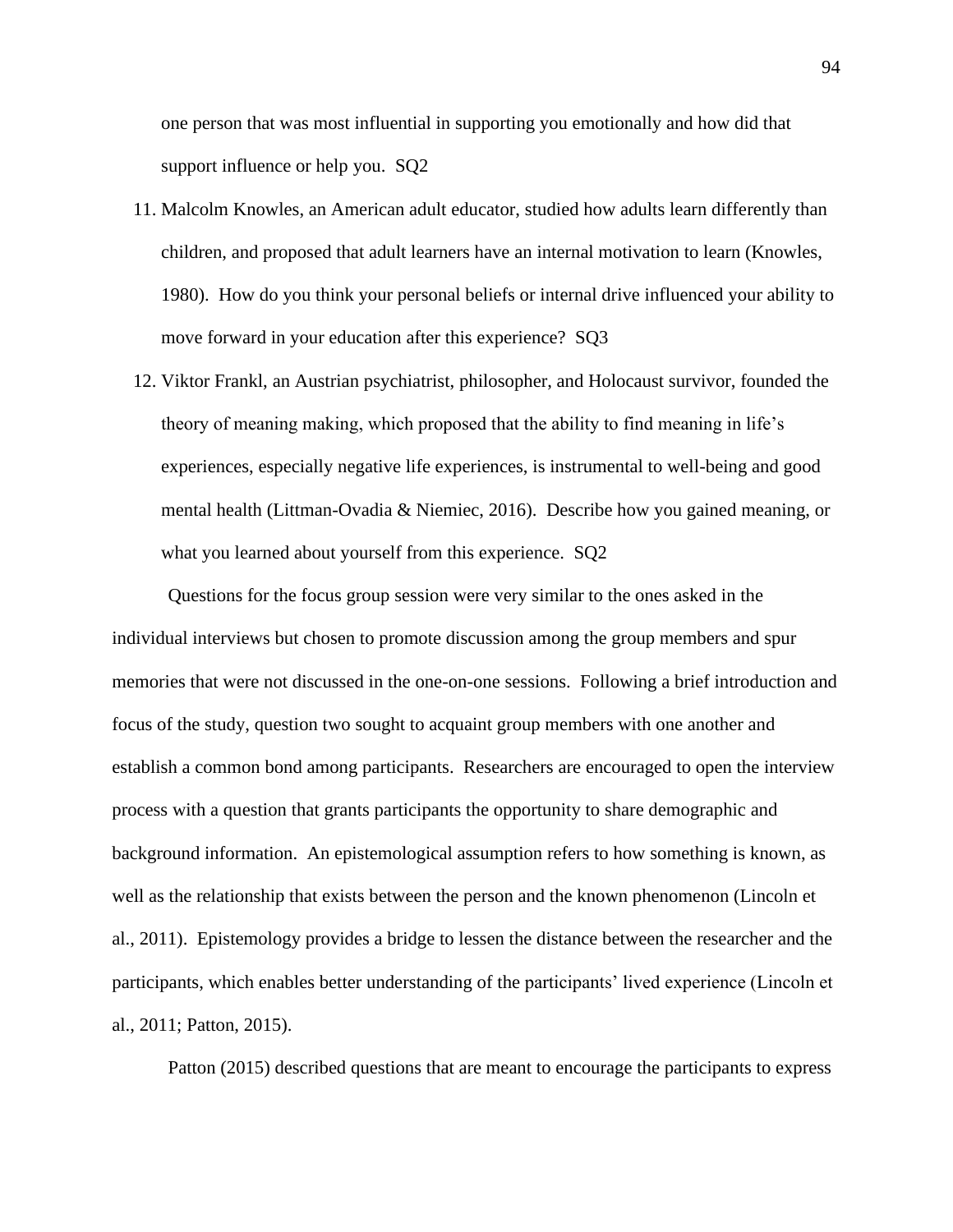one person that was most influential in supporting you emotionally and how did that support influence or help you. SQ2

11. Malcolm Knowles, an American adult educator, studied how adults learn differently than children, and proposed that adult learners have an internal motivation to learn (Knowles, 1980). How do you think your personal beliefs or internal drive influenced your ability to move forward in your education after this experience? SQ3
12. Viktor Frankl, an Austrian psychiatrist, philosopher, and Holocaust survivor, founded the theory of meaning making, which proposed that the ability to find meaning in life's experiences, especially negative life experiences, is instrumental to well-being and good mental health (Littman-Ovadia & Niemiec, 2016). Describe how you gained meaning, or what you learned about yourself from this experience. SQ2

Questions for the focus group session were very similar to the ones asked in the individual interviews but chosen to promote discussion among the group members and spur memories that were not discussed in the one-on-one sessions. Following a brief introduction and focus of the study, question two sought to acquaint group members with one another and establish a common bond among participants. Researchers are encouraged to open the interview process with a question that grants participants the opportunity to share demographic and background information. An epistemological assumption refers to how something is known, as well as the relationship that exists between the person and the known phenomenon (Lincoln et al., 2011). Epistemology provides a bridge to lessen the distance between the researcher and the participants, which enables better understanding of the participants' lived experience (Lincoln et al., 2011; Patton, 2015).

Patton (2015) described questions that are meant to encourage the participants to express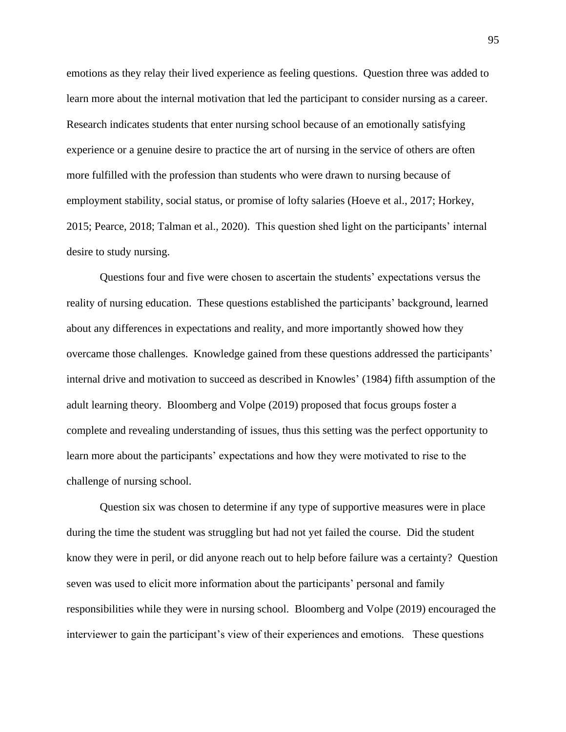emotions as they relay their lived experience as feeling questions. Question three was added to learn more about the internal motivation that led the participant to consider nursing as a career. Research indicates students that enter nursing school because of an emotionally satisfying experience or a genuine desire to practice the art of nursing in the service of others are often more fulfilled with the profession than students who were drawn to nursing because of employment stability, social status, or promise of lofty salaries (Hoeve et al., 2017; Horkey, 2015; Pearce, 2018; Talman et al., 2020). This question shed light on the participants' internal desire to study nursing.

Questions four and five were chosen to ascertain the students' expectations versus the reality of nursing education. These questions established the participants' background, learned about any differences in expectations and reality, and more importantly showed how they overcame those challenges. Knowledge gained from these questions addressed the participants' internal drive and motivation to succeed as described in Knowles' (1984) fifth assumption of the adult learning theory. Bloomberg and Volpe (2019) proposed that focus groups foster a complete and revealing understanding of issues, thus this setting was the perfect opportunity to learn more about the participants' expectations and how they were motivated to rise to the challenge of nursing school.

Question six was chosen to determine if any type of supportive measures were in place during the time the student was struggling but had not yet failed the course. Did the student know they were in peril, or did anyone reach out to help before failure was a certainty? Question seven was used to elicit more information about the participants' personal and family responsibilities while they were in nursing school. Bloomberg and Volpe (2019) encouraged the interviewer to gain the participant's view of their experiences and emotions. These questions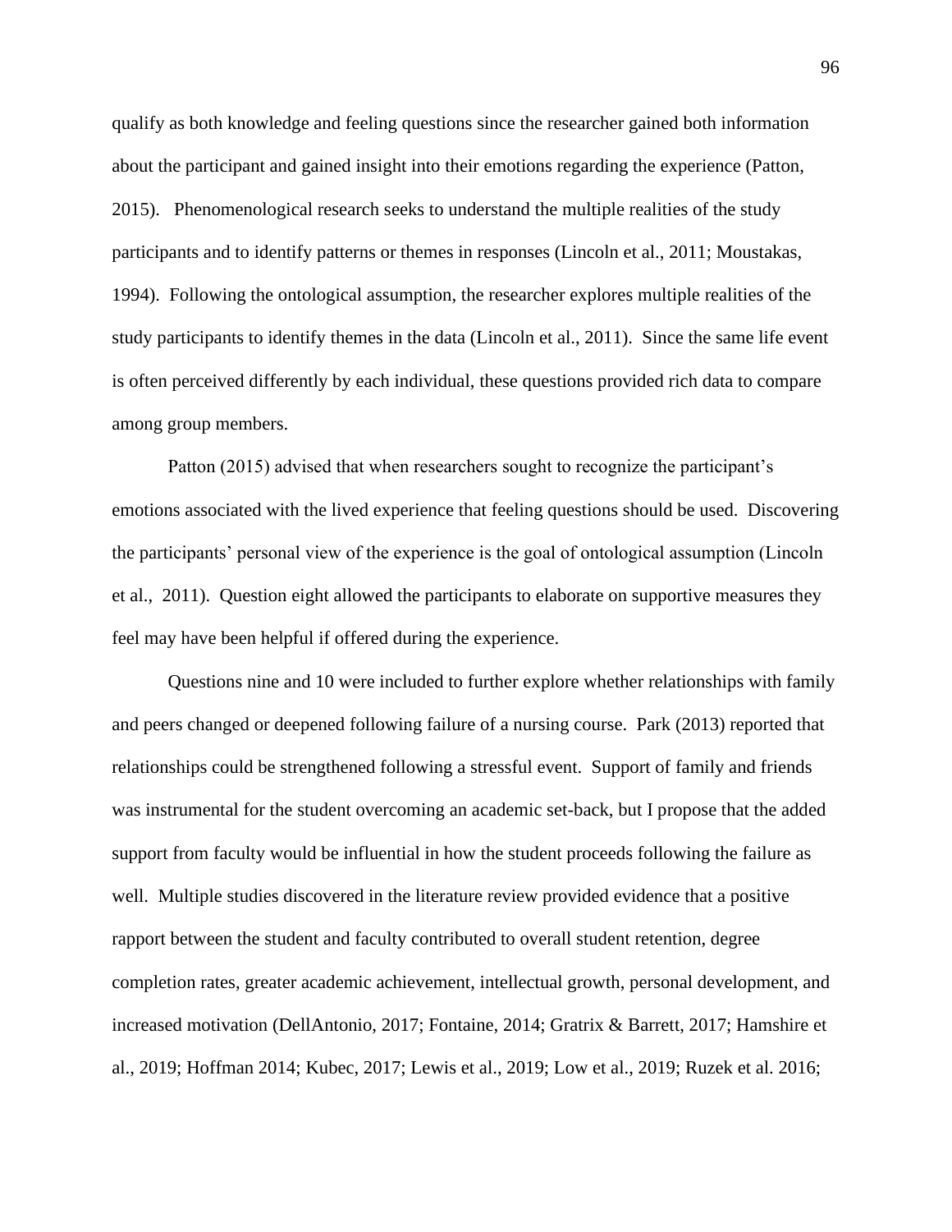qualify as both knowledge and feeling questions since the researcher gained both information about the participant and gained insight into their emotions regarding the experience (Patton, 2015). Phenomenological research seeks to understand the multiple realities of the study participants and to identify patterns or themes in responses (Lincoln et al., 2011; Moustakas, 1994). Following the ontological assumption, the researcher explores multiple realities of the study participants to identify themes in the data (Lincoln et al., 2011). Since the same life event is often perceived differently by each individual, these questions provided rich data to compare among group members.

Patton (2015) advised that when researchers sought to recognize the participant's emotions associated with the lived experience that feeling questions should be used. Discovering the participants' personal view of the experience is the goal of ontological assumption (Lincoln et al., 2011). Question eight allowed the participants to elaborate on supportive measures they feel may have been helpful if offered during the experience.

Questions nine and 10 were included to further explore whether relationships with family and peers changed or deepened following failure of a nursing course. Park (2013) reported that relationships could be strengthened following a stressful event. Support of family and friends was instrumental for the student overcoming an academic set-back, but I propose that the added support from faculty would be influential in how the student proceeds following the failure as well. Multiple studies discovered in the literature review provided evidence that a positive rapport between the student and faculty contributed to overall student retention, degree completion rates, greater academic achievement, intellectual growth, personal development, and increased motivation (DellAntonio, 2017; Fontaine, 2014; Gratrix & Barrett, 2017; Hamshire et al., 2019; Hoffman 2014; Kubec, 2017; Lewis et al., 2019; Low et al., 2019; Ruzek et al. 2016;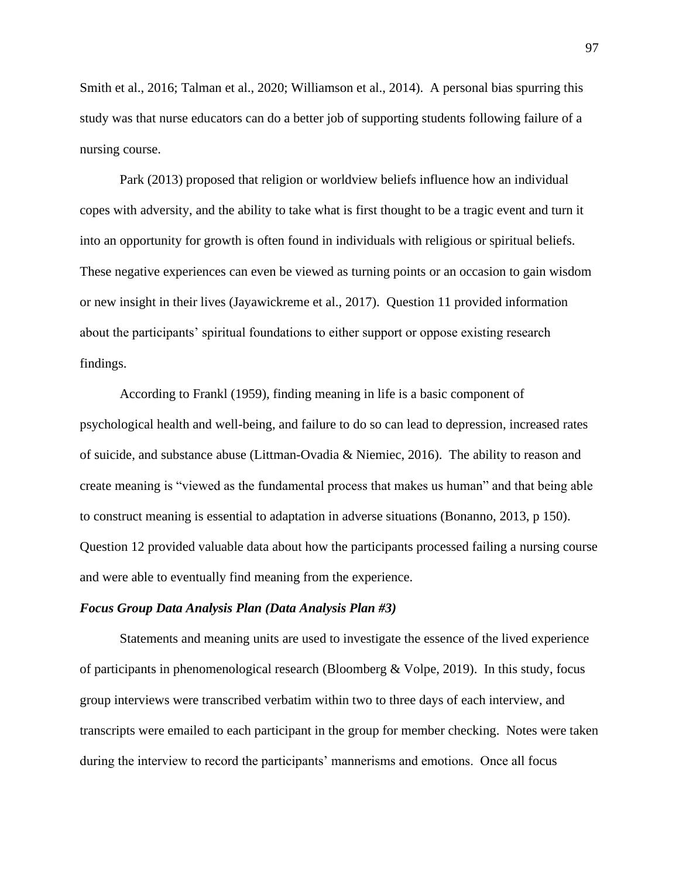Smith et al., 2016; Talman et al., 2020; Williamson et al., 2014). A personal bias spurring this study was that nurse educators can do a better job of supporting students following failure of a nursing course.

Park (2013) proposed that religion or worldview beliefs influence how an individual copes with adversity, and the ability to take what is first thought to be a tragic event and turn it into an opportunity for growth is often found in individuals with religious or spiritual beliefs. These negative experiences can even be viewed as turning points or an occasion to gain wisdom or new insight in their lives (Jayawickreme et al., 2017). Question 11 provided information about the participants' spiritual foundations to either support or oppose existing research findings.

According to Frankl (1959), finding meaning in life is a basic component of psychological health and well-being, and failure to do so can lead to depression, increased rates of suicide, and substance abuse (Littman-Ovadia & Niemiec, 2016). The ability to reason and create meaning is "viewed as the fundamental process that makes us human" and that being able to construct meaning is essential to adaptation in adverse situations (Bonanno, 2013, p 150). Question 12 provided valuable data about how the participants processed failing a nursing course and were able to eventually find meaning from the experience.

#### *Focus Group Data Analysis Plan (Data Analysis Plan #3)*

Statements and meaning units are used to investigate the essence of the lived experience of participants in phenomenological research (Bloomberg & Volpe, 2019). In this study, focus group interviews were transcribed verbatim within two to three days of each interview, and transcripts were emailed to each participant in the group for member checking. Notes were taken during the interview to record the participants' mannerisms and emotions. Once all focus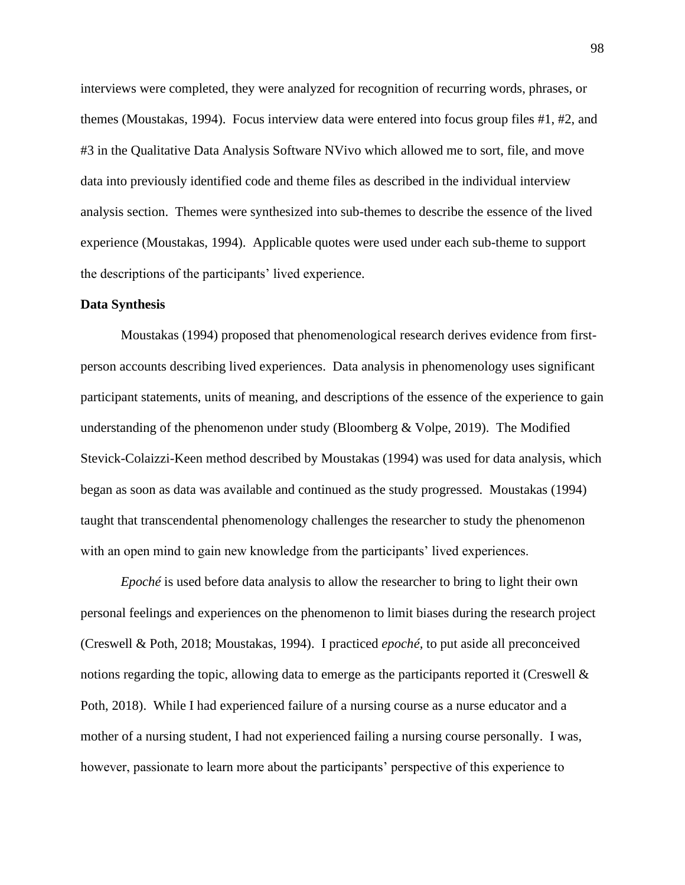interviews were completed, they were analyzed for recognition of recurring words, phrases, or themes (Moustakas, 1994). Focus interview data were entered into focus group files #1, #2, and #3 in the Qualitative Data Analysis Software NVivo which allowed me to sort, file, and move data into previously identified code and theme files as described in the individual interview analysis section. Themes were synthesized into sub-themes to describe the essence of the lived experience (Moustakas, 1994). Applicable quotes were used under each sub-theme to support the descriptions of the participants' lived experience.

**Data Synthesis**

Moustakas (1994) proposed that phenomenological research derives evidence from first-person accounts describing lived experiences. Data analysis in phenomenology uses significant participant statements, units of meaning, and descriptions of the essence of the experience to gain understanding of the phenomenon under study (Bloomberg & Volpe, 2019). The Modified Stevick-Colaizzi-Keen method described by Moustakas (1994) was used for data analysis, which began as soon as data was available and continued as the study progressed. Moustakas (1994) taught that transcendental phenomenology challenges the researcher to study the phenomenon with an open mind to gain new knowledge from the participants' lived experiences.

*Epoché* is used before data analysis to allow the researcher to bring to light their own personal feelings and experiences on the phenomenon to limit biases during the research project (Creswell & Poth, 2018; Moustakas, 1994). I practiced *epoché*, to put aside all preconceived notions regarding the topic, allowing data to emerge as the participants reported it (Creswell & Poth, 2018). While I had experienced failure of a nursing course as a nurse educator and a mother of a nursing student, I had not experienced failing a nursing course personally. I was, however, passionate to learn more about the participants' perspective of this experience to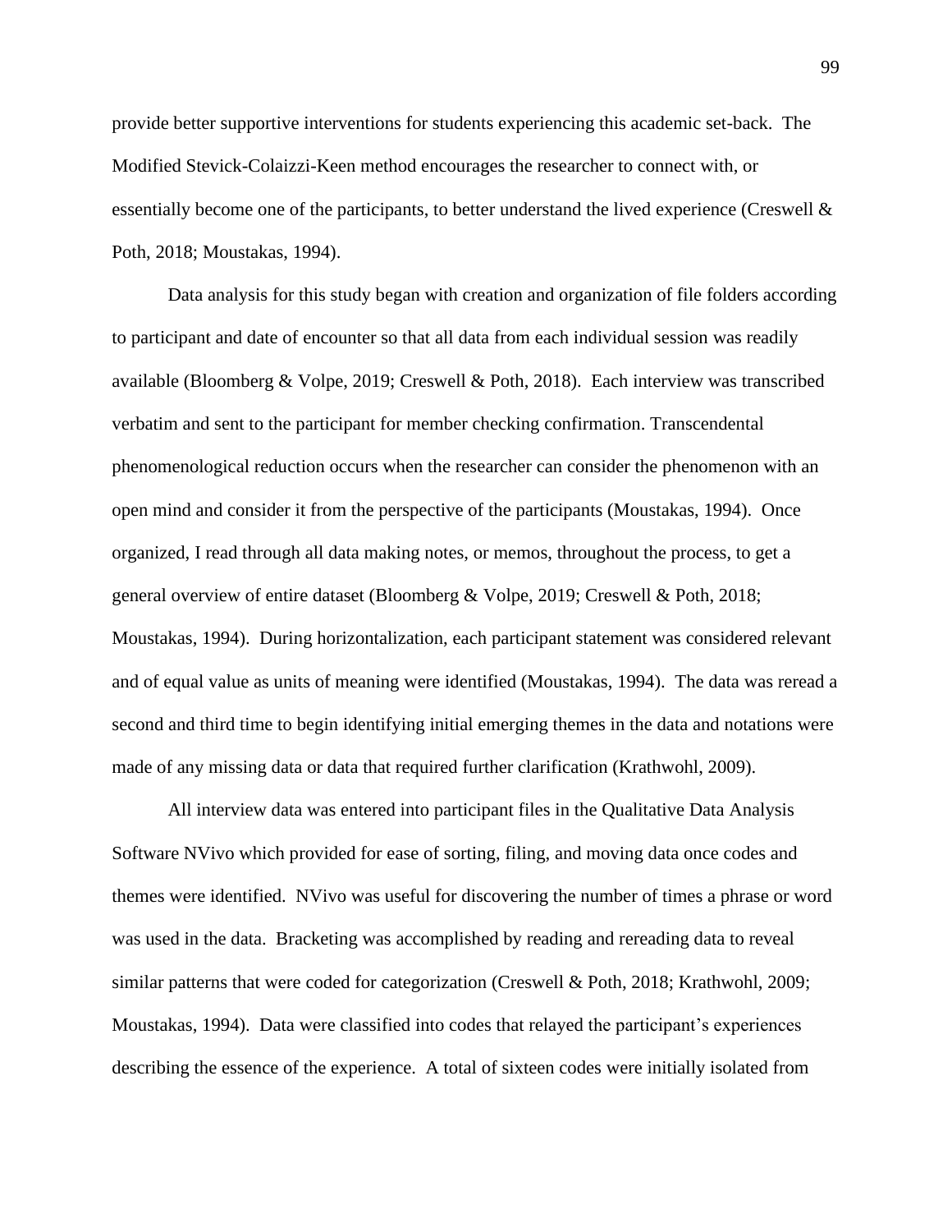provide better supportive interventions for students experiencing this academic set-back. The Modified Stevick-Colaizzi-Keen method encourages the researcher to connect with, or essentially become one of the participants, to better understand the lived experience (Creswell & Poth, 2018; Moustakas, 1994).

Data analysis for this study began with creation and organization of file folders according to participant and date of encounter so that all data from each individual session was readily available (Bloomberg & Volpe, 2019; Creswell & Poth, 2018). Each interview was transcribed verbatim and sent to the participant for member checking confirmation. Transcendental phenomenological reduction occurs when the researcher can consider the phenomenon with an open mind and consider it from the perspective of the participants (Moustakas, 1994). Once organized, I read through all data making notes, or memos, throughout the process, to get a general overview of entire dataset (Bloomberg & Volpe, 2019; Creswell & Poth, 2018; Moustakas, 1994). During horizontalization, each participant statement was considered relevant and of equal value as units of meaning were identified (Moustakas, 1994). The data was reread a second and third time to begin identifying initial emerging themes in the data and notations were made of any missing data or data that required further clarification (Krathwohl, 2009).

All interview data was entered into participant files in the Qualitative Data Analysis Software NVivo which provided for ease of sorting, filing, and moving data once codes and themes were identified. NVivo was useful for discovering the number of times a phrase or word was used in the data. Bracketing was accomplished by reading and rereading data to reveal similar patterns that were coded for categorization (Creswell & Poth, 2018; Krathwohl, 2009; Moustakas, 1994). Data were classified into codes that relayed the participant's experiences describing the essence of the experience. A total of sixteen codes were initially isolated from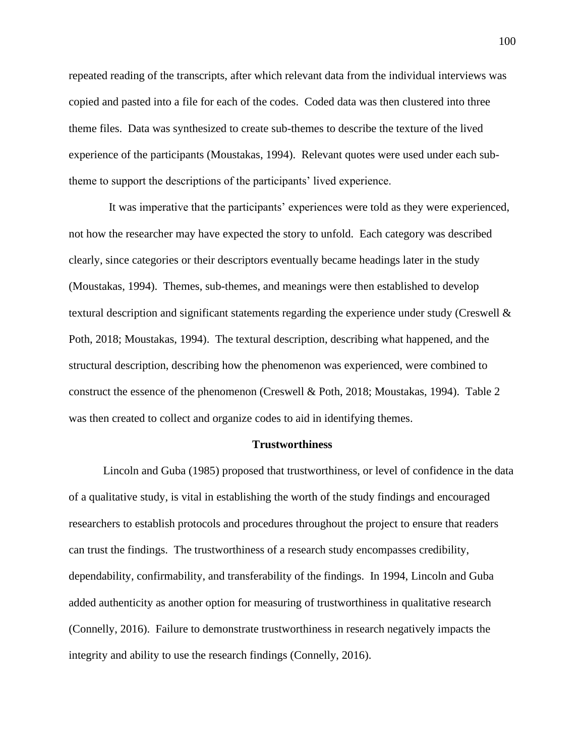repeated reading of the transcripts, after which relevant data from the individual interviews was copied and pasted into a file for each of the codes. Coded data was then clustered into three theme files. Data was synthesized to create sub-themes to describe the texture of the lived experience of the participants (Moustakas, 1994). Relevant quotes were used under each sub-theme to support the descriptions of the participants' lived experience.

It was imperative that the participants' experiences were told as they were experienced, not how the researcher may have expected the story to unfold. Each category was described clearly, since categories or their descriptors eventually became headings later in the study (Moustakas, 1994). Themes, sub-themes, and meanings were then established to develop textural description and significant statements regarding the experience under study (Creswell & Poth, 2018; Moustakas, 1994). The textural description, describing what happened, and the structural description, describing how the phenomenon was experienced, were combined to construct the essence of the phenomenon (Creswell & Poth, 2018; Moustakas, 1994). Table 2 was then created to collect and organize codes to aid in identifying themes.

## Trustworthiness

Lincoln and Guba (1985) proposed that trustworthiness, or level of confidence in the data of a qualitative study, is vital in establishing the worth of the study findings and encouraged researchers to establish protocols and procedures throughout the project to ensure that readers can trust the findings. The trustworthiness of a research study encompasses credibility, dependability, confirmability, and transferability of the findings. In 1994, Lincoln and Guba added authenticity as another option for measuring of trustworthiness in qualitative research (Connelly, 2016). Failure to demonstrate trustworthiness in research negatively impacts the integrity and ability to use the research findings (Connelly, 2016).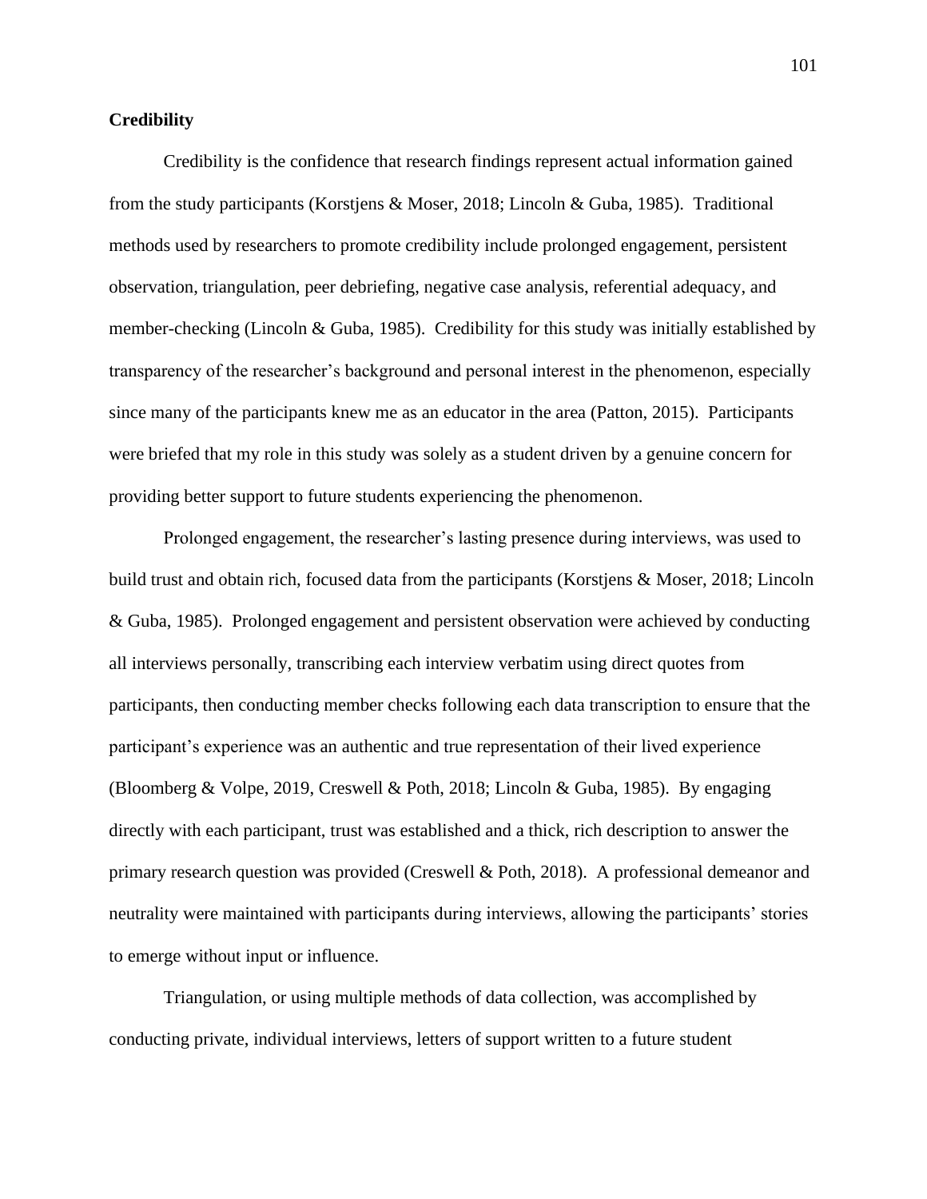**Credibility**

Credibility is the confidence that research findings represent actual information gained from the study participants (Korstjens & Moser, 2018; Lincoln & Guba, 1985). Traditional methods used by researchers to promote credibility include prolonged engagement, persistent observation, triangulation, peer debriefing, negative case analysis, referential adequacy, and member-checking (Lincoln & Guba, 1985). Credibility for this study was initially established by transparency of the researcher's background and personal interest in the phenomenon, especially since many of the participants knew me as an educator in the area (Patton, 2015). Participants were briefed that my role in this study was solely as a student driven by a genuine concern for providing better support to future students experiencing the phenomenon.

Prolonged engagement, the researcher's lasting presence during interviews, was used to build trust and obtain rich, focused data from the participants (Korstjens & Moser, 2018; Lincoln & Guba, 1985). Prolonged engagement and persistent observation were achieved by conducting all interviews personally, transcribing each interview verbatim using direct quotes from participants, then conducting member checks following each data transcription to ensure that the participant's experience was an authentic and true representation of their lived experience (Bloomberg & Volpe, 2019, Creswell & Poth, 2018; Lincoln & Guba, 1985). By engaging directly with each participant, trust was established and a thick, rich description to answer the primary research question was provided (Creswell & Poth, 2018). A professional demeanor and neutrality were maintained with participants during interviews, allowing the participants' stories to emerge without input or influence.

Triangulation, or using multiple methods of data collection, was accomplished by conducting private, individual interviews, letters of support written to a future student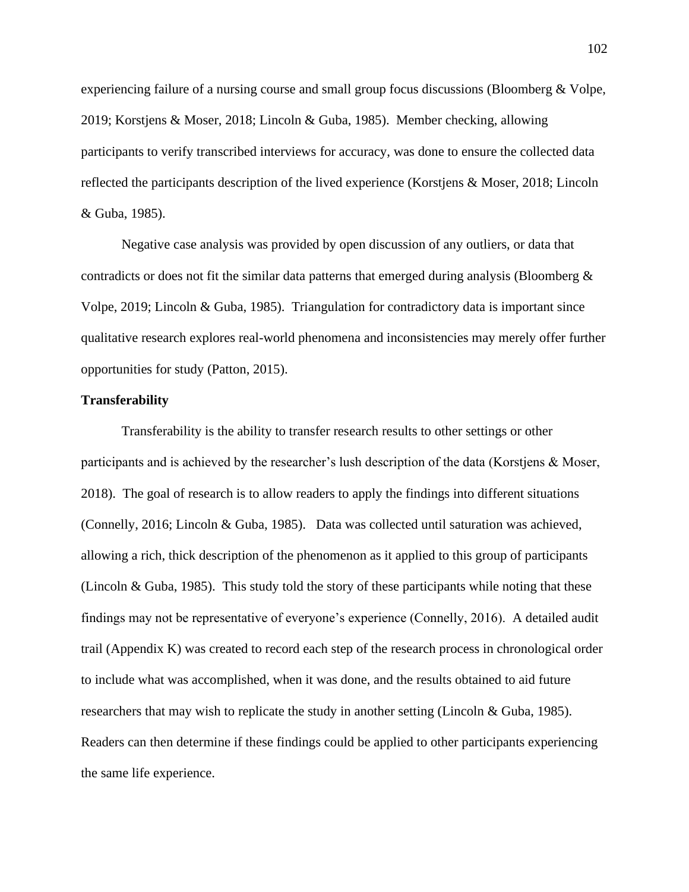experiencing failure of a nursing course and small group focus discussions (Bloomberg & Volpe, 2019; Korstjens & Moser, 2018; Lincoln & Guba, 1985). Member checking, allowing participants to verify transcribed interviews for accuracy, was done to ensure the collected data reflected the participants description of the lived experience (Korstjens & Moser, 2018; Lincoln & Guba, 1985).

Negative case analysis was provided by open discussion of any outliers, or data that contradicts or does not fit the similar data patterns that emerged during analysis (Bloomberg & Volpe, 2019; Lincoln & Guba, 1985). Triangulation for contradictory data is important since qualitative research explores real-world phenomena and inconsistencies may merely offer further opportunities for study (Patton, 2015).

**Transferability**

Transferability is the ability to transfer research results to other settings or other participants and is achieved by the researcher's lush description of the data (Korstjens & Moser, 2018). The goal of research is to allow readers to apply the findings into different situations (Connelly, 2016; Lincoln & Guba, 1985). Data was collected until saturation was achieved, allowing a rich, thick description of the phenomenon as it applied to this group of participants (Lincoln & Guba, 1985). This study told the story of these participants while noting that these findings may not be representative of everyone's experience (Connelly, 2016). A detailed audit trail (Appendix K) was created to record each step of the research process in chronological order to include what was accomplished, when it was done, and the results obtained to aid future researchers that may wish to replicate the study in another setting (Lincoln & Guba, 1985). Readers can then determine if these findings could be applied to other participants experiencing the same life experience.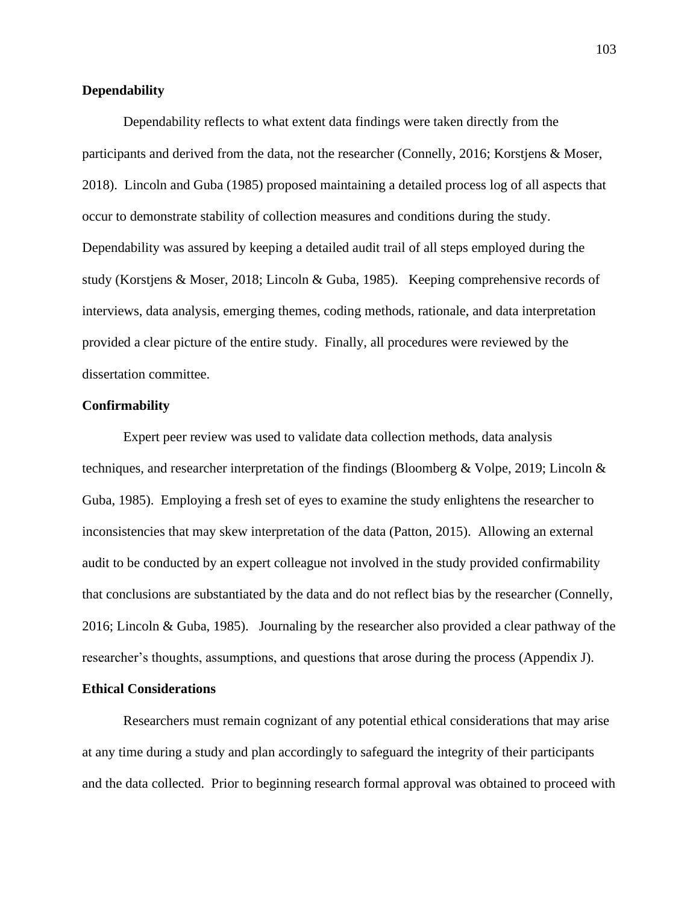### Dependability

Dependability reflects to what extent data findings were taken directly from the participants and derived from the data, not the researcher (Connelly, 2016; Korstjens & Moser, 2018). Lincoln and Guba (1985) proposed maintaining a detailed process log of all aspects that occur to demonstrate stability of collection measures and conditions during the study. Dependability was assured by keeping a detailed audit trail of all steps employed during the study (Korstjens & Moser, 2018; Lincoln & Guba, 1985). Keeping comprehensive records of interviews, data analysis, emerging themes, coding methods, rationale, and data interpretation provided a clear picture of the entire study. Finally, all procedures were reviewed by the dissertation committee.

### Confirmability

Expert peer review was used to validate data collection methods, data analysis techniques, and researcher interpretation of the findings (Bloomberg & Volpe, 2019; Lincoln & Guba, 1985). Employing a fresh set of eyes to examine the study enlightens the researcher to inconsistencies that may skew interpretation of the data (Patton, 2015). Allowing an external audit to be conducted by an expert colleague not involved in the study provided confirmability that conclusions are substantiated by the data and do not reflect bias by the researcher (Connelly, 2016; Lincoln & Guba, 1985). Journaling by the researcher also provided a clear pathway of the researcher's thoughts, assumptions, and questions that arose during the process (Appendix J).

### Ethical Considerations

Researchers must remain cognizant of any potential ethical considerations that may arise at any time during a study and plan accordingly to safeguard the integrity of their participants and the data collected. Prior to beginning research formal approval was obtained to proceed with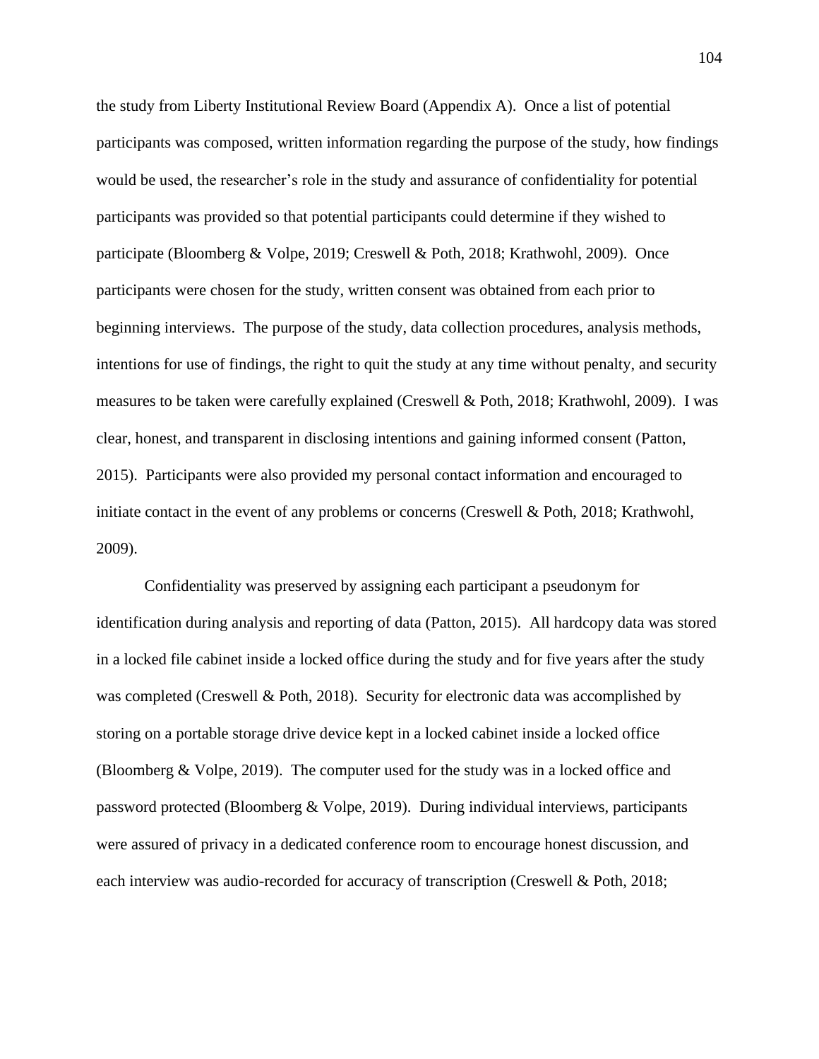the study from Liberty Institutional Review Board (Appendix A). Once a list of potential participants was composed, written information regarding the purpose of the study, how findings would be used, the researcher's role in the study and assurance of confidentiality for potential participants was provided so that potential participants could determine if they wished to participate (Bloomberg & Volpe, 2019; Creswell & Poth, 2018; Krathwohl, 2009). Once participants were chosen for the study, written consent was obtained from each prior to beginning interviews. The purpose of the study, data collection procedures, analysis methods, intentions for use of findings, the right to quit the study at any time without penalty, and security measures to be taken were carefully explained (Creswell & Poth, 2018; Krathwohl, 2009). I was clear, honest, and transparent in disclosing intentions and gaining informed consent (Patton, 2015). Participants were also provided my personal contact information and encouraged to initiate contact in the event of any problems or concerns (Creswell & Poth, 2018; Krathwohl, 2009).

Confidentiality was preserved by assigning each participant a pseudonym for identification during analysis and reporting of data (Patton, 2015). All hardcopy data was stored in a locked file cabinet inside a locked office during the study and for five years after the study was completed (Creswell & Poth, 2018). Security for electronic data was accomplished by storing on a portable storage drive device kept in a locked cabinet inside a locked office (Bloomberg & Volpe, 2019). The computer used for the study was in a locked office and password protected (Bloomberg & Volpe, 2019). During individual interviews, participants were assured of privacy in a dedicated conference room to encourage honest discussion, and each interview was audio-recorded for accuracy of transcription (Creswell & Poth, 2018;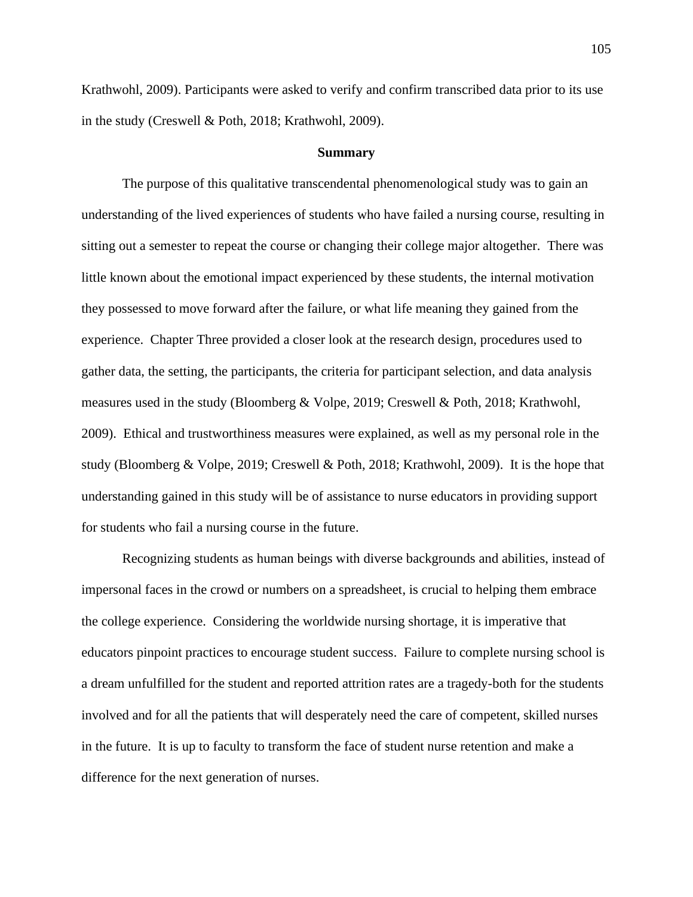Krathwohl, 2009). Participants were asked to verify and confirm transcribed data prior to its use in the study (Creswell & Poth, 2018; Krathwohl, 2009).

## Summary

The purpose of this qualitative transcendental phenomenological study was to gain an understanding of the lived experiences of students who have failed a nursing course, resulting in sitting out a semester to repeat the course or changing their college major altogether. There was little known about the emotional impact experienced by these students, the internal motivation they possessed to move forward after the failure, or what life meaning they gained from the experience. Chapter Three provided a closer look at the research design, procedures used to gather data, the setting, the participants, the criteria for participant selection, and data analysis measures used in the study (Bloomberg & Volpe, 2019; Creswell & Poth, 2018; Krathwohl, 2009). Ethical and trustworthiness measures were explained, as well as my personal role in the study (Bloomberg & Volpe, 2019; Creswell & Poth, 2018; Krathwohl, 2009). It is the hope that understanding gained in this study will be of assistance to nurse educators in providing support for students who fail a nursing course in the future.

Recognizing students as human beings with diverse backgrounds and abilities, instead of impersonal faces in the crowd or numbers on a spreadsheet, is crucial to helping them embrace the college experience. Considering the worldwide nursing shortage, it is imperative that educators pinpoint practices to encourage student success. Failure to complete nursing school is a dream unfulfilled for the student and reported attrition rates are a tragedy-both for the students involved and for all the patients that will desperately need the care of competent, skilled nurses in the future. It is up to faculty to transform the face of student nurse retention and make a difference for the next generation of nurses.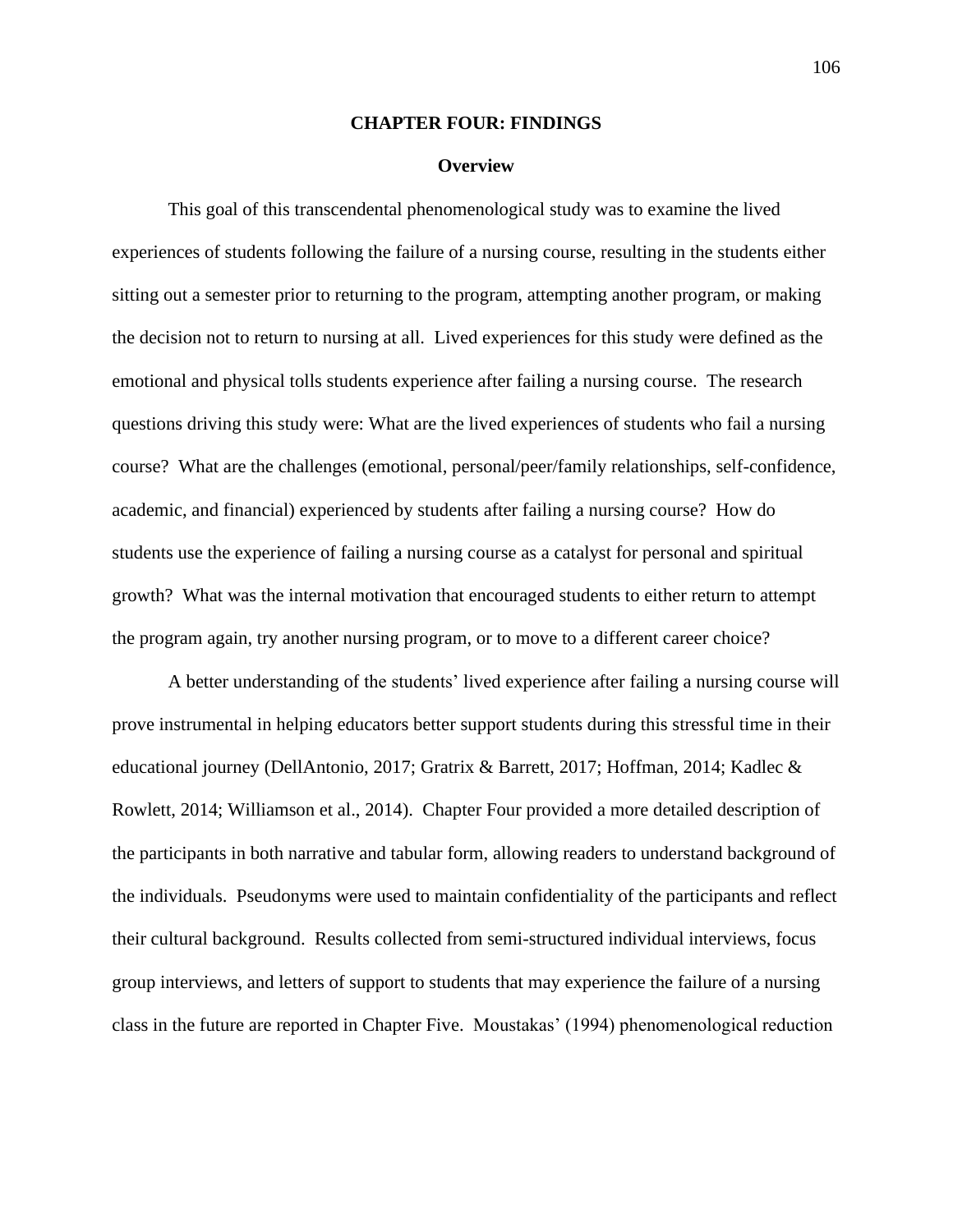# CHAPTER FOUR: FINDINGS

## Overview

This goal of this transcendental phenomenological study was to examine the lived experiences of students following the failure of a nursing course, resulting in the students either sitting out a semester prior to returning to the program, attempting another program, or making the decision not to return to nursing at all. Lived experiences for this study were defined as the emotional and physical tolls students experience after failing a nursing course. The research questions driving this study were: What are the lived experiences of students who fail a nursing course? What are the challenges (emotional, personal/peer/family relationships, self-confidence, academic, and financial) experienced by students after failing a nursing course? How do students use the experience of failing a nursing course as a catalyst for personal and spiritual growth? What was the internal motivation that encouraged students to either return to attempt the program again, try another nursing program, or to move to a different career choice?

A better understanding of the students' lived experience after failing a nursing course will prove instrumental in helping educators better support students during this stressful time in their educational journey (DellAntonio, 2017; Gratrix & Barrett, 2017; Hoffman, 2014; Kadlec & Rowlett, 2014; Williamson et al., 2014). Chapter Four provided a more detailed description of the participants in both narrative and tabular form, allowing readers to understand background of the individuals. Pseudonyms were used to maintain confidentiality of the participants and reflect their cultural background. Results collected from semi-structured individual interviews, focus group interviews, and letters of support to students that may experience the failure of a nursing class in the future are reported in Chapter Five. Moustakas' (1994) phenomenological reduction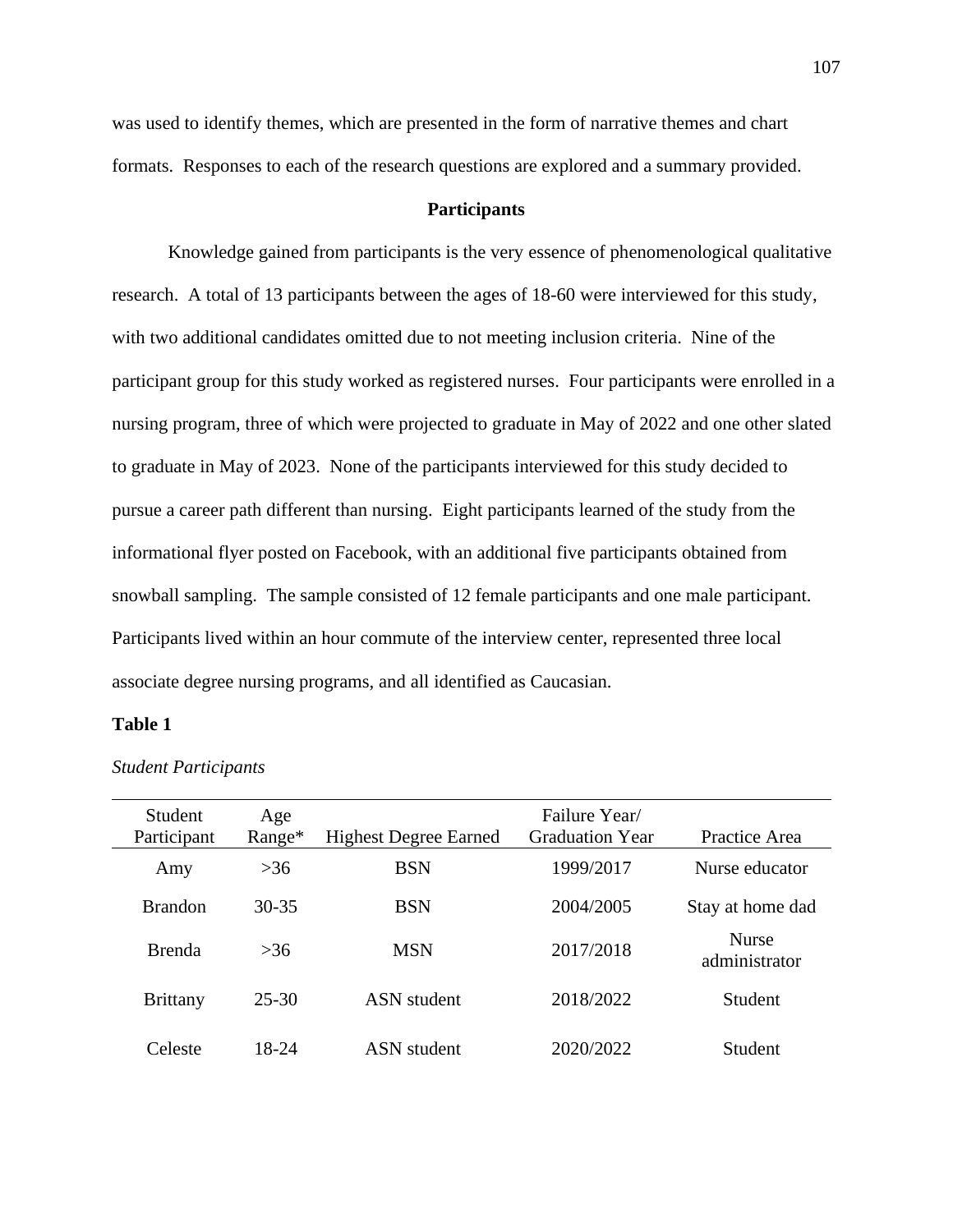was used to identify themes, which are presented in the form of narrative themes and chart formats. Responses to each of the research questions are explored and a summary provided.

## Participants

Knowledge gained from participants is the very essence of phenomenological qualitative research. A total of 13 participants between the ages of 18-60 were interviewed for this study, with two additional candidates omitted due to not meeting inclusion criteria. Nine of the participant group for this study worked as registered nurses. Four participants were enrolled in a nursing program, three of which were projected to graduate in May of 2022 and one other slated to graduate in May of 2023. None of the participants interviewed for this study decided to pursue a career path different than nursing. Eight participants learned of the study from the informational flyer posted on Facebook, with an additional five participants obtained from snowball sampling. The sample consisted of 12 female participants and one male participant. Participants lived within an hour commute of the interview center, represented three local associate degree nursing programs, and all identified as Caucasian.

**Table 1**

*Student Participants*

| Student Participant | Age Range* | Highest Degree Earned | Failure Year/ Graduation Year | Practice Area |
|---|---|---|---|---|
| Amy | >36 | BSN | 1999/2017 | Nurse educator |
| Brandon | 30-35 | BSN | 2004/2005 | Stay at home dad |
| Brenda | >36 | MSN | 2017/2018 | Nurse administrator |
| Brittany | 25-30 | ASN student | 2018/2022 | Student |
| Celeste | 18-24 | ASN student | 2020/2022 | Student |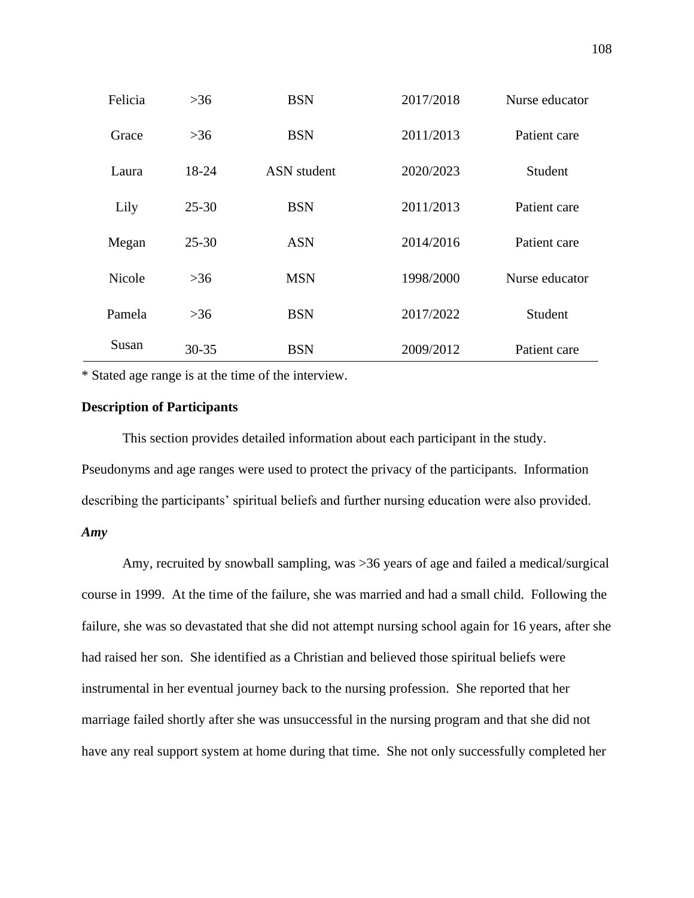| | | | | |
|---|---|---|---|---|
| Felicia | >36 | BSN | 2017/2018 | Nurse educator |
| Grace | >36 | BSN | 2011/2013 | Patient care |
| Laura | 18-24 | ASN student | 2020/2023 | Student |
| Lily | 25-30 | BSN | 2011/2013 | Patient care |
| Megan | 25-30 | ASN | 2014/2016 | Patient care |
| Nicole | >36 | MSN | 1998/2000 | Nurse educator |
| Pamela | >36 | BSN | 2017/2022 | Student |
| Susan | 30-35 | BSN | 2009/2012 | Patient care |

* Stated age range is at the time of the interview.

**Description of Participants**

This section provides detailed information about each participant in the study. Pseudonyms and age ranges were used to protect the privacy of the participants. Information describing the participants' spiritual beliefs and further nursing education were also provided.

***Amy***

Amy, recruited by snowball sampling, was >36 years of age and failed a medical/surgical course in 1999. At the time of the failure, she was married and had a small child. Following the failure, she was so devastated that she did not attempt nursing school again for 16 years, after she had raised her son. She identified as a Christian and believed those spiritual beliefs were instrumental in her eventual journey back to the nursing profession. She reported that her marriage failed shortly after she was unsuccessful in the nursing program and that she did not have any real support system at home during that time. She not only successfully completed her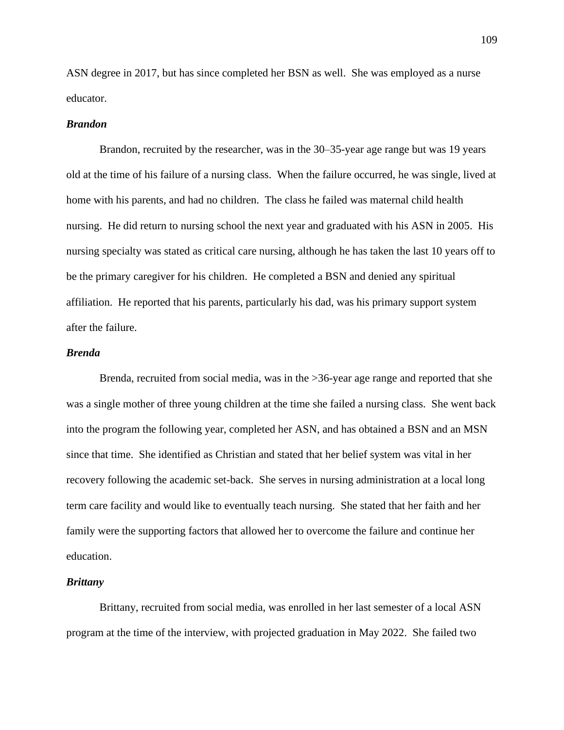ASN degree in 2017, but has since completed her BSN as well. She was employed as a nurse educator.

### *Brandon*

Brandon, recruited by the researcher, was in the 30–35-year age range but was 19 years old at the time of his failure of a nursing class. When the failure occurred, he was single, lived at home with his parents, and had no children. The class he failed was maternal child health nursing. He did return to nursing school the next year and graduated with his ASN in 2005. His nursing specialty was stated as critical care nursing, although he has taken the last 10 years off to be the primary caregiver for his children. He completed a BSN and denied any spiritual affiliation. He reported that his parents, particularly his dad, was his primary support system after the failure.

### *Brenda*

Brenda, recruited from social media, was in the >36-year age range and reported that she was a single mother of three young children at the time she failed a nursing class. She went back into the program the following year, completed her ASN, and has obtained a BSN and an MSN since that time. She identified as Christian and stated that her belief system was vital in her recovery following the academic set-back. She serves in nursing administration at a local long term care facility and would like to eventually teach nursing. She stated that her faith and her family were the supporting factors that allowed her to overcome the failure and continue her education.

### *Brittany*

Brittany, recruited from social media, was enrolled in her last semester of a local ASN program at the time of the interview, with projected graduation in May 2022. She failed two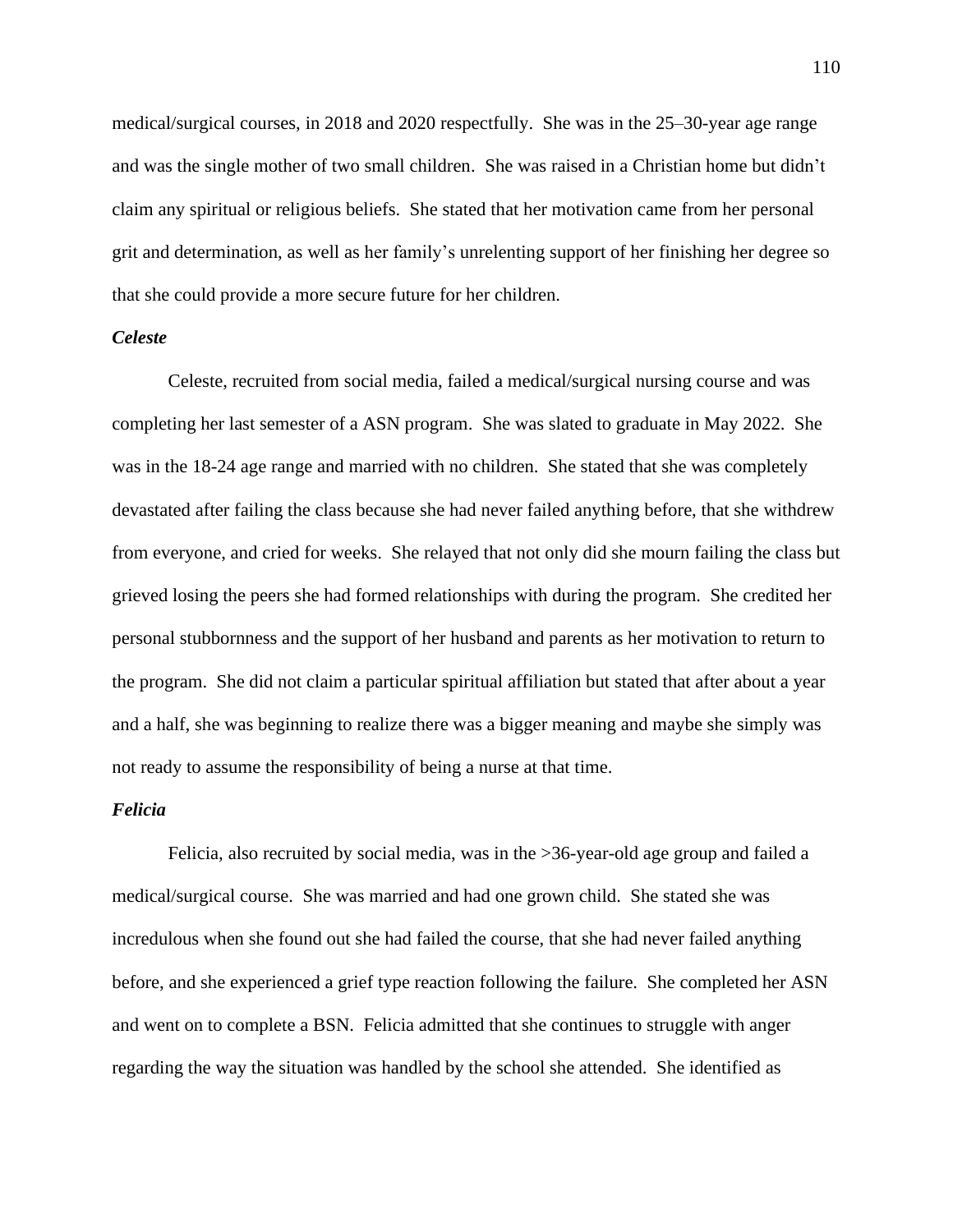medical/surgical courses, in 2018 and 2020 respectfully. She was in the 25–30-year age range and was the single mother of two small children. She was raised in a Christian home but didn't claim any spiritual or religious beliefs. She stated that her motivation came from her personal grit and determination, as well as her family's unrelenting support of her finishing her degree so that she could provide a more secure future for her children.

### *Celeste*

Celeste, recruited from social media, failed a medical/surgical nursing course and was completing her last semester of a ASN program. She was slated to graduate in May 2022. She was in the 18-24 age range and married with no children. She stated that she was completely devastated after failing the class because she had never failed anything before, that she withdrew from everyone, and cried for weeks. She relayed that not only did she mourn failing the class but grieved losing the peers she had formed relationships with during the program. She credited her personal stubbornness and the support of her husband and parents as her motivation to return to the program. She did not claim a particular spiritual affiliation but stated that after about a year and a half, she was beginning to realize there was a bigger meaning and maybe she simply was not ready to assume the responsibility of being a nurse at that time.

### *Felicia*

Felicia, also recruited by social media, was in the >36-year-old age group and failed a medical/surgical course. She was married and had one grown child. She stated she was incredulous when she found out she had failed the course, that she had never failed anything before, and she experienced a grief type reaction following the failure. She completed her ASN and went on to complete a BSN. Felicia admitted that she continues to struggle with anger regarding the way the situation was handled by the school she attended. She identified as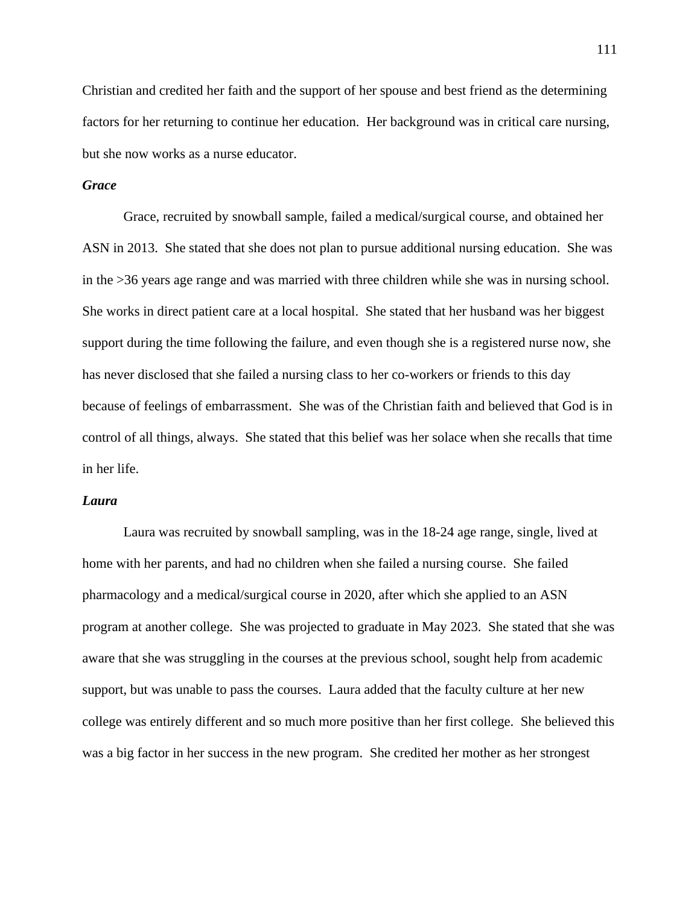Christian and credited her faith and the support of her spouse and best friend as the determining factors for her returning to continue her education. Her background was in critical care nursing, but she now works as a nurse educator.

### *Grace*

Grace, recruited by snowball sample, failed a medical/surgical course, and obtained her ASN in 2013. She stated that she does not plan to pursue additional nursing education. She was in the >36 years age range and was married with three children while she was in nursing school. She works in direct patient care at a local hospital. She stated that her husband was her biggest support during the time following the failure, and even though she is a registered nurse now, she has never disclosed that she failed a nursing class to her co-workers or friends to this day because of feelings of embarrassment. She was of the Christian faith and believed that God is in control of all things, always. She stated that this belief was her solace when she recalls that time in her life.

### *Laura*

Laura was recruited by snowball sampling, was in the 18-24 age range, single, lived at home with her parents, and had no children when she failed a nursing course. She failed pharmacology and a medical/surgical course in 2020, after which she applied to an ASN program at another college. She was projected to graduate in May 2023. She stated that she was aware that she was struggling in the courses at the previous school, sought help from academic support, but was unable to pass the courses. Laura added that the faculty culture at her new college was entirely different and so much more positive than her first college. She believed this was a big factor in her success in the new program. She credited her mother as her strongest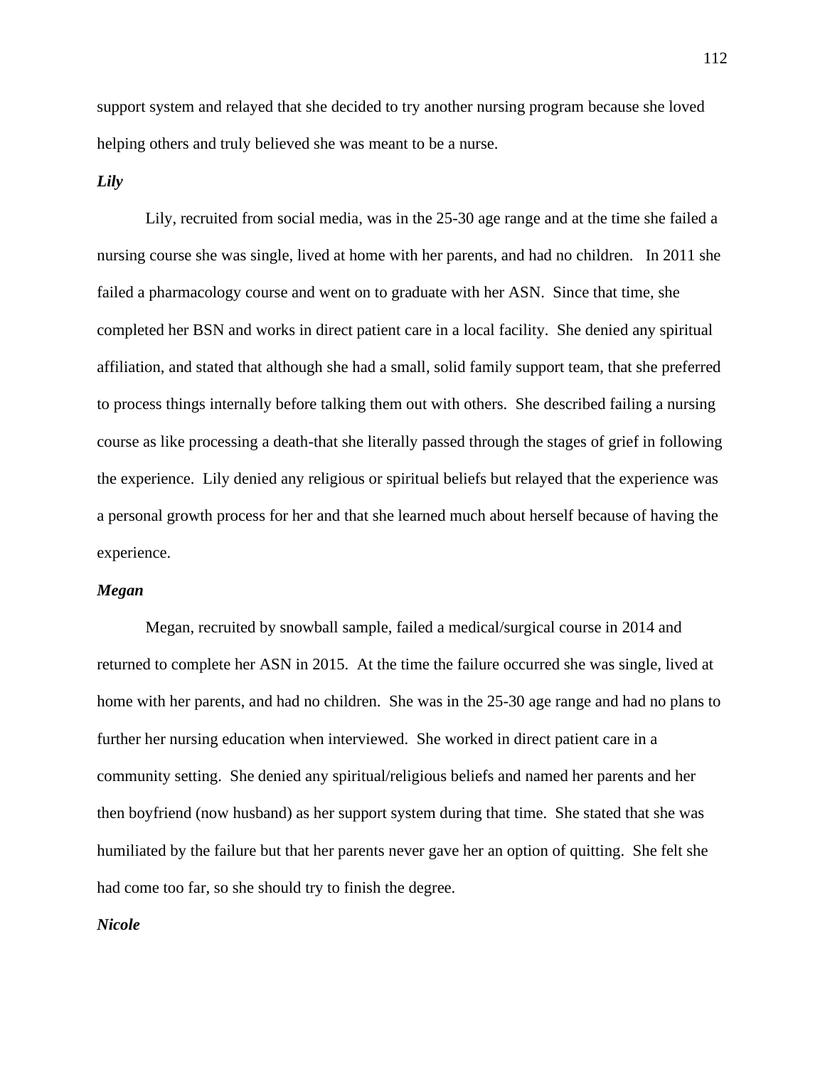support system and relayed that she decided to try another nursing program because she loved helping others and truly believed she was meant to be a nurse.

### ***Lily***

Lily, recruited from social media, was in the 25-30 age range and at the time she failed a nursing course she was single, lived at home with her parents, and had no children. In 2011 she failed a pharmacology course and went on to graduate with her ASN. Since that time, she completed her BSN and works in direct patient care in a local facility. She denied any spiritual affiliation, and stated that although she had a small, solid family support team, that she preferred to process things internally before talking them out with others. She described failing a nursing course as like processing a death-that she literally passed through the stages of grief in following the experience. Lily denied any religious or spiritual beliefs but relayed that the experience was a personal growth process for her and that she learned much about herself because of having the experience.

### ***Megan***

Megan, recruited by snowball sample, failed a medical/surgical course in 2014 and returned to complete her ASN in 2015. At the time the failure occurred she was single, lived at home with her parents, and had no children. She was in the 25-30 age range and had no plans to further her nursing education when interviewed. She worked in direct patient care in a community setting. She denied any spiritual/religious beliefs and named her parents and her then boyfriend (now husband) as her support system during that time. She stated that she was humiliated by the failure but that her parents never gave her an option of quitting. She felt she had come too far, so she should try to finish the degree.

### ***Nicole***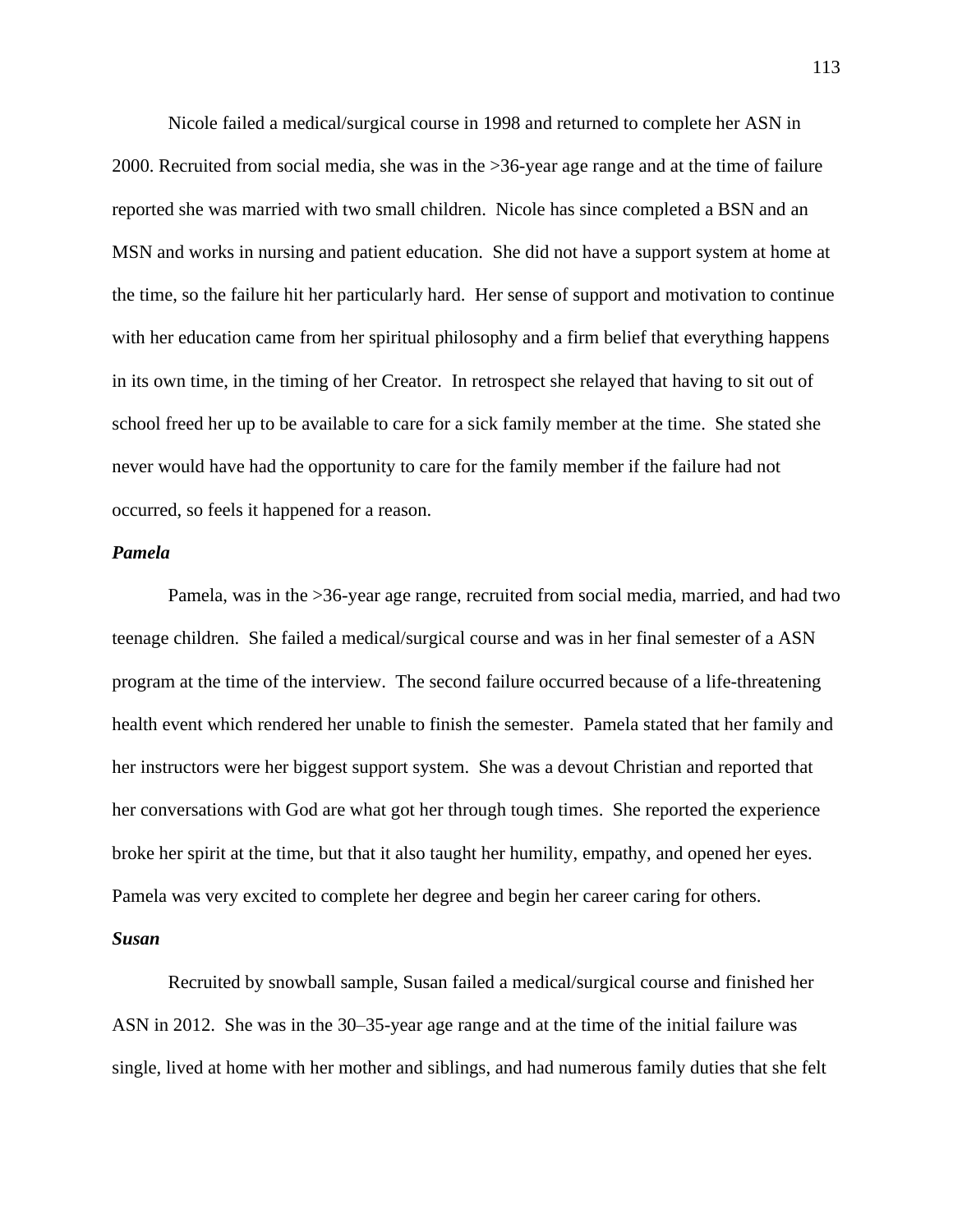Nicole failed a medical/surgical course in 1998 and returned to complete her ASN in 2000. Recruited from social media, she was in the >36-year age range and at the time of failure reported she was married with two small children. Nicole has since completed a BSN and an MSN and works in nursing and patient education. She did not have a support system at home at the time, so the failure hit her particularly hard. Her sense of support and motivation to continue with her education came from her spiritual philosophy and a firm belief that everything happens in its own time, in the timing of her Creator. In retrospect she relayed that having to sit out of school freed her up to be available to care for a sick family member at the time. She stated she never would have had the opportunity to care for the family member if the failure had not occurred, so feels it happened for a reason.

***Pamela***

Pamela, was in the >36-year age range, recruited from social media, married, and had two teenage children. She failed a medical/surgical course and was in her final semester of a ASN program at the time of the interview. The second failure occurred because of a life-threatening health event which rendered her unable to finish the semester. Pamela stated that her family and her instructors were her biggest support system. She was a devout Christian and reported that her conversations with God are what got her through tough times. She reported the experience broke her spirit at the time, but that it also taught her humility, empathy, and opened her eyes. Pamela was very excited to complete her degree and begin her career caring for others.

***Susan***

Recruited by snowball sample, Susan failed a medical/surgical course and finished her ASN in 2012. She was in the 30–35-year age range and at the time of the initial failure was single, lived at home with her mother and siblings, and had numerous family duties that she felt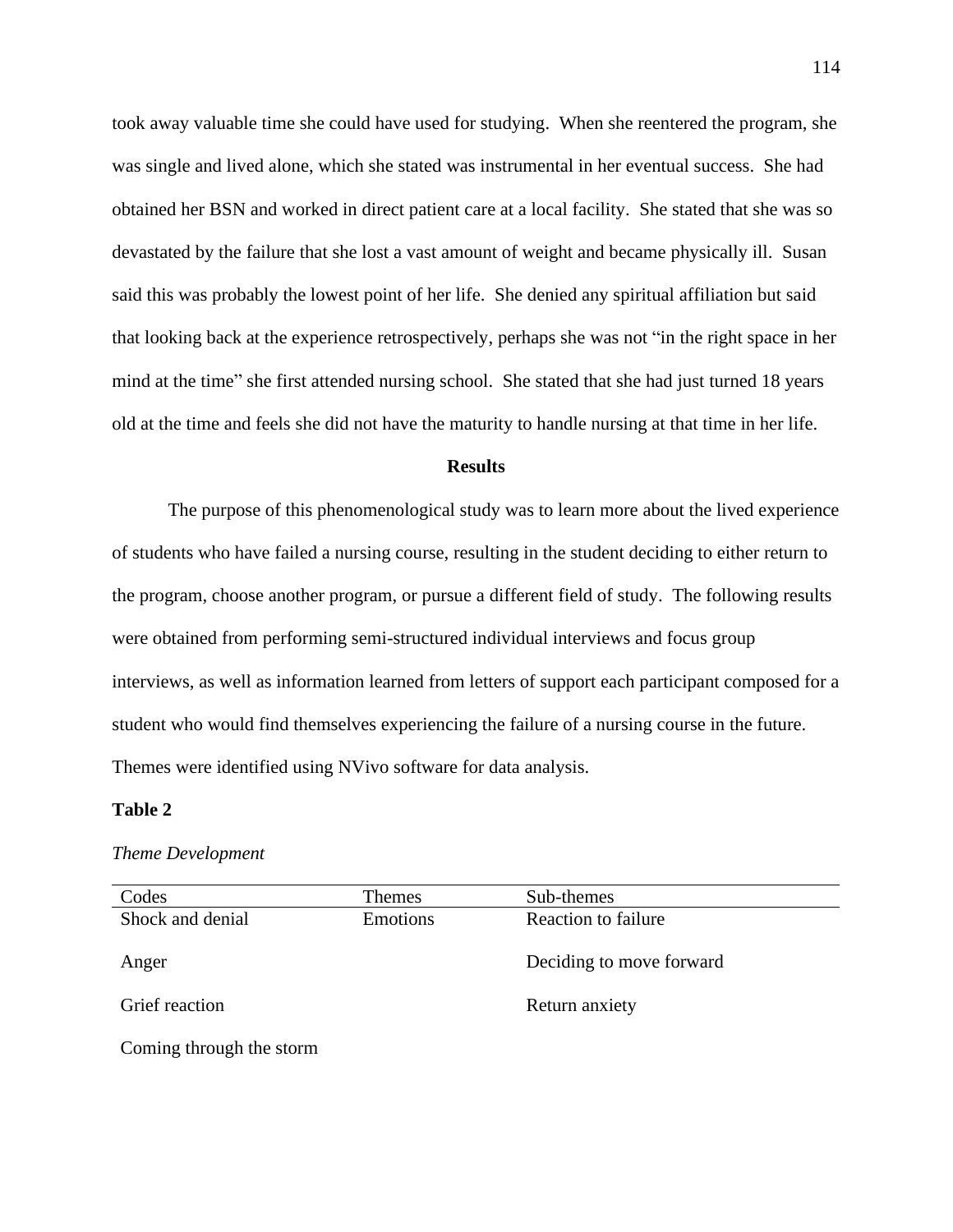took away valuable time she could have used for studying. When she reentered the program, she was single and lived alone, which she stated was instrumental in her eventual success. She had obtained her BSN and worked in direct patient care at a local facility. She stated that she was so devastated by the failure that she lost a vast amount of weight and became physically ill. Susan said this was probably the lowest point of her life. She denied any spiritual affiliation but said that looking back at the experience retrospectively, perhaps she was not "in the right space in her mind at the time" she first attended nursing school. She stated that she had just turned 18 years old at the time and feels she did not have the maturity to handle nursing at that time in her life.

## Results

The purpose of this phenomenological study was to learn more about the lived experience of students who have failed a nursing course, resulting in the student deciding to either return to the program, choose another program, or pursue a different field of study. The following results were obtained from performing semi-structured individual interviews and focus group interviews, as well as information learned from letters of support each participant composed for a student who would find themselves experiencing the failure of a nursing course in the future. Themes were identified using NVivo software for data analysis.

**Table 2**

*Theme Development*

| Codes | Themes | Sub-themes |
|---|---|---|
| Shock and denial | Emotions | Reaction to failure |
| Anger | | Deciding to move forward |
| Grief reaction | | Return anxiety |
| Coming through the storm | | |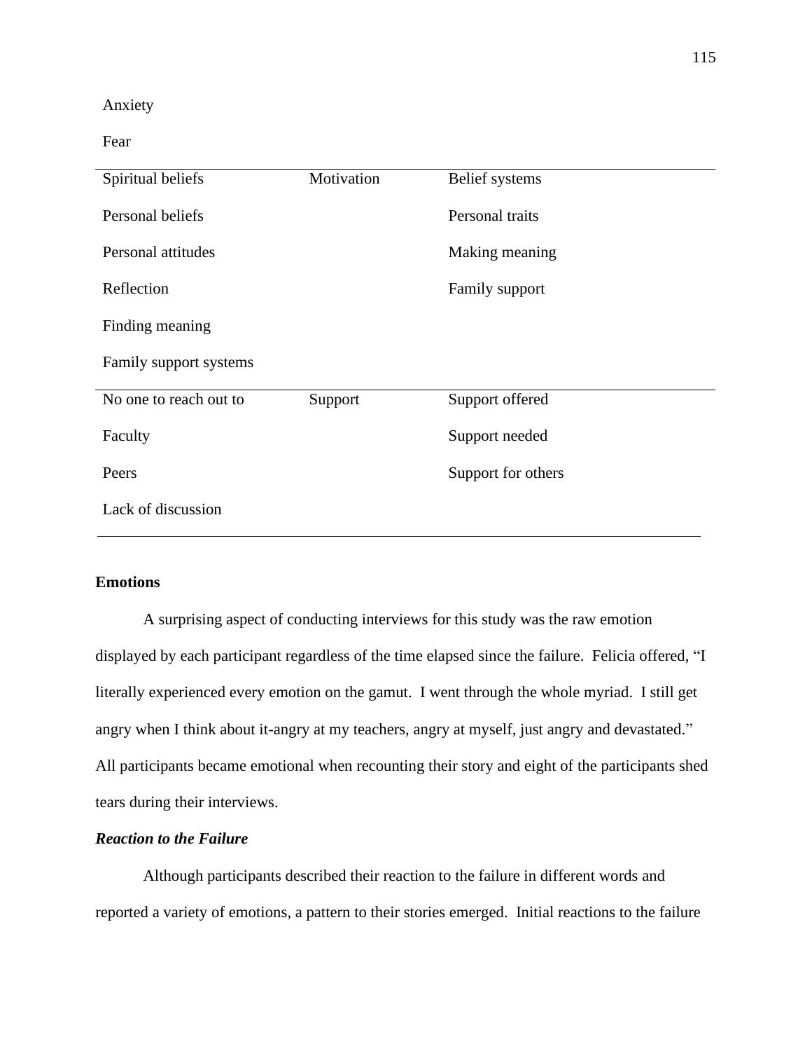| | | |
|---|---|---|
| Anxiety | | |
| Fear | | |
| Spiritual beliefs | Motivation | Belief systems |
| Personal beliefs | | Personal traits |
| Personal attitudes | | Making meaning |
| Reflection | | Family support |
| Finding meaning | | |
| Family support systems | | |
| No one to reach out to | Support | Support offered |
| Faculty | | Support needed |
| Peers | | Support for others |
| Lack of discussion | | |

**Emotions**

A surprising aspect of conducting interviews for this study was the raw emotion displayed by each participant regardless of the time elapsed since the failure. Felicia offered, "I literally experienced every emotion on the gamut. I went through the whole myriad. I still get angry when I think about it-angry at my teachers, angry at myself, just angry and devastated." All participants became emotional when recounting their story and eight of the participants shed tears during their interviews.

***Reaction to the Failure***

Although participants described their reaction to the failure in different words and reported a variety of emotions, a pattern to their stories emerged. Initial reactions to the failure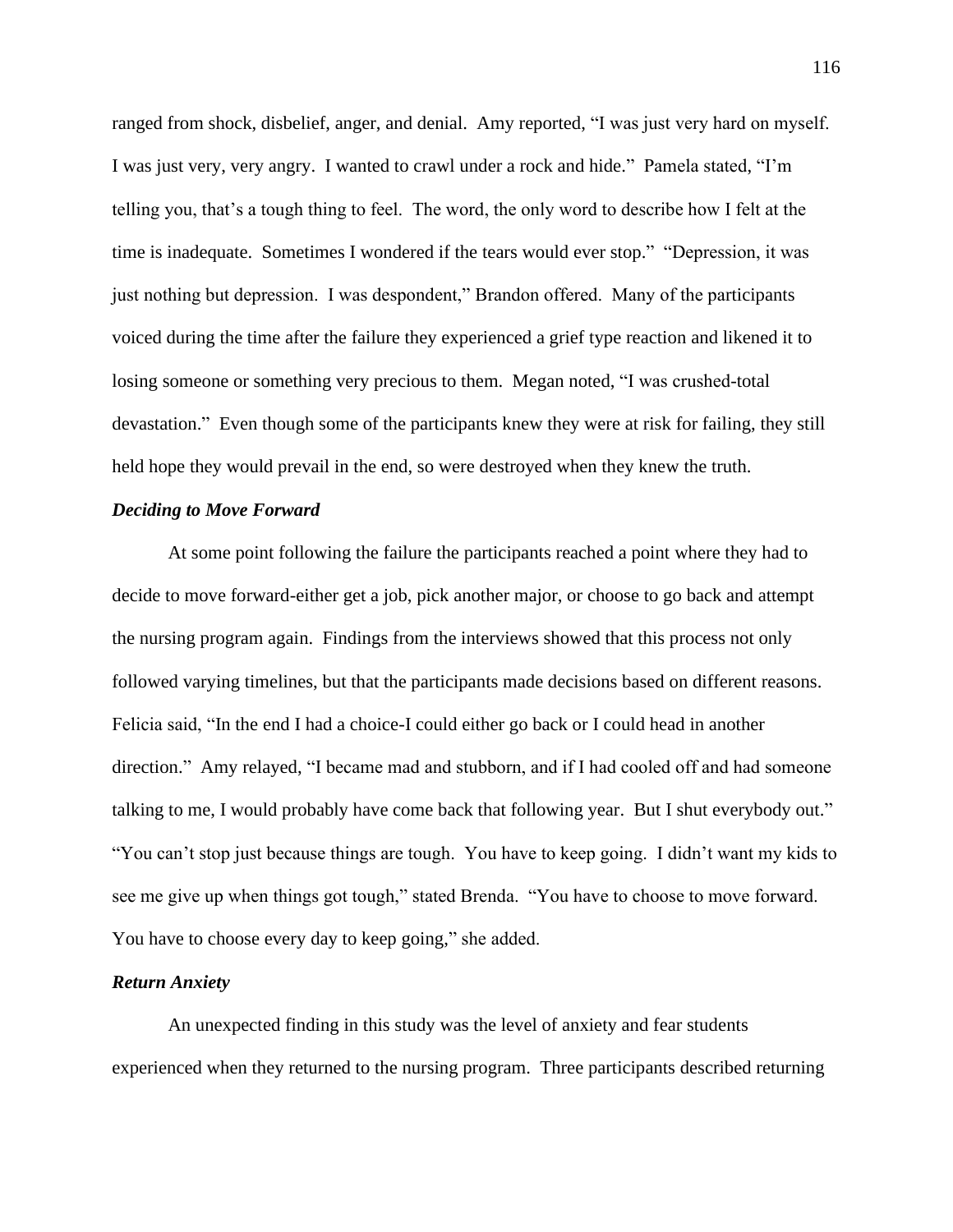ranged from shock, disbelief, anger, and denial. Amy reported, "I was just very hard on myself. I was just very, very angry. I wanted to crawl under a rock and hide." Pamela stated, "I'm telling you, that's a tough thing to feel. The word, the only word to describe how I felt at the time is inadequate. Sometimes I wondered if the tears would ever stop." "Depression, it was just nothing but depression. I was despondent," Brandon offered. Many of the participants voiced during the time after the failure they experienced a grief type reaction and likened it to losing someone or something very precious to them. Megan noted, "I was crushed-total devastation." Even though some of the participants knew they were at risk for failing, they still held hope they would prevail in the end, so were destroyed when they knew the truth.

### ***Deciding to Move Forward***

At some point following the failure the participants reached a point where they had to decide to move forward-either get a job, pick another major, or choose to go back and attempt the nursing program again. Findings from the interviews showed that this process not only followed varying timelines, but that the participants made decisions based on different reasons. Felicia said, "In the end I had a choice-I could either go back or I could head in another direction." Amy relayed, "I became mad and stubborn, and if I had cooled off and had someone talking to me, I would probably have come back that following year. But I shut everybody out." "You can't stop just because things are tough. You have to keep going. I didn't want my kids to see me give up when things got tough," stated Brenda. "You have to choose to move forward. You have to choose every day to keep going," she added.

### ***Return Anxiety***

An unexpected finding in this study was the level of anxiety and fear students experienced when they returned to the nursing program. Three participants described returning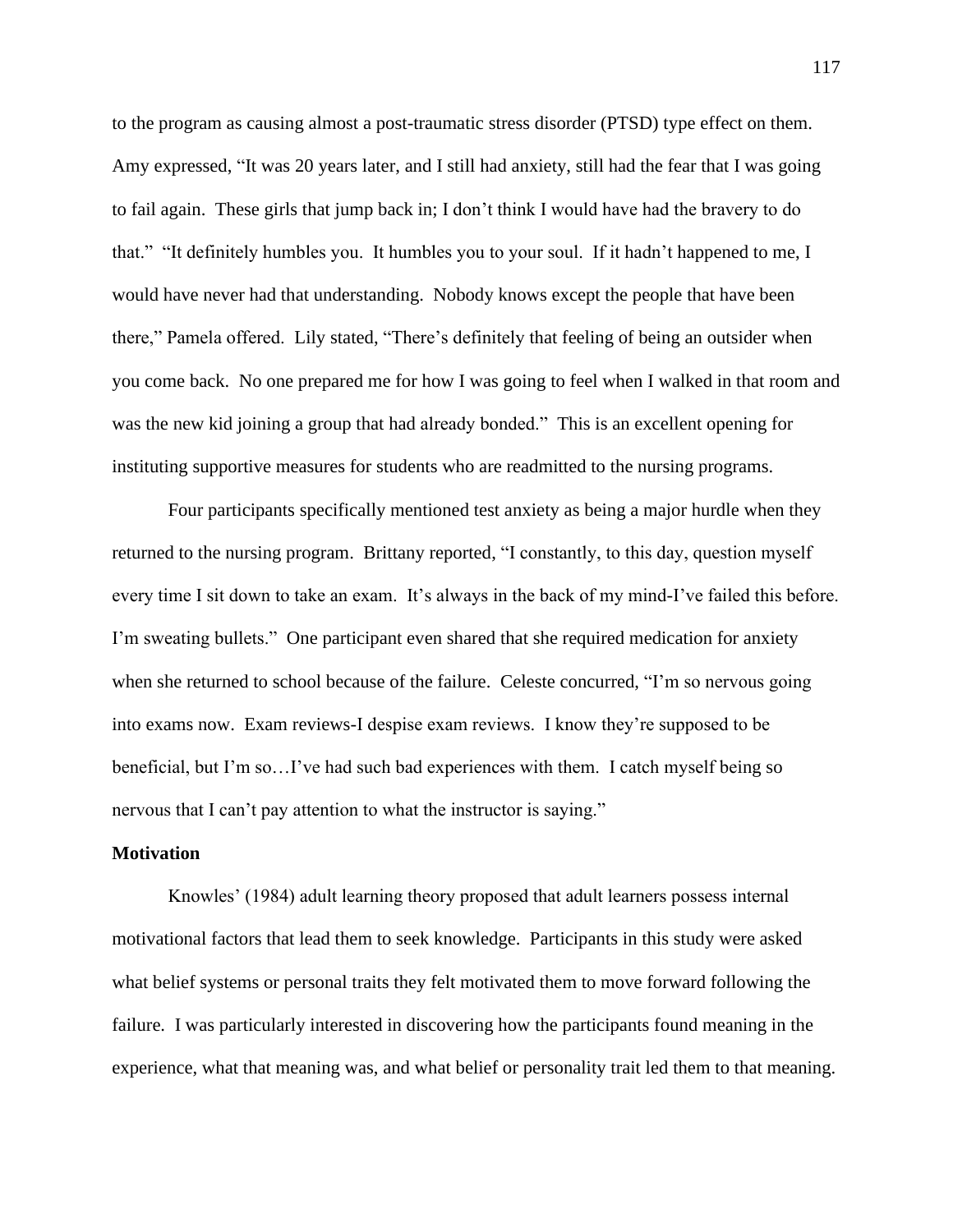to the program as causing almost a post-traumatic stress disorder (PTSD) type effect on them. Amy expressed, "It was 20 years later, and I still had anxiety, still had the fear that I was going to fail again. These girls that jump back in; I don't think I would have had the bravery to do that." "It definitely humbles you. It humbles you to your soul. If it hadn't happened to me, I would have never had that understanding. Nobody knows except the people that have been there," Pamela offered. Lily stated, "There's definitely that feeling of being an outsider when you come back. No one prepared me for how I was going to feel when I walked in that room and was the new kid joining a group that had already bonded." This is an excellent opening for instituting supportive measures for students who are readmitted to the nursing programs.

Four participants specifically mentioned test anxiety as being a major hurdle when they returned to the nursing program. Brittany reported, "I constantly, to this day, question myself every time I sit down to take an exam. It's always in the back of my mind-I've failed this before. I'm sweating bullets." One participant even shared that she required medication for anxiety when she returned to school because of the failure. Celeste concurred, "I'm so nervous going into exams now. Exam reviews-I despise exam reviews. I know they're supposed to be beneficial, but I'm so…I've had such bad experiences with them. I catch myself being so nervous that I can't pay attention to what the instructor is saying."

**Motivation**

Knowles' (1984) adult learning theory proposed that adult learners possess internal motivational factors that lead them to seek knowledge. Participants in this study were asked what belief systems or personal traits they felt motivated them to move forward following the failure. I was particularly interested in discovering how the participants found meaning in the experience, what that meaning was, and what belief or personality trait led them to that meaning.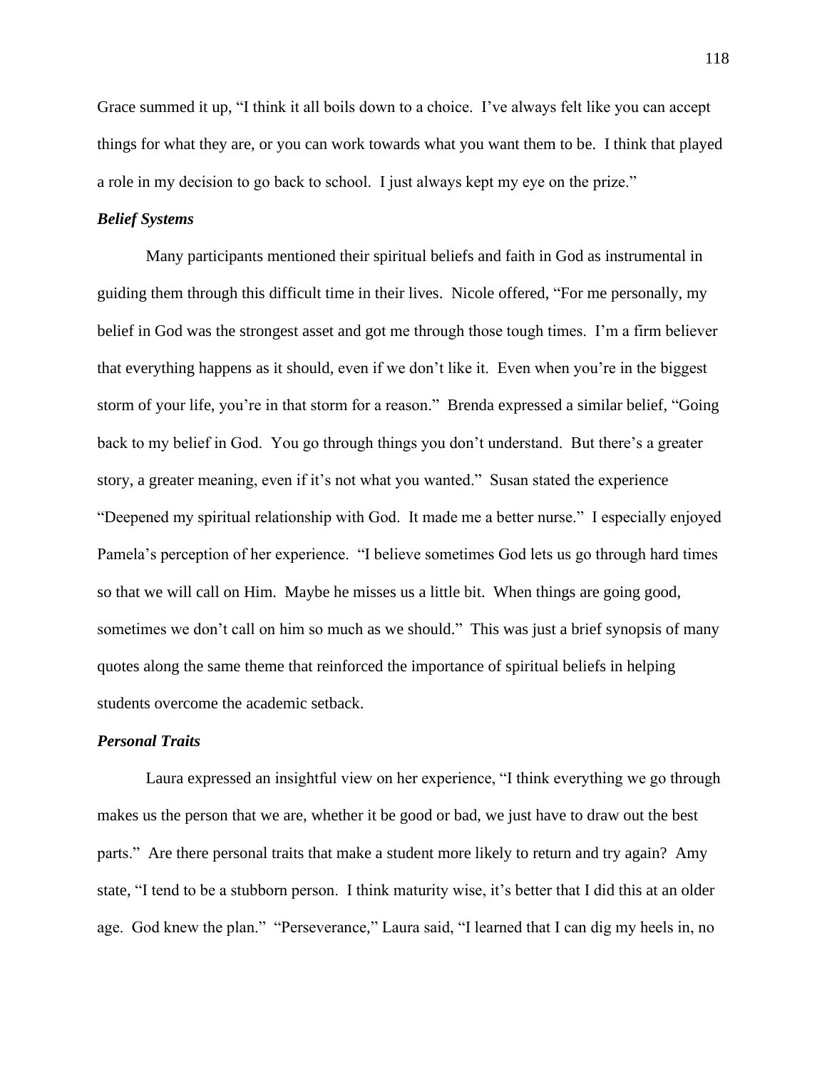Grace summed it up, "I think it all boils down to a choice. I've always felt like you can accept things for what they are, or you can work towards what you want them to be. I think that played a role in my decision to go back to school. I just always kept my eye on the prize."

### *Belief Systems*

Many participants mentioned their spiritual beliefs and faith in God as instrumental in guiding them through this difficult time in their lives. Nicole offered, "For me personally, my belief in God was the strongest asset and got me through those tough times. I'm a firm believer that everything happens as it should, even if we don't like it. Even when you're in the biggest storm of your life, you're in that storm for a reason." Brenda expressed a similar belief, "Going back to my belief in God. You go through things you don't understand. But there's a greater story, a greater meaning, even if it's not what you wanted." Susan stated the experience "Deepened my spiritual relationship with God. It made me a better nurse." I especially enjoyed Pamela's perception of her experience. "I believe sometimes God lets us go through hard times so that we will call on Him. Maybe he misses us a little bit. When things are going good, sometimes we don't call on him so much as we should." This was just a brief synopsis of many quotes along the same theme that reinforced the importance of spiritual beliefs in helping students overcome the academic setback.

### *Personal Traits*

Laura expressed an insightful view on her experience, "I think everything we go through makes us the person that we are, whether it be good or bad, we just have to draw out the best parts." Are there personal traits that make a student more likely to return and try again? Amy state, "I tend to be a stubborn person. I think maturity wise, it's better that I did this at an older age. God knew the plan." "Perseverance," Laura said, "I learned that I can dig my heels in, no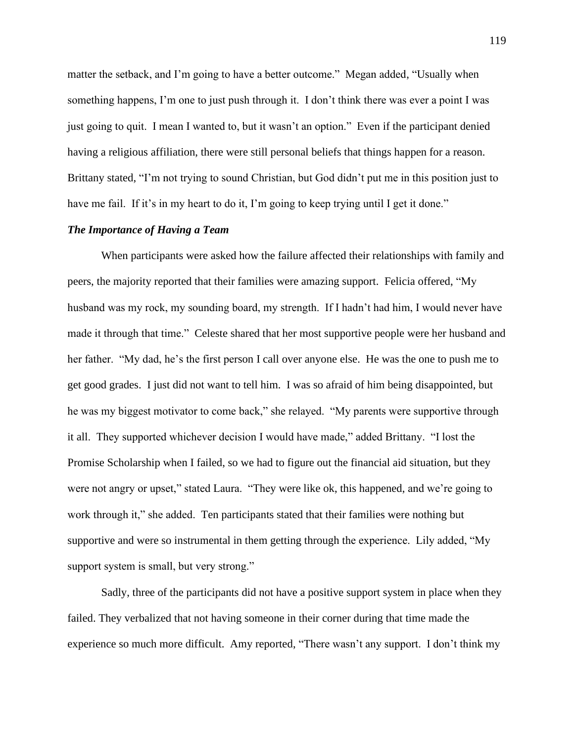matter the setback, and I'm going to have a better outcome." Megan added, "Usually when something happens, I'm one to just push through it. I don't think there was ever a point I was just going to quit. I mean I wanted to, but it wasn't an option." Even if the participant denied having a religious affiliation, there were still personal beliefs that things happen for a reason. Brittany stated, "I'm not trying to sound Christian, but God didn't put me in this position just to have me fail. If it's in my heart to do it, I'm going to keep trying until I get it done."

### *The Importance of Having a Team*

When participants were asked how the failure affected their relationships with family and peers, the majority reported that their families were amazing support. Felicia offered, "My husband was my rock, my sounding board, my strength. If I hadn't had him, I would never have made it through that time." Celeste shared that her most supportive people were her husband and her father. "My dad, he's the first person I call over anyone else. He was the one to push me to get good grades. I just did not want to tell him. I was so afraid of him being disappointed, but he was my biggest motivator to come back," she relayed. "My parents were supportive through it all. They supported whichever decision I would have made," added Brittany. "I lost the Promise Scholarship when I failed, so we had to figure out the financial aid situation, but they were not angry or upset," stated Laura. "They were like ok, this happened, and we're going to work through it," she added. Ten participants stated that their families were nothing but supportive and were so instrumental in them getting through the experience. Lily added, "My support system is small, but very strong."

Sadly, three of the participants did not have a positive support system in place when they failed. They verbalized that not having someone in their corner during that time made the experience so much more difficult. Amy reported, "There wasn't any support. I don't think my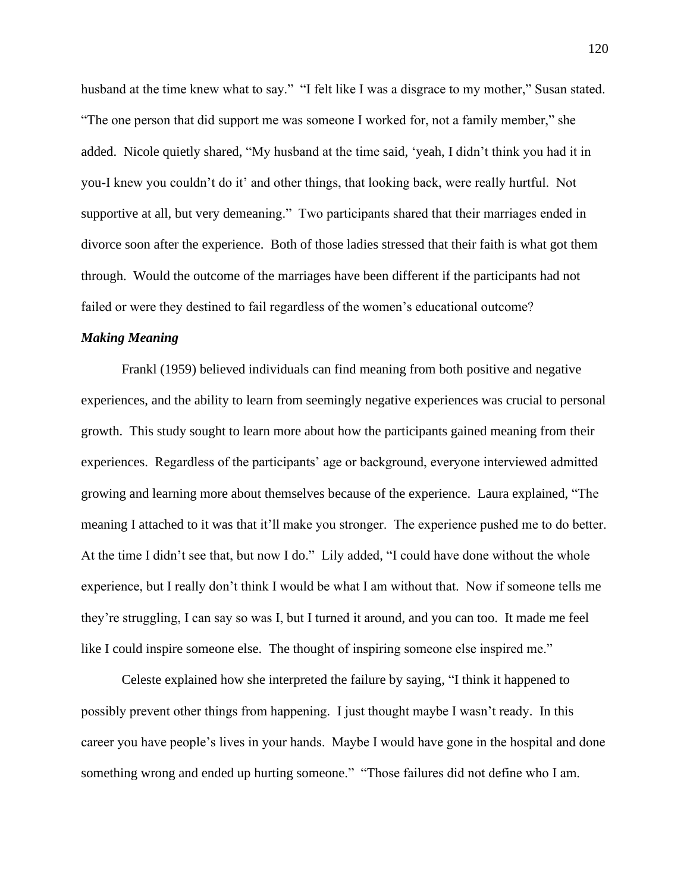husband at the time knew what to say." "I felt like I was a disgrace to my mother," Susan stated. "The one person that did support me was someone I worked for, not a family member," she added. Nicole quietly shared, "My husband at the time said, 'yeah, I didn't think you had it in you-I knew you couldn't do it' and other things, that looking back, were really hurtful. Not supportive at all, but very demeaning." Two participants shared that their marriages ended in divorce soon after the experience. Both of those ladies stressed that their faith is what got them through. Would the outcome of the marriages have been different if the participants had not failed or were they destined to fail regardless of the women's educational outcome?

### ***Making Meaning***

Frankl (1959) believed individuals can find meaning from both positive and negative experiences, and the ability to learn from seemingly negative experiences was crucial to personal growth. This study sought to learn more about how the participants gained meaning from their experiences. Regardless of the participants' age or background, everyone interviewed admitted growing and learning more about themselves because of the experience. Laura explained, "The meaning I attached to it was that it'll make you stronger. The experience pushed me to do better. At the time I didn't see that, but now I do." Lily added, "I could have done without the whole experience, but I really don't think I would be what I am without that. Now if someone tells me they're struggling, I can say so was I, but I turned it around, and you can too. It made me feel like I could inspire someone else. The thought of inspiring someone else inspired me."

Celeste explained how she interpreted the failure by saying, "I think it happened to possibly prevent other things from happening. I just thought maybe I wasn't ready. In this career you have people's lives in your hands. Maybe I would have gone in the hospital and done something wrong and ended up hurting someone." "Those failures did not define who I am.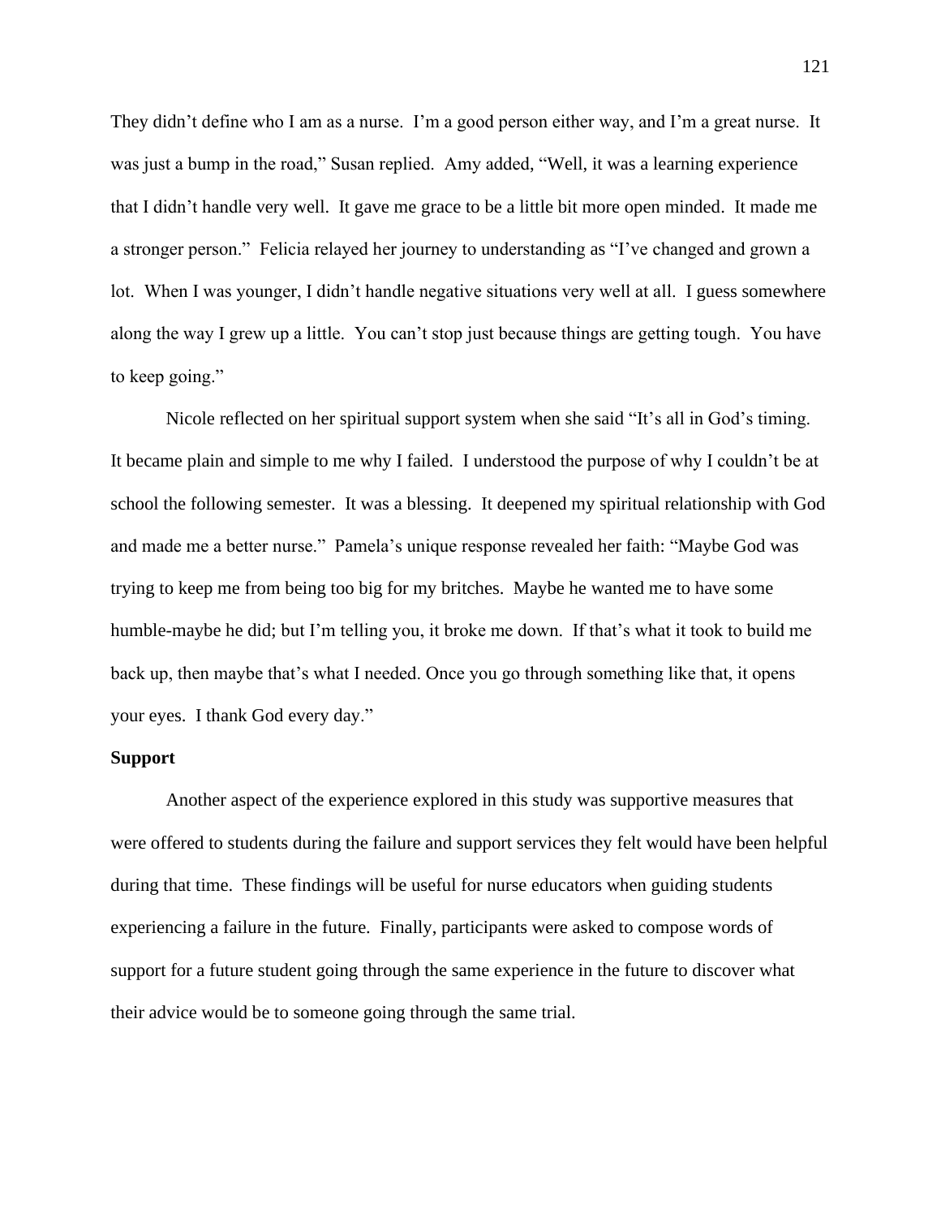They didn't define who I am as a nurse. I'm a good person either way, and I'm a great nurse. It was just a bump in the road," Susan replied. Amy added, "Well, it was a learning experience that I didn't handle very well. It gave me grace to be a little bit more open minded. It made me a stronger person." Felicia relayed her journey to understanding as "I've changed and grown a lot. When I was younger, I didn't handle negative situations very well at all. I guess somewhere along the way I grew up a little. You can't stop just because things are getting tough. You have to keep going."

Nicole reflected on her spiritual support system when she said "It's all in God's timing. It became plain and simple to me why I failed. I understood the purpose of why I couldn't be at school the following semester. It was a blessing. It deepened my spiritual relationship with God and made me a better nurse." Pamela's unique response revealed her faith: "Maybe God was trying to keep me from being too big for my britches. Maybe he wanted me to have some humble-maybe he did; but I'm telling you, it broke me down. If that's what it took to build me back up, then maybe that's what I needed. Once you go through something like that, it opens your eyes. I thank God every day."

**Support**

Another aspect of the experience explored in this study was supportive measures that were offered to students during the failure and support services they felt would have been helpful during that time. These findings will be useful for nurse educators when guiding students experiencing a failure in the future. Finally, participants were asked to compose words of support for a future student going through the same experience in the future to discover what their advice would be to someone going through the same trial.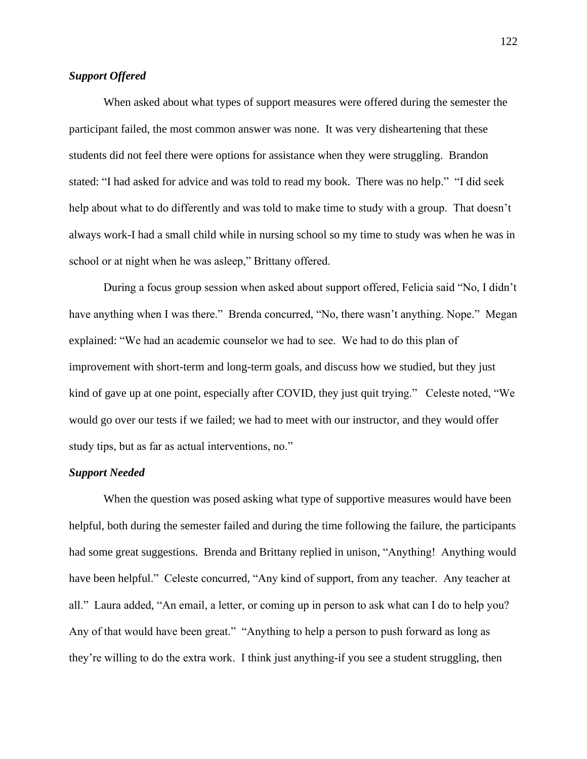### *Support Offered*

When asked about what types of support measures were offered during the semester the participant failed, the most common answer was none. It was very disheartening that these students did not feel there were options for assistance when they were struggling. Brandon stated: "I had asked for advice and was told to read my book. There was no help." "I did seek help about what to do differently and was told to make time to study with a group. That doesn't always work-I had a small child while in nursing school so my time to study was when he was in school or at night when he was asleep," Brittany offered.

During a focus group session when asked about support offered, Felicia said "No, I didn't have anything when I was there." Brenda concurred, "No, there wasn't anything. Nope." Megan explained: "We had an academic counselor we had to see. We had to do this plan of improvement with short-term and long-term goals, and discuss how we studied, but they just kind of gave up at one point, especially after COVID, they just quit trying." Celeste noted, "We would go over our tests if we failed; we had to meet with our instructor, and they would offer study tips, but as far as actual interventions, no."

### *Support Needed*

When the question was posed asking what type of supportive measures would have been helpful, both during the semester failed and during the time following the failure, the participants had some great suggestions. Brenda and Brittany replied in unison, "Anything! Anything would have been helpful." Celeste concurred, "Any kind of support, from any teacher. Any teacher at all." Laura added, "An email, a letter, or coming up in person to ask what can I do to help you? Any of that would have been great." "Anything to help a person to push forward as long as they're willing to do the extra work. I think just anything-if you see a student struggling, then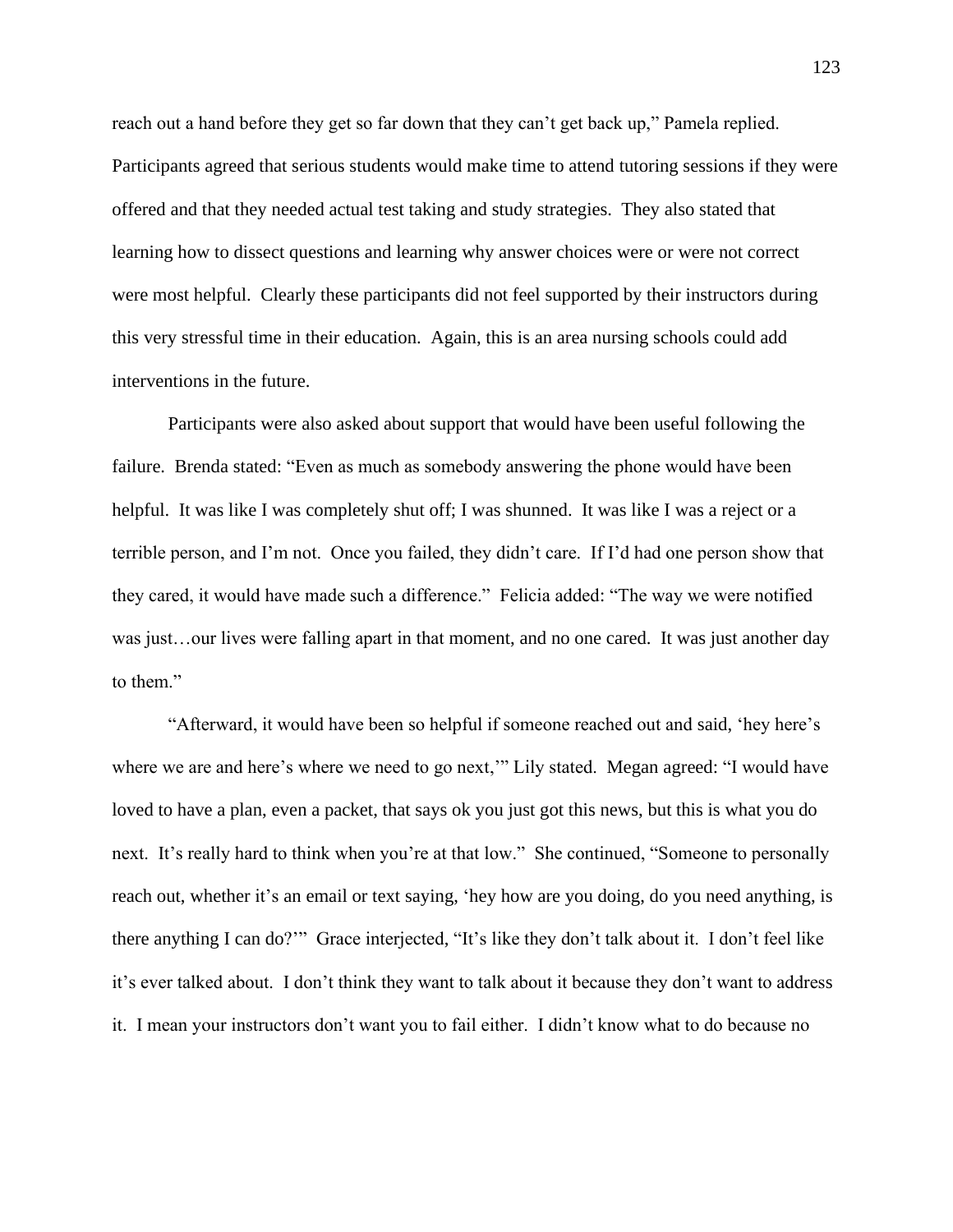reach out a hand before they get so far down that they can't get back up," Pamela replied. Participants agreed that serious students would make time to attend tutoring sessions if they were offered and that they needed actual test taking and study strategies. They also stated that learning how to dissect questions and learning why answer choices were or were not correct were most helpful. Clearly these participants did not feel supported by their instructors during this very stressful time in their education. Again, this is an area nursing schools could add interventions in the future.

Participants were also asked about support that would have been useful following the failure. Brenda stated: "Even as much as somebody answering the phone would have been helpful. It was like I was completely shut off; I was shunned. It was like I was a reject or a terrible person, and I'm not. Once you failed, they didn't care. If I'd had one person show that they cared, it would have made such a difference." Felicia added: "The way we were notified was just…our lives were falling apart in that moment, and no one cared. It was just another day to them."

"Afterward, it would have been so helpful if someone reached out and said, 'hey here's where we are and here's where we need to go next,'" Lily stated. Megan agreed: "I would have loved to have a plan, even a packet, that says ok you just got this news, but this is what you do next. It's really hard to think when you're at that low." She continued, "Someone to personally reach out, whether it's an email or text saying, 'hey how are you doing, do you need anything, is there anything I can do?'" Grace interjected, "It's like they don't talk about it. I don't feel like it's ever talked about. I don't think they want to talk about it because they don't want to address it. I mean your instructors don't want you to fail either. I didn't know what to do because no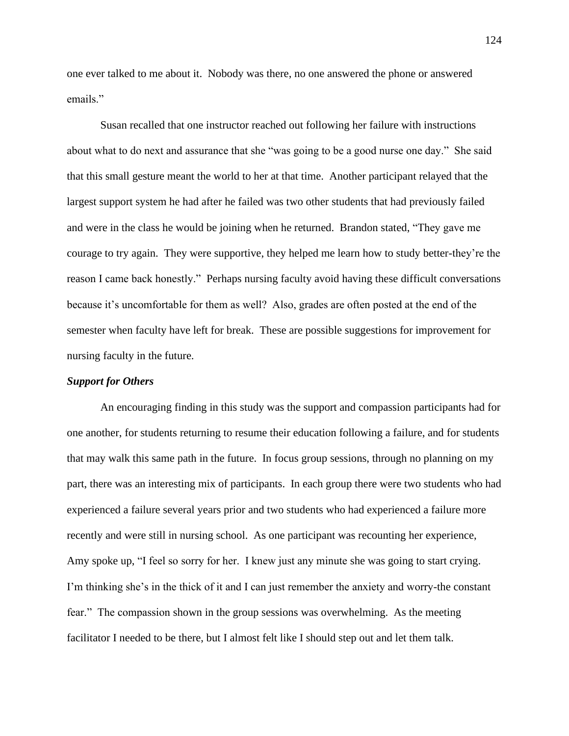one ever talked to me about it. Nobody was there, no one answered the phone or answered emails."

Susan recalled that one instructor reached out following her failure with instructions about what to do next and assurance that she "was going to be a good nurse one day." She said that this small gesture meant the world to her at that time. Another participant relayed that the largest support system he had after he failed was two other students that had previously failed and were in the class he would be joining when he returned. Brandon stated, "They gave me courage to try again. They were supportive, they helped me learn how to study better-they're the reason I came back honestly." Perhaps nursing faculty avoid having these difficult conversations because it's uncomfortable for them as well? Also, grades are often posted at the end of the semester when faculty have left for break. These are possible suggestions for improvement for nursing faculty in the future.

***Support for Others***

An encouraging finding in this study was the support and compassion participants had for one another, for students returning to resume their education following a failure, and for students that may walk this same path in the future. In focus group sessions, through no planning on my part, there was an interesting mix of participants. In each group there were two students who had experienced a failure several years prior and two students who had experienced a failure more recently and were still in nursing school. As one participant was recounting her experience, Amy spoke up, "I feel so sorry for her. I knew just any minute she was going to start crying. I'm thinking she's in the thick of it and I can just remember the anxiety and worry-the constant fear." The compassion shown in the group sessions was overwhelming. As the meeting facilitator I needed to be there, but I almost felt like I should step out and let them talk.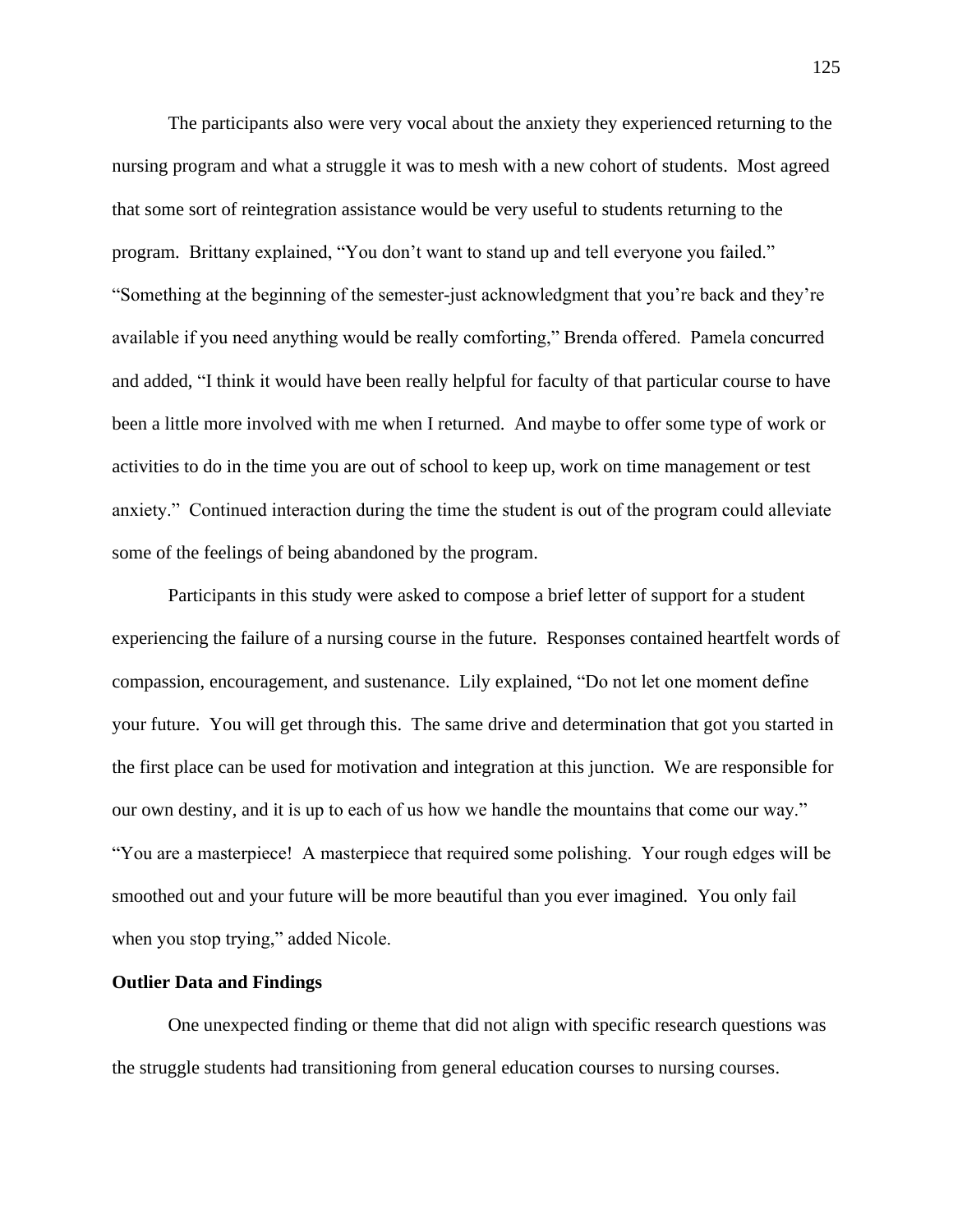The participants also were very vocal about the anxiety they experienced returning to the nursing program and what a struggle it was to mesh with a new cohort of students. Most agreed that some sort of reintegration assistance would be very useful to students returning to the program. Brittany explained, "You don't want to stand up and tell everyone you failed." "Something at the beginning of the semester-just acknowledgment that you're back and they're available if you need anything would be really comforting," Brenda offered. Pamela concurred and added, "I think it would have been really helpful for faculty of that particular course to have been a little more involved with me when I returned. And maybe to offer some type of work or activities to do in the time you are out of school to keep up, work on time management or test anxiety." Continued interaction during the time the student is out of the program could alleviate some of the feelings of being abandoned by the program.

Participants in this study were asked to compose a brief letter of support for a student experiencing the failure of a nursing course in the future. Responses contained heartfelt words of compassion, encouragement, and sustenance. Lily explained, "Do not let one moment define your future. You will get through this. The same drive and determination that got you started in the first place can be used for motivation and integration at this junction. We are responsible for our own destiny, and it is up to each of us how we handle the mountains that come our way." "You are a masterpiece! A masterpiece that required some polishing. Your rough edges will be smoothed out and your future will be more beautiful than you ever imagined. You only fail when you stop trying," added Nicole.

**Outlier Data and Findings**

One unexpected finding or theme that did not align with specific research questions was the struggle students had transitioning from general education courses to nursing courses.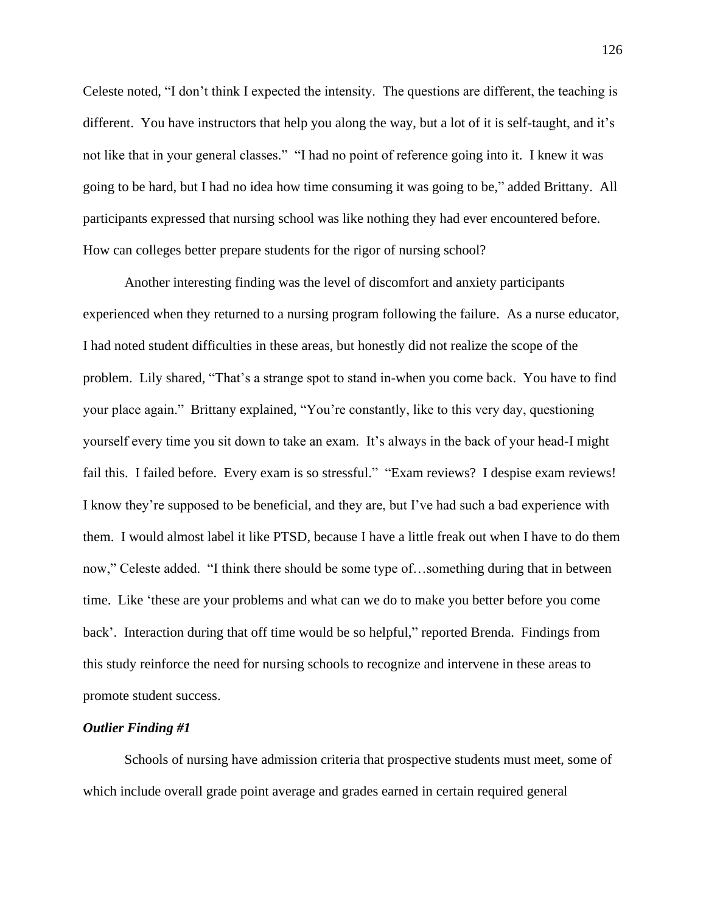Celeste noted, "I don't think I expected the intensity. The questions are different, the teaching is different. You have instructors that help you along the way, but a lot of it is self-taught, and it's not like that in your general classes." "I had no point of reference going into it. I knew it was going to be hard, but I had no idea how time consuming it was going to be," added Brittany. All participants expressed that nursing school was like nothing they had ever encountered before. How can colleges better prepare students for the rigor of nursing school?

Another interesting finding was the level of discomfort and anxiety participants experienced when they returned to a nursing program following the failure. As a nurse educator, I had noted student difficulties in these areas, but honestly did not realize the scope of the problem. Lily shared, "That's a strange spot to stand in-when you come back. You have to find your place again." Brittany explained, "You're constantly, like to this very day, questioning yourself every time you sit down to take an exam. It's always in the back of your head-I might fail this. I failed before. Every exam is so stressful." "Exam reviews? I despise exam reviews! I know they're supposed to be beneficial, and they are, but I've had such a bad experience with them. I would almost label it like PTSD, because I have a little freak out when I have to do them now," Celeste added. "I think there should be some type of…something during that in between time. Like 'these are your problems and what can we do to make you better before you come back'. Interaction during that off time would be so helpful," reported Brenda. Findings from this study reinforce the need for nursing schools to recognize and intervene in these areas to promote student success.

***Outlier Finding #1***

Schools of nursing have admission criteria that prospective students must meet, some of which include overall grade point average and grades earned in certain required general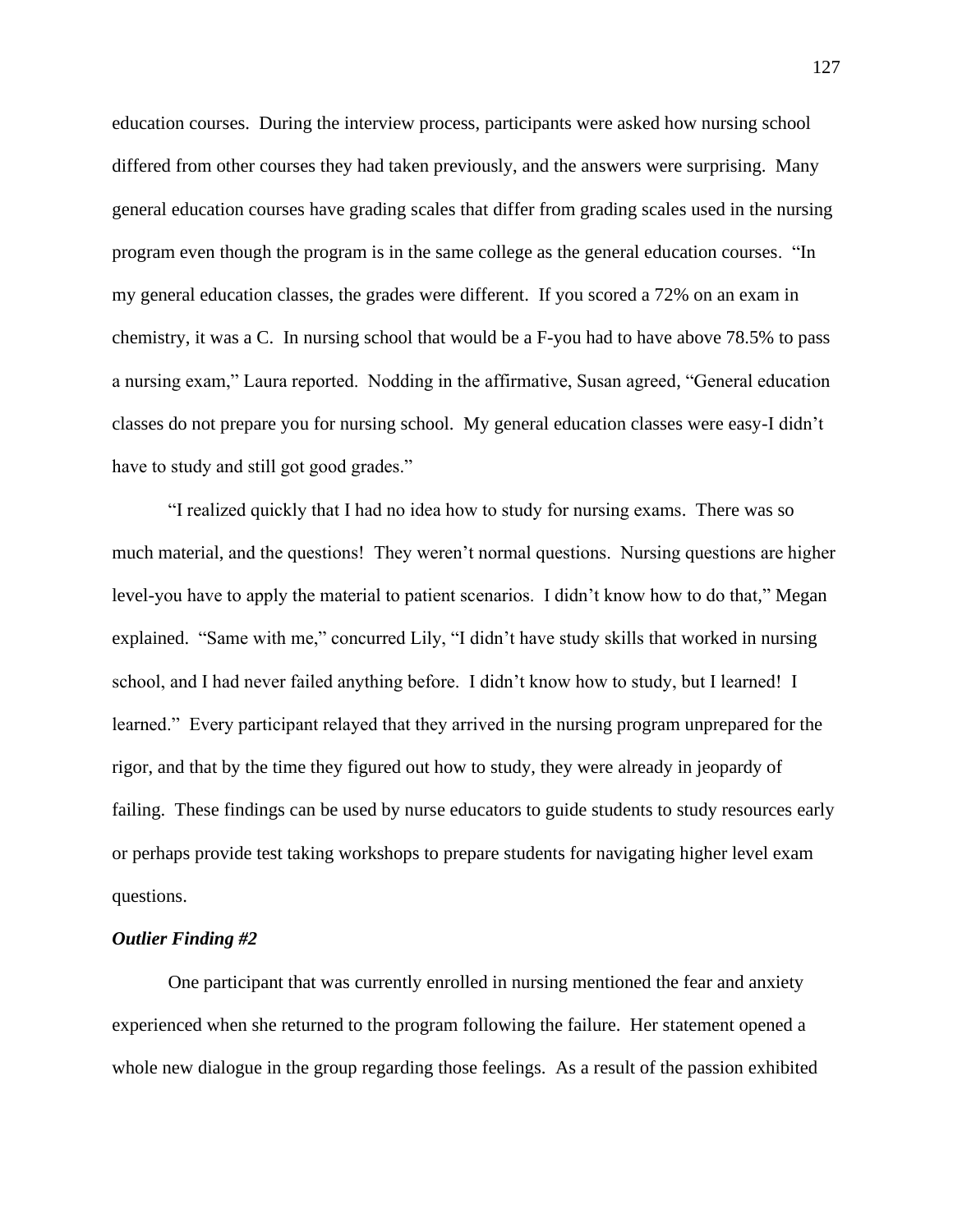education courses. During the interview process, participants were asked how nursing school differed from other courses they had taken previously, and the answers were surprising. Many general education courses have grading scales that differ from grading scales used in the nursing program even though the program is in the same college as the general education courses. "In my general education classes, the grades were different. If you scored a 72% on an exam in chemistry, it was a C. In nursing school that would be a F-you had to have above 78.5% to pass a nursing exam," Laura reported. Nodding in the affirmative, Susan agreed, "General education classes do not prepare you for nursing school. My general education classes were easy-I didn't have to study and still got good grades."

"I realized quickly that I had no idea how to study for nursing exams. There was so much material, and the questions! They weren't normal questions. Nursing questions are higher level-you have to apply the material to patient scenarios. I didn't know how to do that," Megan explained. "Same with me," concurred Lily, "I didn't have study skills that worked in nursing school, and I had never failed anything before. I didn't know how to study, but I learned! I learned." Every participant relayed that they arrived in the nursing program unprepared for the rigor, and that by the time they figured out how to study, they were already in jeopardy of failing. These findings can be used by nurse educators to guide students to study resources early or perhaps provide test taking workshops to prepare students for navigating higher level exam questions.

***Outlier Finding #2***

One participant that was currently enrolled in nursing mentioned the fear and anxiety experienced when she returned to the program following the failure. Her statement opened a whole new dialogue in the group regarding those feelings. As a result of the passion exhibited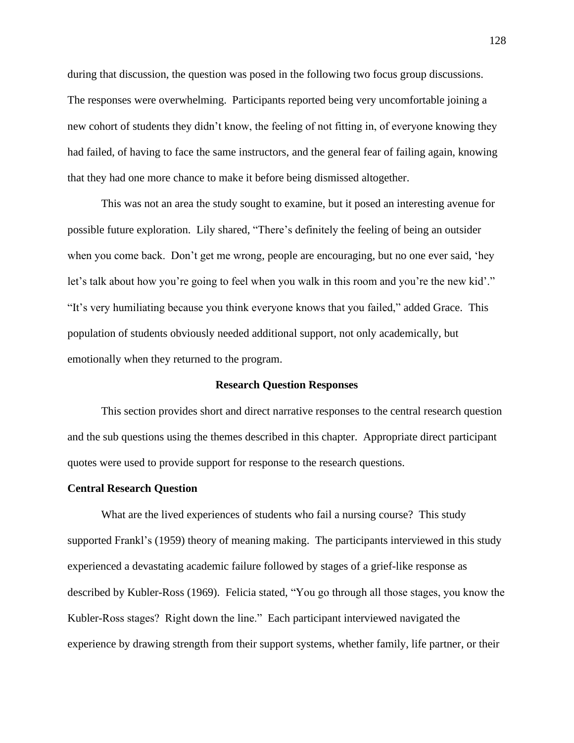during that discussion, the question was posed in the following two focus group discussions. The responses were overwhelming. Participants reported being very uncomfortable joining a new cohort of students they didn't know, the feeling of not fitting in, of everyone knowing they had failed, of having to face the same instructors, and the general fear of failing again, knowing that they had one more chance to make it before being dismissed altogether.

This was not an area the study sought to examine, but it posed an interesting avenue for possible future exploration. Lily shared, "There's definitely the feeling of being an outsider when you come back. Don't get me wrong, people are encouraging, but no one ever said, 'hey let's talk about how you're going to feel when you walk in this room and you're the new kid'." "It's very humiliating because you think everyone knows that you failed," added Grace. This population of students obviously needed additional support, not only academically, but emotionally when they returned to the program.

## Research Question Responses

This section provides short and direct narrative responses to the central research question and the sub questions using the themes described in this chapter. Appropriate direct participant quotes were used to provide support for response to the research questions.

### Central Research Question

What are the lived experiences of students who fail a nursing course? This study supported Frankl's (1959) theory of meaning making. The participants interviewed in this study experienced a devastating academic failure followed by stages of a grief-like response as described by Kubler-Ross (1969). Felicia stated, "You go through all those stages, you know the Kubler-Ross stages? Right down the line." Each participant interviewed navigated the experience by drawing strength from their support systems, whether family, life partner, or their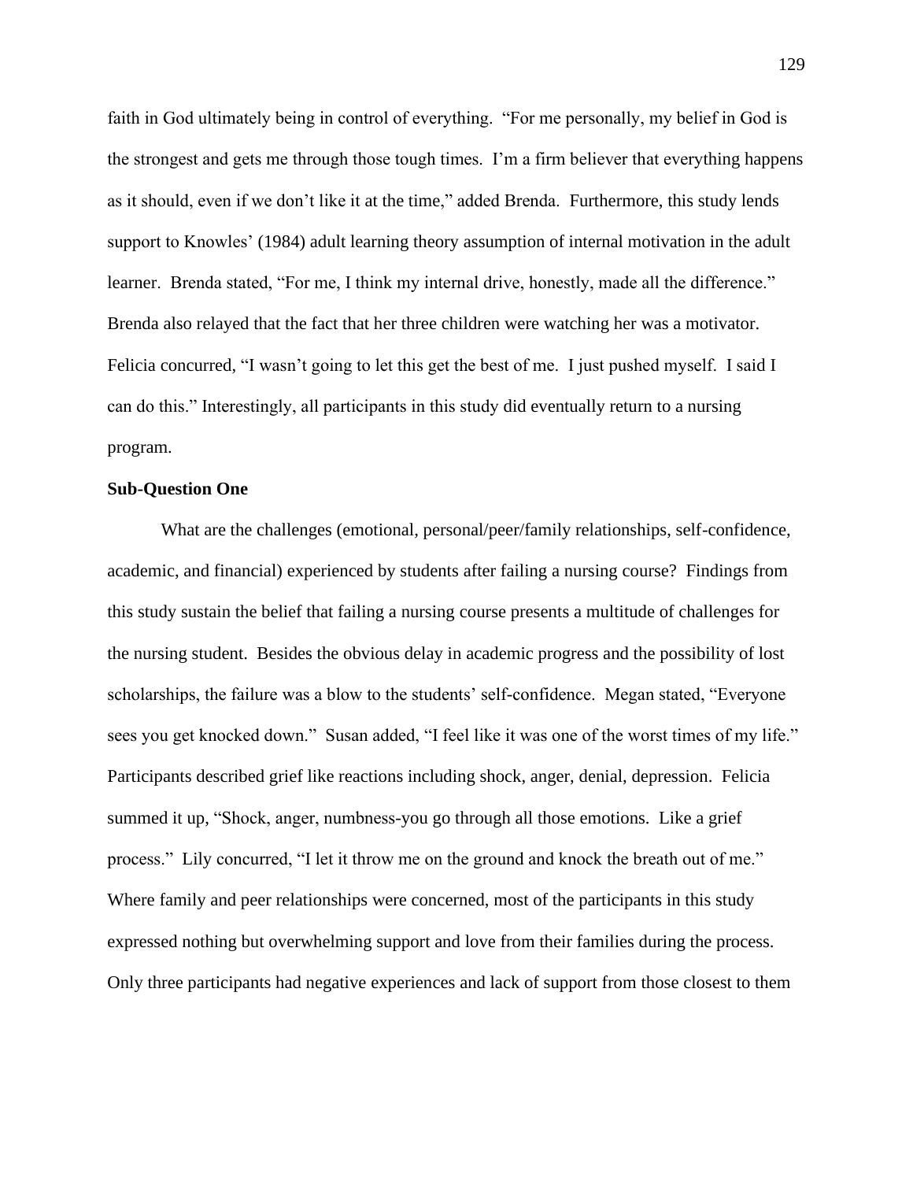faith in God ultimately being in control of everything. "For me personally, my belief in God is the strongest and gets me through those tough times. I'm a firm believer that everything happens as it should, even if we don't like it at the time," added Brenda. Furthermore, this study lends support to Knowles' (1984) adult learning theory assumption of internal motivation in the adult learner. Brenda stated, "For me, I think my internal drive, honestly, made all the difference." Brenda also relayed that the fact that her three children were watching her was a motivator. Felicia concurred, "I wasn't going to let this get the best of me. I just pushed myself. I said I can do this." Interestingly, all participants in this study did eventually return to a nursing program.

**Sub-Question One**

What are the challenges (emotional, personal/peer/family relationships, self-confidence, academic, and financial) experienced by students after failing a nursing course? Findings from this study sustain the belief that failing a nursing course presents a multitude of challenges for the nursing student. Besides the obvious delay in academic progress and the possibility of lost scholarships, the failure was a blow to the students' self-confidence. Megan stated, "Everyone sees you get knocked down." Susan added, "I feel like it was one of the worst times of my life." Participants described grief like reactions including shock, anger, denial, depression. Felicia summed it up, "Shock, anger, numbness-you go through all those emotions. Like a grief process." Lily concurred, "I let it throw me on the ground and knock the breath out of me." Where family and peer relationships were concerned, most of the participants in this study expressed nothing but overwhelming support and love from their families during the process. Only three participants had negative experiences and lack of support from those closest to them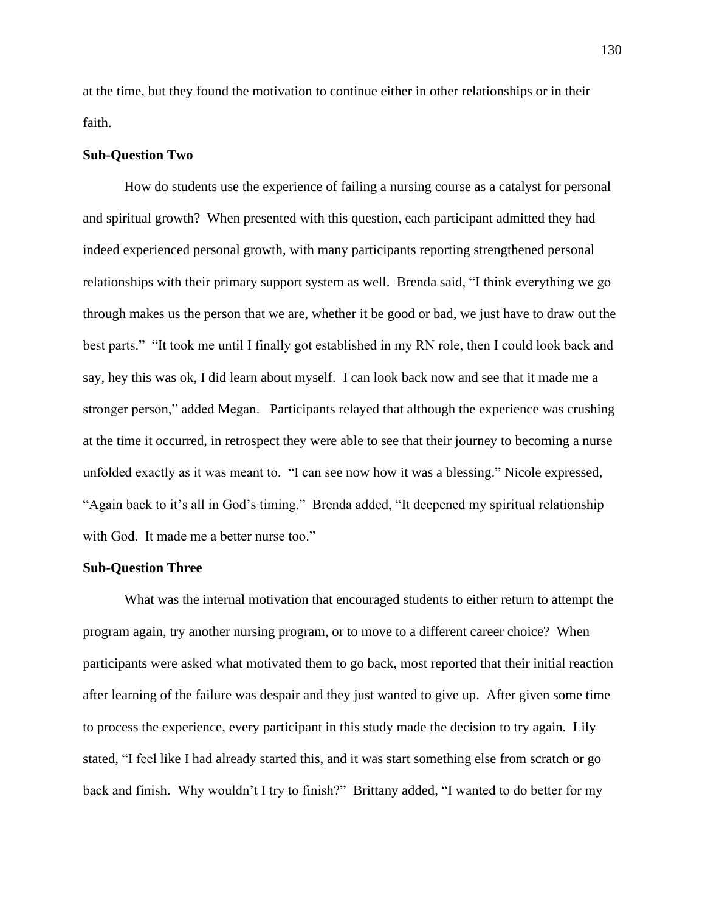at the time, but they found the motivation to continue either in other relationships or in their faith.

**Sub-Question Two**

How do students use the experience of failing a nursing course as a catalyst for personal and spiritual growth? When presented with this question, each participant admitted they had indeed experienced personal growth, with many participants reporting strengthened personal relationships with their primary support system as well. Brenda said, “I think everything we go through makes us the person that we are, whether it be good or bad, we just have to draw out the best parts.” “It took me until I finally got established in my RN role, then I could look back and say, hey this was ok, I did learn about myself. I can look back now and see that it made me a stronger person,” added Megan. Participants relayed that although the experience was crushing at the time it occurred, in retrospect they were able to see that their journey to becoming a nurse unfolded exactly as it was meant to. “I can see now how it was a blessing.” Nicole expressed, “Again back to it’s all in God’s timing.” Brenda added, “It deepened my spiritual relationship with God. It made me a better nurse too.”

**Sub-Question Three**

What was the internal motivation that encouraged students to either return to attempt the program again, try another nursing program, or to move to a different career choice? When participants were asked what motivated them to go back, most reported that their initial reaction after learning of the failure was despair and they just wanted to give up. After given some time to process the experience, every participant in this study made the decision to try again. Lily stated, “I feel like I had already started this, and it was start something else from scratch or go back and finish. Why wouldn’t I try to finish?” Brittany added, “I wanted to do better for my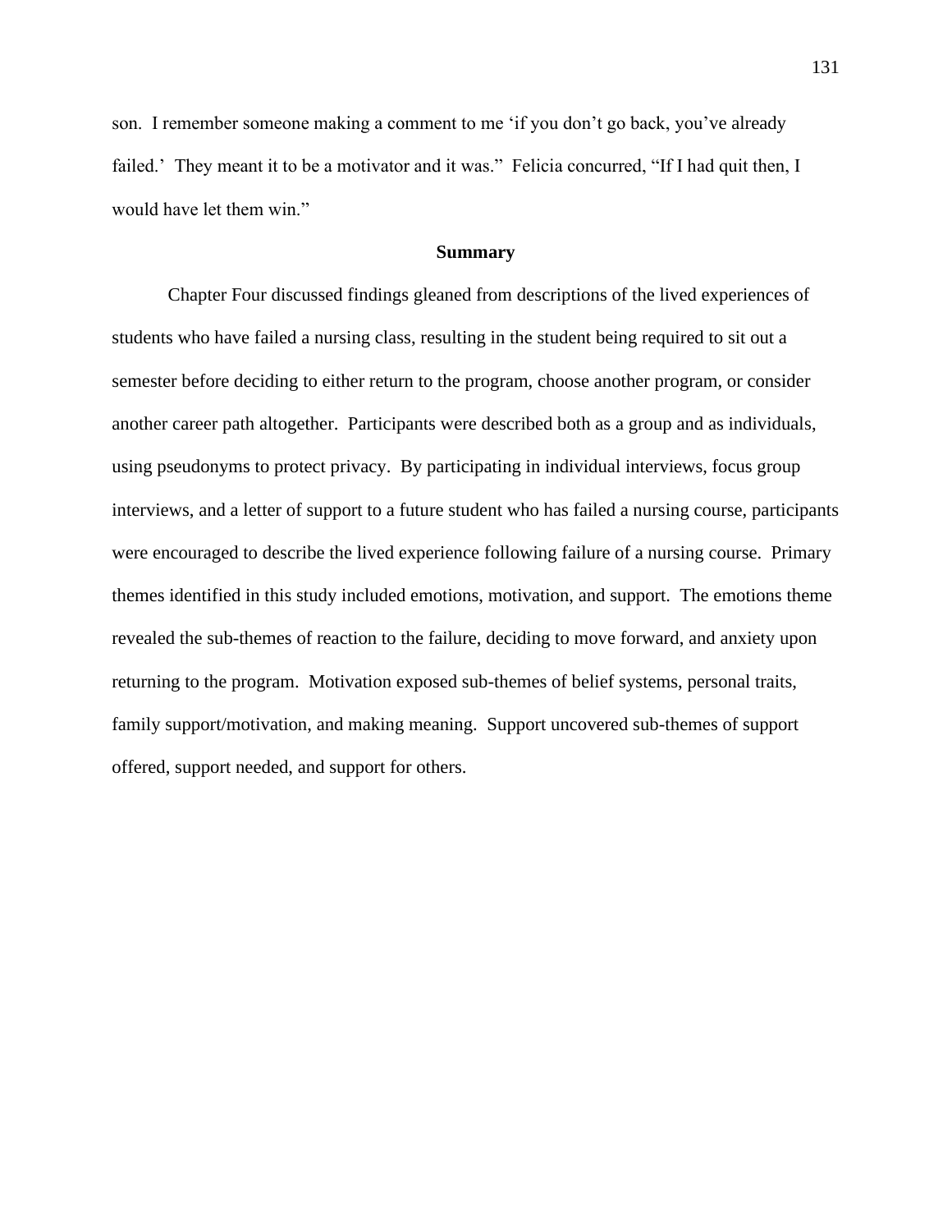son. I remember someone making a comment to me 'if you don't go back, you've already failed.' They meant it to be a motivator and it was." Felicia concurred, "If I had quit then, I would have let them win."

## Summary

Chapter Four discussed findings gleaned from descriptions of the lived experiences of students who have failed a nursing class, resulting in the student being required to sit out a semester before deciding to either return to the program, choose another program, or consider another career path altogether. Participants were described both as a group and as individuals, using pseudonyms to protect privacy. By participating in individual interviews, focus group interviews, and a letter of support to a future student who has failed a nursing course, participants were encouraged to describe the lived experience following failure of a nursing course. Primary themes identified in this study included emotions, motivation, and support. The emotions theme revealed the sub-themes of reaction to the failure, deciding to move forward, and anxiety upon returning to the program. Motivation exposed sub-themes of belief systems, personal traits, family support/motivation, and making meaning. Support uncovered sub-themes of support offered, support needed, and support for others.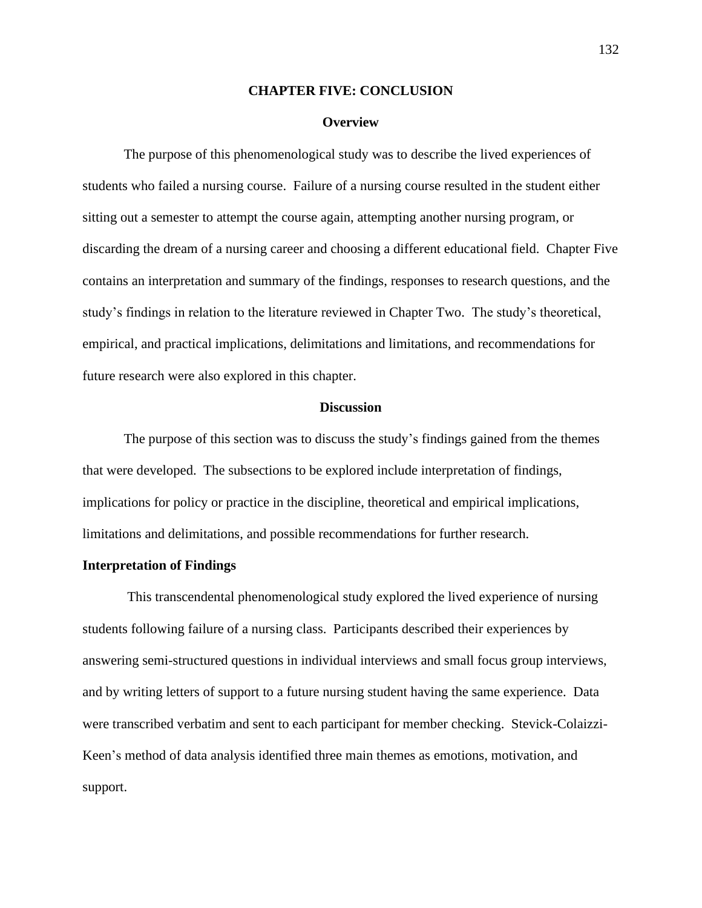# CHAPTER FIVE: CONCLUSION

## Overview

The purpose of this phenomenological study was to describe the lived experiences of students who failed a nursing course. Failure of a nursing course resulted in the student either sitting out a semester to attempt the course again, attempting another nursing program, or discarding the dream of a nursing career and choosing a different educational field. Chapter Five contains an interpretation and summary of the findings, responses to research questions, and the study's findings in relation to the literature reviewed in Chapter Two. The study's theoretical, empirical, and practical implications, delimitations and limitations, and recommendations for future research were also explored in this chapter.

## Discussion

The purpose of this section was to discuss the study's findings gained from the themes that were developed. The subsections to be explored include interpretation of findings, implications for policy or practice in the discipline, theoretical and empirical implications, limitations and delimitations, and possible recommendations for further research.

### Interpretation of Findings

This transcendental phenomenological study explored the lived experience of nursing students following failure of a nursing class. Participants described their experiences by answering semi-structured questions in individual interviews and small focus group interviews, and by writing letters of support to a future nursing student having the same experience. Data were transcribed verbatim and sent to each participant for member checking. Stevick-Colaizzi-Keen's method of data analysis identified three main themes as emotions, motivation, and support.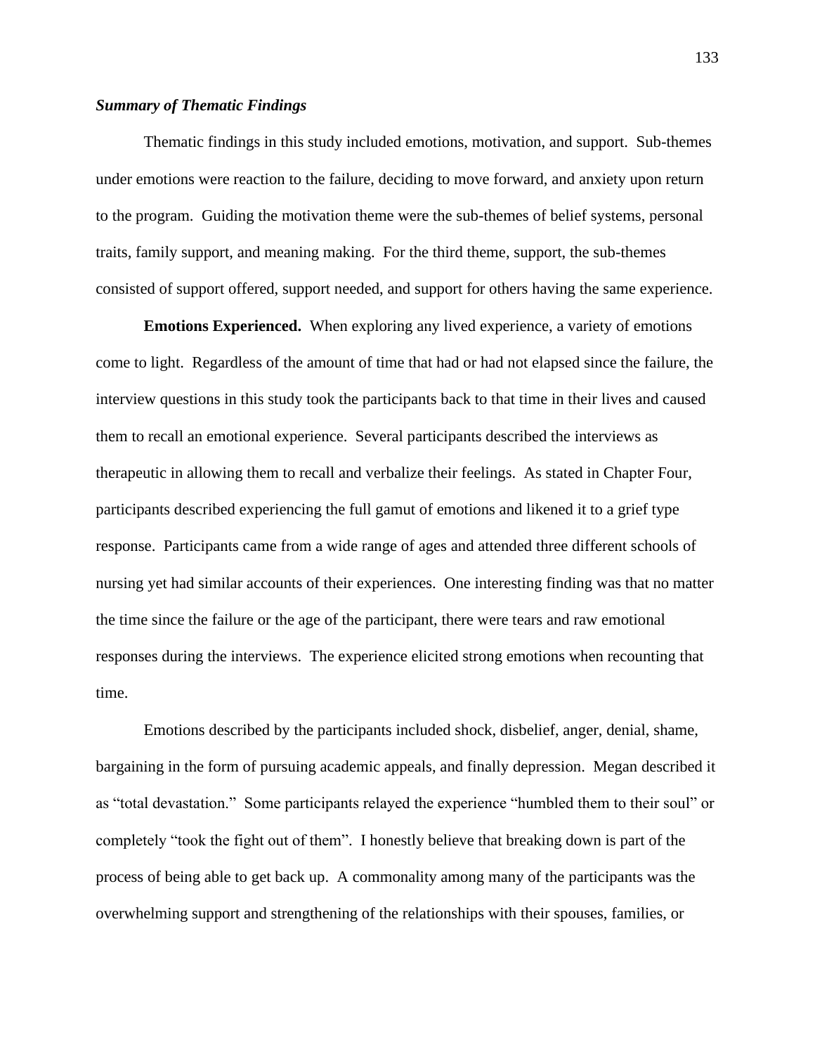### ***Summary of Thematic Findings***

Thematic findings in this study included emotions, motivation, and support. Sub-themes under emotions were reaction to the failure, deciding to move forward, and anxiety upon return to the program. Guiding the motivation theme were the sub-themes of belief systems, personal traits, family support, and meaning making. For the third theme, support, the sub-themes consisted of support offered, support needed, and support for others having the same experience.

**Emotions Experienced.** When exploring any lived experience, a variety of emotions come to light. Regardless of the amount of time that had or had not elapsed since the failure, the interview questions in this study took the participants back to that time in their lives and caused them to recall an emotional experience. Several participants described the interviews as therapeutic in allowing them to recall and verbalize their feelings. As stated in Chapter Four, participants described experiencing the full gamut of emotions and likened it to a grief type response. Participants came from a wide range of ages and attended three different schools of nursing yet had similar accounts of their experiences. One interesting finding was that no matter the time since the failure or the age of the participant, there were tears and raw emotional responses during the interviews. The experience elicited strong emotions when recounting that time.

Emotions described by the participants included shock, disbelief, anger, denial, shame, bargaining in the form of pursuing academic appeals, and finally depression. Megan described it as "total devastation." Some participants relayed the experience "humbled them to their soul" or completely "took the fight out of them". I honestly believe that breaking down is part of the process of being able to get back up. A commonality among many of the participants was the overwhelming support and strengthening of the relationships with their spouses, families, or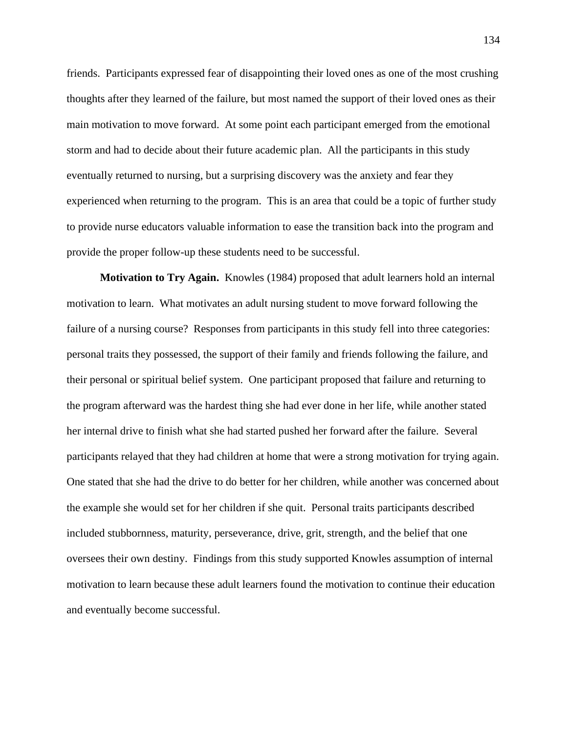friends. Participants expressed fear of disappointing their loved ones as one of the most crushing thoughts after they learned of the failure, but most named the support of their loved ones as their main motivation to move forward. At some point each participant emerged from the emotional storm and had to decide about their future academic plan. All the participants in this study eventually returned to nursing, but a surprising discovery was the anxiety and fear they experienced when returning to the program. This is an area that could be a topic of further study to provide nurse educators valuable information to ease the transition back into the program and provide the proper follow-up these students need to be successful.

**Motivation to Try Again.** Knowles (1984) proposed that adult learners hold an internal motivation to learn. What motivates an adult nursing student to move forward following the failure of a nursing course? Responses from participants in this study fell into three categories: personal traits they possessed, the support of their family and friends following the failure, and their personal or spiritual belief system. One participant proposed that failure and returning to the program afterward was the hardest thing she had ever done in her life, while another stated her internal drive to finish what she had started pushed her forward after the failure. Several participants relayed that they had children at home that were a strong motivation for trying again. One stated that she had the drive to do better for her children, while another was concerned about the example she would set for her children if she quit. Personal traits participants described included stubbornness, maturity, perseverance, drive, grit, strength, and the belief that one oversees their own destiny. Findings from this study supported Knowles assumption of internal motivation to learn because these adult learners found the motivation to continue their education and eventually become successful.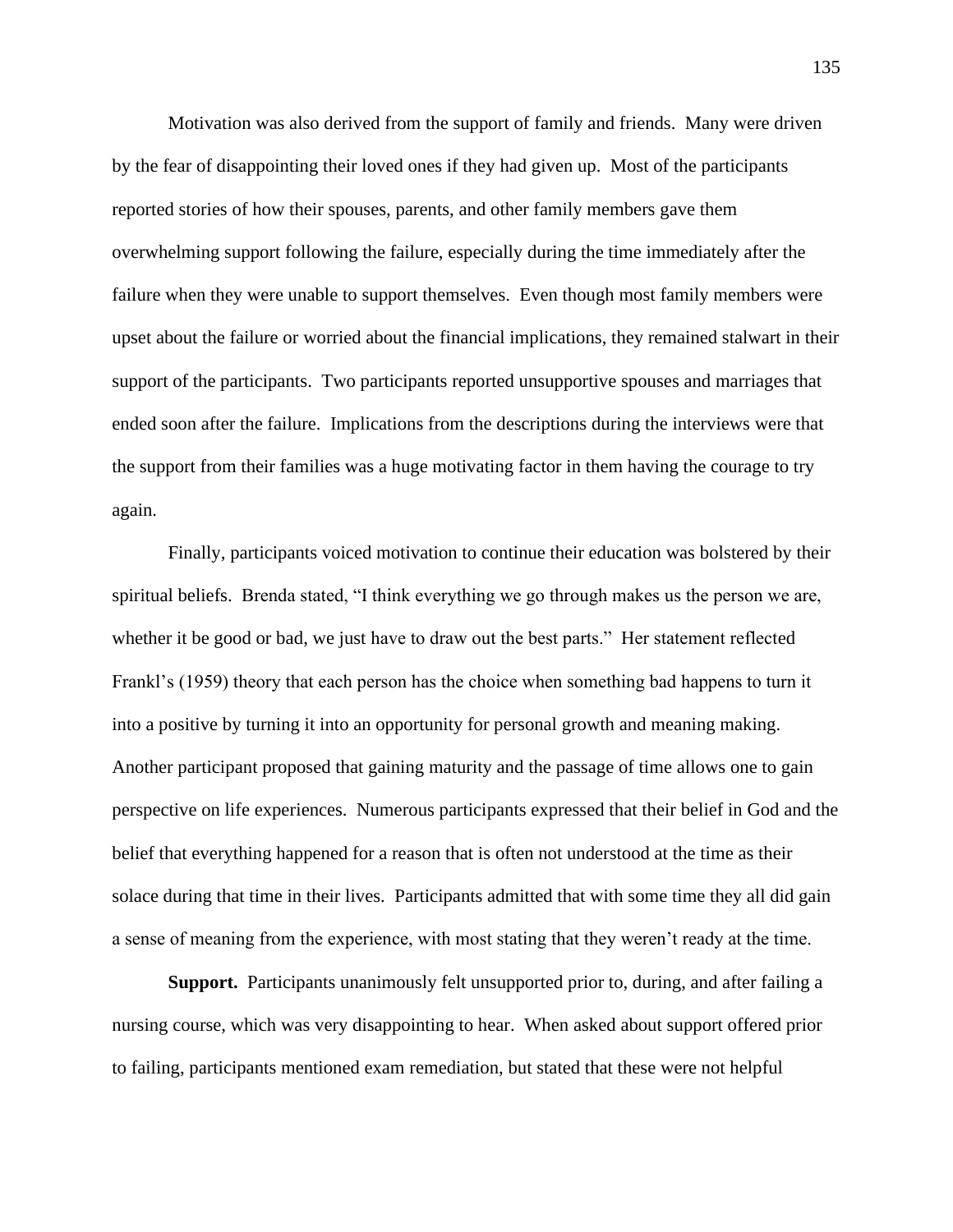Motivation was also derived from the support of family and friends. Many were driven by the fear of disappointing their loved ones if they had given up. Most of the participants reported stories of how their spouses, parents, and other family members gave them overwhelming support following the failure, especially during the time immediately after the failure when they were unable to support themselves. Even though most family members were upset about the failure or worried about the financial implications, they remained stalwart in their support of the participants. Two participants reported unsupportive spouses and marriages that ended soon after the failure. Implications from the descriptions during the interviews were that the support from their families was a huge motivating factor in them having the courage to try again.

Finally, participants voiced motivation to continue their education was bolstered by their spiritual beliefs. Brenda stated, “I think everything we go through makes us the person we are, whether it be good or bad, we just have to draw out the best parts.” Her statement reflected Frankl’s (1959) theory that each person has the choice when something bad happens to turn it into a positive by turning it into an opportunity for personal growth and meaning making. Another participant proposed that gaining maturity and the passage of time allows one to gain perspective on life experiences. Numerous participants expressed that their belief in God and the belief that everything happened for a reason that is often not understood at the time as their solace during that time in their lives. Participants admitted that with some time they all did gain a sense of meaning from the experience, with most stating that they weren’t ready at the time.

**Support.** Participants unanimously felt unsupported prior to, during, and after failing a nursing course, which was very disappointing to hear. When asked about support offered prior to failing, participants mentioned exam remediation, but stated that these were not helpful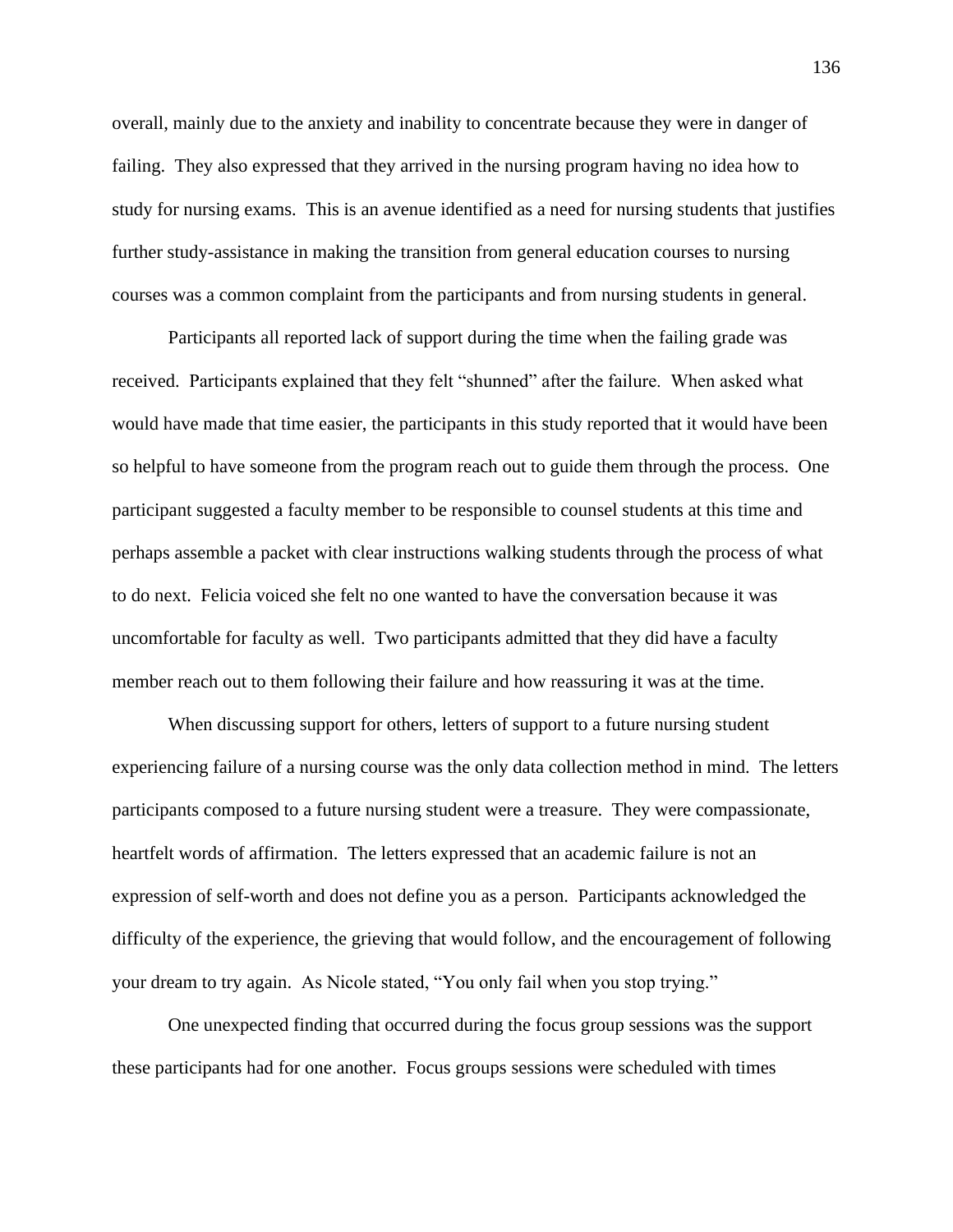overall, mainly due to the anxiety and inability to concentrate because they were in danger of failing. They also expressed that they arrived in the nursing program having no idea how to study for nursing exams. This is an avenue identified as a need for nursing students that justifies further study-assistance in making the transition from general education courses to nursing courses was a common complaint from the participants and from nursing students in general.

Participants all reported lack of support during the time when the failing grade was received. Participants explained that they felt "shunned" after the failure. When asked what would have made that time easier, the participants in this study reported that it would have been so helpful to have someone from the program reach out to guide them through the process. One participant suggested a faculty member to be responsible to counsel students at this time and perhaps assemble a packet with clear instructions walking students through the process of what to do next. Felicia voiced she felt no one wanted to have the conversation because it was uncomfortable for faculty as well. Two participants admitted that they did have a faculty member reach out to them following their failure and how reassuring it was at the time.

When discussing support for others, letters of support to a future nursing student experiencing failure of a nursing course was the only data collection method in mind. The letters participants composed to a future nursing student were a treasure. They were compassionate, heartfelt words of affirmation. The letters expressed that an academic failure is not an expression of self-worth and does not define you as a person. Participants acknowledged the difficulty of the experience, the grieving that would follow, and the encouragement of following your dream to try again. As Nicole stated, "You only fail when you stop trying."

One unexpected finding that occurred during the focus group sessions was the support these participants had for one another. Focus groups sessions were scheduled with times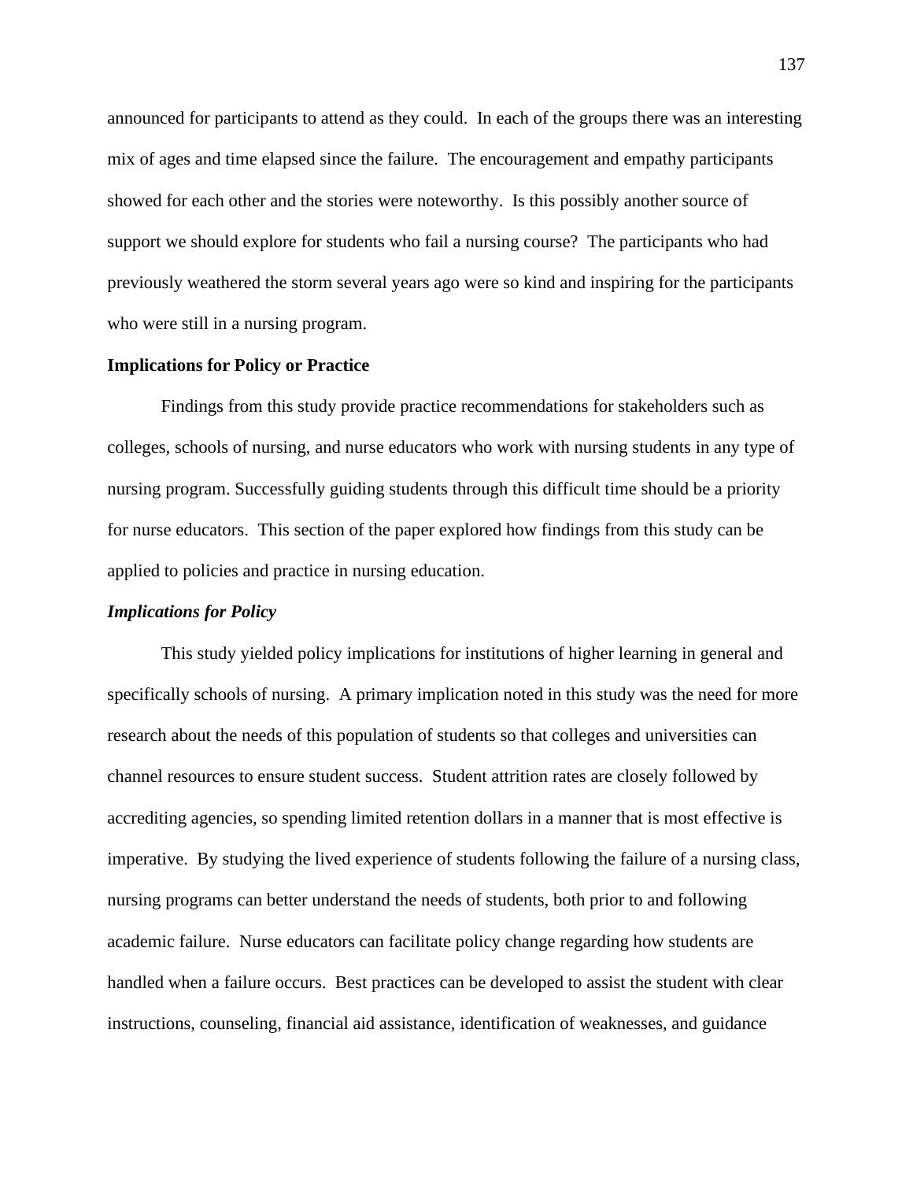announced for participants to attend as they could. In each of the groups there was an interesting mix of ages and time elapsed since the failure. The encouragement and empathy participants showed for each other and the stories were noteworthy. Is this possibly another source of support we should explore for students who fail a nursing course? The participants who had previously weathered the storm several years ago were so kind and inspiring for the participants who were still in a nursing program.

## Implications for Policy or Practice

Findings from this study provide practice recommendations for stakeholders such as colleges, schools of nursing, and nurse educators who work with nursing students in any type of nursing program. Successfully guiding students through this difficult time should be a priority for nurse educators. This section of the paper explored how findings from this study can be applied to policies and practice in nursing education.

### *Implications for Policy*

This study yielded policy implications for institutions of higher learning in general and specifically schools of nursing. A primary implication noted in this study was the need for more research about the needs of this population of students so that colleges and universities can channel resources to ensure student success. Student attrition rates are closely followed by accrediting agencies, so spending limited retention dollars in a manner that is most effective is imperative. By studying the lived experience of students following the failure of a nursing class, nursing programs can better understand the needs of students, both prior to and following academic failure. Nurse educators can facilitate policy change regarding how students are handled when a failure occurs. Best practices can be developed to assist the student with clear instructions, counseling, financial aid assistance, identification of weaknesses, and guidance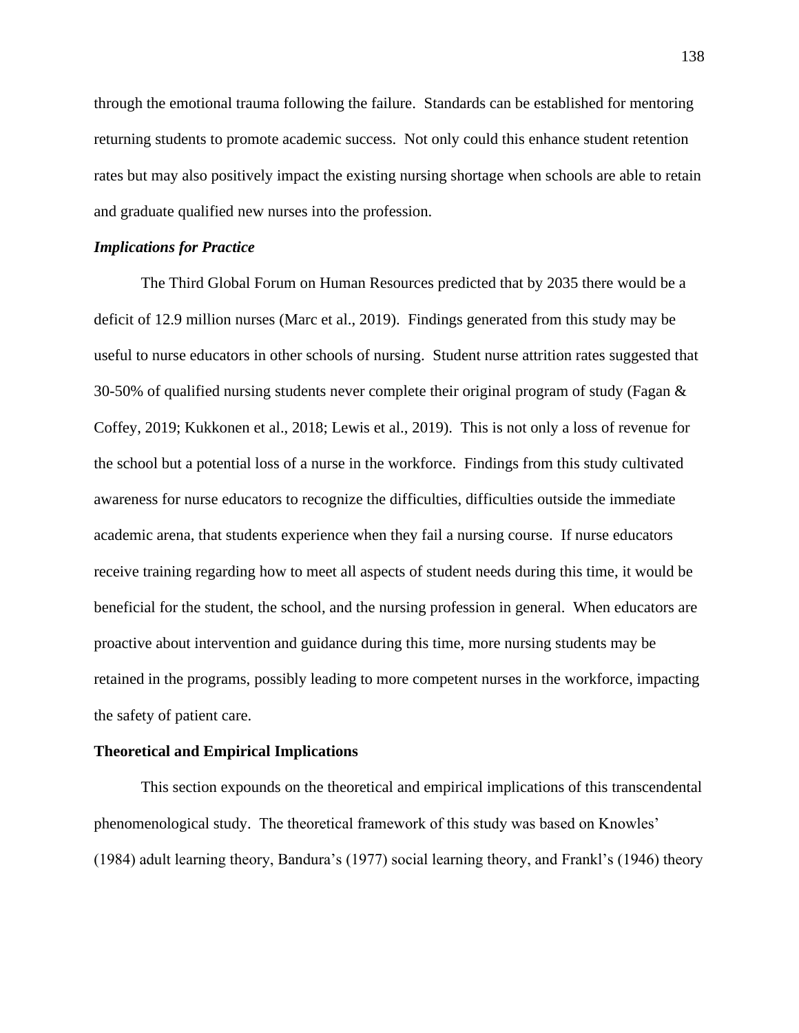through the emotional trauma following the failure. Standards can be established for mentoring returning students to promote academic success. Not only could this enhance student retention rates but may also positively impact the existing nursing shortage when schools are able to retain and graduate qualified new nurses into the profession.

### *Implications for Practice*

The Third Global Forum on Human Resources predicted that by 2035 there would be a deficit of 12.9 million nurses (Marc et al., 2019). Findings generated from this study may be useful to nurse educators in other schools of nursing. Student nurse attrition rates suggested that 30-50% of qualified nursing students never complete their original program of study (Fagan & Coffey, 2019; Kukkonen et al., 2018; Lewis et al., 2019). This is not only a loss of revenue for the school but a potential loss of a nurse in the workforce. Findings from this study cultivated awareness for nurse educators to recognize the difficulties, difficulties outside the immediate academic arena, that students experience when they fail a nursing course. If nurse educators receive training regarding how to meet all aspects of student needs during this time, it would be beneficial for the student, the school, and the nursing profession in general. When educators are proactive about intervention and guidance during this time, more nursing students may be retained in the programs, possibly leading to more competent nurses in the workforce, impacting the safety of patient care.

## Theoretical and Empirical Implications

This section expounds on the theoretical and empirical implications of this transcendental phenomenological study. The theoretical framework of this study was based on Knowles' (1984) adult learning theory, Bandura's (1977) social learning theory, and Frankl's (1946) theory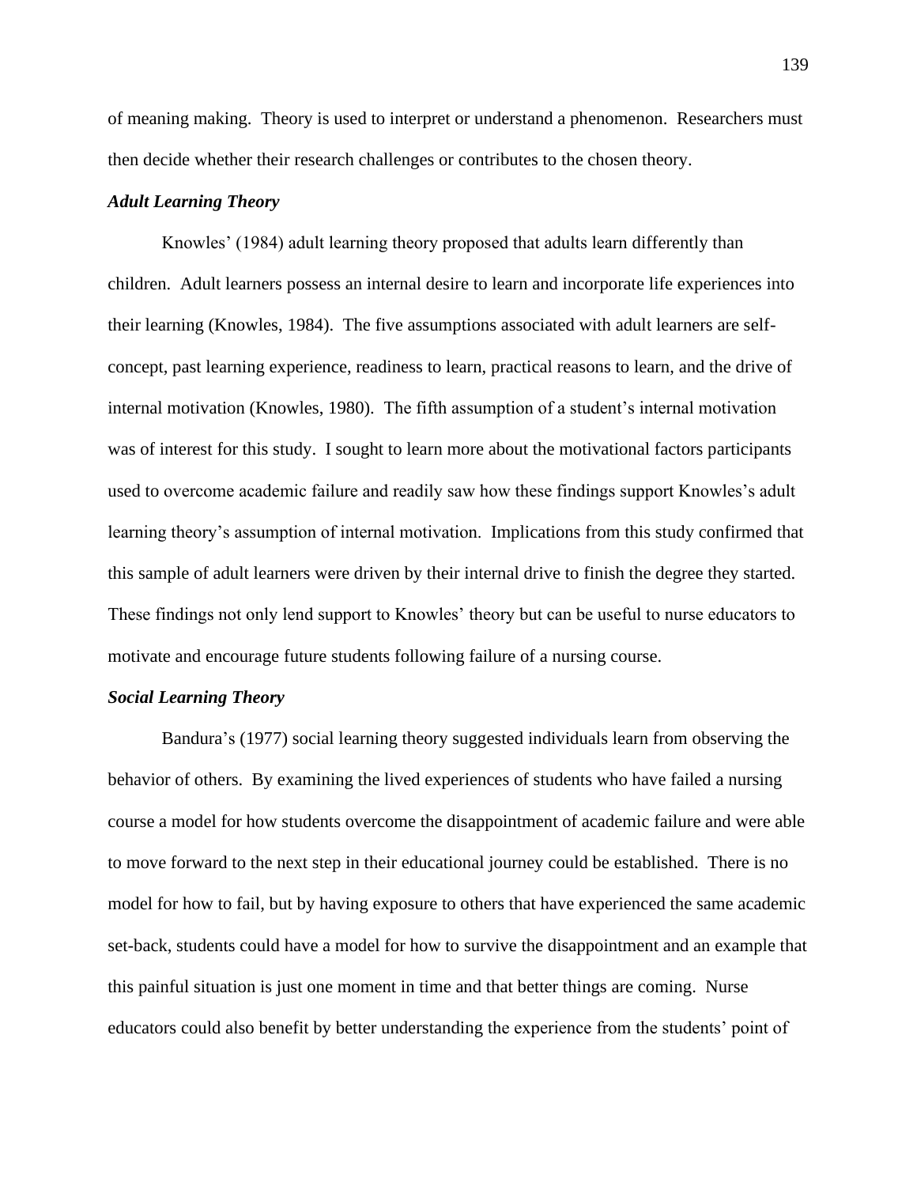of meaning making. Theory is used to interpret or understand a phenomenon. Researchers must then decide whether their research challenges or contributes to the chosen theory.

### *Adult Learning Theory*

Knowles' (1984) adult learning theory proposed that adults learn differently than children. Adult learners possess an internal desire to learn and incorporate life experiences into their learning (Knowles, 1984). The five assumptions associated with adult learners are self-concept, past learning experience, readiness to learn, practical reasons to learn, and the drive of internal motivation (Knowles, 1980). The fifth assumption of a student's internal motivation was of interest for this study. I sought to learn more about the motivational factors participants used to overcome academic failure and readily saw how these findings support Knowles's adult learning theory's assumption of internal motivation. Implications from this study confirmed that this sample of adult learners were driven by their internal drive to finish the degree they started. These findings not only lend support to Knowles' theory but can be useful to nurse educators to motivate and encourage future students following failure of a nursing course.

### *Social Learning Theory*

Bandura's (1977) social learning theory suggested individuals learn from observing the behavior of others. By examining the lived experiences of students who have failed a nursing course a model for how students overcome the disappointment of academic failure and were able to move forward to the next step in their educational journey could be established. There is no model for how to fail, but by having exposure to others that have experienced the same academic set-back, students could have a model for how to survive the disappointment and an example that this painful situation is just one moment in time and that better things are coming. Nurse educators could also benefit by better understanding the experience from the students' point of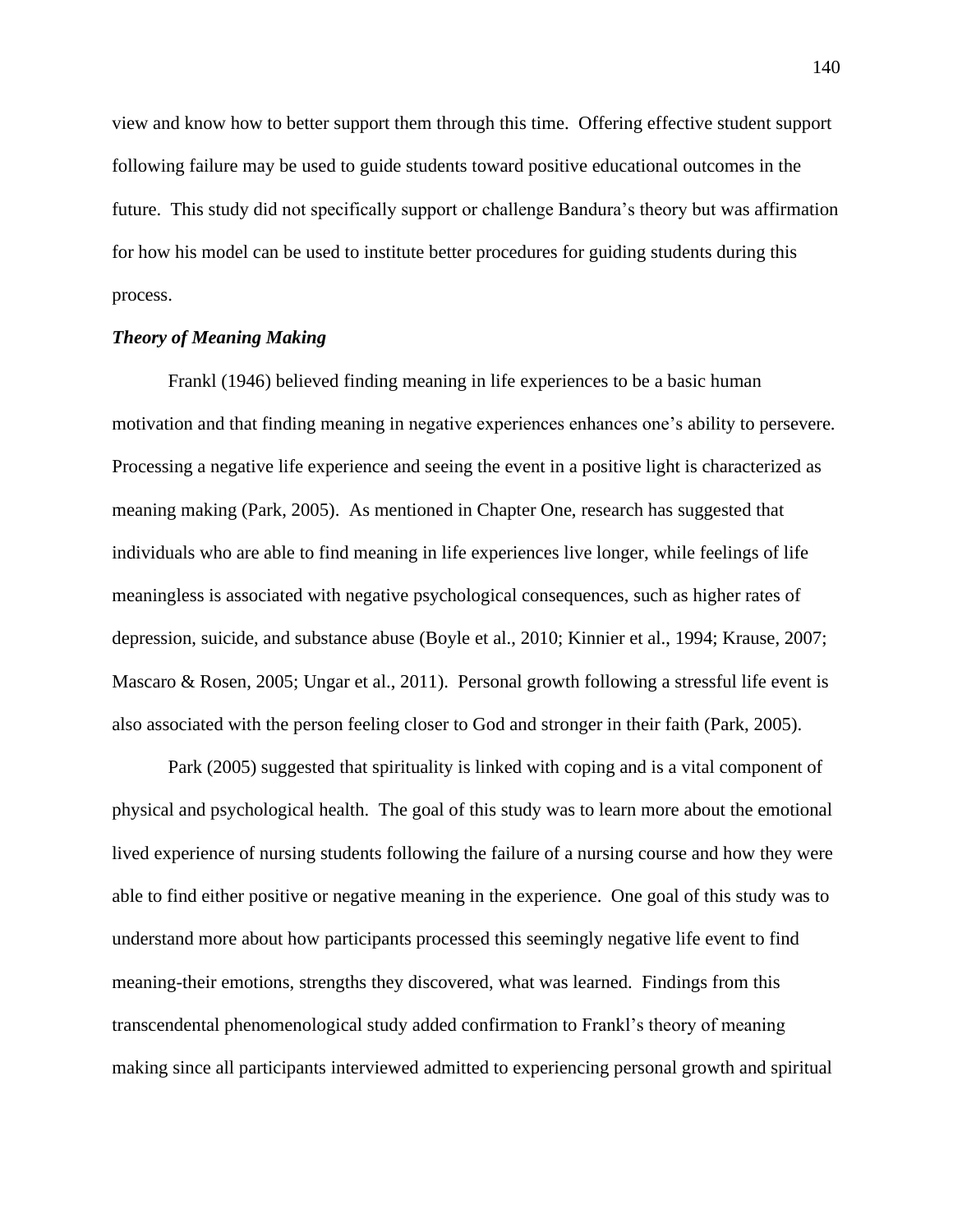view and know how to better support them through this time. Offering effective student support following failure may be used to guide students toward positive educational outcomes in the future. This study did not specifically support or challenge Bandura's theory but was affirmation for how his model can be used to institute better procedures for guiding students during this process.

### *Theory of Meaning Making*

Frankl (1946) believed finding meaning in life experiences to be a basic human motivation and that finding meaning in negative experiences enhances one's ability to persevere. Processing a negative life experience and seeing the event in a positive light is characterized as meaning making (Park, 2005). As mentioned in Chapter One, research has suggested that individuals who are able to find meaning in life experiences live longer, while feelings of life meaningless is associated with negative psychological consequences, such as higher rates of depression, suicide, and substance abuse (Boyle et al., 2010; Kinnier et al., 1994; Krause, 2007; Mascaro & Rosen, 2005; Ungar et al., 2011). Personal growth following a stressful life event is also associated with the person feeling closer to God and stronger in their faith (Park, 2005).

Park (2005) suggested that spirituality is linked with coping and is a vital component of physical and psychological health. The goal of this study was to learn more about the emotional lived experience of nursing students following the failure of a nursing course and how they were able to find either positive or negative meaning in the experience. One goal of this study was to understand more about how participants processed this seemingly negative life event to find meaning-their emotions, strengths they discovered, what was learned. Findings from this transcendental phenomenological study added confirmation to Frankl's theory of meaning making since all participants interviewed admitted to experiencing personal growth and spiritual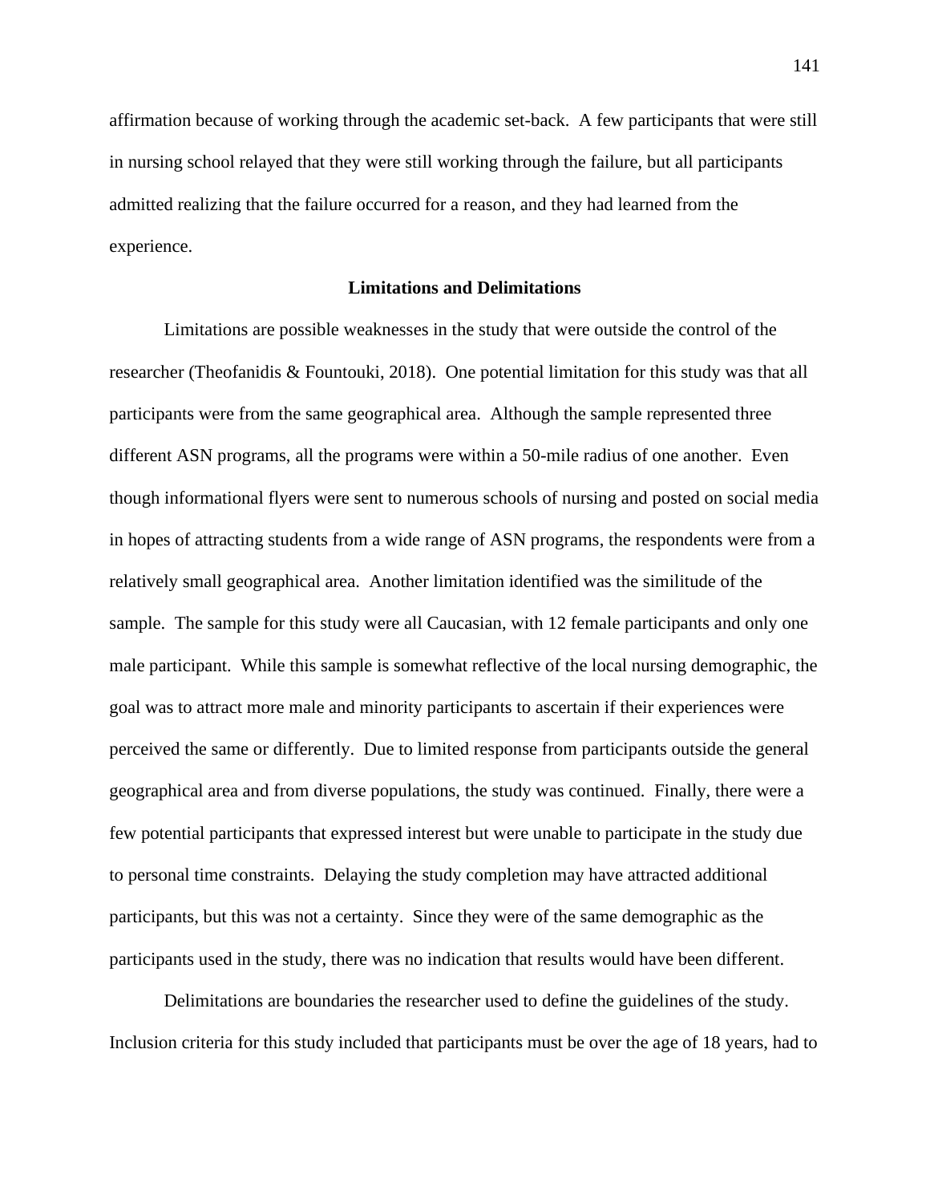affirmation because of working through the academic set-back. A few participants that were still in nursing school relayed that they were still working through the failure, but all participants admitted realizing that the failure occurred for a reason, and they had learned from the experience.

## Limitations and Delimitations

Limitations are possible weaknesses in the study that were outside the control of the researcher (Theofanidis & Fountouki, 2018). One potential limitation for this study was that all participants were from the same geographical area. Although the sample represented three different ASN programs, all the programs were within a 50-mile radius of one another. Even though informational flyers were sent to numerous schools of nursing and posted on social media in hopes of attracting students from a wide range of ASN programs, the respondents were from a relatively small geographical area. Another limitation identified was the similitude of the sample. The sample for this study were all Caucasian, with 12 female participants and only one male participant. While this sample is somewhat reflective of the local nursing demographic, the goal was to attract more male and minority participants to ascertain if their experiences were perceived the same or differently. Due to limited response from participants outside the general geographical area and from diverse populations, the study was continued. Finally, there were a few potential participants that expressed interest but were unable to participate in the study due to personal time constraints. Delaying the study completion may have attracted additional participants, but this was not a certainty. Since they were of the same demographic as the participants used in the study, there was no indication that results would have been different.

Delimitations are boundaries the researcher used to define the guidelines of the study. Inclusion criteria for this study included that participants must be over the age of 18 years, had to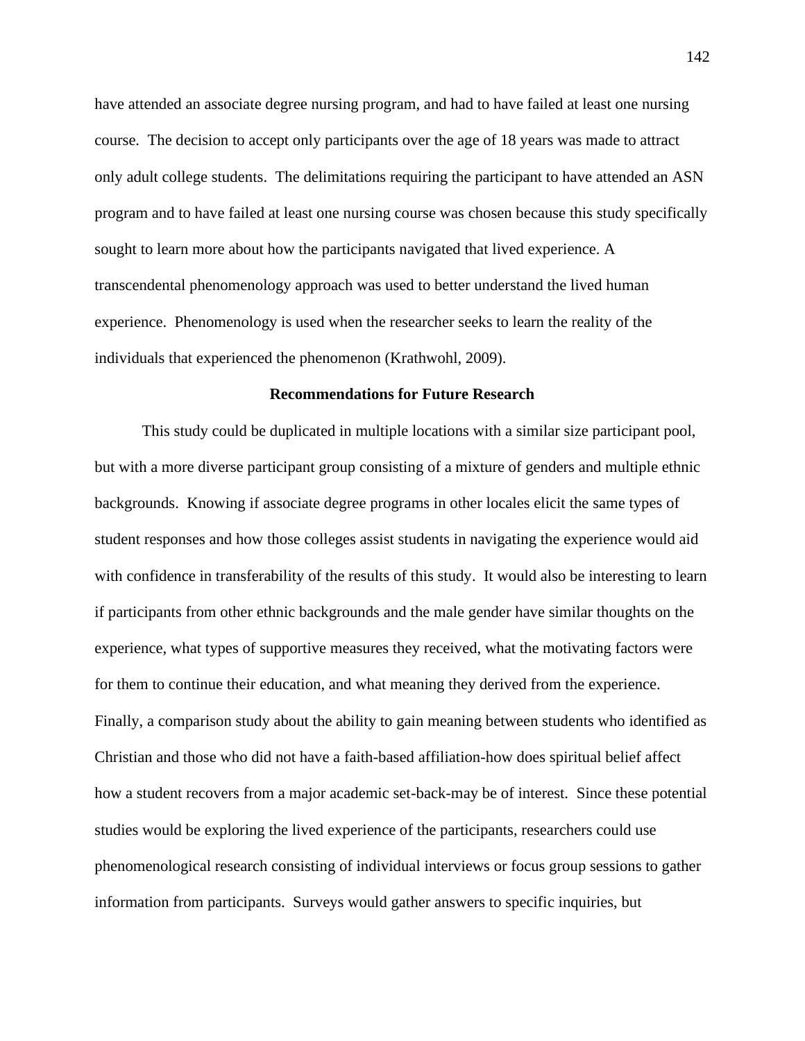have attended an associate degree nursing program, and had to have failed at least one nursing course. The decision to accept only participants over the age of 18 years was made to attract only adult college students. The delimitations requiring the participant to have attended an ASN program and to have failed at least one nursing course was chosen because this study specifically sought to learn more about how the participants navigated that lived experience. A transcendental phenomenology approach was used to better understand the lived human experience. Phenomenology is used when the researcher seeks to learn the reality of the individuals that experienced the phenomenon (Krathwohl, 2009).

## Recommendations for Future Research

This study could be duplicated in multiple locations with a similar size participant pool, but with a more diverse participant group consisting of a mixture of genders and multiple ethnic backgrounds. Knowing if associate degree programs in other locales elicit the same types of student responses and how those colleges assist students in navigating the experience would aid with confidence in transferability of the results of this study. It would also be interesting to learn if participants from other ethnic backgrounds and the male gender have similar thoughts on the experience, what types of supportive measures they received, what the motivating factors were for them to continue their education, and what meaning they derived from the experience. Finally, a comparison study about the ability to gain meaning between students who identified as Christian and those who did not have a faith-based affiliation-how does spiritual belief affect how a student recovers from a major academic set-back-may be of interest. Since these potential studies would be exploring the lived experience of the participants, researchers could use phenomenological research consisting of individual interviews or focus group sessions to gather information from participants. Surveys would gather answers to specific inquiries, but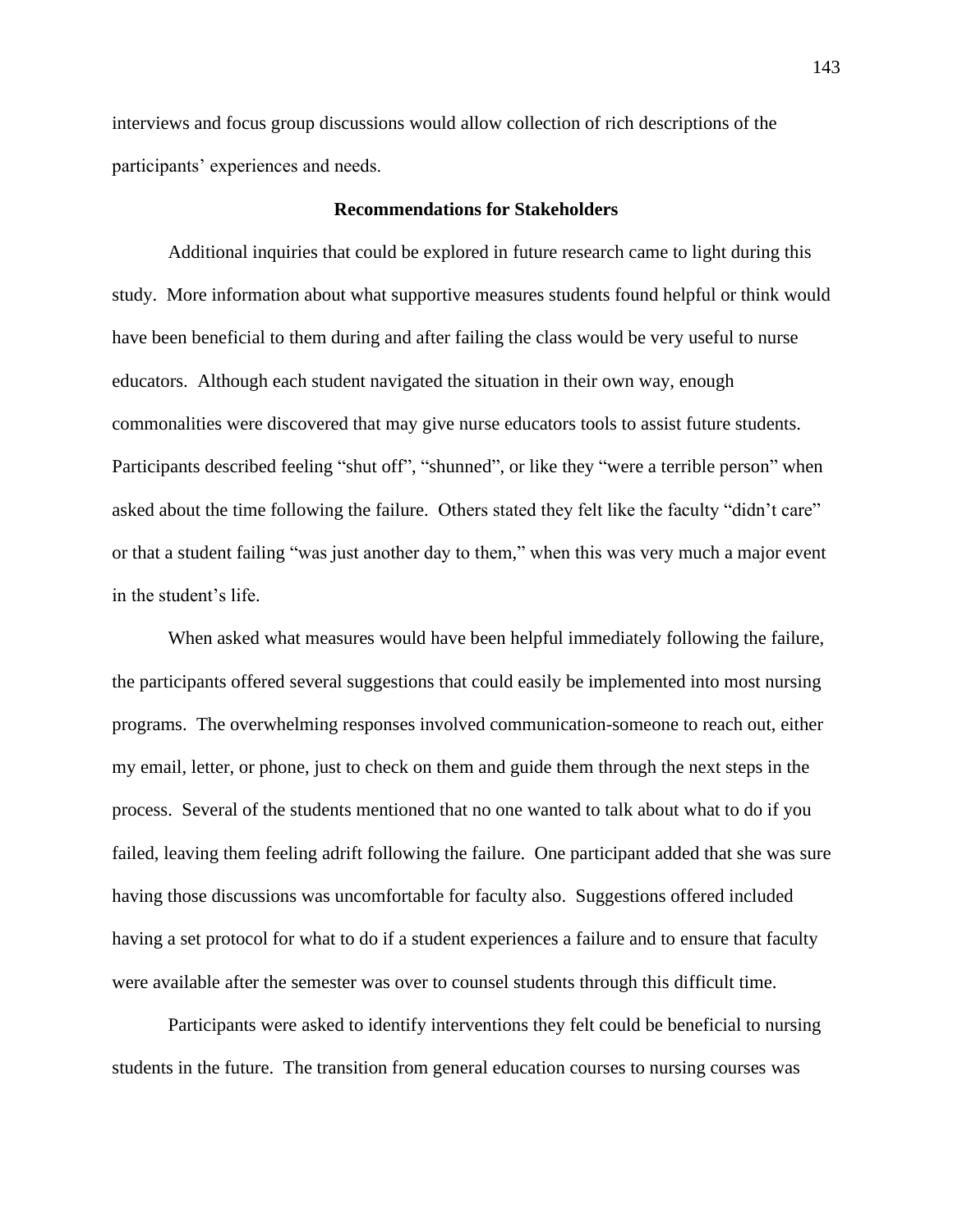interviews and focus group discussions would allow collection of rich descriptions of the participants' experiences and needs.

## Recommendations for Stakeholders

Additional inquiries that could be explored in future research came to light during this study. More information about what supportive measures students found helpful or think would have been beneficial to them during and after failing the class would be very useful to nurse educators. Although each student navigated the situation in their own way, enough commonalities were discovered that may give nurse educators tools to assist future students. Participants described feeling "shut off", "shunned", or like they "were a terrible person" when asked about the time following the failure. Others stated they felt like the faculty "didn't care" or that a student failing "was just another day to them," when this was very much a major event in the student's life.

When asked what measures would have been helpful immediately following the failure, the participants offered several suggestions that could easily be implemented into most nursing programs. The overwhelming responses involved communication-someone to reach out, either my email, letter, or phone, just to check on them and guide them through the next steps in the process. Several of the students mentioned that no one wanted to talk about what to do if you failed, leaving them feeling adrift following the failure. One participant added that she was sure having those discussions was uncomfortable for faculty also. Suggestions offered included having a set protocol for what to do if a student experiences a failure and to ensure that faculty were available after the semester was over to counsel students through this difficult time.

Participants were asked to identify interventions they felt could be beneficial to nursing students in the future. The transition from general education courses to nursing courses was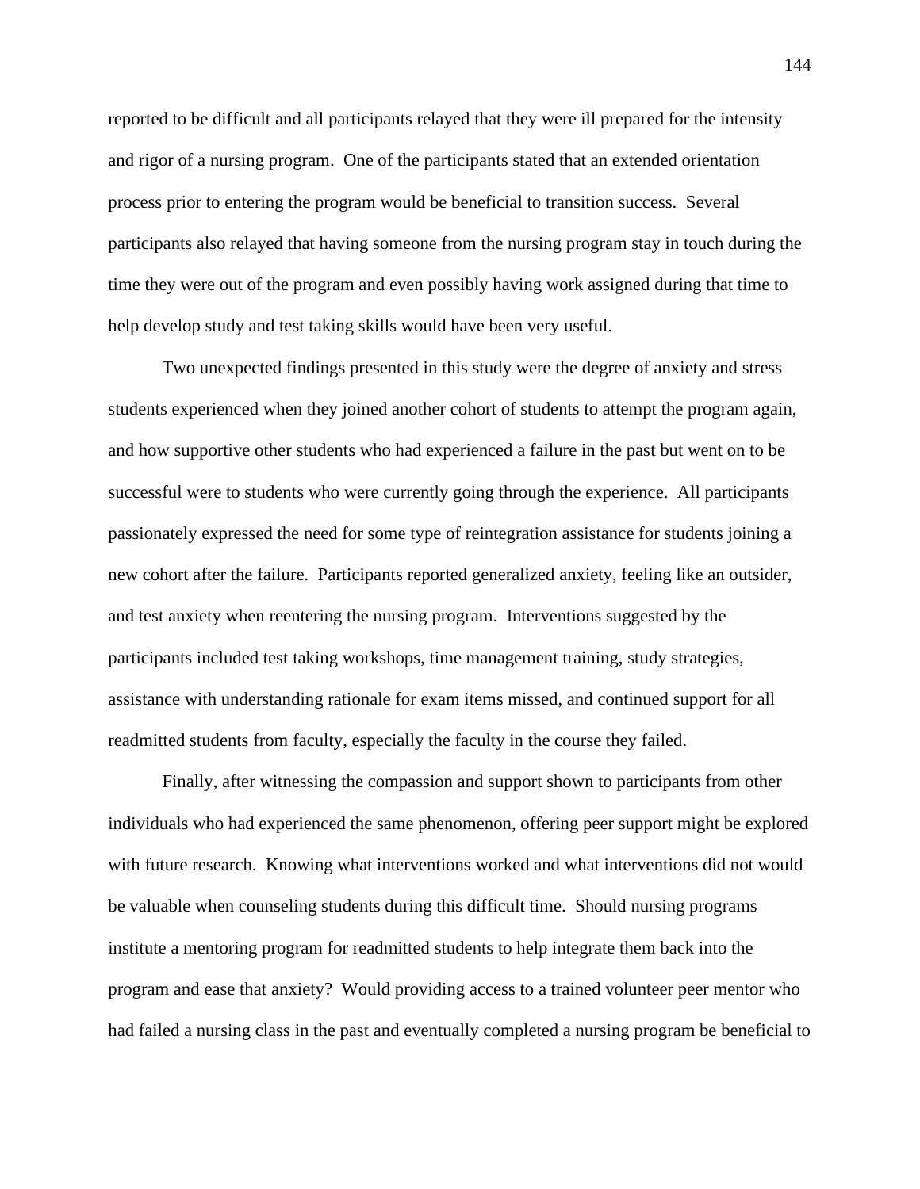reported to be difficult and all participants relayed that they were ill prepared for the intensity and rigor of a nursing program. One of the participants stated that an extended orientation process prior to entering the program would be beneficial to transition success. Several participants also relayed that having someone from the nursing program stay in touch during the time they were out of the program and even possibly having work assigned during that time to help develop study and test taking skills would have been very useful.

Two unexpected findings presented in this study were the degree of anxiety and stress students experienced when they joined another cohort of students to attempt the program again, and how supportive other students who had experienced a failure in the past but went on to be successful were to students who were currently going through the experience. All participants passionately expressed the need for some type of reintegration assistance for students joining a new cohort after the failure. Participants reported generalized anxiety, feeling like an outsider, and test anxiety when reentering the nursing program. Interventions suggested by the participants included test taking workshops, time management training, study strategies, assistance with understanding rationale for exam items missed, and continued support for all readmitted students from faculty, especially the faculty in the course they failed.

Finally, after witnessing the compassion and support shown to participants from other individuals who had experienced the same phenomenon, offering peer support might be explored with future research. Knowing what interventions worked and what interventions did not would be valuable when counseling students during this difficult time. Should nursing programs institute a mentoring program for readmitted students to help integrate them back into the program and ease that anxiety? Would providing access to a trained volunteer peer mentor who had failed a nursing class in the past and eventually completed a nursing program be beneficial to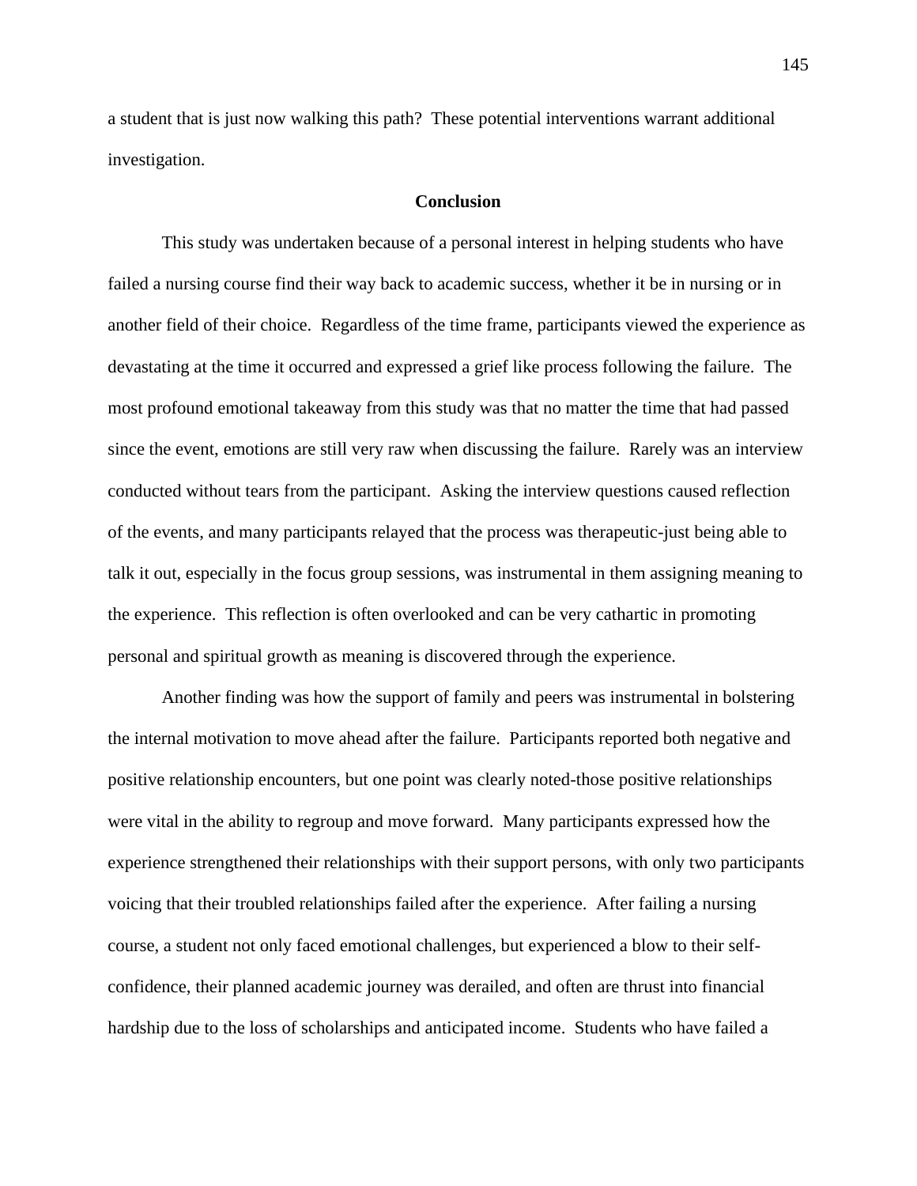a student that is just now walking this path? These potential interventions warrant additional investigation.

## Conclusion

This study was undertaken because of a personal interest in helping students who have failed a nursing course find their way back to academic success, whether it be in nursing or in another field of their choice. Regardless of the time frame, participants viewed the experience as devastating at the time it occurred and expressed a grief like process following the failure. The most profound emotional takeaway from this study was that no matter the time that had passed since the event, emotions are still very raw when discussing the failure. Rarely was an interview conducted without tears from the participant. Asking the interview questions caused reflection of the events, and many participants relayed that the process was therapeutic-just being able to talk it out, especially in the focus group sessions, was instrumental in them assigning meaning to the experience. This reflection is often overlooked and can be very cathartic in promoting personal and spiritual growth as meaning is discovered through the experience.

Another finding was how the support of family and peers was instrumental in bolstering the internal motivation to move ahead after the failure. Participants reported both negative and positive relationship encounters, but one point was clearly noted-those positive relationships were vital in the ability to regroup and move forward. Many participants expressed how the experience strengthened their relationships with their support persons, with only two participants voicing that their troubled relationships failed after the experience. After failing a nursing course, a student not only faced emotional challenges, but experienced a blow to their self-confidence, their planned academic journey was derailed, and often are thrust into financial hardship due to the loss of scholarships and anticipated income. Students who have failed a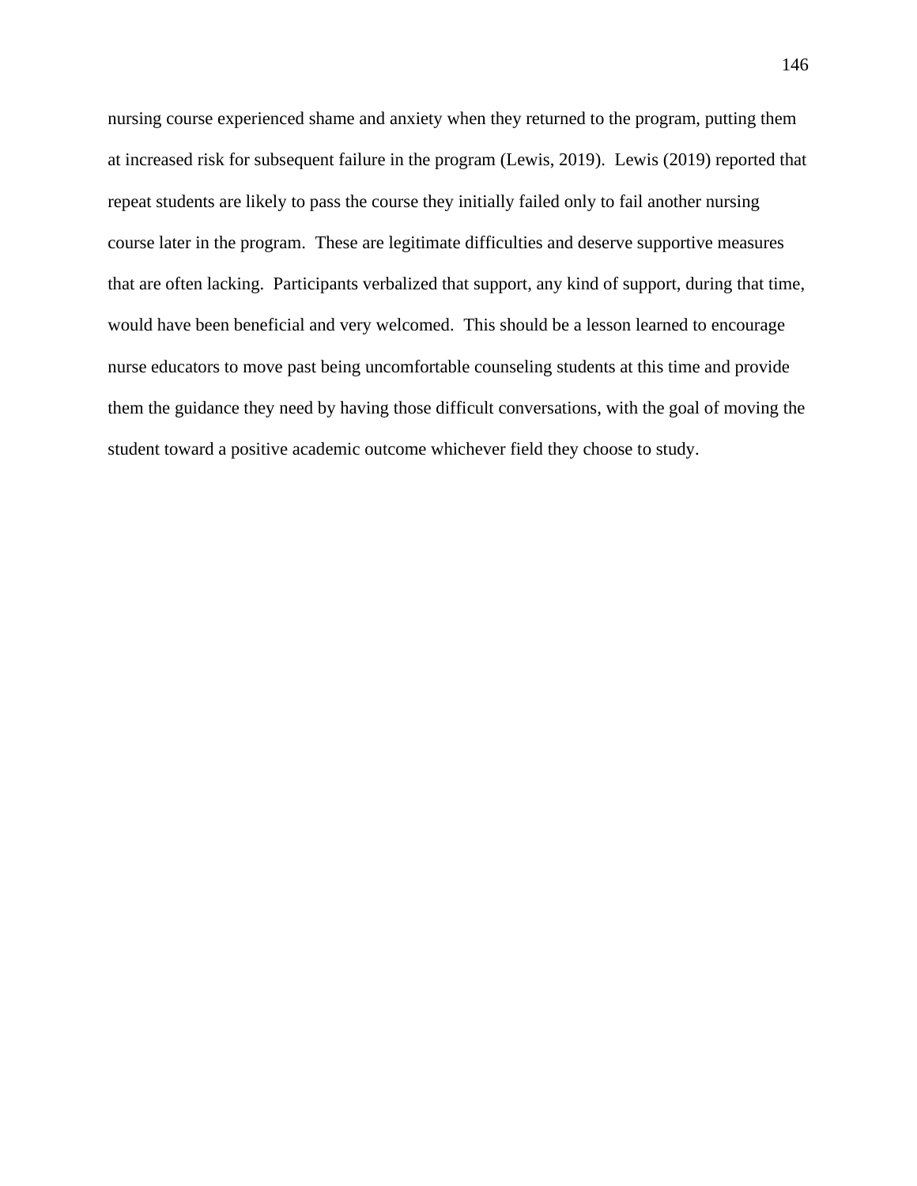nursing course experienced shame and anxiety when they returned to the program, putting them at increased risk for subsequent failure in the program (Lewis, 2019). Lewis (2019) reported that repeat students are likely to pass the course they initially failed only to fail another nursing course later in the program. These are legitimate difficulties and deserve supportive measures that are often lacking. Participants verbalized that support, any kind of support, during that time, would have been beneficial and very welcomed. This should be a lesson learned to encourage nurse educators to move past being uncomfortable counseling students at this time and provide them the guidance they need by having those difficult conversations, with the goal of moving the student toward a positive academic outcome whichever field they choose to study.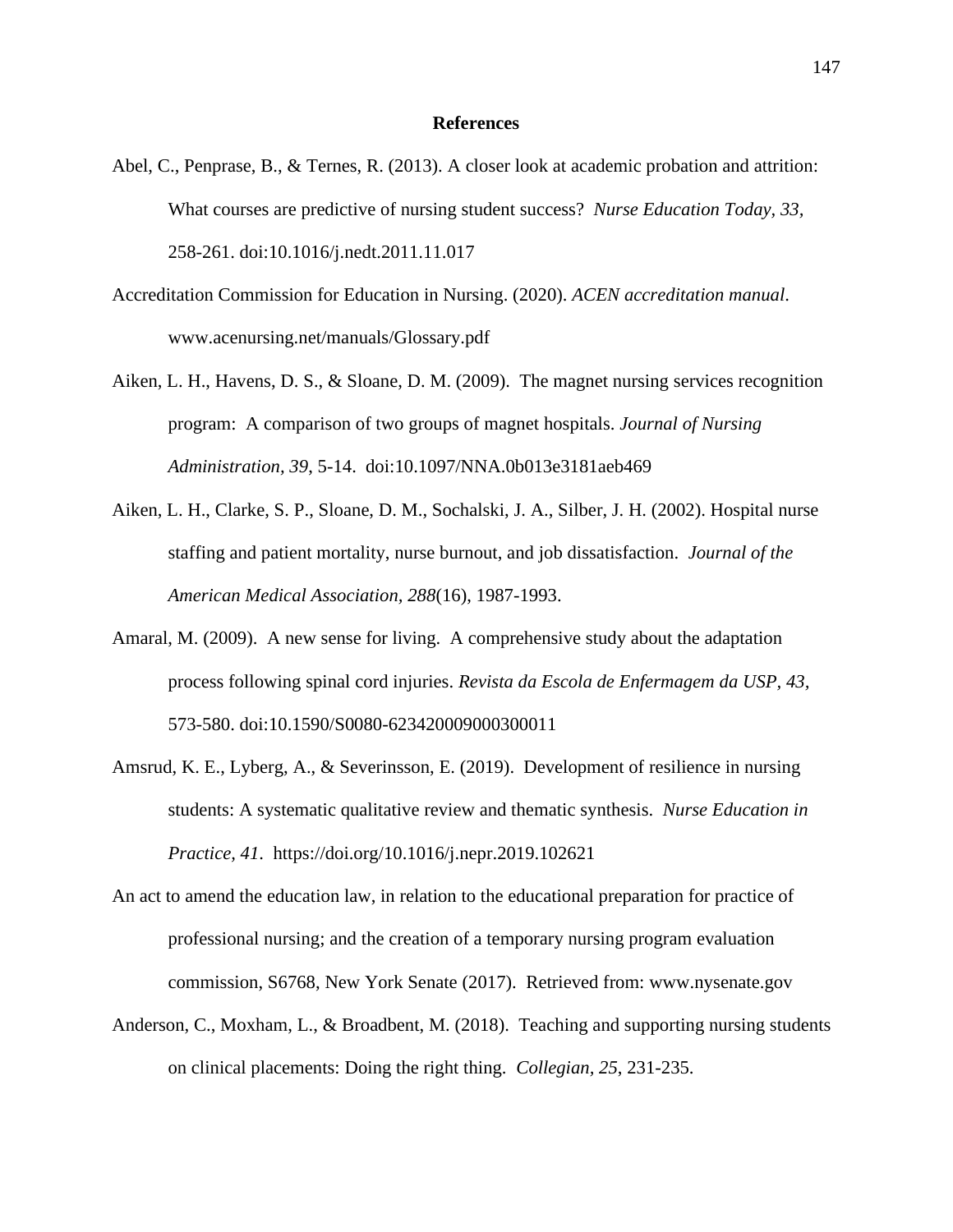# References

Abel, C., Penprase, B., & Ternes, R. (2013). A closer look at academic probation and attrition: What courses are predictive of nursing student success? *Nurse Education Today, 33,* 258-261. doi:10.1016/j.nedt.2011.11.017

Accreditation Commission for Education in Nursing. (2020). *ACEN accreditation manual*. www.acenursing.net/manuals/Glossary.pdf

Aiken, L. H., Havens, D. S., & Sloane, D. M. (2009). The magnet nursing services recognition program: A comparison of two groups of magnet hospitals. *Journal of Nursing Administration, 39,* 5-14. doi:10.1097/NNA.0b013e3181aeb469

Aiken, L. H., Clarke, S. P., Sloane, D. M., Sochalski, J. A., Silber, J. H. (2002). Hospital nurse staffing and patient mortality, nurse burnout, and job dissatisfaction. *Journal of the American Medical Association, 288*(16), 1987-1993.

Amaral, M. (2009). A new sense for living. A comprehensive study about the adaptation process following spinal cord injuries. *Revista da Escola de Enfermagem da USP, 43,* 573-580. doi:10.1590/S0080-62342000900030001​1

Amsrud, K. E., Lyberg, A., & Severinsson, E. (2019). Development of resilience in nursing students: A systematic qualitative review and thematic synthesis. *Nurse Education in Practice, 41*. https://doi.org/10.1016/j.nepr.2019.102621

An act to amend the education law, in relation to the educational preparation for practice of professional nursing; and the creation of a temporary nursing program evaluation commission, S6768, New York Senate (2017). Retrieved from: www.nysenate.gov

Anderson, C., Moxham, L., & Broadbent, M. (2018). Teaching and supporting nursing students on clinical placements: Doing the right thing. *Collegian, 25*, 231-235.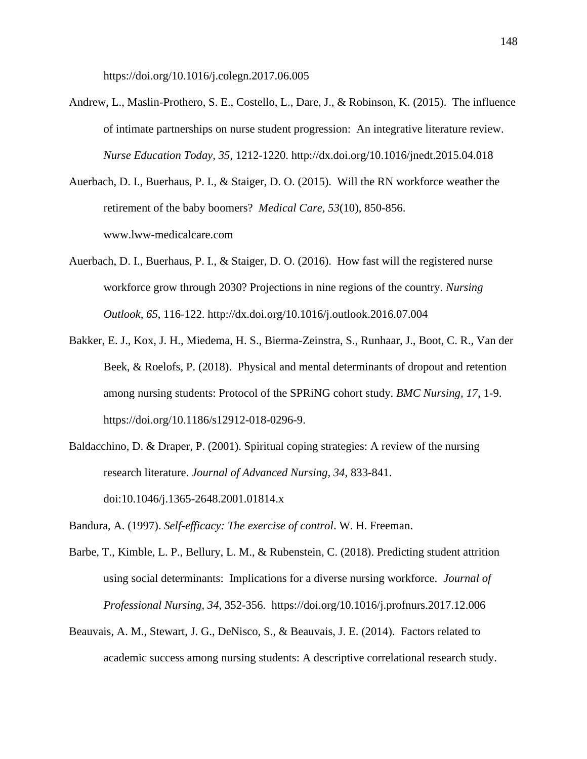https://doi.org/10.1016/j.colegn.2017.06.005

Andrew, L., Maslin-Prothero, S. E., Costello, L., Dare, J., & Robinson, K. (2015). The influence of intimate partnerships on nurse student progression: An integrative literature review. *Nurse Education Today, 35*, 1212-1220. http://dx.doi.org/10.1016/jnedt.2015.04.018

Auerbach, D. I., Buerhaus, P. I., & Staiger, D. O. (2015). Will the RN workforce weather the retirement of the baby boomers? *Medical Care, 53*(10), 850-856. www.lww-medicalcare.com

Auerbach, D. I., Buerhaus, P. I., & Staiger, D. O. (2016). How fast will the registered nurse workforce grow through 2030? Projections in nine regions of the country. *Nursing Outlook, 65*, 116-122. http://dx.doi.org/10.1016/j.outlook.2016.07.004

Bakker, E. J., Kox, J. H., Miedema, H. S., Bierma-Zeinstra, S., Runhaar, J., Boot, C. R., Van der Beek, & Roelofs, P. (2018). Physical and mental determinants of dropout and retention among nursing students: Protocol of the SPRiNG cohort study. *BMC Nursing, 17*, 1-9. https://doi.org/10.1186/s12912-018-0296-9.

Baldacchino, D. & Draper, P. (2001). Spiritual coping strategies: A review of the nursing research literature. *Journal of Advanced Nursing, 34*, 833-841. doi:10.1046/j.1365-2648.2001.01814.x

Bandura, A. (1997). *Self-efficacy: The exercise of control*. W. H. Freeman.

Barbe, T., Kimble, L. P., Bellury, L. M., & Rubenstein, C. (2018). Predicting student attrition using social determinants: Implications for a diverse nursing workforce. *Journal of Professional Nursing, 34*, 352-356. https://doi.org/10.1016/j.profnurs.2017.12.006

Beauvais, A. M., Stewart, J. G., DeNisco, S., & Beauvais, J. E. (2014). Factors related to academic success among nursing students: A descriptive correlational research study.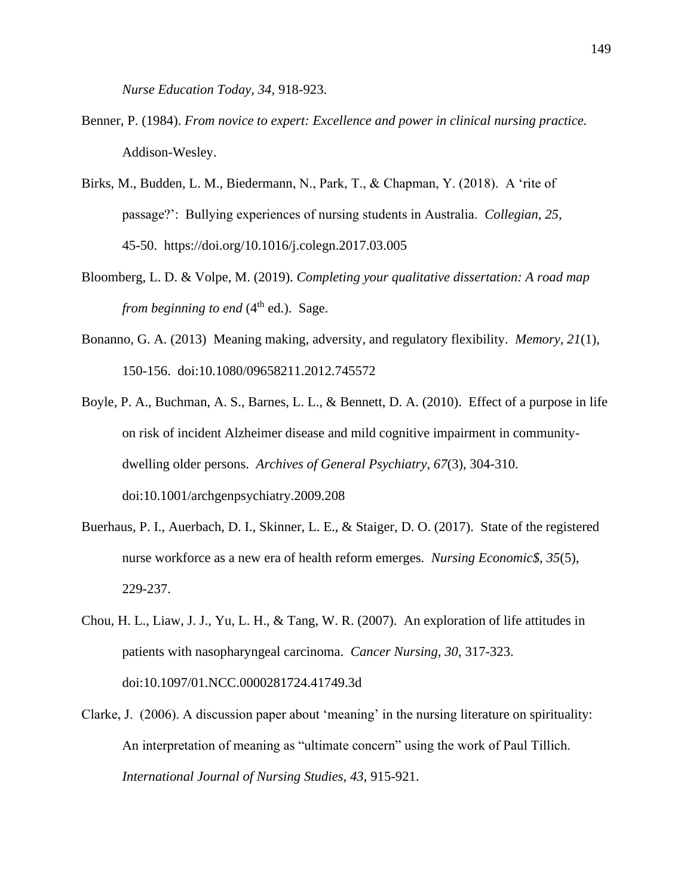*Nurse Education Today, 34*, 918-923.

Benner, P. (1984). *From novice to expert: Excellence and power in clinical nursing practice.* Addison-Wesley.

Birks, M., Budden, L. M., Biedermann, N., Park, T., & Chapman, Y. (2018). A 'rite of passage?': Bullying experiences of nursing students in Australia. *Collegian, 25*, 45-50. https://doi.org/10.1016/j.colegn.2017.03.005

Bloomberg, L. D. & Volpe, M. (2019). *Completing your qualitative dissertation: A road map from beginning to end* (4th ed.). Sage.

Bonanno, G. A. (2013) Meaning making, adversity, and regulatory flexibility. *Memory, 21*(1), 150-156. doi:10.1080/09658211.2012.745572

Boyle, P. A., Buchman, A. S., Barnes, L. L., & Bennett, D. A. (2010). Effect of a purpose in life on risk of incident Alzheimer disease and mild cognitive impairment in community-dwelling older persons. *Archives of General Psychiatry, 67*(3), 304-310. doi:10.1001/archgenpsychiatry.2009.208

Buerhaus, P. I., Auerbach, D. I., Skinner, L. E., & Staiger, D. O. (2017). State of the registered nurse workforce as a new era of health reform emerges. *Nursing Economic$, 35*(5), 229-237.

Chou, H. L., Liaw, J. J., Yu, L. H., & Tang, W. R. (2007). An exploration of life attitudes in patients with nasopharyngeal carcinoma. *Cancer Nursing, 30*, 317-323. doi:10.1097/01.NCC.0000281724.41749.3d

Clarke, J. (2006). A discussion paper about 'meaning' in the nursing literature on spirituality: An interpretation of meaning as "ultimate concern" using the work of Paul Tillich. *International Journal of Nursing Studies, 43*, 915-921.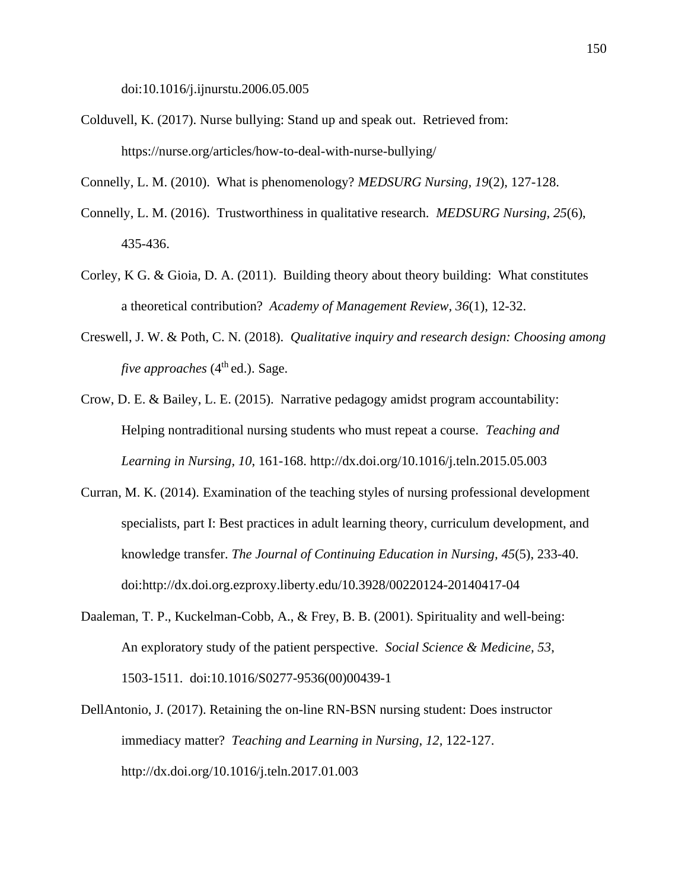doi:10.1016/j.ijnurstu.2006.05.005

Colduvell, K. (2017). Nurse bullying: Stand up and speak out. Retrieved from: https://nurse.org/articles/how-to-deal-with-nurse-bullying/

Connelly, L. M. (2010). What is phenomenology? *MEDSURG Nursing, 19*(2), 127-128.

Connelly, L. M. (2016). Trustworthiness in qualitative research. *MEDSURG Nursing, 25*(6), 435-436.

Corley, K G. & Gioia, D. A. (2011). Building theory about theory building: What constitutes a theoretical contribution? *Academy of Management Review, 36*(1), 12-32.

Creswell, J. W. & Poth, C. N. (2018). *Qualitative inquiry and research design: Choosing among five approaches* (4th ed.). Sage.

Crow, D. E. & Bailey, L. E. (2015). Narrative pedagogy amidst program accountability: Helping nontraditional nursing students who must repeat a course. *Teaching and Learning in Nursing, 10*, 161-168. http://dx.doi.org/10.1016/j.teln.2015.05.003

Curran, M. K. (2014). Examination of the teaching styles of nursing professional development specialists, part I: Best practices in adult learning theory, curriculum development, and knowledge transfer. *The Journal of Continuing Education in Nursing, 45*(5), 233-40. doi:http://dx.doi.org.ezproxy.liberty.edu/10.3928/00220124-20140417-04

Daaleman, T. P., Kuckelman-Cobb, A., & Frey, B. B. (2001). Spirituality and well-being: An exploratory study of the patient perspective. *Social Science & Medicine, 53*, 1503-1511. doi:10.1016/S0277-9536(00)00439-1

DellAntonio, J. (2017). Retaining the on-line RN-BSN nursing student: Does instructor immediacy matter? *Teaching and Learning in Nursing, 12*, 122-127. http://dx.doi.org/10.1016/j.teln.2017.01.003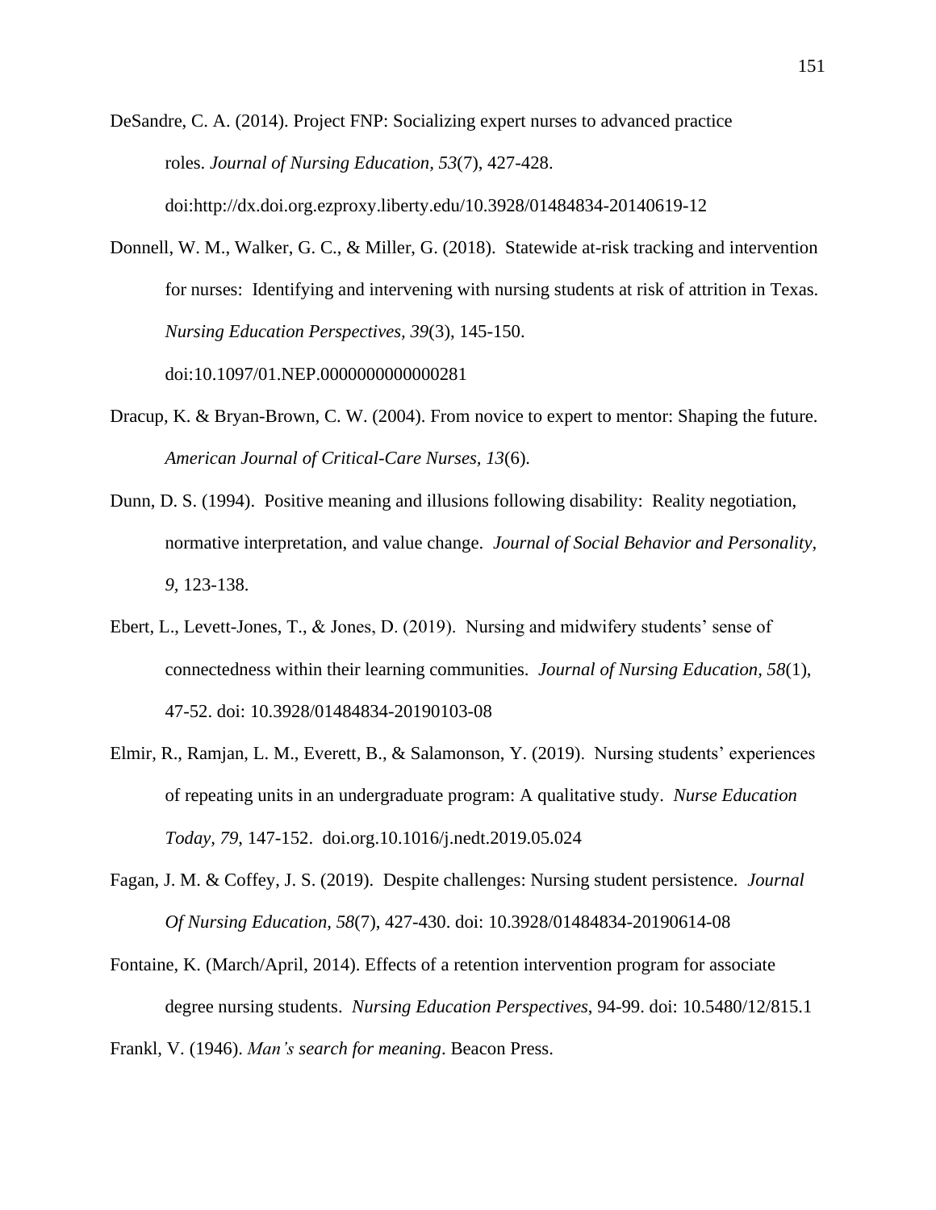DeSandre, C. A. (2014). Project FNP: Socializing expert nurses to advanced practice roles. *Journal of Nursing Education, 53*(7), 427-428. doi:http://dx.doi.org.ezproxy.liberty.edu/10.3928/01484834-20140619-12

Donnell, W. M., Walker, G. C., & Miller, G. (2018). Statewide at-risk tracking and intervention for nurses: Identifying and intervening with nursing students at risk of attrition in Texas. *Nursing Education Perspectives, 39*(3), 145-150. doi:10.1097/01.NEP.0000000000000281

Dracup, K. & Bryan-Brown, C. W. (2004). From novice to expert to mentor: Shaping the future. *American Journal of Critical-Care Nurses, 13*(6).

Dunn, D. S. (1994). Positive meaning and illusions following disability: Reality negotiation, normative interpretation, and value change. *Journal of Social Behavior and Personality, 9*, 123-138.

Ebert, L., Levett-Jones, T., & Jones, D. (2019). Nursing and midwifery students' sense of connectedness within their learning communities. *Journal of Nursing Education, 58*(1), 47-52. doi: 10.3928/01484834-20190103-08

Elmir, R., Ramjan, L. M., Everett, B., & Salamonson, Y. (2019). Nursing students' experiences of repeating units in an undergraduate program: A qualitative study. *Nurse Education Today, 79*, 147-152. doi.org.10.1016/j.nedt.2019.05.024

Fagan, J. M. & Coffey, J. S. (2019). Despite challenges: Nursing student persistence. *Journal Of Nursing Education, 58*(7), 427-430. doi: 10.3928/01484834-20190614-08

Fontaine, K. (March/April, 2014). Effects of a retention intervention program for associate degree nursing students. *Nursing Education Perspectives*, 94-99. doi: 10.5480/12/815.1

Frankl, V. (1946). *Man's search for meaning*. Beacon Press.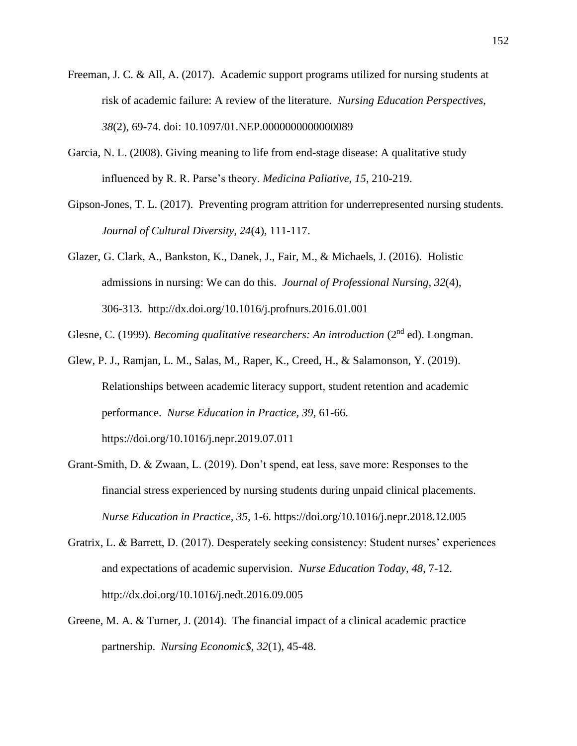Freeman, J. C. & All, A. (2017). Academic support programs utilized for nursing students at risk of academic failure: A review of the literature. *Nursing Education Perspectives, 38*(2), 69-74. doi: 10.1097/01.NEP.0000000000000089

Garcia, N. L. (2008). Giving meaning to life from end-stage disease: A qualitative study influenced by R. R. Parse's theory. *Medicina Paliative, 15*, 210-219.

Gipson-Jones, T. L. (2017). Preventing program attrition for underrepresented nursing students. *Journal of Cultural Diversity, 24*(4), 111-117.

Glazer, G. Clark, A., Bankston, K., Danek, J., Fair, M., & Michaels, J. (2016). Holistic admissions in nursing: We can do this. *Journal of Professional Nursing, 32*(4), 306-313. http://dx.doi.org/10.1016/j.profnurs.2016.01.001

Glesne, C. (1999). *Becoming qualitative researchers: An introduction* (2nd ed). Longman.

Glew, P. J., Ramjan, L. M., Salas, M., Raper, K., Creed, H., & Salamonson, Y. (2019). Relationships between academic literacy support, student retention and academic performance. *Nurse Education in Practice, 39*, 61-66. https://doi.org/10.1016/j.nepr.2019.07.011

Grant-Smith, D. & Zwaan, L. (2019). Don't spend, eat less, save more: Responses to the financial stress experienced by nursing students during unpaid clinical placements. *Nurse Education in Practice, 35*, 1-6. https://doi.org/10.1016/j.nepr.2018.12.005

Gratrix, L. & Barrett, D. (2017). Desperately seeking consistency: Student nurses' experiences and expectations of academic supervision. *Nurse Education Today, 48*, 7-12. http://dx.doi.org/10.1016/j.nedt.2016.09.005

Greene, M. A. & Turner, J. (2014). The financial impact of a clinical academic practice partnership. *Nursing Economic$, 32*(1), 45-48.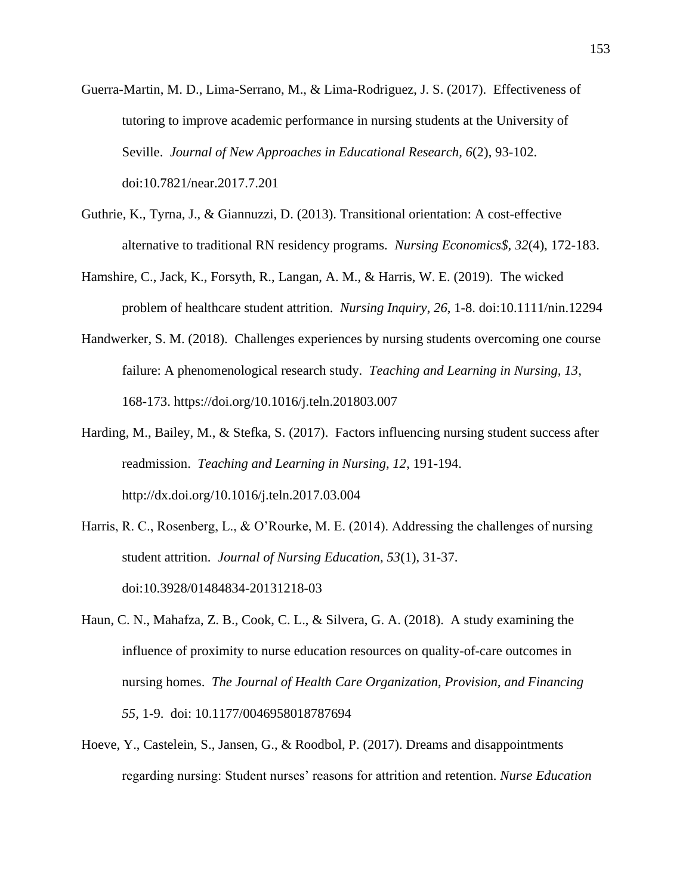Guerra-Martin, M. D., Lima-Serrano, M., & Lima-Rodriguez, J. S. (2017). Effectiveness of tutoring to improve academic performance in nursing students at the University of Seville. *Journal of New Approaches in Educational Research, 6*(2), 93-102. doi:10.7821/near.2017.7.201

Guthrie, K., Tyrna, J., & Giannuzzi, D. (2013). Transitional orientation: A cost-effective alternative to traditional RN residency programs. *Nursing Economics$, 32*(4), 172-183.

Hamshire, C., Jack, K., Forsyth, R., Langan, A. M., & Harris, W. E. (2019). The wicked problem of healthcare student attrition. *Nursing Inquiry*, *26*, 1-8. doi:10.1111/nin.12294

Handwerker, S. M. (2018). Challenges experiences by nursing students overcoming one course failure: A phenomenological research study. *Teaching and Learning in Nursing, 13*, 168-173. https://doi.org/10.1016/j.teln.201803.007

Harding, M., Bailey, M., & Stefka, S. (2017). Factors influencing nursing student success after readmission. *Teaching and Learning in Nursing, 12,* 191-194. http://dx.doi.org/10.1016/j.teln.2017.03.004

Harris, R. C., Rosenberg, L., & O'Rourke, M. E. (2014). Addressing the challenges of nursing student attrition. *Journal of Nursing Education, 53*(1), 31-37. doi:10.3928/01484834-20131218-03

Haun, C. N., Mahafza, Z. B., Cook, C. L., & Silvera, G. A. (2018). A study examining the influence of proximity to nurse education resources on quality-of-care outcomes in nursing homes. *The Journal of Health Care Organization, Provision, and Financing 55,* 1-9. doi: 10.1177/0046958018787694

Hoeve, Y., Castelein, S., Jansen, G., & Roodbol, P. (2017). Dreams and disappointments regarding nursing: Student nurses' reasons for attrition and retention. *Nurse Education*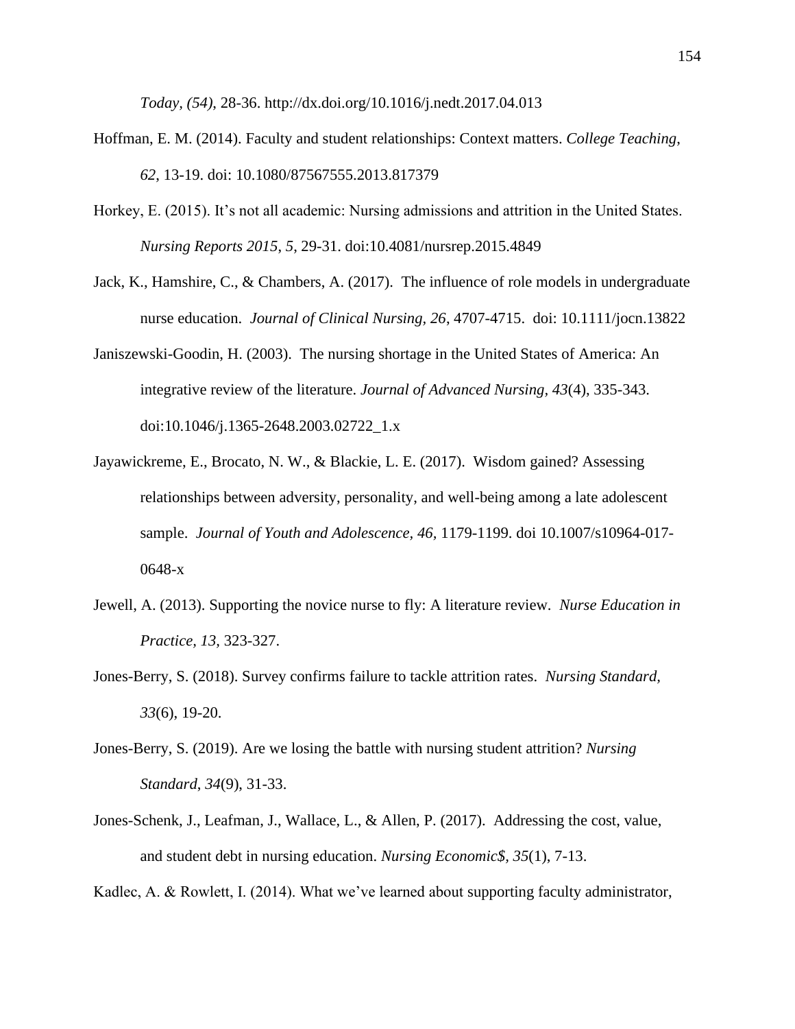*Today, (54)*, 28-36. http://dx.doi.org/10.1016/j.nedt.2017.04.013

Hoffman, E. M. (2014). Faculty and student relationships: Context matters. *College Teaching*, *62*, 13-19. doi: 10.1080/87567555.2013.817379

Horkey, E. (2015). It's not all academic: Nursing admissions and attrition in the United States. *Nursing Reports 2015*, *5*, 29-31. doi:10.4081/nursrep.2015.4849

Jack, K., Hamshire, C., & Chambers, A. (2017). The influence of role models in undergraduate nurse education. *Journal of Clinical Nursing*, *26*, 4707-4715. doi: 10.1111/jocn.13822

Janiszewski-Goodin, H. (2003). The nursing shortage in the United States of America: An integrative review of the literature. *Journal of Advanced Nursing*, *43*(4), 335-343. doi:10.1046/j.1365-2648.2003.02722_1.x

Jayawickreme, E., Brocato, N. W., & Blackie, L. E. (2017). Wisdom gained? Assessing relationships between adversity, personality, and well-being among a late adolescent sample. *Journal of Youth and Adolescence, 46*, 1179-1199. doi 10.1007/s10964-017-0648-x

Jewell, A. (2013). Supporting the novice nurse to fly: A literature review. *Nurse Education in Practice*, *13*, 323-327.

Jones-Berry, S. (2018). Survey confirms failure to tackle attrition rates. *Nursing Standard*, *33*(6), 19-20.

Jones-Berry, S. (2019). Are we losing the battle with nursing student attrition? *Nursing Standard*, *34*(9), 31-33.

Jones-Schenk, J., Leafman, J., Wallace, L., & Allen, P. (2017). Addressing the cost, value, and student debt in nursing education. *Nursing Economic$*, *35*(1), 7-13.

Kadlec, A. & Rowlett, I. (2014). What we've learned about supporting faculty administrator,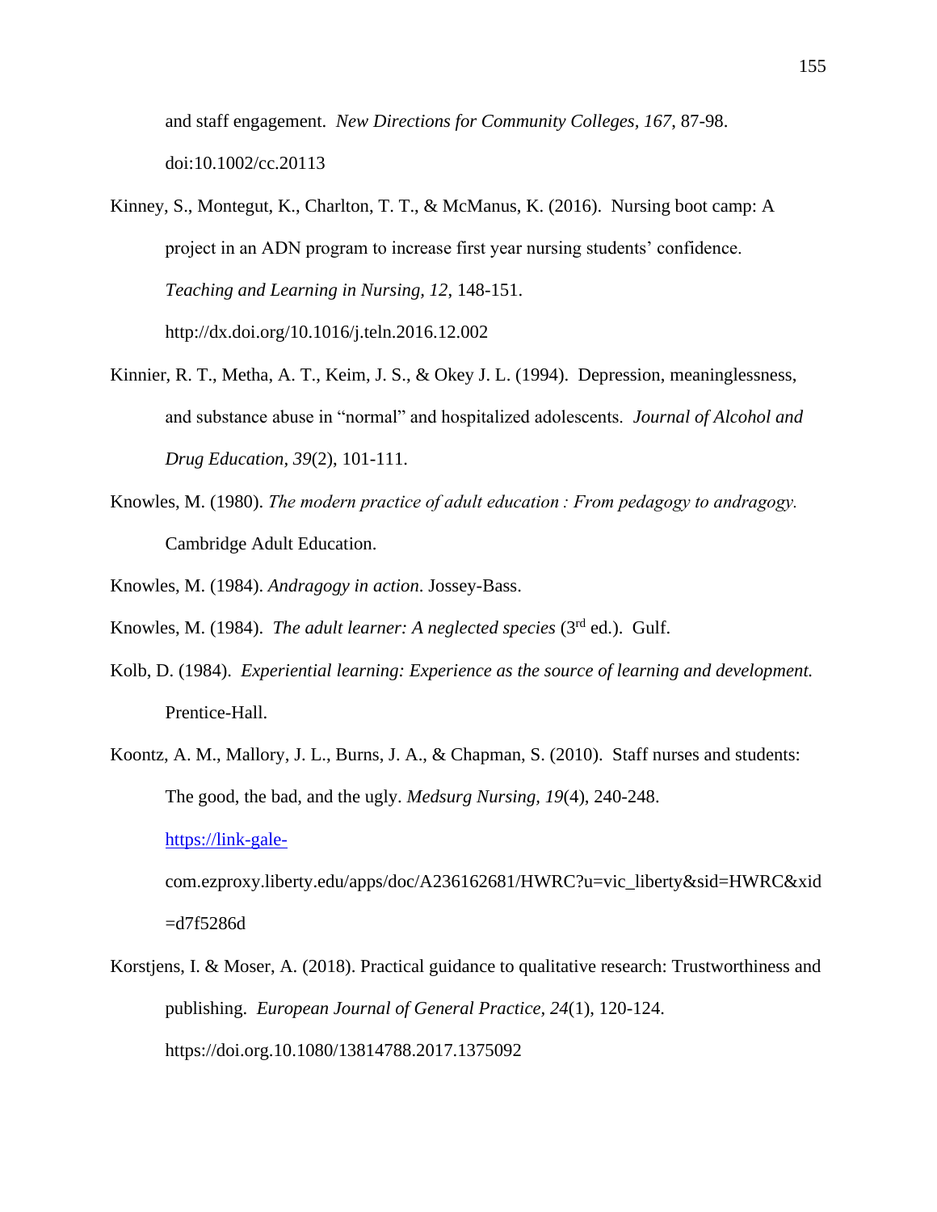and staff engagement. *New Directions for Community Colleges, 167*, 87-98. doi:10.1002/cc.20113

Kinney, S., Montegut, K., Charlton, T. T., & McManus, K. (2016). Nursing boot camp: A project in an ADN program to increase first year nursing students' confidence. *Teaching and Learning in Nursing, 12*, 148-151. http://dx.doi.org/10.1016/j.teln.2016.12.002

Kinnier, R. T., Metha, A. T., Keim, J. S., & Okey J. L. (1994). Depression, meaninglessness, and substance abuse in "normal" and hospitalized adolescents. *Journal of Alcohol and Drug Education, 39*(2), 101-111.

Knowles, M. (1980). *The modern practice of adult education : From pedagogy to andragogy.* Cambridge Adult Education.

Knowles, M. (1984). *Andragogy in action*. Jossey-Bass.

Knowles, M. (1984). *The adult learner: A neglected species* (3rd ed.). Gulf.

Kolb, D. (1984). *Experiential learning: Experience as the source of learning and development.* Prentice-Hall.

Koontz, A. M., Mallory, J. L., Burns, J. A., & Chapman, S. (2010). Staff nurses and students: The good, the bad, and the ugly. *Medsurg Nursing, 19*(4), 240-248. https://link-gale-com.ezproxy.liberty.edu/apps/doc/A236162681/HWRC?u=vic_liberty&sid=HWRC&xid=d7f5286d

Korstjens, I. & Moser, A. (2018). Practical guidance to qualitative research: Trustworthiness and publishing. *European Journal of General Practice, 24*(1), 120-124. https://doi.org.10.1080/13814788.2017.1375092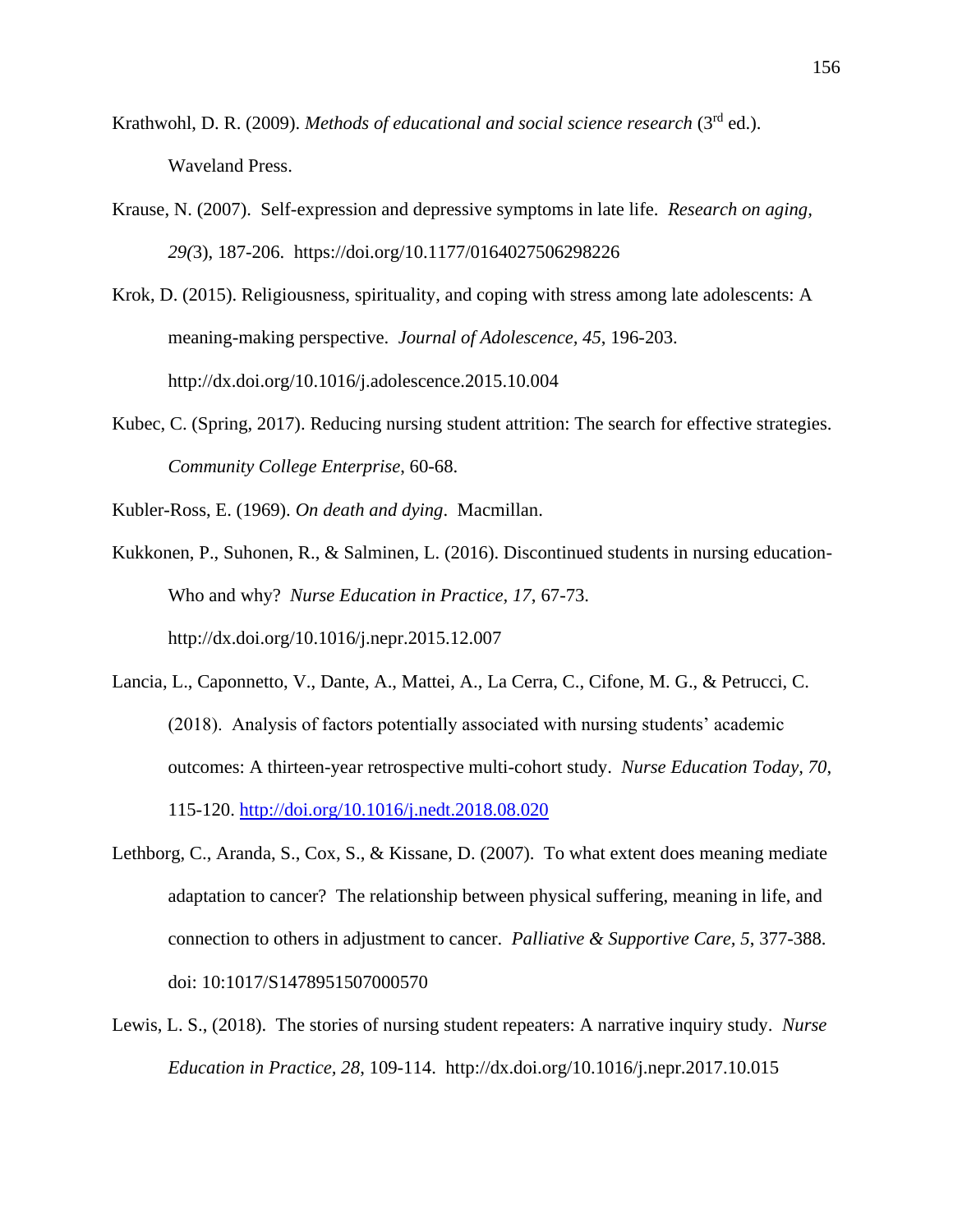Krathwohl, D. R. (2009). *Methods of educational and social science research* (3rd ed.). Waveland Press.

Krause, N. (2007). Self-expression and depressive symptoms in late life. *Research on aging, 29(*3), 187-206. https://doi.org/10.1177/0164027506298226

Krok, D. (2015). Religiousness, spirituality, and coping with stress among late adolescents: A meaning-making perspective. *Journal of Adolescence, 45*, 196-203. http://dx.doi.org/10.1016/j.adolescence.2015.10.004

Kubec, C. (Spring, 2017). Reducing nursing student attrition: The search for effective strategies. *Community College Enterprise*, 60-68.

Kubler-Ross, E. (1969). *On death and dying*. Macmillan.

Kukkonen, P., Suhonen, R., & Salminen, L. (2016). Discontinued students in nursing education-Who and why? *Nurse Education in Practice, 17*, 67-73. http://dx.doi.org/10.1016/j.nepr.2015.12.007

Lancia, L., Caponnetto, V., Dante, A., Mattei, A., La Cerra, C., Cifone, M. G., & Petrucci, C. (2018). Analysis of factors potentially associated with nursing students' academic outcomes: A thirteen-year retrospective multi-cohort study. *Nurse Education Today, 70*, 115-120. http://doi.org/10.1016/j.nedt.2018.08.020

Lethborg, C., Aranda, S., Cox, S., & Kissane, D. (2007). To what extent does meaning mediate adaptation to cancer? The relationship between physical suffering, meaning in life, and connection to others in adjustment to cancer. *Palliative & Supportive Care, 5*, 377-388. doi: 10:1017/S1478951507000570

Lewis, L. S., (2018). The stories of nursing student repeaters: A narrative inquiry study. *Nurse Education in Practice, 28*, 109-114. http://dx.doi.org/10.1016/j.nepr.2017.10.015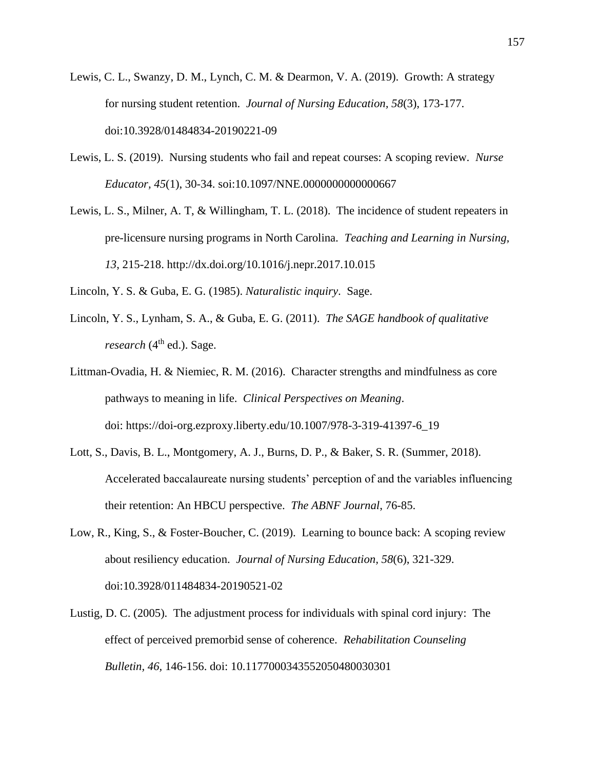Lewis, C. L., Swanzy, D. M., Lynch, C. M. & Dearmon, V. A. (2019). Growth: A strategy for nursing student retention. *Journal of Nursing Education*, *58*(3), 173-177. doi:10.3928/01484834-20190221-09

Lewis, L. S. (2019). Nursing students who fail and repeat courses: A scoping review. *Nurse Educator*, *45*(1), 30-34. soi:10.1097/NNE.0000000000000667

Lewis, L. S., Milner, A. T, & Willingham, T. L. (2018). The incidence of student repeaters in pre-licensure nursing programs in North Carolina. *Teaching and Learning in Nursing, 13*, 215-218. http://dx.doi.org/10.1016/j.nepr.2017.10.015

Lincoln, Y. S. & Guba, E. G. (1985). *Naturalistic inquiry*. Sage.

Lincoln, Y. S., Lynham, S. A., & Guba, E. G. (2011). *The SAGE handbook of qualitative research* (4th ed.). Sage.

Littman-Ovadia, H. & Niemiec, R. M. (2016). Character strengths and mindfulness as core pathways to meaning in life. *Clinical Perspectives on Meaning*. doi: https://doi-org.ezproxy.liberty.edu/10.1007/978-3-319-41397-6_19

Lott, S., Davis, B. L., Montgomery, A. J., Burns, D. P., & Baker, S. R. (Summer, 2018). Accelerated baccalaureate nursing students' perception of and the variables influencing their retention: An HBCU perspective. *The ABNF Journal*, 76-85.

Low, R., King, S., & Foster-Boucher, C. (2019). Learning to bounce back: A scoping review about resiliency education. *Journal of Nursing Education, 58*(6), 321-329. doi:10.3928/011484834-20190521-02

Lustig, D. C. (2005). The adjustment process for individuals with spinal cord injury: The effect of perceived premorbid sense of coherence. *Rehabilitation Counseling Bulletin*, *46*, 146-156. doi: 10.11770003435520504800303­01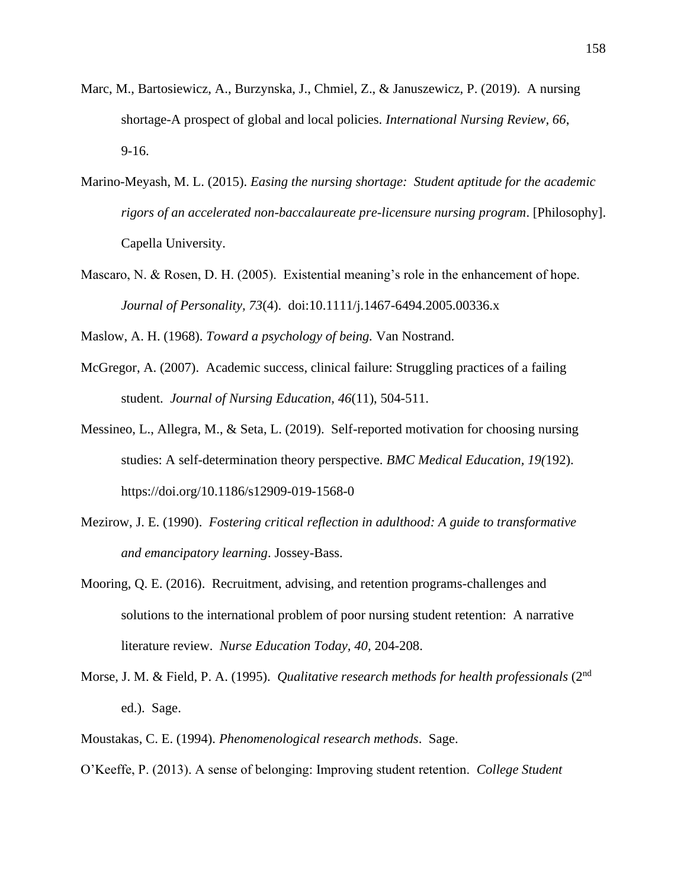Marc, M., Bartosiewicz, A., Burzynska, J., Chmiel, Z., & Januszewicz, P. (2019). A nursing shortage-A prospect of global and local policies. *International Nursing Review, 66*, 9-16.

Marino-Meyash, M. L. (2015). *Easing the nursing shortage: Student aptitude for the academic rigors of an accelerated non-baccalaureate pre-licensure nursing program*. [Philosophy]. Capella University.

Mascaro, N. & Rosen, D. H. (2005). Existential meaning's role in the enhancement of hope. *Journal of Personality, 73*(4). doi:10.1111/j.1467-6494.2005.00336.x

Maslow, A. H. (1968). *Toward a psychology of being.* Van Nostrand.

McGregor, A. (2007). Academic success, clinical failure: Struggling practices of a failing student. *Journal of Nursing Education, 46*(11), 504-511.

Messineo, L., Allegra, M., & Seta, L. (2019). Self-reported motivation for choosing nursing studies: A self-determination theory perspective. *BMC Medical Education, 19(*192). https://doi.org/10.1186/s12909-019-1568-0

Mezirow, J. E. (1990). *Fostering critical reflection in adulthood: A guide to transformative and emancipatory learning*. Jossey-Bass.

Mooring, Q. E. (2016). Recruitment, advising, and retention programs-challenges and solutions to the international problem of poor nursing student retention: A narrative literature review. *Nurse Education Today, 40,* 204-208.

Morse, J. M. & Field, P. A. (1995). *Qualitative research methods for health professionals* (2nd ed.). Sage.

Moustakas, C. E. (1994). *Phenomenological research methods*. Sage.

O'Keeffe, P. (2013). A sense of belonging: Improving student retention. *College Student*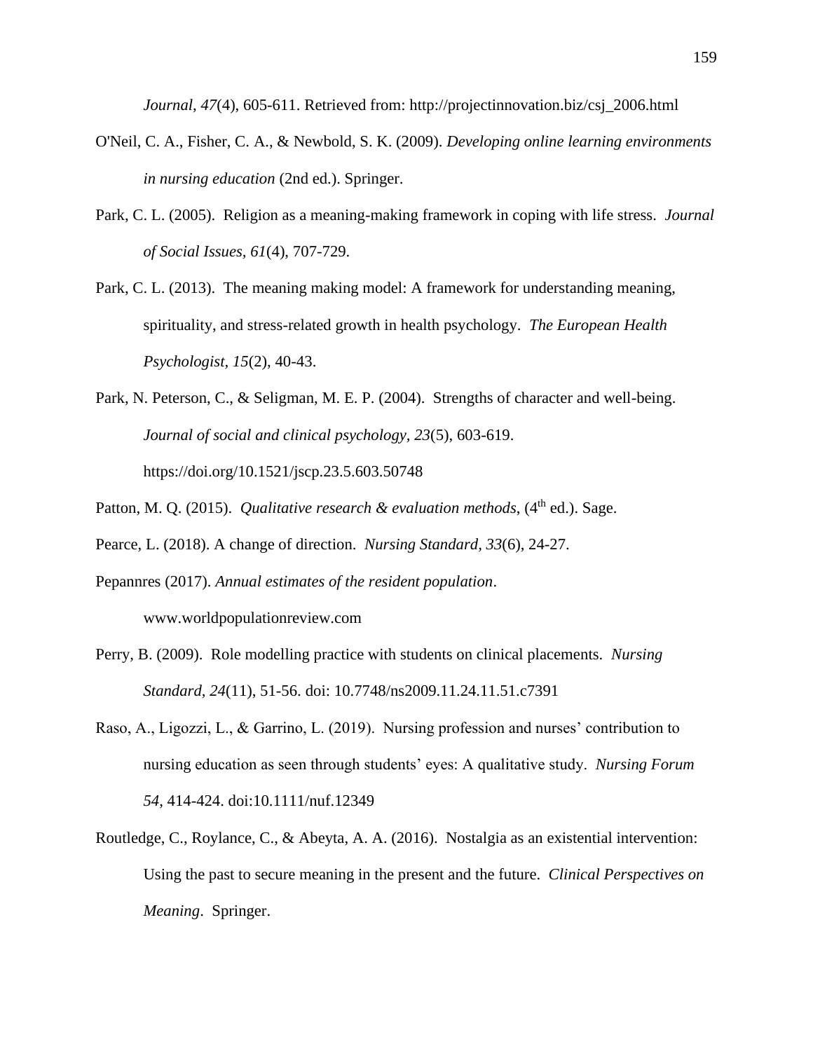*Journal, 47*(4), 605-611. Retrieved from: http://projectinnovation.biz/csj_2006.html

O'Neil, C. A., Fisher, C. A., & Newbold, S. K. (2009). *Developing online learning environments in nursing education* (2nd ed.). Springer.

Park, C. L. (2005). Religion as a meaning-making framework in coping with life stress. *Journal of Social Issues, 61*(4), 707-729.

Park, C. L. (2013). The meaning making model: A framework for understanding meaning, spirituality, and stress-related growth in health psychology. *The European Health Psychologist, 15*(2), 40-43.

Park, N. Peterson, C., & Seligman, M. E. P. (2004). Strengths of character and well-being. *Journal of social and clinical psychology, 23*(5), 603-619. https://doi.org/10.1521/jscp.23.5.603.50748

Patton, M. Q. (2015). *Qualitative research & evaluation methods*, (4th ed.). Sage.

Pearce, L. (2018). A change of direction. *Nursing Standard, 33*(6), 24-27.

Pepannres (2017). *Annual estimates of the resident population*. www.worldpopulationreview.com

Perry, B. (2009). Role modelling practice with students on clinical placements. *Nursing Standard, 24*(11), 51-56. doi: 10.7748/ns2009.11.24.11.51.c7391

Raso, A., Ligozzi, L., & Garrino, L. (2019). Nursing profession and nurses' contribution to nursing education as seen through students' eyes: A qualitative study. *Nursing Forum 54*, 414-424. doi:10.1111/nuf.12349

Routledge, C., Roylance, C., & Abeyta, A. A. (2016). Nostalgia as an existential intervention: Using the past to secure meaning in the present and the future. *Clinical Perspectives on Meaning*. Springer.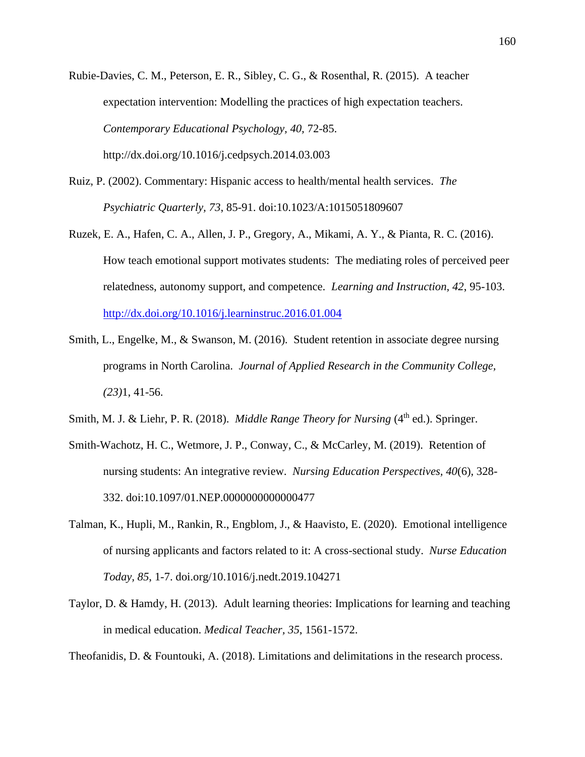Rubie-Davies, C. M., Peterson, E. R., Sibley, C. G., & Rosenthal, R. (2015). A teacher expectation intervention: Modelling the practices of high expectation teachers. *Contemporary Educational Psychology, 40*, 72-85. http://dx.doi.org/10.1016/j.cedpsych.2014.03.003

Ruiz, P. (2002). Commentary: Hispanic access to health/mental health services. *The Psychiatric Quarterly, 73*, 85-91. doi:10.1023/A:1015051809607

Ruzek, E. A., Hafen, C. A., Allen, J. P., Gregory, A., Mikami, A. Y., & Pianta, R. C. (2016). How teach emotional support motivates students: The mediating roles of perceived peer relatedness, autonomy support, and competence. *Learning and Instruction, 42*, 95-103. http://dx.doi.org/10.1016/j.learninstruc.2016.01.004

Smith, L., Engelke, M., & Swanson, M. (2016). Student retention in associate degree nursing programs in North Carolina. *Journal of Applied Research in the Community College, (23)*1, 41-56.

Smith, M. J. & Liehr, P. R. (2018). *Middle Range Theory for Nursing* (4th ed.). Springer.

Smith-Wachotz, H. C., Wetmore, J. P., Conway, C., & McCarley, M. (2019). Retention of nursing students: An integrative review. *Nursing Education Perspectives, 40*(6), 328-332. doi:10.1097/01.NEP.0000000000000477

Talman, K., Hupli, M., Rankin, R., Engblom, J., & Haavisto, E. (2020). Emotional intelligence of nursing applicants and factors related to it: A cross-sectional study. *Nurse Education Today, 85*, 1-7. doi.org/10.1016/j.nedt.2019.104271

Taylor, D. & Hamdy, H. (2013). Adult learning theories: Implications for learning and teaching in medical education. *Medical Teacher, 35*, 1561-1572.

Theofanidis, D. & Fountouki, A. (2018). Limitations and delimitations in the research process.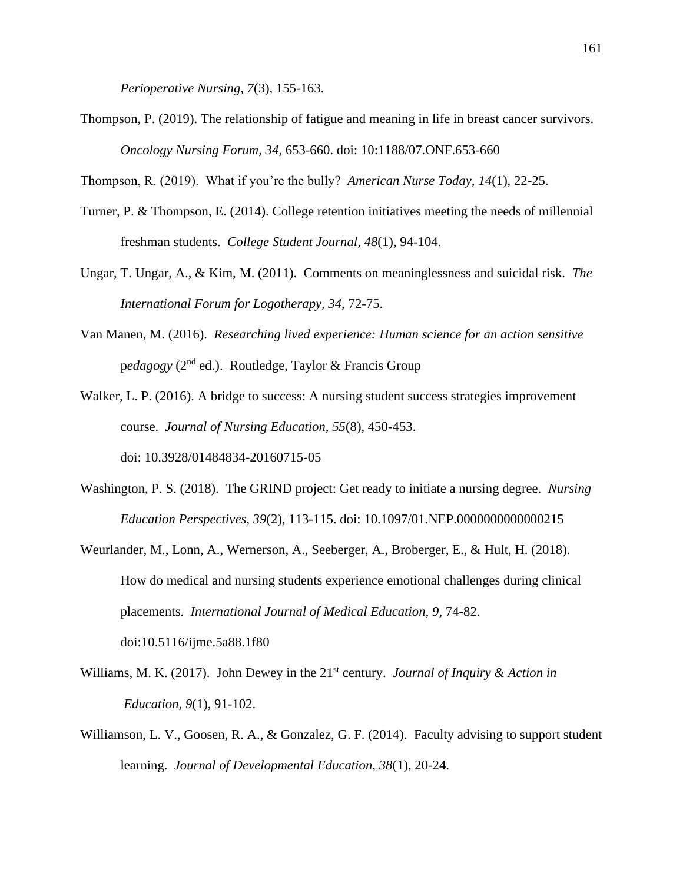*Perioperative Nursing, 7*(3), 155-163.

Thompson, P. (2019). The relationship of fatigue and meaning in life in breast cancer survivors. *Oncology Nursing Forum, 34,* 653-660. doi: 10:1188/07.ONF.653-660

Thompson, R. (2019). What if you're the bully? *American Nurse Today, 14*(1), 22-25.

Turner, P. & Thompson, E. (2014). College retention initiatives meeting the needs of millennial freshman students. *College Student Journal, 48*(1), 94-104.

Ungar, T. Ungar, A., & Kim, M. (2011). Comments on meaninglessness and suicidal risk. *The International Forum for Logotherapy, 34,* 72-75.

Van Manen, M. (2016). *Researching lived experience: Human science for an action sensitive* p*edagogy* (2nd ed.). Routledge, Taylor & Francis Group

Walker, L. P. (2016). A bridge to success: A nursing student success strategies improvement course. *Journal of Nursing Education, 55*(8), 450-453. doi: 10.3928/01484834-20160715-05

Washington, P. S. (2018). The GRIND project: Get ready to initiate a nursing degree. *Nursing Education Perspectives, 39*(2), 113-115. doi: 10.1097/01.NEP.0000000000000215

Weurlander, M., Lonn, A., Wernerson, A., Seeberger, A., Broberger, E., & Hult, H. (2018). How do medical and nursing students experience emotional challenges during clinical placements. *International Journal of Medical Education, 9*, 74-82. doi:10.5116/ijme.5a88.1f80

Williams, M. K. (2017). John Dewey in the 21st century. *Journal of Inquiry & Action in Education, 9*(1), 91-102.

Williamson, L. V., Goosen, R. A., & Gonzalez, G. F. (2014). Faculty advising to support student learning. *Journal of Developmental Education, 38*(1), 20-24.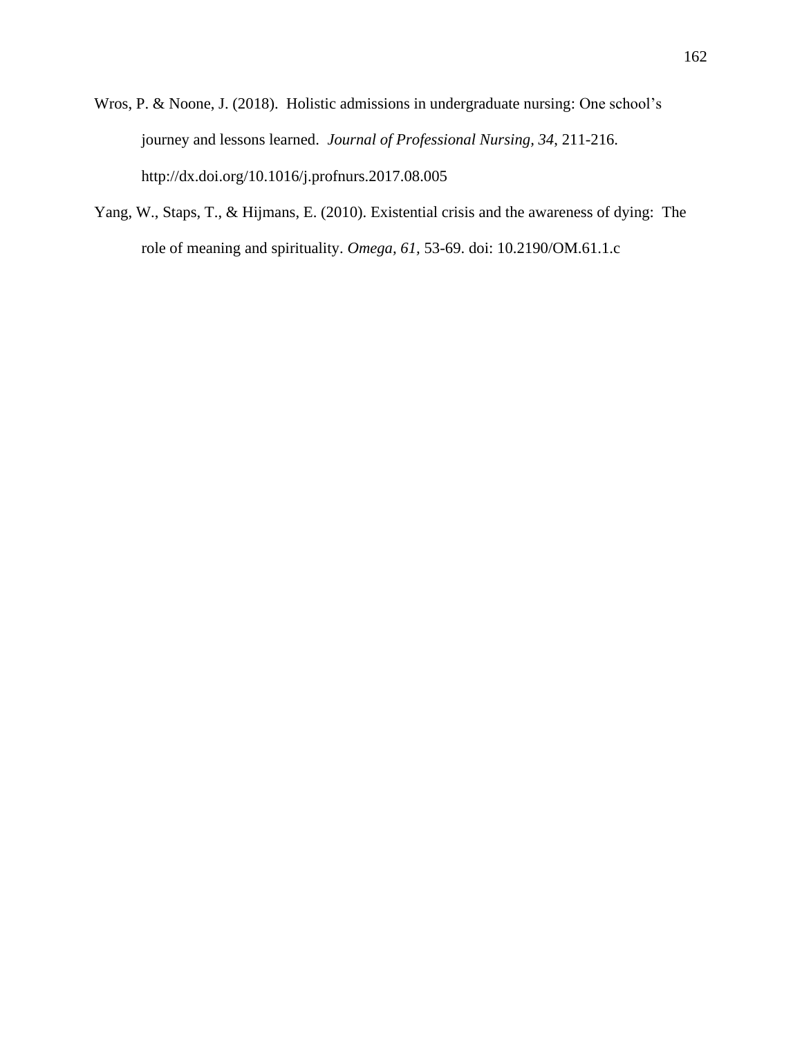Wros, P. & Noone, J. (2018). Holistic admissions in undergraduate nursing: One school's journey and lessons learned. *Journal of Professional Nursing, 34*, 211-216. http://dx.doi.org/10.1016/j.profnurs.2017.08.005

Yang, W., Staps, T., & Hijmans, E. (2010). Existential crisis and the awareness of dying: The role of meaning and spirituality. *Omega, 61,* 53-69. doi: 10.2190/OM.61.1.c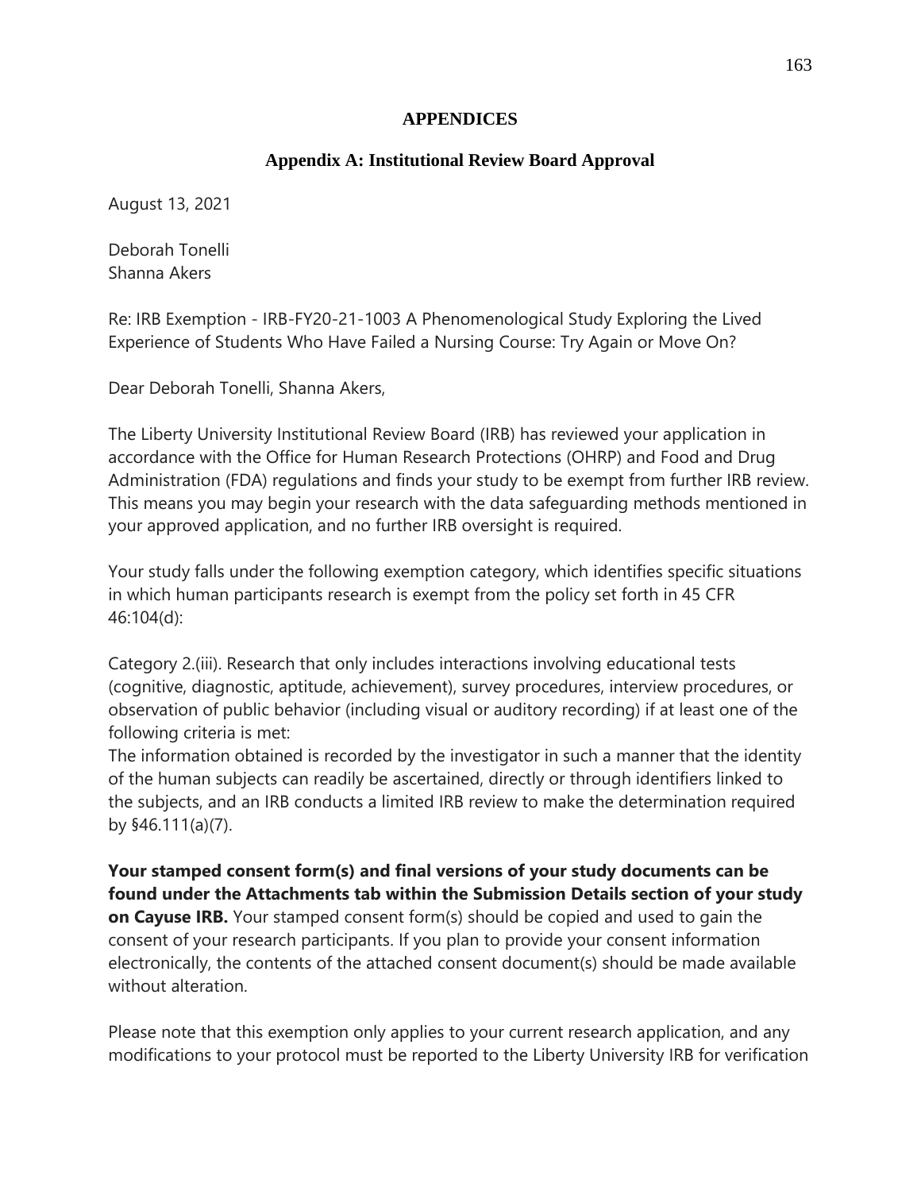# APPENDICES

## Appendix A: Institutional Review Board Approval

August 13, 2021

Deborah Tonelli
Shanna Akers

Re: IRB Exemption - IRB-FY20-21-1003 A Phenomenological Study Exploring the Lived Experience of Students Who Have Failed a Nursing Course: Try Again or Move On?

Dear Deborah Tonelli, Shanna Akers,

The Liberty University Institutional Review Board (IRB) has reviewed your application in accordance with the Office for Human Research Protections (OHRP) and Food and Drug Administration (FDA) regulations and finds your study to be exempt from further IRB review. This means you may begin your research with the data safeguarding methods mentioned in your approved application, and no further IRB oversight is required.

Your study falls under the following exemption category, which identifies specific situations in which human participants research is exempt from the policy set forth in 45 CFR 46:104(d):

Category 2.(iii). Research that only includes interactions involving educational tests (cognitive, diagnostic, aptitude, achievement), survey procedures, interview procedures, or observation of public behavior (including visual or auditory recording) if at least one of the following criteria is met:
The information obtained is recorded by the investigator in such a manner that the identity of the human subjects can readily be ascertained, directly or through identifiers linked to the subjects, and an IRB conducts a limited IRB review to make the determination required by §46.111(a)(7).

**Your stamped consent form(s) and final versions of your study documents can be found under the Attachments tab within the Submission Details section of your study on Cayuse IRB.** Your stamped consent form(s) should be copied and used to gain the consent of your research participants. If you plan to provide your consent information electronically, the contents of the attached consent document(s) should be made available without alteration.

Please note that this exemption only applies to your current research application, and any modifications to your protocol must be reported to the Liberty University IRB for verification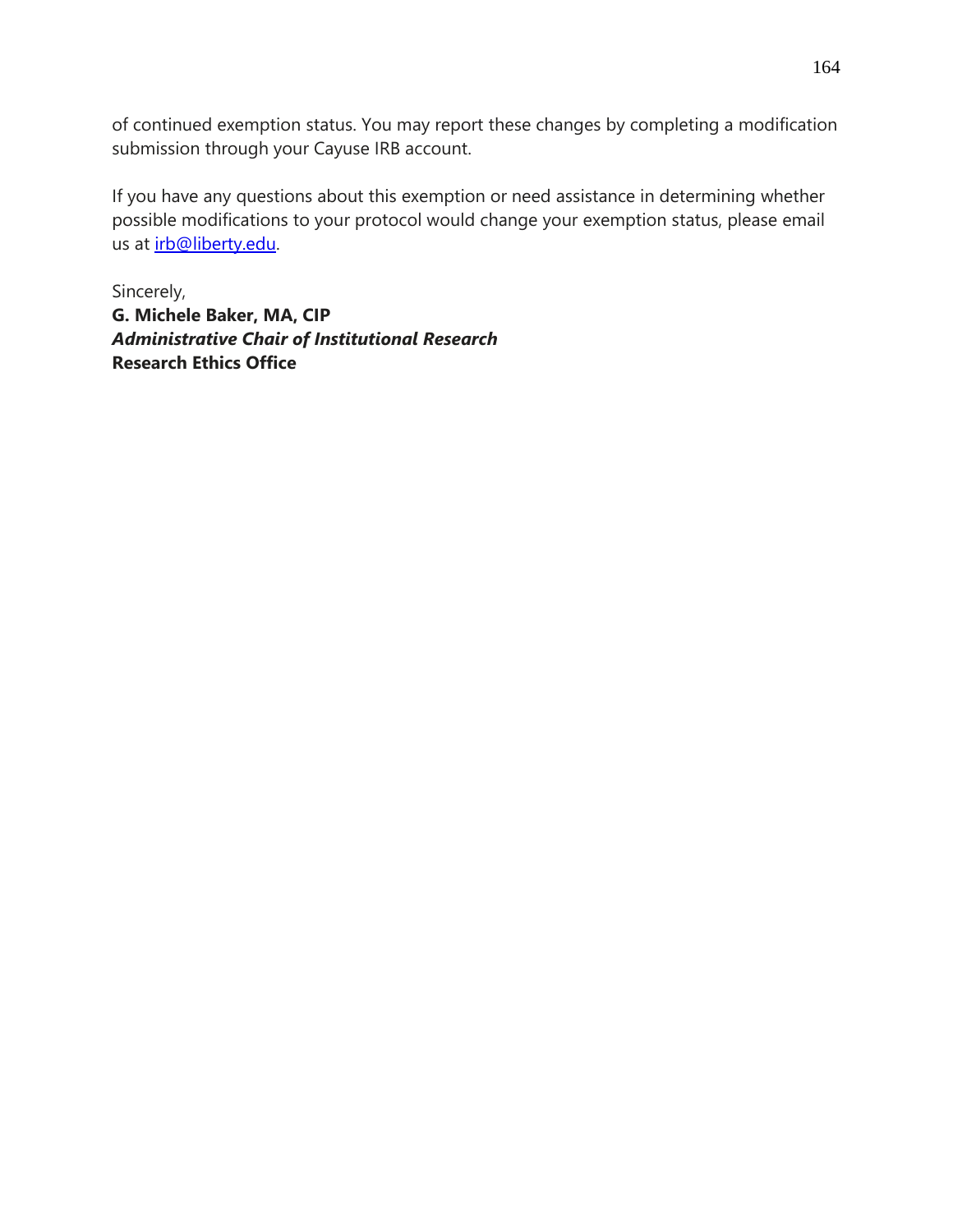of continued exemption status. You may report these changes by completing a modification submission through your Cayuse IRB account.

If you have any questions about this exemption or need assistance in determining whether possible modifications to your protocol would change your exemption status, please email us at irb@liberty.edu.

Sincerely,
**G. Michele Baker, MA, CIP**
***Administrative Chair of Institutional Research***
**Research Ethics Office**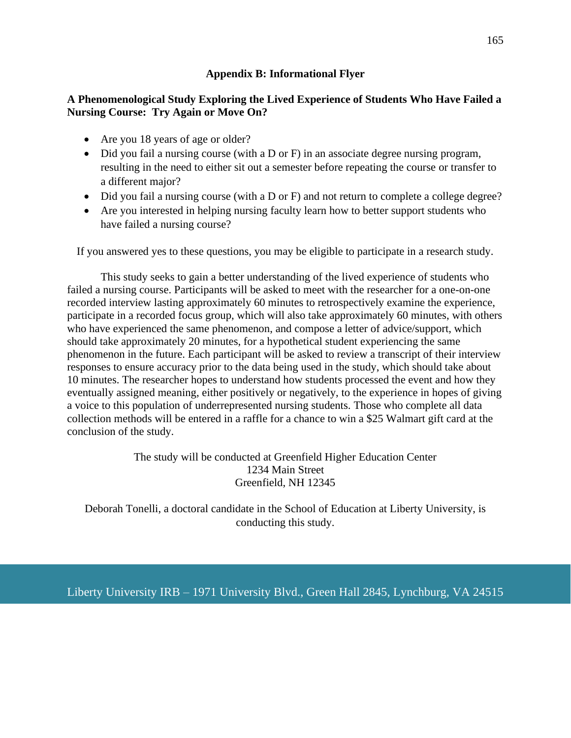## Appendix B: Informational Flyer

### A Phenomenological Study Exploring the Lived Experience of Students Who Have Failed a Nursing Course: Try Again or Move On?

- Are you 18 years of age or older?
- Did you fail a nursing course (with a D or F) in an associate degree nursing program, resulting in the need to either sit out a semester before repeating the course or transfer to a different major?
- Did you fail a nursing course (with a D or F) and not return to complete a college degree?
- Are you interested in helping nursing faculty learn how to better support students who have failed a nursing course?

If you answered yes to these questions, you may be eligible to participate in a research study.

This study seeks to gain a better understanding of the lived experience of students who failed a nursing course. Participants will be asked to meet with the researcher for a one-on-one recorded interview lasting approximately 60 minutes to retrospectively examine the experience, participate in a recorded focus group, which will also take approximately 60 minutes, with others who have experienced the same phenomenon, and compose a letter of advice/support, which should take approximately 20 minutes, for a hypothetical student experiencing the same phenomenon in the future. Each participant will be asked to review a transcript of their interview responses to ensure accuracy prior to the data being used in the study, which should take about 10 minutes. The researcher hopes to understand how students processed the event and how they eventually assigned meaning, either positively or negatively, to the experience in hopes of giving a voice to this population of underrepresented nursing students. Those who complete all data collection methods will be entered in a raffle for a chance to win a $25 Walmart gift card at the conclusion of the study.

The study will be conducted at Greenfield Higher Education Center
1234 Main Street
Greenfield, NH 12345

Deborah Tonelli, a doctoral candidate in the School of Education at Liberty University, is conducting this study.

Liberty University IRB – 1971 University Blvd., Green Hall 2845, Lynchburg, VA 24515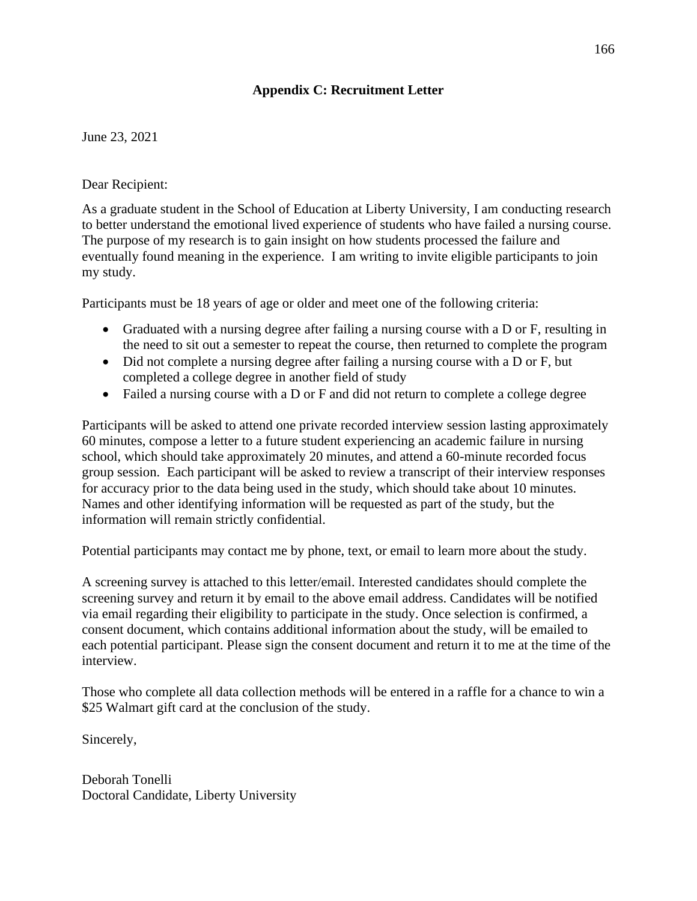## Appendix C: Recruitment Letter

June 23, 2021

Dear Recipient:

As a graduate student in the School of Education at Liberty University, I am conducting research to better understand the emotional lived experience of students who have failed a nursing course. The purpose of my research is to gain insight on how students processed the failure and eventually found meaning in the experience. I am writing to invite eligible participants to join my study.

Participants must be 18 years of age or older and meet one of the following criteria:

- Graduated with a nursing degree after failing a nursing course with a D or F, resulting in the need to sit out a semester to repeat the course, then returned to complete the program
- Did not complete a nursing degree after failing a nursing course with a D or F, but completed a college degree in another field of study
- Failed a nursing course with a D or F and did not return to complete a college degree

Participants will be asked to attend one private recorded interview session lasting approximately 60 minutes, compose a letter to a future student experiencing an academic failure in nursing school, which should take approximately 20 minutes, and attend a 60-minute recorded focus group session. Each participant will be asked to review a transcript of their interview responses for accuracy prior to the data being used in the study, which should take about 10 minutes. Names and other identifying information will be requested as part of the study, but the information will remain strictly confidential.

Potential participants may contact me by phone, text, or email to learn more about the study.

A screening survey is attached to this letter/email. Interested candidates should complete the screening survey and return it by email to the above email address. Candidates will be notified via email regarding their eligibility to participate in the study. Once selection is confirmed, a consent document, which contains additional information about the study, will be emailed to each potential participant. Please sign the consent document and return it to me at the time of the interview.

Those who complete all data collection methods will be entered in a raffle for a chance to win a $25 Walmart gift card at the conclusion of the study.

Sincerely,

Deborah Tonelli
Doctoral Candidate, Liberty University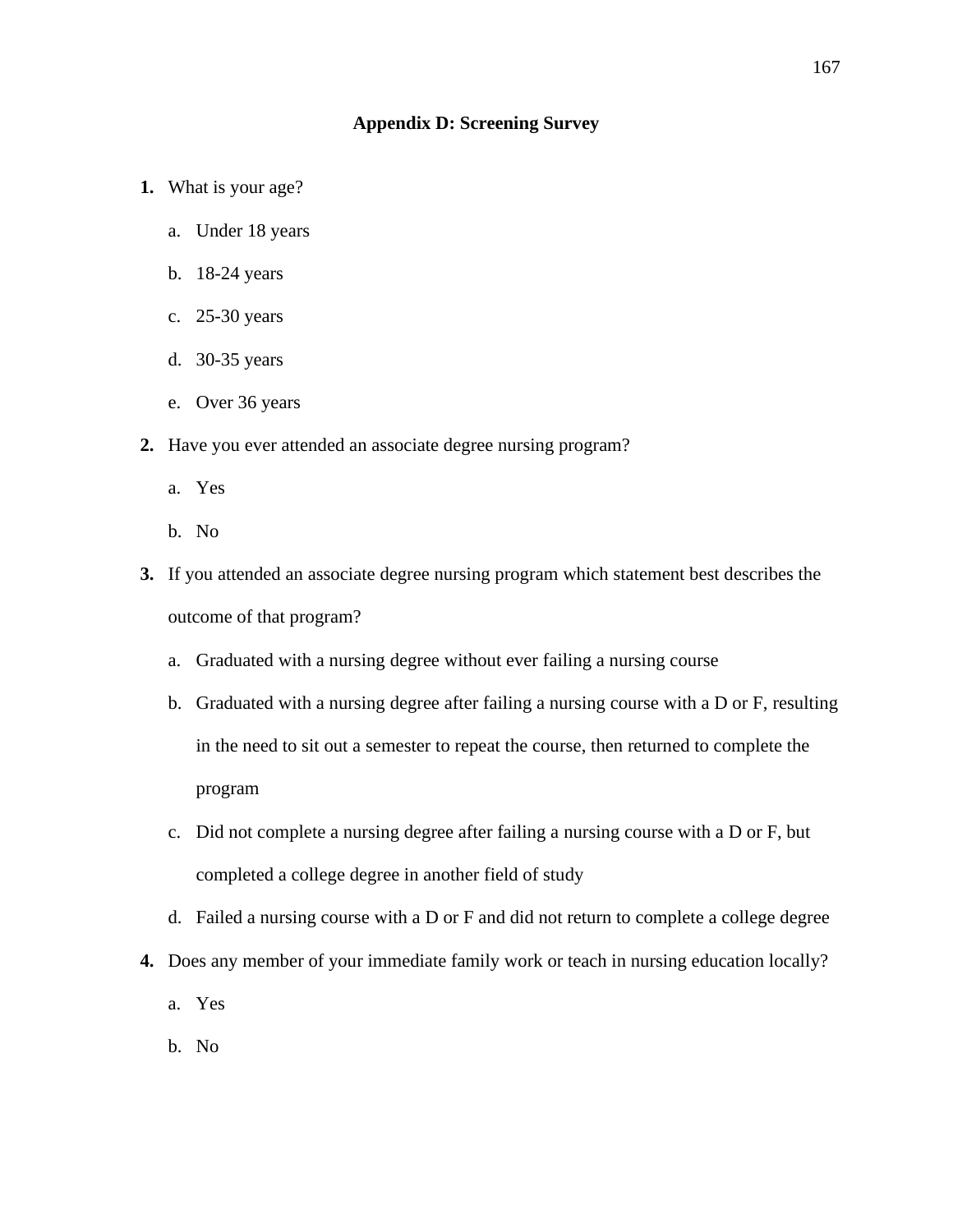## Appendix D: Screening Survey

**1.** What is your age?

   a. Under 18 years

   b. 18-24 years

   c. 25-30 years

   d. 30-35 years

   e. Over 36 years

**2.** Have you ever attended an associate degree nursing program?

   a. Yes

   b. No

**3.** If you attended an associate degree nursing program which statement best describes the outcome of that program?

   a. Graduated with a nursing degree without ever failing a nursing course

   b. Graduated with a nursing degree after failing a nursing course with a D or F, resulting in the need to sit out a semester to repeat the course, then returned to complete the program

   c. Did not complete a nursing degree after failing a nursing course with a D or F, but completed a college degree in another field of study

   d. Failed a nursing course with a D or F and did not return to complete a college degree

**4.** Does any member of your immediate family work or teach in nursing education locally?

   a. Yes

   b. No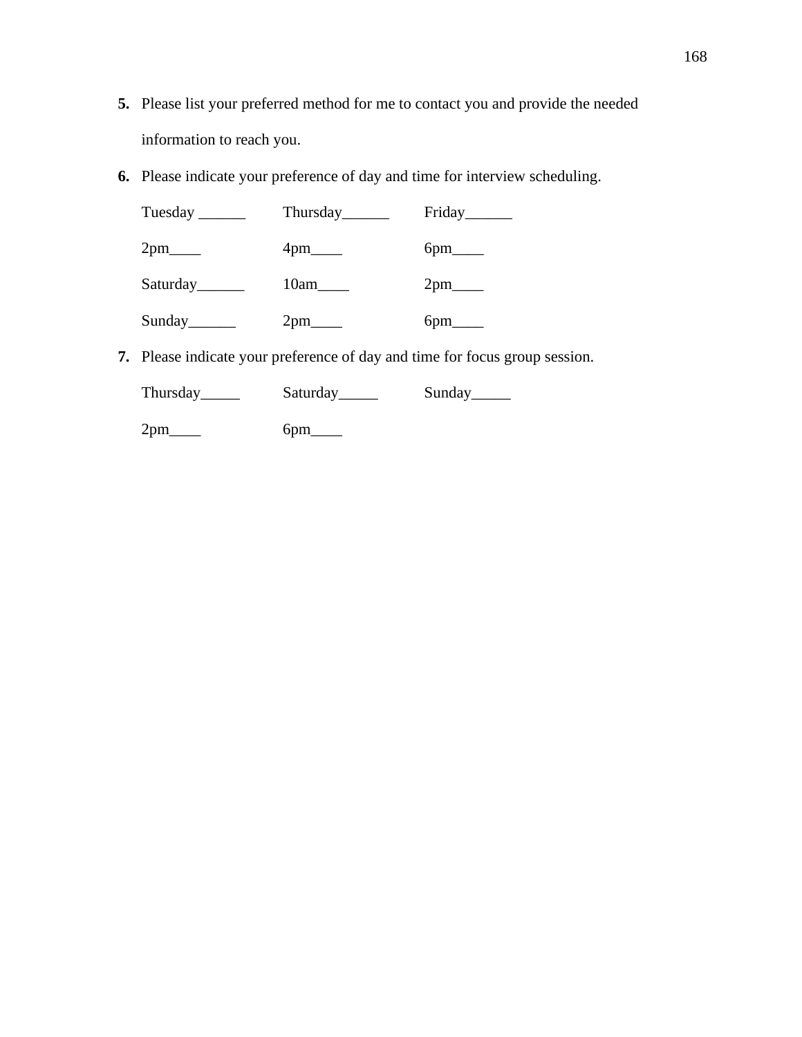5. Please list your preferred method for me to contact you and provide the needed information to reach you.

6. Please indicate your preference of day and time for interview scheduling.

   Tuesday ______ Thursday______ Friday______

   2pm____ 4pm____ 6pm____

   Saturday______ 10am____ 2pm____

   Sunday______ 2pm____ 6pm____

7. Please indicate your preference of day and time for focus group session.

   Thursday_____ Saturday_____ Sunday_____

   2pm____ 6pm____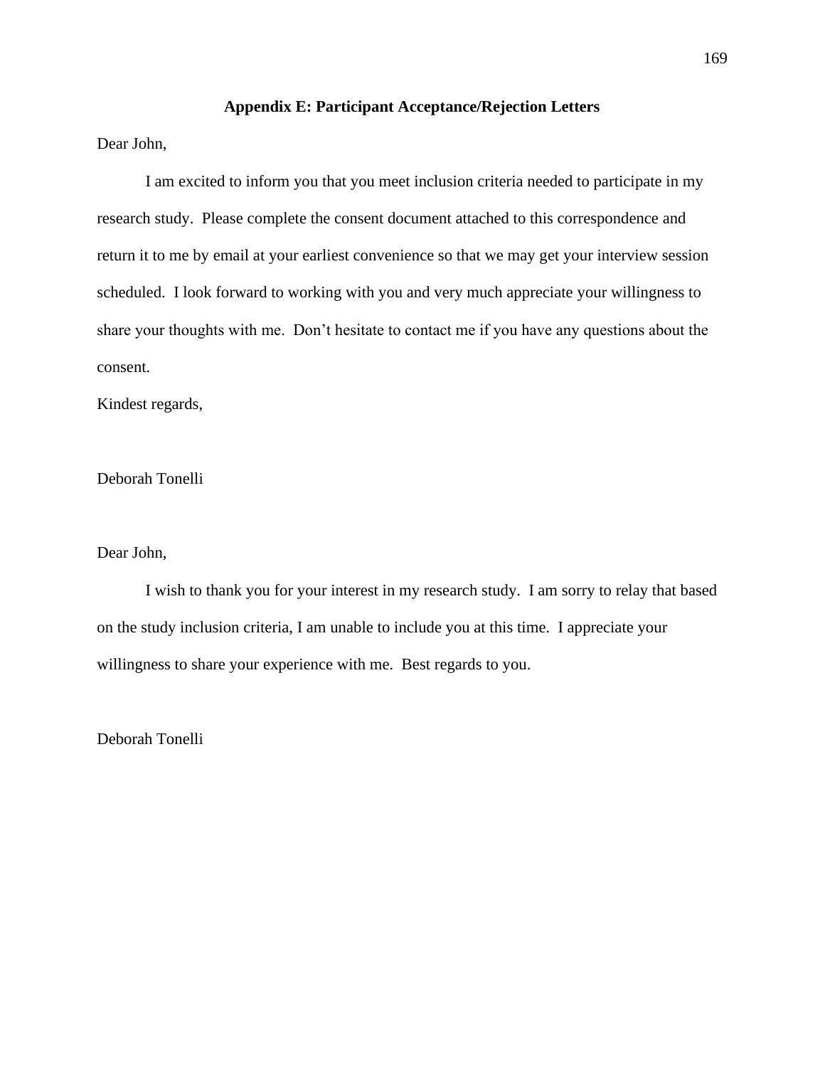## Appendix E: Participant Acceptance/Rejection Letters

Dear John,

I am excited to inform you that you meet inclusion criteria needed to participate in my research study. Please complete the consent document attached to this correspondence and return it to me by email at your earliest convenience so that we may get your interview session scheduled. I look forward to working with you and very much appreciate your willingness to share your thoughts with me. Don't hesitate to contact me if you have any questions about the consent.

Kindest regards,

Deborah Tonelli

Dear John,

I wish to thank you for your interest in my research study. I am sorry to relay that based on the study inclusion criteria, I am unable to include you at this time. I appreciate your willingness to share your experience with me. Best regards to you.

Deborah Tonelli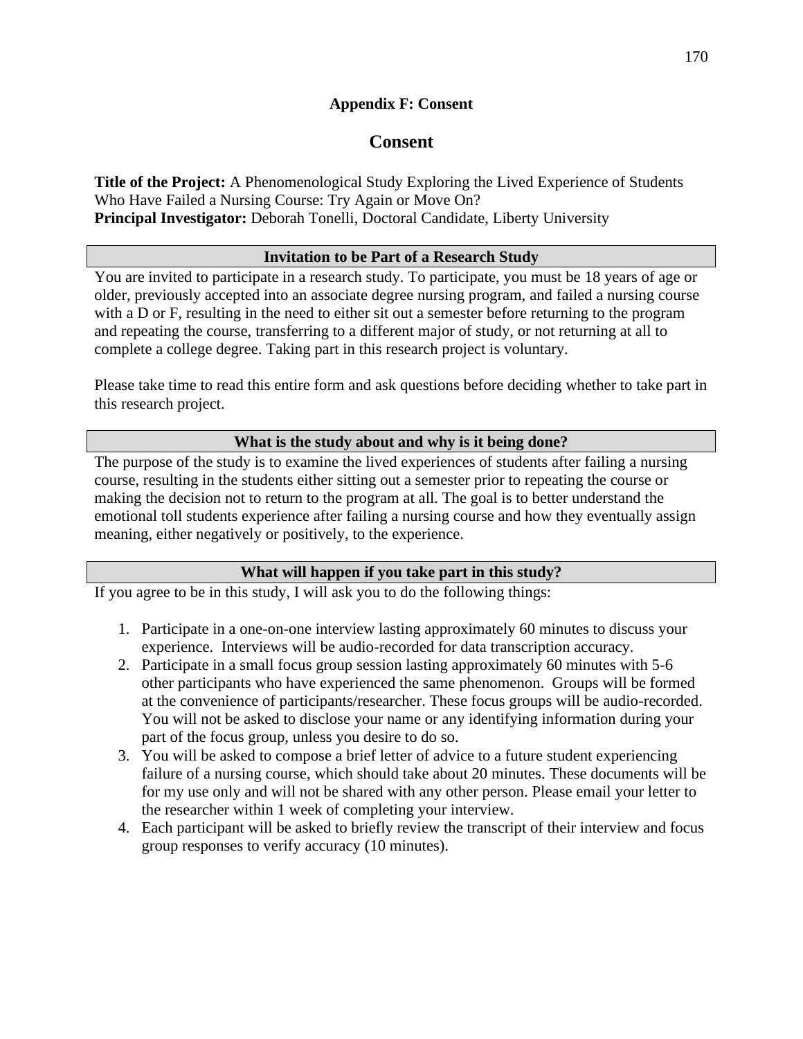## Appendix F: Consent

# Consent

**Title of the Project:** A Phenomenological Study Exploring the Lived Experience of Students Who Have Failed a Nursing Course: Try Again or Move On?
**Principal Investigator:** Deborah Tonelli, Doctoral Candidate, Liberty University

### Invitation to be Part of a Research Study

You are invited to participate in a research study. To participate, you must be 18 years of age or older, previously accepted into an associate degree nursing program, and failed a nursing course with a D or F, resulting in the need to either sit out a semester before returning to the program and repeating the course, transferring to a different major of study, or not returning at all to complete a college degree. Taking part in this research project is voluntary.

Please take time to read this entire form and ask questions before deciding whether to take part in this research project.

### What is the study about and why is it being done?

The purpose of the study is to examine the lived experiences of students after failing a nursing course, resulting in the students either sitting out a semester prior to repeating the course or making the decision not to return to the program at all. The goal is to better understand the emotional toll students experience after failing a nursing course and how they eventually assign meaning, either negatively or positively, to the experience.

### What will happen if you take part in this study?

If you agree to be in this study, I will ask you to do the following things:

1. Participate in a one-on-one interview lasting approximately 60 minutes to discuss your experience. Interviews will be audio-recorded for data transcription accuracy.
2. Participate in a small focus group session lasting approximately 60 minutes with 5-6 other participants who have experienced the same phenomenon. Groups will be formed at the convenience of participants/researcher. These focus groups will be audio-recorded. You will not be asked to disclose your name or any identifying information during your part of the focus group, unless you desire to do so.
3. You will be asked to compose a brief letter of advice to a future student experiencing failure of a nursing course, which should take about 20 minutes. These documents will be for my use only and will not be shared with any other person. Please email your letter to the researcher within 1 week of completing your interview.
4. Each participant will be asked to briefly review the transcript of their interview and focus group responses to verify accuracy (10 minutes).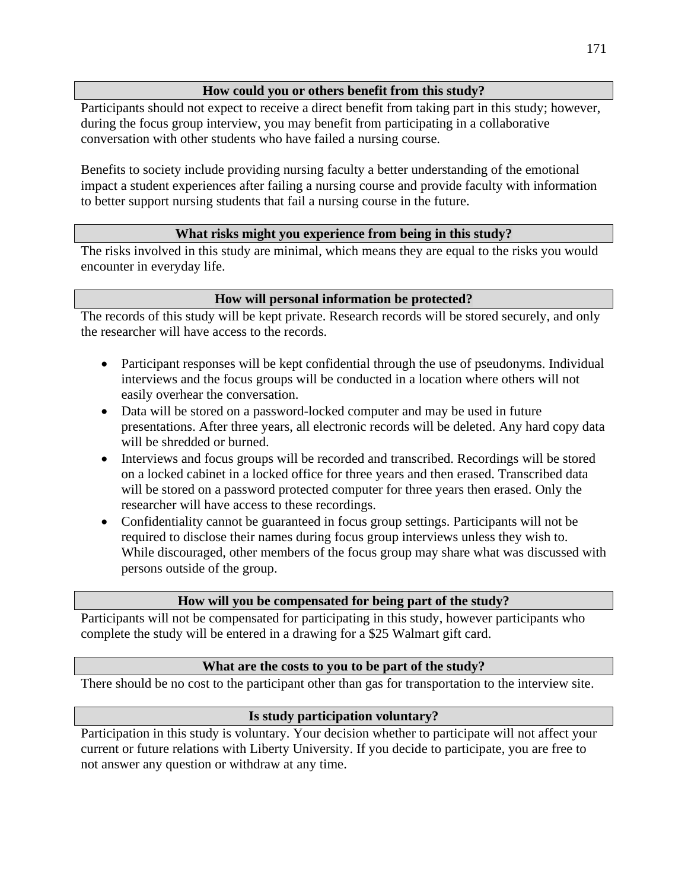**How could you or others benefit from this study?**

Participants should not expect to receive a direct benefit from taking part in this study; however, during the focus group interview, you may benefit from participating in a collaborative conversation with other students who have failed a nursing course.

Benefits to society include providing nursing faculty a better understanding of the emotional impact a student experiences after failing a nursing course and provide faculty with information to better support nursing students that fail a nursing course in the future.

**What risks might you experience from being in this study?**

The risks involved in this study are minimal, which means they are equal to the risks you would encounter in everyday life.

**How will personal information be protected?**

The records of this study will be kept private. Research records will be stored securely, and only the researcher will have access to the records.

- Participant responses will be kept confidential through the use of pseudonyms. Individual interviews and the focus groups will be conducted in a location where others will not easily overhear the conversation.
- Data will be stored on a password-locked computer and may be used in future presentations. After three years, all electronic records will be deleted. Any hard copy data will be shredded or burned.
- Interviews and focus groups will be recorded and transcribed. Recordings will be stored on a locked cabinet in a locked office for three years and then erased. Transcribed data will be stored on a password protected computer for three years then erased. Only the researcher will have access to these recordings.
- Confidentiality cannot be guaranteed in focus group settings. Participants will not be required to disclose their names during focus group interviews unless they wish to. While discouraged, other members of the focus group may share what was discussed with persons outside of the group.

**How will you be compensated for being part of the study?**

Participants will not be compensated for participating in this study, however participants who complete the study will be entered in a drawing for a $25 Walmart gift card.

**What are the costs to you to be part of the study?**

There should be no cost to the participant other than gas for transportation to the interview site.

**Is study participation voluntary?**

Participation in this study is voluntary. Your decision whether to participate will not affect your current or future relations with Liberty University. If you decide to participate, you are free to not answer any question or withdraw at any time.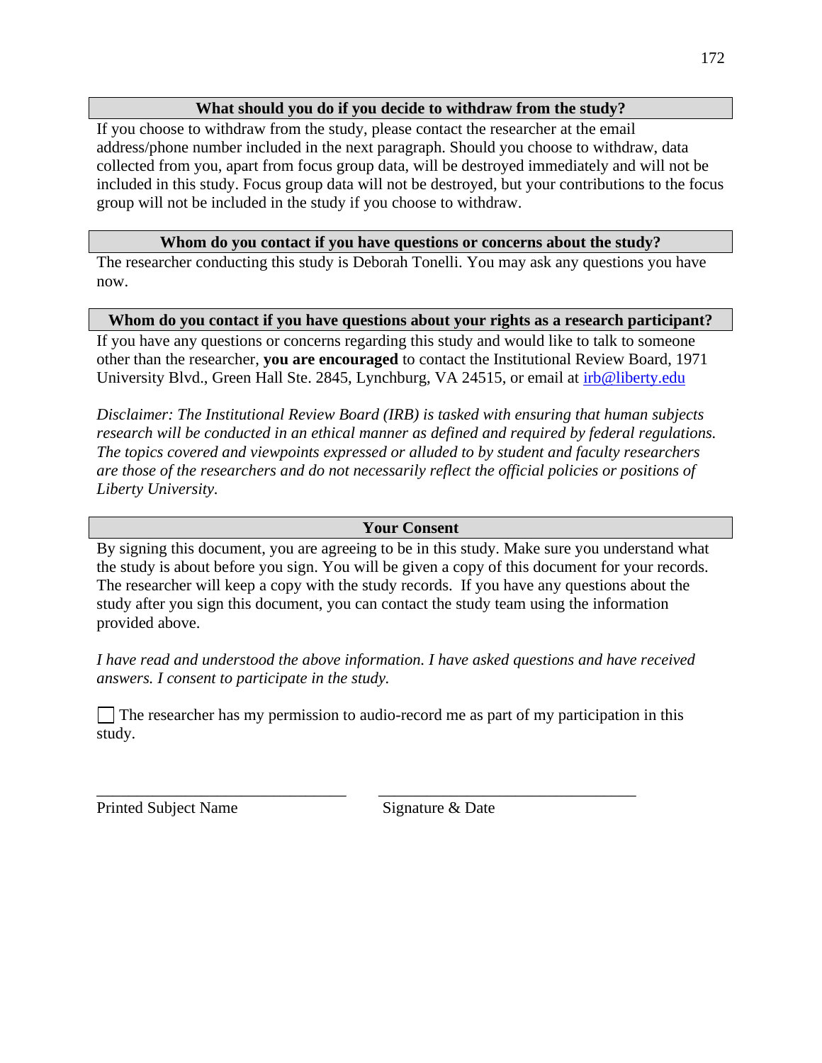**What should you do if you decide to withdraw from the study?**

If you choose to withdraw from the study, please contact the researcher at the email address/phone number included in the next paragraph. Should you choose to withdraw, data collected from you, apart from focus group data, will be destroyed immediately and will not be included in this study. Focus group data will not be destroyed, but your contributions to the focus group will not be included in the study if you choose to withdraw.

**Whom do you contact if you have questions or concerns about the study?**

The researcher conducting this study is Deborah Tonelli. You may ask any questions you have now.

**Whom do you contact if you have questions about your rights as a research participant?**

If you have any questions or concerns regarding this study and would like to talk to someone other than the researcher, **you are encouraged** to contact the Institutional Review Board, 1971 University Blvd., Green Hall Ste. 2845, Lynchburg, VA 24515, or email at irb@liberty.edu

*Disclaimer: The Institutional Review Board (IRB) is tasked with ensuring that human subjects research will be conducted in an ethical manner as defined and required by federal regulations. The topics covered and viewpoints expressed or alluded to by student and faculty researchers are those of the researchers and do not necessarily reflect the official policies or positions of Liberty University.*

**Your Consent**

By signing this document, you are agreeing to be in this study. Make sure you understand what the study is about before you sign. You will be given a copy of this document for your records. The researcher will keep a copy with the study records. If you have any questions about the study after you sign this document, you can contact the study team using the information provided above.

*I have read and understood the above information. I have asked questions and have received answers. I consent to participate in the study.*

☐ The researcher has my permission to audio-record me as part of my participation in this study.

\_\_\_\_\_\_\_\_\_\_\_\_\_\_\_\_\_\_\_\_\_\_\_\_\_\_\_\_\_\_\_\_ \_\_\_\_\_\_\_\_\_\_\_\_\_\_\_\_\_\_\_\_\_\_\_\_\_\_\_\_\_\_\_\_\_\_

Printed Subject Name Signature & Date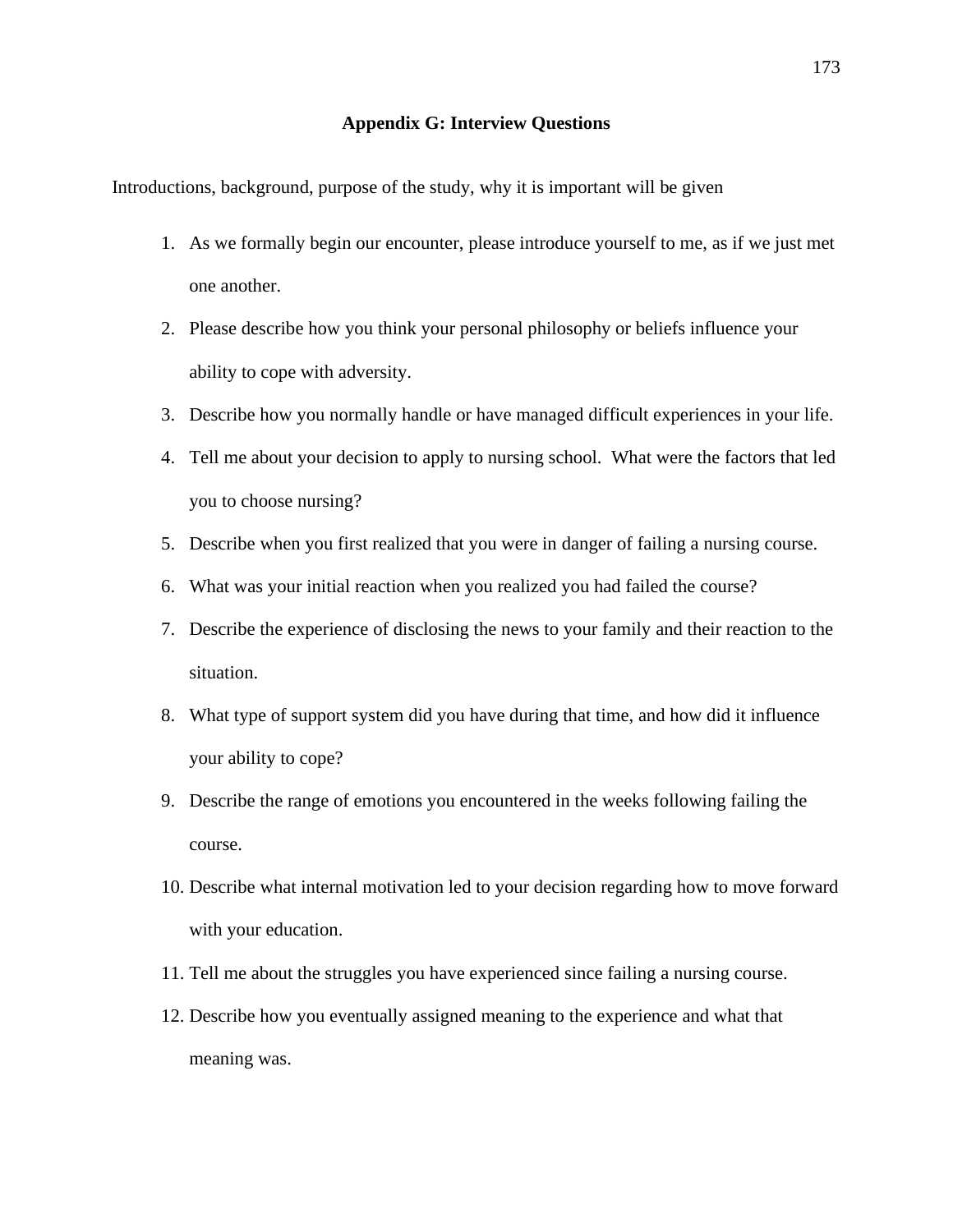## Appendix G: Interview Questions

Introductions, background, purpose of the study, why it is important will be given

1. As we formally begin our encounter, please introduce yourself to me, as if we just met one another.
2. Please describe how you think your personal philosophy or beliefs influence your ability to cope with adversity.
3. Describe how you normally handle or have managed difficult experiences in your life.
4. Tell me about your decision to apply to nursing school. What were the factors that led you to choose nursing?
5. Describe when you first realized that you were in danger of failing a nursing course.
6. What was your initial reaction when you realized you had failed the course?
7. Describe the experience of disclosing the news to your family and their reaction to the situation.
8. What type of support system did you have during that time, and how did it influence your ability to cope?
9. Describe the range of emotions you encountered in the weeks following failing the course.
10. Describe what internal motivation led to your decision regarding how to move forward with your education.
11. Tell me about the struggles you have experienced since failing a nursing course.
12. Describe how you eventually assigned meaning to the experience and what that meaning was.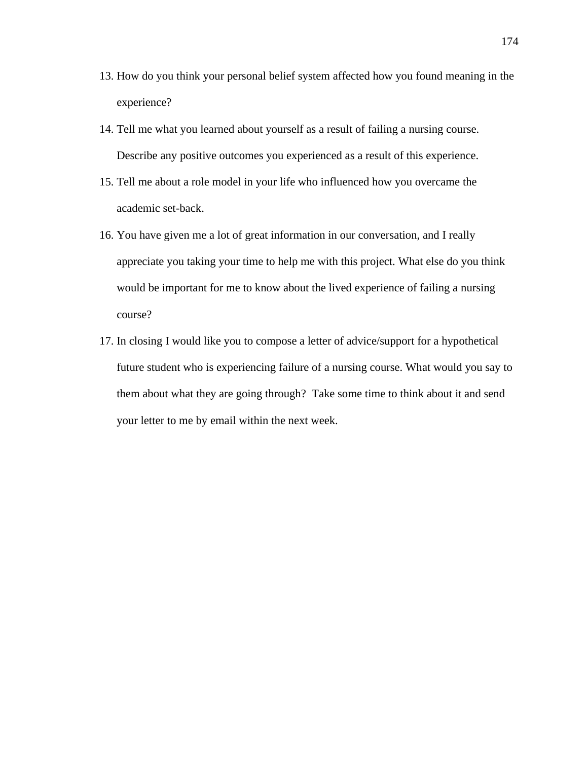13. How do you think your personal belief system affected how you found meaning in the experience?
14. Tell me what you learned about yourself as a result of failing a nursing course. Describe any positive outcomes you experienced as a result of this experience.
15. Tell me about a role model in your life who influenced how you overcame the academic set-back.
16. You have given me a lot of great information in our conversation, and I really appreciate you taking your time to help me with this project. What else do you think would be important for me to know about the lived experience of failing a nursing course?
17. In closing I would like you to compose a letter of advice/support for a hypothetical future student who is experiencing failure of a nursing course. What would you say to them about what they are going through? Take some time to think about it and send your letter to me by email within the next week.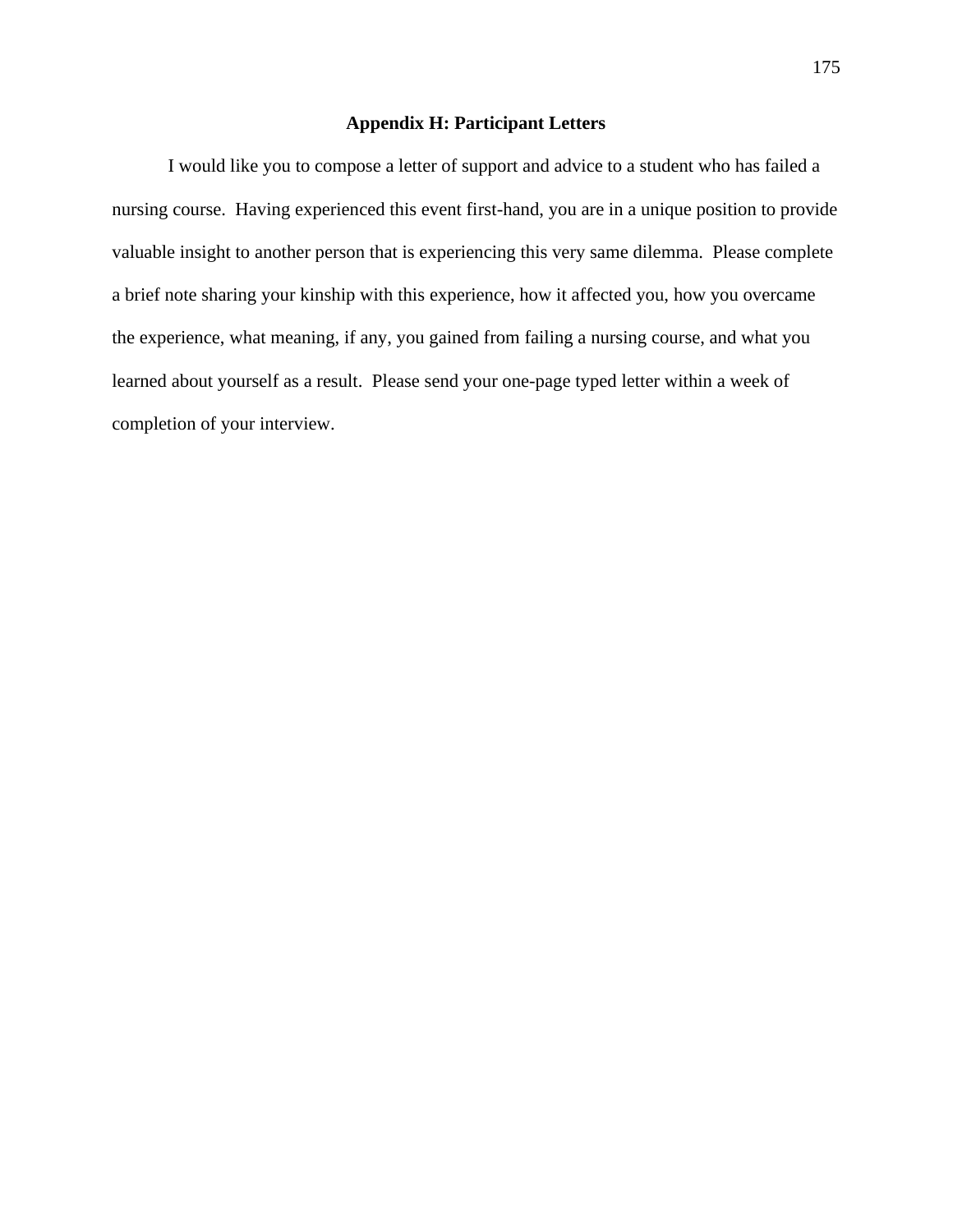## Appendix H: Participant Letters

I would like you to compose a letter of support and advice to a student who has failed a nursing course. Having experienced this event first-hand, you are in a unique position to provide valuable insight to another person that is experiencing this very same dilemma. Please complete a brief note sharing your kinship with this experience, how it affected you, how you overcame the experience, what meaning, if any, you gained from failing a nursing course, and what you learned about yourself as a result. Please send your one-page typed letter within a week of completion of your interview.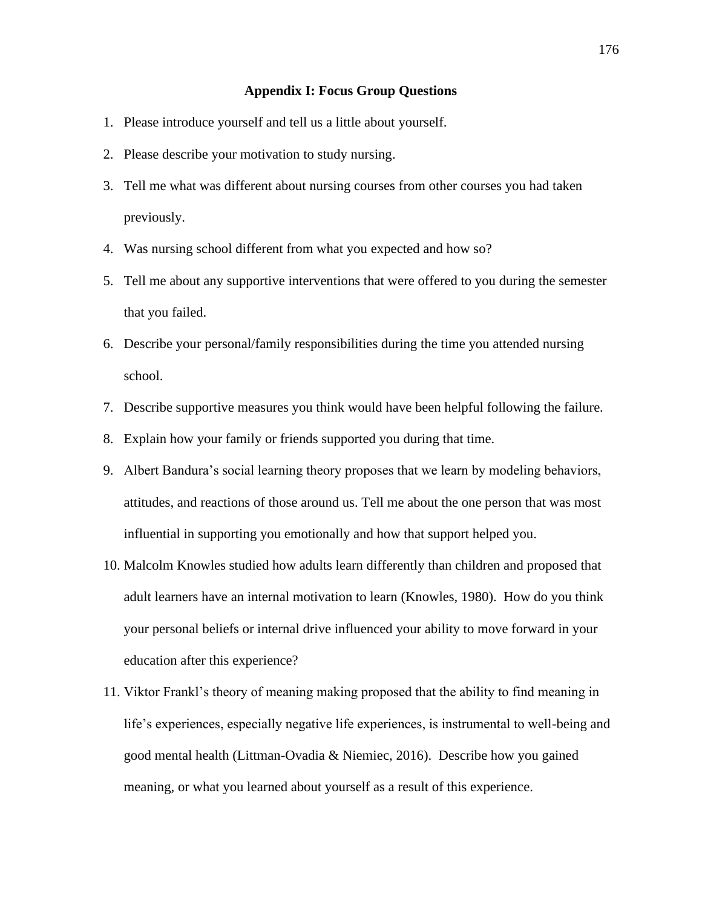# Appendix I: Focus Group Questions

1. Please introduce yourself and tell us a little about yourself.
2. Please describe your motivation to study nursing.
3. Tell me what was different about nursing courses from other courses you had taken previously.
4. Was nursing school different from what you expected and how so?
5. Tell me about any supportive interventions that were offered to you during the semester that you failed.
6. Describe your personal/family responsibilities during the time you attended nursing school.
7. Describe supportive measures you think would have been helpful following the failure.
8. Explain how your family or friends supported you during that time.
9. Albert Bandura's social learning theory proposes that we learn by modeling behaviors, attitudes, and reactions of those around us. Tell me about the one person that was most influential in supporting you emotionally and how that support helped you.
10. Malcolm Knowles studied how adults learn differently than children and proposed that adult learners have an internal motivation to learn (Knowles, 1980). How do you think your personal beliefs or internal drive influenced your ability to move forward in your education after this experience?
11. Viktor Frankl's theory of meaning making proposed that the ability to find meaning in life's experiences, especially negative life experiences, is instrumental to well-being and good mental health (Littman-Ovadia & Niemiec, 2016). Describe how you gained meaning, or what you learned about yourself as a result of this experience.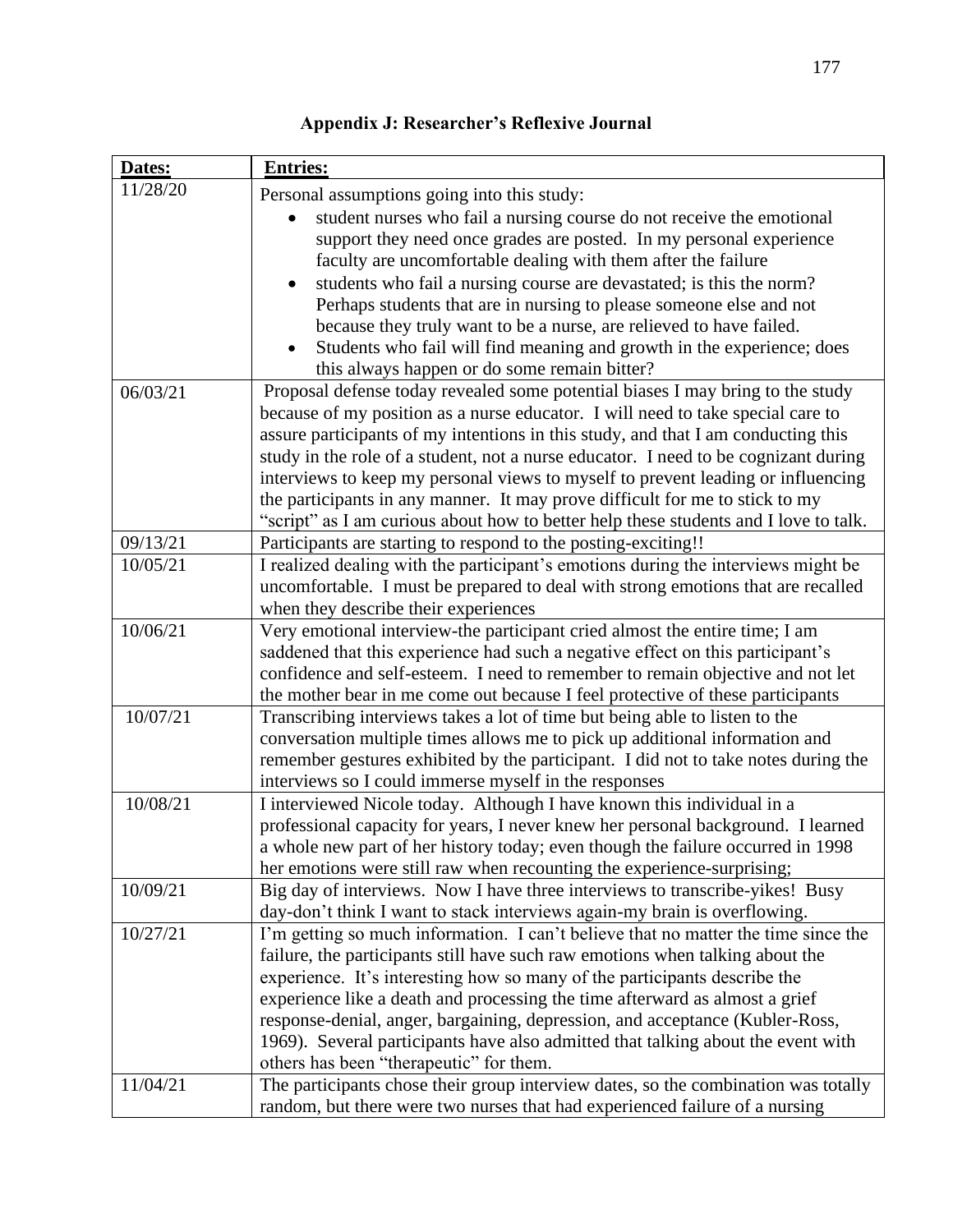# Appendix J: Researcher's Reflexive Journal

| Dates: | Entries: |
|---|---|
| 11/28/20 | Personal assumptions going into this study: <br>• student nurses who fail a nursing course do not receive the emotional support they need once grades are posted. In my personal experience faculty are uncomfortable dealing with them after the failure <br>• students who fail a nursing course are devastated; is this the norm? Perhaps students that are in nursing to please someone else and not because they truly want to be a nurse, are relieved to have failed. <br>• Students who fail will find meaning and growth in the experience; does this always happen or do some remain bitter? |
| 06/03/21 | Proposal defense today revealed some potential biases I may bring to the study because of my position as a nurse educator. I will need to take special care to assure participants of my intentions in this study, and that I am conducting this study in the role of a student, not a nurse educator. I need to be cognizant during interviews to keep my personal views to myself to prevent leading or influencing the participants in any manner. It may prove difficult for me to stick to my "script" as I am curious about how to better help these students and I love to talk. |
| 09/13/21 | Participants are starting to respond to the posting-exciting!! |
| 10/05/21 | I realized dealing with the participant's emotions during the interviews might be uncomfortable. I must be prepared to deal with strong emotions that are recalled when they describe their experiences |
| 10/06/21 | Very emotional interview-the participant cried almost the entire time; I am saddened that this experience had such a negative effect on this participant's confidence and self-esteem. I need to remember to remain objective and not let the mother bear in me come out because I feel protective of these participants |
| 10/07/21 | Transcribing interviews takes a lot of time but being able to listen to the conversation multiple times allows me to pick up additional information and remember gestures exhibited by the participant. I did not to take notes during the interviews so I could immerse myself in the responses |
| 10/08/21 | I interviewed Nicole today. Although I have known this individual in a professional capacity for years, I never knew her personal background. I learned a whole new part of her history today; even though the failure occurred in 1998 her emotions were still raw when recounting the experience-surprising; |
| 10/09/21 | Big day of interviews. Now I have three interviews to transcribe-yikes! Busy day-don't think I want to stack interviews again-my brain is overflowing. |
| 10/27/21 | I'm getting so much information. I can't believe that no matter the time since the failure, the participants still have such raw emotions when talking about the experience. It's interesting how so many of the participants describe the experience like a death and processing the time afterward as almost a grief response-denial, anger, bargaining, depression, and acceptance (Kubler-Ross, 1969). Several participants have also admitted that talking about the event with others has been "therapeutic" for them. |
| 11/04/21 | The participants chose their group interview dates, so the combination was totally random, but there were two nurses that had experienced failure of a nursing |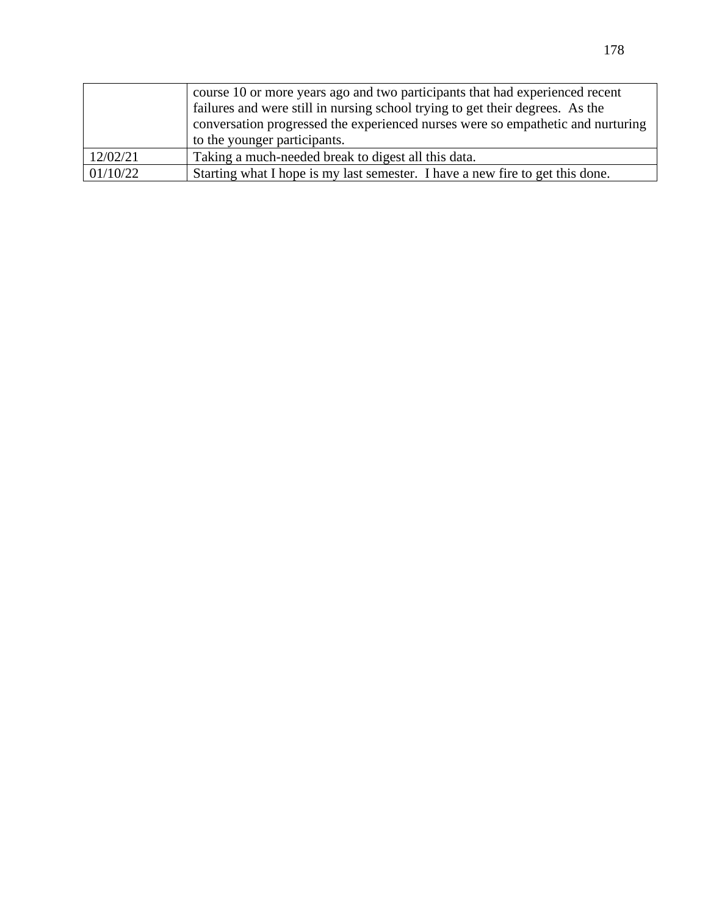| | |
|---|---|
| | course 10 or more years ago and two participants that had experienced recent failures and were still in nursing school trying to get their degrees. As the conversation progressed the experienced nurses were so empathetic and nurturing to the younger participants. |
| 12/02/21 | Taking a much-needed break to digest all this data. |
| 01/10/22 | Starting what I hope is my last semester. I have a new fire to get this done. |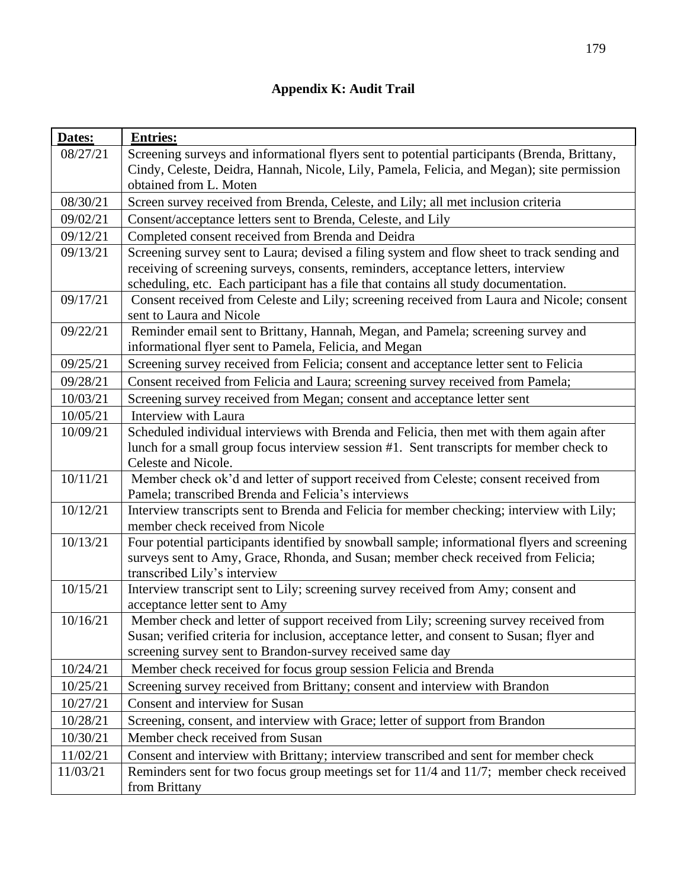# Appendix K: Audit Trail

| Dates: | Entries: |
|---|---|
| 08/27/21 | Screening surveys and informational flyers sent to potential participants (Brenda, Brittany, Cindy, Celeste, Deidra, Hannah, Nicole, Lily, Pamela, Felicia, and Megan); site permission obtained from L. Moten |
| 08/30/21 | Screen survey received from Brenda, Celeste, and Lily; all met inclusion criteria |
| 09/02/21 | Consent/acceptance letters sent to Brenda, Celeste, and Lily |
| 09/12/21 | Completed consent received from Brenda and Deidra |
| 09/13/21 | Screening survey sent to Laura; devised a filing system and flow sheet to track sending and receiving of screening surveys, consents, reminders, acceptance letters, interview scheduling, etc. Each participant has a file that contains all study documentation. |
| 09/17/21 | Consent received from Celeste and Lily; screening received from Laura and Nicole; consent sent to Laura and Nicole |
| 09/22/21 | Reminder email sent to Brittany, Hannah, Megan, and Pamela; screening survey and informational flyer sent to Pamela, Felicia, and Megan |
| 09/25/21 | Screening survey received from Felicia; consent and acceptance letter sent to Felicia |
| 09/28/21 | Consent received from Felicia and Laura; screening survey received from Pamela; |
| 10/03/21 | Screening survey received from Megan; consent and acceptance letter sent |
| 10/05/21 | Interview with Laura |
| 10/09/21 | Scheduled individual interviews with Brenda and Felicia, then met with them again after lunch for a small group focus interview session #1. Sent transcripts for member check to Celeste and Nicole. |
| 10/11/21 | Member check ok'd and letter of support received from Celeste; consent received from Pamela; transcribed Brenda and Felicia's interviews |
| 10/12/21 | Interview transcripts sent to Brenda and Felicia for member checking; interview with Lily; member check received from Nicole |
| 10/13/21 | Four potential participants identified by snowball sample; informational flyers and screening surveys sent to Amy, Grace, Rhonda, and Susan; member check received from Felicia; transcribed Lily's interview |
| 10/15/21 | Interview transcript sent to Lily; screening survey received from Amy; consent and acceptance letter sent to Amy |
| 10/16/21 | Member check and letter of support received from Lily; screening survey received from Susan; verified criteria for inclusion, acceptance letter, and consent to Susan; flyer and screening survey sent to Brandon-survey received same day |
| 10/24/21 | Member check received for focus group session Felicia and Brenda |
| 10/25/21 | Screening survey received from Brittany; consent and interview with Brandon |
| 10/27/21 | Consent and interview for Susan |
| 10/28/21 | Screening, consent, and interview with Grace; letter of support from Brandon |
| 10/30/21 | Member check received from Susan |
| 11/02/21 | Consent and interview with Brittany; interview transcribed and sent for member check |
| 11/03/21 | Reminders sent for two focus group meetings set for 11/4 and 11/7; member check received from Brittany |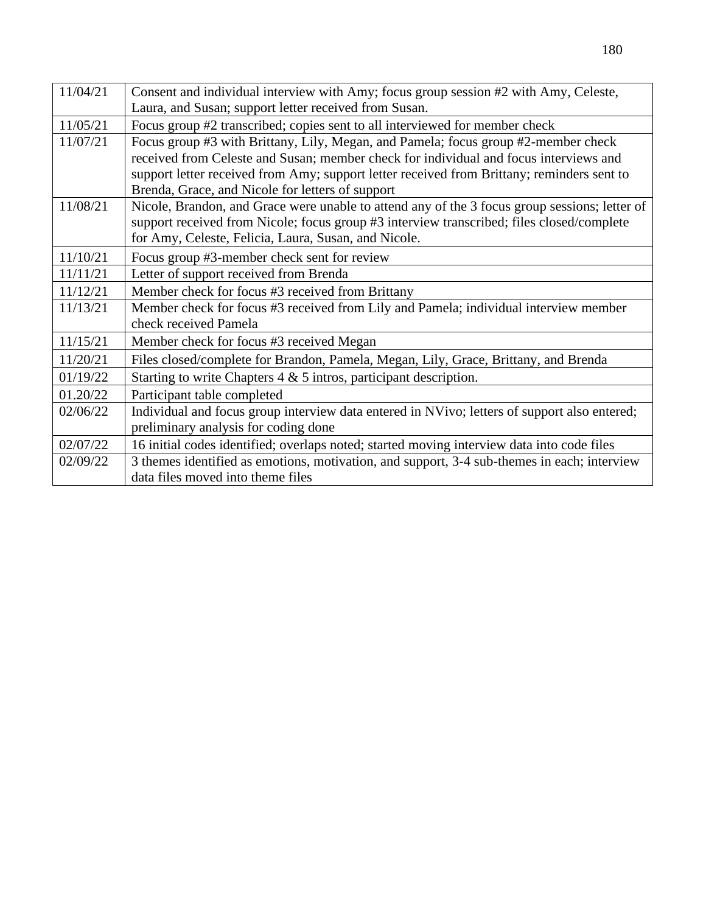| | |
|---|---|
| 11/04/21 | Consent and individual interview with Amy; focus group session #2 with Amy, Celeste, Laura, and Susan; support letter received from Susan. |
| 11/05/21 | Focus group #2 transcribed; copies sent to all interviewed for member check |
| 11/07/21 | Focus group #3 with Brittany, Lily, Megan, and Pamela; focus group #2-member check received from Celeste and Susan; member check for individual and focus interviews and support letter received from Amy; support letter received from Brittany; reminders sent to Brenda, Grace, and Nicole for letters of support |
| 11/08/21 | Nicole, Brandon, and Grace were unable to attend any of the 3 focus group sessions; letter of support received from Nicole; focus group #3 interview transcribed; files closed/complete for Amy, Celeste, Felicia, Laura, Susan, and Nicole. |
| 11/10/21 | Focus group #3-member check sent for review |
| 11/11/21 | Letter of support received from Brenda |
| 11/12/21 | Member check for focus #3 received from Brittany |
| 11/13/21 | Member check for focus #3 received from Lily and Pamela; individual interview member check received Pamela |
| 11/15/21 | Member check for focus #3 received Megan |
| 11/20/21 | Files closed/complete for Brandon, Pamela, Megan, Lily, Grace, Brittany, and Brenda |
| 01/19/22 | Starting to write Chapters 4 & 5 intros, participant description. |
| 01.20/22 | Participant table completed |
| 02/06/22 | Individual and focus group interview data entered in NVivo; letters of support also entered; preliminary analysis for coding done |
| 02/07/22 | 16 initial codes identified; overlaps noted; started moving interview data into code files |
| 02/09/22 | 3 themes identified as emotions, motivation, and support, 3-4 sub-themes in each; interview data files moved into theme files |